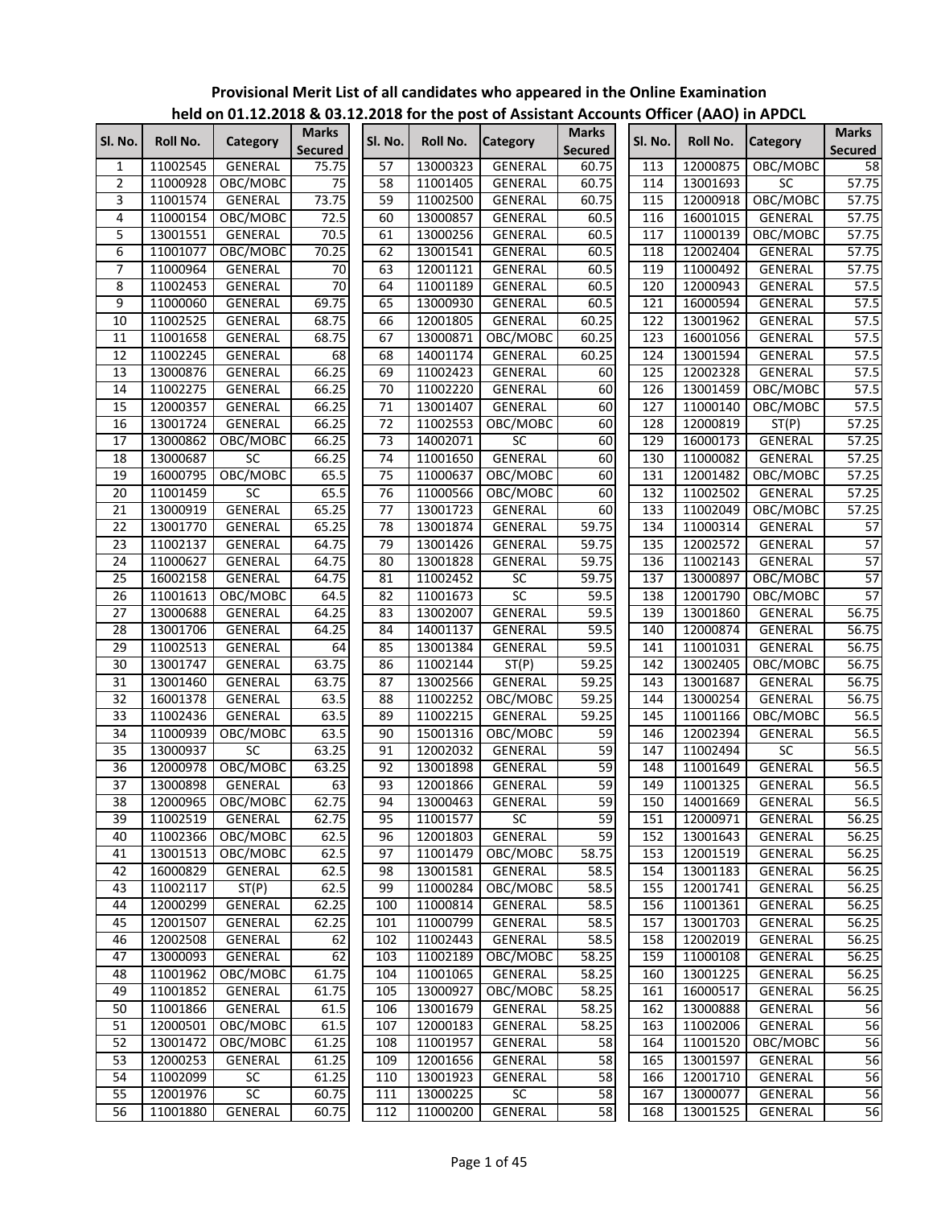**Provisional Merit List of all candidates who appeared in the Online Examination held on 01.12.2018 & 03.12.2018 for the post of Assistant Accounts Officer (AAO) in APDCL**

| Sl. No. | Roll No. | Category | Marks Secured |
|---|---|---|---|
| 1 | 11002545 | GENERAL | 75.75 |
| 2 | 11000928 | OBC/MOBC | 75 |
| 3 | 11001574 | GENERAL | 73.75 |
| 4 | 11000154 | OBC/MOBC | 72.5 |
| 5 | 13001551 | GENERAL | 70.5 |
| 6 | 11001077 | OBC/MOBC | 70.25 |
| 7 | 11000964 | GENERAL | 70 |
| 8 | 11002453 | GENERAL | 70 |
| 9 | 11000060 | GENERAL | 69.75 |
| 10 | 11002525 | GENERAL | 68.75 |
| 11 | 11001658 | GENERAL | 68.75 |
| 12 | 11002245 | GENERAL | 68 |
| 13 | 13000876 | GENERAL | 66.25 |
| 14 | 11002275 | GENERAL | 66.25 |
| 15 | 12000357 | GENERAL | 66.25 |
| 16 | 13001724 | GENERAL | 66.25 |
| 17 | 13000862 | OBC/MOBC | 66.25 |
| 18 | 13000687 | SC | 66.25 |
| 19 | 16000795 | OBC/MOBC | 65.5 |
| 20 | 11001459 | SC | 65.5 |
| 21 | 13000919 | GENERAL | 65.25 |
| 22 | 13001770 | GENERAL | 65.25 |
| 23 | 11002137 | GENERAL | 64.75 |
| 24 | 11000627 | GENERAL | 64.75 |
| 25 | 16002158 | GENERAL | 64.75 |
| 26 | 11001613 | OBC/MOBC | 64.5 |
| 27 | 13000688 | GENERAL | 64.25 |
| 28 | 13001706 | GENERAL | 64.25 |
| 29 | 11002513 | GENERAL | 64 |
| 30 | 13001747 | GENERAL | 63.75 |
| 31 | 13001460 | GENERAL | 63.75 |
| 32 | 16001378 | GENERAL | 63.5 |
| 33 | 11002436 | GENERAL | 63.5 |
| 34 | 11000939 | OBC/MOBC | 63.5 |
| 35 | 13000937 | SC | 63.25 |
| 36 | 12000978 | OBC/MOBC | 63.25 |
| 37 | 13000898 | GENERAL | 63 |
| 38 | 12000965 | OBC/MOBC | 62.75 |
| 39 | 11002519 | GENERAL | 62.75 |
| 40 | 11002366 | OBC/MOBC | 62.5 |
| 41 | 13001513 | OBC/MOBC | 62.5 |
| 42 | 16000829 | GENERAL | 62.5 |
| 43 | 11002117 | ST(P) | 62.5 |
| 44 | 12000299 | GENERAL | 62.25 |
| 45 | 12001507 | GENERAL | 62.25 |
| 46 | 12002508 | GENERAL | 62 |
| 47 | 13000093 | GENERAL | 62 |
| 48 | 11001962 | OBC/MOBC | 61.75 |
| 49 | 11001852 | GENERAL | 61.75 |
| 50 | 11001866 | GENERAL | 61.5 |
| 51 | 12000501 | OBC/MOBC | 61.5 |
| 52 | 13001472 | OBC/MOBC | 61.25 |
| 53 | 12000253 | GENERAL | 61.25 |
| 54 | 11002099 | SC | 61.25 |
| 55 | 12001976 | SC | 60.75 |
| 56 | 11001880 | GENERAL | 60.75 |
| 57 | 13000323 | GENERAL | 60.75 |
| 58 | 11001405 | GENERAL | 60.75 |
| 59 | 11002500 | GENERAL | 60.75 |
| 60 | 13000857 | GENERAL | 60.5 |
| 61 | 13000256 | GENERAL | 60.5 |
| 62 | 13001541 | GENERAL | 60.5 |
| 63 | 12001121 | GENERAL | 60.5 |
| 64 | 11001189 | GENERAL | 60.5 |
| 65 | 13000930 | GENERAL | 60.5 |
| 66 | 12001805 | GENERAL | 60.25 |
| 67 | 13000871 | OBC/MOBC | 60.25 |
| 68 | 14001174 | GENERAL | 60.25 |
| 69 | 11002423 | GENERAL | 60 |
| 70 | 11002220 | GENERAL | 60 |
| 71 | 13001407 | GENERAL | 60 |
| 72 | 11002553 | OBC/MOBC | 60 |
| 73 | 14002071 | SC | 60 |
| 74 | 11001650 | GENERAL | 60 |
| 75 | 11000637 | OBC/MOBC | 60 |
| 76 | 11000566 | OBC/MOBC | 60 |
| 77 | 13001723 | GENERAL | 60 |
| 78 | 13001874 | GENERAL | 59.75 |
| 79 | 13001426 | GENERAL | 59.75 |
| 80 | 13001828 | GENERAL | 59.75 |
| 81 | 11002452 | SC | 59.75 |
| 82 | 11001673 | SC | 59.5 |
| 83 | 13002007 | GENERAL | 59.5 |
| 84 | 14001137 | GENERAL | 59.5 |
| 85 | 13001384 | GENERAL | 59.5 |
| 86 | 11002144 | ST(P) | 59.25 |
| 87 | 13002566 | GENERAL | 59.25 |
| 88 | 11002252 | OBC/MOBC | 59.25 |
| 89 | 11002215 | GENERAL | 59.25 |
| 90 | 15001316 | OBC/MOBC | 59 |
| 91 | 12002032 | GENERAL | 59 |
| 92 | 13001898 | GENERAL | 59 |
| 93 | 12001866 | GENERAL | 59 |
| 94 | 13000463 | GENERAL | 59 |
| 95 | 11001577 | SC | 59 |
| 96 | 12001803 | GENERAL | 59 |
| 97 | 11001479 | OBC/MOBC | 58.75 |
| 98 | 13001581 | GENERAL | 58.5 |
| 99 | 11000284 | OBC/MOBC | 58.5 |
| 100 | 11000814 | GENERAL | 58.5 |
| 101 | 11000799 | GENERAL | 58.5 |
| 102 | 11002443 | GENERAL | 58.5 |
| 103 | 11002189 | OBC/MOBC | 58.25 |
| 104 | 11001065 | GENERAL | 58.25 |
| 105 | 13000927 | OBC/MOBC | 58.25 |
| 106 | 13001679 | GENERAL | 58.25 |
| 107 | 12000183 | GENERAL | 58.25 |
| 108 | 11001957 | GENERAL | 58 |
| 109 | 12001656 | GENERAL | 58 |
| 110 | 13001923 | GENERAL | 58 |
| 111 | 13000225 | SC | 58 |
| 112 | 11000200 | GENERAL | 58 |
| 113 | 12000875 | OBC/MOBC | 58 |
| 114 | 13001693 | SC | 57.75 |
| 115 | 12000918 | OBC/MOBC | 57.75 |
| 116 | 16001015 | GENERAL | 57.75 |
| 117 | 11000139 | OBC/MOBC | 57.75 |
| 118 | 12002404 | GENERAL | 57.75 |
| 119 | 11000492 | GENERAL | 57.75 |
| 120 | 12000943 | GENERAL | 57.5 |
| 121 | 16000594 | GENERAL | 57.5 |
| 122 | 13001962 | GENERAL | 57.5 |
| 123 | 16001056 | GENERAL | 57.5 |
| 124 | 13001594 | GENERAL | 57.5 |
| 125 | 12002328 | GENERAL | 57.5 |
| 126 | 13001459 | OBC/MOBC | 57.5 |
| 127 | 11000140 | OBC/MOBC | 57.5 |
| 128 | 12000819 | ST(P) | 57.25 |
| 129 | 16000173 | GENERAL | 57.25 |
| 130 | 11000082 | GENERAL | 57.25 |
| 131 | 12001482 | OBC/MOBC | 57.25 |
| 132 | 11002502 | GENERAL | 57.25 |
| 133 | 11002049 | OBC/MOBC | 57.25 |
| 134 | 11000314 | GENERAL | 57 |
| 135 | 12002572 | GENERAL | 57 |
| 136 | 11002143 | GENERAL | 57 |
| 137 | 13000897 | OBC/MOBC | 57 |
| 138 | 12001790 | OBC/MOBC | 57 |
| 139 | 13001860 | GENERAL | 56.75 |
| 140 | 12000874 | GENERAL | 56.75 |
| 141 | 11001031 | GENERAL | 56.75 |
| 142 | 13002405 | OBC/MOBC | 56.75 |
| 143 | 13001687 | GENERAL | 56.75 |
| 144 | 13000254 | GENERAL | 56.75 |
| 145 | 11001166 | OBC/MOBC | 56.5 |
| 146 | 12002394 | GENERAL | 56.5 |
| 147 | 11002494 | SC | 56.5 |
| 148 | 11001649 | GENERAL | 56.5 |
| 149 | 11001325 | GENERAL | 56.5 |
| 150 | 14001669 | GENERAL | 56.5 |
| 151 | 12000971 | GENERAL | 56.25 |
| 152 | 13001643 | GENERAL | 56.25 |
| 153 | 12001519 | GENERAL | 56.25 |
| 154 | 13001183 | GENERAL | 56.25 |
| 155 | 12001741 | GENERAL | 56.25 |
| 156 | 11001361 | GENERAL | 56.25 |
| 157 | 13001703 | GENERAL | 56.25 |
| 158 | 12002019 | GENERAL | 56.25 |
| 159 | 11000108 | GENERAL | 56.25 |
| 160 | 13001225 | GENERAL | 56.25 |
| 161 | 16000517 | GENERAL | 56.25 |
| 162 | 13000888 | GENERAL | 56 |
| 163 | 11002006 | GENERAL | 56 |
| 164 | 11001520 | OBC/MOBC | 56 |
| 165 | 13001597 | GENERAL | 56 |
| 166 | 12001710 | GENERAL | 56 |
| 167 | 13000077 | GENERAL | 56 |
| 168 | 13001525 | GENERAL | 56 |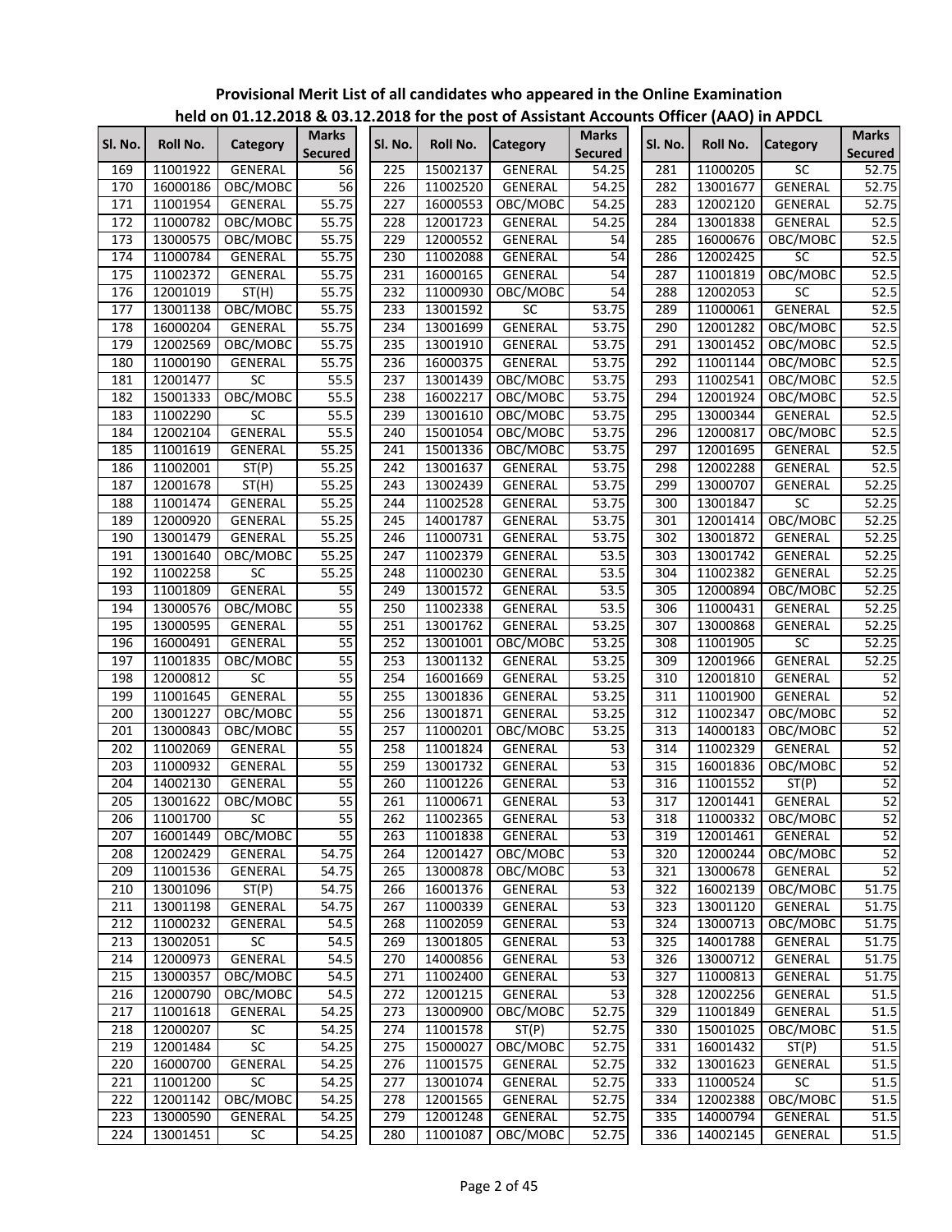**Provisional Merit List of all candidates who appeared in the Online Examination held on 01.12.2018 & 03.12.2018 for the post of Assistant Accounts Officer (AAO) in APDCL**

| Sl. No. | Roll No. | Category | Marks Secured | Sl. No. | Roll No. | Category | Marks Secured | Sl. No. | Roll No. | Category | Marks Secured |
|---|---|---|---|---|---|---|---|---|---|---|---|
| 169 | 11001922 | GENERAL | 56 | 225 | 15002137 | GENERAL | 54.25 | 281 | 11000205 | SC | 52.75 |
| 170 | 16000186 | OBC/MOBC | 56 | 226 | 11002520 | GENERAL | 54.25 | 282 | 13001677 | GENERAL | 52.75 |
| 171 | 11001954 | GENERAL | 55.75 | 227 | 16000553 | OBC/MOBC | 54.25 | 283 | 12002120 | GENERAL | 52.75 |
| 172 | 11000782 | OBC/MOBC | 55.75 | 228 | 12001723 | GENERAL | 54.25 | 284 | 13001838 | GENERAL | 52.5 |
| 173 | 13000575 | OBC/MOBC | 55.75 | 229 | 12000552 | GENERAL | 54 | 285 | 16000676 | OBC/MOBC | 52.5 |
| 174 | 11000784 | GENERAL | 55.75 | 230 | 11002088 | GENERAL | 54 | 286 | 12002425 | SC | 52.5 |
| 175 | 11002372 | GENERAL | 55.75 | 231 | 16000165 | GENERAL | 54 | 287 | 11001819 | OBC/MOBC | 52.5 |
| 176 | 12001019 | ST(H) | 55.75 | 232 | 11000930 | OBC/MOBC | 54 | 288 | 12002053 | SC | 52.5 |
| 177 | 13001138 | OBC/MOBC | 55.75 | 233 | 13001592 | SC | 53.75 | 289 | 11000061 | GENERAL | 52.5 |
| 178 | 16000204 | GENERAL | 55.75 | 234 | 13001699 | GENERAL | 53.75 | 290 | 12001282 | OBC/MOBC | 52.5 |
| 179 | 12002569 | OBC/MOBC | 55.75 | 235 | 13001910 | GENERAL | 53.75 | 291 | 13001452 | OBC/MOBC | 52.5 |
| 180 | 11000190 | GENERAL | 55.75 | 236 | 16000375 | GENERAL | 53.75 | 292 | 11001144 | OBC/MOBC | 52.5 |
| 181 | 12001477 | SC | 55.5 | 237 | 13001439 | OBC/MOBC | 53.75 | 293 | 11002541 | OBC/MOBC | 52.5 |
| 182 | 15001333 | OBC/MOBC | 55.5 | 238 | 16002217 | OBC/MOBC | 53.75 | 294 | 12001924 | OBC/MOBC | 52.5 |
| 183 | 11002290 | SC | 55.5 | 239 | 13001610 | OBC/MOBC | 53.75 | 295 | 13000344 | GENERAL | 52.5 |
| 184 | 12002104 | GENERAL | 55.5 | 240 | 15001054 | OBC/MOBC | 53.75 | 296 | 12000817 | OBC/MOBC | 52.5 |
| 185 | 11001619 | GENERAL | 55.25 | 241 | 15001336 | OBC/MOBC | 53.75 | 297 | 12001695 | GENERAL | 52.5 |
| 186 | 11002001 | ST(P) | 55.25 | 242 | 13001637 | GENERAL | 53.75 | 298 | 12002288 | GENERAL | 52.5 |
| 187 | 12001678 | ST(H) | 55.25 | 243 | 13002439 | GENERAL | 53.75 | 299 | 13000707 | GENERAL | 52.25 |
| 188 | 11001474 | GENERAL | 55.25 | 244 | 11002528 | GENERAL | 53.75 | 300 | 13001847 | SC | 52.25 |
| 189 | 12000920 | GENERAL | 55.25 | 245 | 14001787 | GENERAL | 53.75 | 301 | 12001414 | OBC/MOBC | 52.25 |
| 190 | 13001479 | GENERAL | 55.25 | 246 | 11000731 | GENERAL | 53.75 | 302 | 13001872 | GENERAL | 52.25 |
| 191 | 13001640 | OBC/MOBC | 55.25 | 247 | 11002379 | GENERAL | 53.5 | 303 | 13001742 | GENERAL | 52.25 |
| 192 | 11002258 | SC | 55.25 | 248 | 11000230 | GENERAL | 53.5 | 304 | 11002382 | GENERAL | 52.25 |
| 193 | 11001809 | GENERAL | 55 | 249 | 13001572 | GENERAL | 53.5 | 305 | 12000894 | OBC/MOBC | 52.25 |
| 194 | 13000576 | OBC/MOBC | 55 | 250 | 11002338 | GENERAL | 53.5 | 306 | 11000431 | GENERAL | 52.25 |
| 195 | 13000595 | GENERAL | 55 | 251 | 13001762 | GENERAL | 53.25 | 307 | 13000868 | GENERAL | 52.25 |
| 196 | 16000491 | GENERAL | 55 | 252 | 13001001 | OBC/MOBC | 53.25 | 308 | 11001905 | SC | 52.25 |
| 197 | 11001835 | OBC/MOBC | 55 | 253 | 13001132 | GENERAL | 53.25 | 309 | 12001966 | GENERAL | 52.25 |
| 198 | 12000812 | SC | 55 | 254 | 16001669 | GENERAL | 53.25 | 310 | 12001810 | GENERAL | 52 |
| 199 | 11001645 | GENERAL | 55 | 255 | 13001836 | GENERAL | 53.25 | 311 | 11001900 | GENERAL | 52 |
| 200 | 13001227 | OBC/MOBC | 55 | 256 | 13001871 | GENERAL | 53.25 | 312 | 11002347 | OBC/MOBC | 52 |
| 201 | 13000843 | OBC/MOBC | 55 | 257 | 11000201 | OBC/MOBC | 53.25 | 313 | 14000183 | OBC/MOBC | 52 |
| 202 | 11002069 | GENERAL | 55 | 258 | 11001824 | GENERAL | 53 | 314 | 11002329 | GENERAL | 52 |
| 203 | 11000932 | GENERAL | 55 | 259 | 13001732 | GENERAL | 53 | 315 | 16001836 | OBC/MOBC | 52 |
| 204 | 14002130 | GENERAL | 55 | 260 | 11001226 | GENERAL | 53 | 316 | 11001552 | ST(P) | 52 |
| 205 | 13001622 | OBC/MOBC | 55 | 261 | 11000671 | GENERAL | 53 | 317 | 12001441 | GENERAL | 52 |
| 206 | 11001700 | SC | 55 | 262 | 11002365 | GENERAL | 53 | 318 | 11000332 | OBC/MOBC | 52 |
| 207 | 16001449 | OBC/MOBC | 55 | 263 | 11001838 | GENERAL | 53 | 319 | 12001461 | GENERAL | 52 |
| 208 | 12002429 | GENERAL | 54.75 | 264 | 12001427 | OBC/MOBC | 53 | 320 | 12000244 | OBC/MOBC | 52 |
| 209 | 11001536 | GENERAL | 54.75 | 265 | 13000878 | OBC/MOBC | 53 | 321 | 13000678 | GENERAL | 52 |
| 210 | 13001096 | ST(P) | 54.75 | 266 | 16001376 | GENERAL | 53 | 322 | 16002139 | OBC/MOBC | 51.75 |
| 211 | 13001198 | GENERAL | 54.75 | 267 | 11000339 | GENERAL | 53 | 323 | 13001120 | GENERAL | 51.75 |
| 212 | 11000232 | GENERAL | 54.5 | 268 | 11002059 | GENERAL | 53 | 324 | 13000713 | OBC/MOBC | 51.75 |
| 213 | 13002051 | SC | 54.5 | 269 | 13001805 | GENERAL | 53 | 325 | 14001788 | GENERAL | 51.75 |
| 214 | 12000973 | GENERAL | 54.5 | 270 | 14000856 | GENERAL | 53 | 326 | 13000712 | GENERAL | 51.75 |
| 215 | 13000357 | OBC/MOBC | 54.5 | 271 | 11002400 | GENERAL | 53 | 327 | 11000813 | GENERAL | 51.75 |
| 216 | 12000790 | OBC/MOBC | 54.5 | 272 | 12001215 | GENERAL | 53 | 328 | 12002256 | GENERAL | 51.5 |
| 217 | 11001618 | GENERAL | 54.25 | 273 | 13000900 | OBC/MOBC | 52.75 | 329 | 11001849 | GENERAL | 51.5 |
| 218 | 12000207 | SC | 54.25 | 274 | 11001578 | ST(P) | 52.75 | 330 | 15001025 | OBC/MOBC | 51.5 |
| 219 | 12001484 | SC | 54.25 | 275 | 15000027 | OBC/MOBC | 52.75 | 331 | 16001432 | ST(P) | 51.5 |
| 220 | 16000700 | GENERAL | 54.25 | 276 | 11001575 | GENERAL | 52.75 | 332 | 13001623 | GENERAL | 51.5 |
| 221 | 11001200 | SC | 54.25 | 277 | 13001074 | GENERAL | 52.75 | 333 | 11000524 | SC | 51.5 |
| 222 | 12001142 | OBC/MOBC | 54.25 | 278 | 12001565 | GENERAL | 52.75 | 334 | 12002388 | OBC/MOBC | 51.5 |
| 223 | 13000590 | GENERAL | 54.25 | 279 | 12001248 | GENERAL | 52.75 | 335 | 14000794 | GENERAL | 51.5 |
| 224 | 13001451 | SC | 54.25 | 280 | 11001087 | OBC/MOBC | 52.75 | 336 | 14002145 | GENERAL | 51.5 |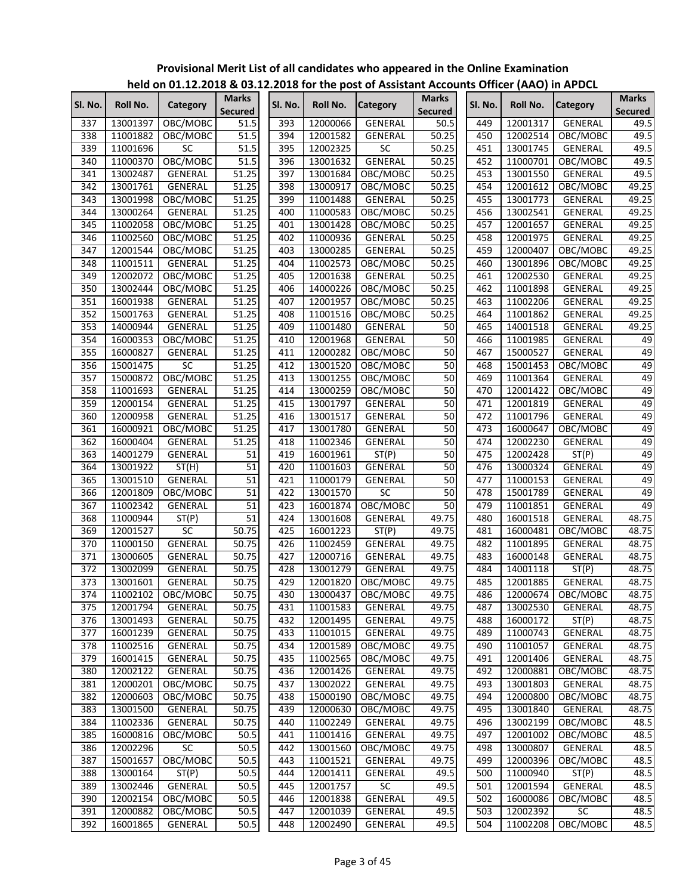**Provisional Merit List of all candidates who appeared in the Online Examination held on 01.12.2018 & 03.12.2018 for the post of Assistant Accounts Officer (AAO) in APDCL**

| Sl. No. | Roll No. | Category | Marks Secured |
|---|---|---|---|
| 337 | 13001397 | OBC/MOBC | 51.5 |
| 338 | 11001882 | OBC/MOBC | 51.5 |
| 339 | 11001696 | SC | 51.5 |
| 340 | 11000370 | OBC/MOBC | 51.5 |
| 341 | 13002487 | GENERAL | 51.25 |
| 342 | 13001761 | GENERAL | 51.25 |
| 343 | 13001998 | OBC/MOBC | 51.25 |
| 344 | 13000264 | GENERAL | 51.25 |
| 345 | 11002058 | OBC/MOBC | 51.25 |
| 346 | 11002560 | OBC/MOBC | 51.25 |
| 347 | 12001544 | OBC/MOBC | 51.25 |
| 348 | 11001511 | GENERAL | 51.25 |
| 349 | 12002072 | OBC/MOBC | 51.25 |
| 350 | 13002444 | OBC/MOBC | 51.25 |
| 351 | 16001938 | GENERAL | 51.25 |
| 352 | 15001763 | GENERAL | 51.25 |
| 353 | 14000944 | GENERAL | 51.25 |
| 354 | 16000353 | OBC/MOBC | 51.25 |
| 355 | 16000827 | GENERAL | 51.25 |
| 356 | 15001475 | SC | 51.25 |
| 357 | 15000872 | OBC/MOBC | 51.25 |
| 358 | 11001693 | GENERAL | 51.25 |
| 359 | 12000154 | GENERAL | 51.25 |
| 360 | 12000958 | GENERAL | 51.25 |
| 361 | 16000921 | OBC/MOBC | 51.25 |
| 362 | 16000404 | GENERAL | 51.25 |
| 363 | 14001279 | GENERAL | 51 |
| 364 | 13001922 | ST(H) | 51 |
| 365 | 13001510 | GENERAL | 51 |
| 366 | 12001809 | OBC/MOBC | 51 |
| 367 | 11002342 | GENERAL | 51 |
| 368 | 11000944 | ST(P) | 51 |
| 369 | 12001527 | SC | 50.75 |
| 370 | 11000150 | GENERAL | 50.75 |
| 371 | 13000605 | GENERAL | 50.75 |
| 372 | 13002099 | GENERAL | 50.75 |
| 373 | 13001601 | GENERAL | 50.75 |
| 374 | 11002102 | OBC/MOBC | 50.75 |
| 375 | 12001794 | GENERAL | 50.75 |
| 376 | 13001493 | GENERAL | 50.75 |
| 377 | 16001239 | GENERAL | 50.75 |
| 378 | 11002516 | GENERAL | 50.75 |
| 379 | 16001415 | GENERAL | 50.75 |
| 380 | 12002122 | GENERAL | 50.75 |
| 381 | 12000201 | OBC/MOBC | 50.75 |
| 382 | 12000603 | OBC/MOBC | 50.75 |
| 383 | 13001500 | GENERAL | 50.75 |
| 384 | 11002336 | GENERAL | 50.75 |
| 385 | 16000816 | OBC/MOBC | 50.5 |
| 386 | 12002296 | SC | 50.5 |
| 387 | 15001657 | OBC/MOBC | 50.5 |
| 388 | 13000164 | ST(P) | 50.5 |
| 389 | 13002446 | GENERAL | 50.5 |
| 390 | 12002154 | OBC/MOBC | 50.5 |
| 391 | 12000882 | OBC/MOBC | 50.5 |
| 392 | 16001865 | GENERAL | 50.5 |
| 393 | 12000066 | GENERAL | 50.5 |
| 394 | 12001582 | GENERAL | 50.25 |
| 395 | 12002325 | SC | 50.25 |
| 396 | 13001632 | GENERAL | 50.25 |
| 397 | 13001684 | OBC/MOBC | 50.25 |
| 398 | 13000917 | OBC/MOBC | 50.25 |
| 399 | 11001488 | GENERAL | 50.25 |
| 400 | 11000583 | OBC/MOBC | 50.25 |
| 401 | 13001428 | OBC/MOBC | 50.25 |
| 402 | 11000936 | GENERAL | 50.25 |
| 403 | 13000285 | GENERAL | 50.25 |
| 404 | 11002573 | OBC/MOBC | 50.25 |
| 405 | 12001638 | GENERAL | 50.25 |
| 406 | 14000226 | OBC/MOBC | 50.25 |
| 407 | 12001957 | OBC/MOBC | 50.25 |
| 408 | 11001516 | OBC/MOBC | 50.25 |
| 409 | 11001480 | GENERAL | 50 |
| 410 | 12001968 | GENERAL | 50 |
| 411 | 12000282 | OBC/MOBC | 50 |
| 412 | 13001520 | OBC/MOBC | 50 |
| 413 | 13001255 | OBC/MOBC | 50 |
| 414 | 13000259 | OBC/MOBC | 50 |
| 415 | 13001797 | GENERAL | 50 |
| 416 | 13001517 | GENERAL | 50 |
| 417 | 13001780 | GENERAL | 50 |
| 418 | 11002346 | GENERAL | 50 |
| 419 | 16001961 | ST(P) | 50 |
| 420 | 11001603 | GENERAL | 50 |
| 421 | 11000179 | GENERAL | 50 |
| 422 | 13001570 | SC | 50 |
| 423 | 16001874 | OBC/MOBC | 50 |
| 424 | 13001608 | GENERAL | 49.75 |
| 425 | 16001223 | ST(P) | 49.75 |
| 426 | 11002459 | GENERAL | 49.75 |
| 427 | 12000716 | GENERAL | 49.75 |
| 428 | 13001279 | GENERAL | 49.75 |
| 429 | 12001820 | OBC/MOBC | 49.75 |
| 430 | 13000437 | OBC/MOBC | 49.75 |
| 431 | 11001583 | GENERAL | 49.75 |
| 432 | 12001495 | GENERAL | 49.75 |
| 433 | 11001015 | GENERAL | 49.75 |
| 434 | 12001589 | OBC/MOBC | 49.75 |
| 435 | 11002565 | OBC/MOBC | 49.75 |
| 436 | 12001426 | GENERAL | 49.75 |
| 437 | 13002022 | GENERAL | 49.75 |
| 438 | 15000190 | OBC/MOBC | 49.75 |
| 439 | 12000630 | OBC/MOBC | 49.75 |
| 440 | 11002249 | GENERAL | 49.75 |
| 441 | 11001416 | GENERAL | 49.75 |
| 442 | 13001560 | OBC/MOBC | 49.75 |
| 443 | 11001521 | GENERAL | 49.75 |
| 444 | 12001411 | GENERAL | 49.5 |
| 445 | 12001757 | SC | 49.5 |
| 446 | 12001838 | GENERAL | 49.5 |
| 447 | 12001039 | GENERAL | 49.5 |
| 448 | 12002490 | GENERAL | 49.5 |
| 449 | 12001317 | GENERAL | 49.5 |
| 450 | 12002514 | OBC/MOBC | 49.5 |
| 451 | 13001745 | GENERAL | 49.5 |
| 452 | 11000701 | OBC/MOBC | 49.5 |
| 453 | 13001550 | GENERAL | 49.5 |
| 454 | 12001612 | OBC/MOBC | 49.25 |
| 455 | 13001773 | GENERAL | 49.25 |
| 456 | 13002541 | GENERAL | 49.25 |
| 457 | 12001657 | GENERAL | 49.25 |
| 458 | 12001975 | GENERAL | 49.25 |
| 459 | 12000407 | OBC/MOBC | 49.25 |
| 460 | 13001896 | OBC/MOBC | 49.25 |
| 461 | 12002530 | GENERAL | 49.25 |
| 462 | 11001898 | GENERAL | 49.25 |
| 463 | 11002206 | GENERAL | 49.25 |
| 464 | 11001862 | GENERAL | 49.25 |
| 465 | 14001518 | GENERAL | 49.25 |
| 466 | 11001985 | GENERAL | 49 |
| 467 | 15000527 | GENERAL | 49 |
| 468 | 15001453 | OBC/MOBC | 49 |
| 469 | 11001364 | GENERAL | 49 |
| 470 | 12001422 | OBC/MOBC | 49 |
| 471 | 12001819 | GENERAL | 49 |
| 472 | 11001796 | GENERAL | 49 |
| 473 | 16000647 | OBC/MOBC | 49 |
| 474 | 12002230 | GENERAL | 49 |
| 475 | 12002428 | ST(P) | 49 |
| 476 | 13000324 | GENERAL | 49 |
| 477 | 11000153 | GENERAL | 49 |
| 478 | 15001789 | GENERAL | 49 |
| 479 | 11001851 | GENERAL | 49 |
| 480 | 16001518 | GENERAL | 48.75 |
| 481 | 16000481 | OBC/MOBC | 48.75 |
| 482 | 11001895 | GENERAL | 48.75 |
| 483 | 16000148 | GENERAL | 48.75 |
| 484 | 14001118 | ST(P) | 48.75 |
| 485 | 12001885 | GENERAL | 48.75 |
| 486 | 12000674 | OBC/MOBC | 48.75 |
| 487 | 13002530 | GENERAL | 48.75 |
| 488 | 16000172 | ST(P) | 48.75 |
| 489 | 11000743 | GENERAL | 48.75 |
| 490 | 11001057 | GENERAL | 48.75 |
| 491 | 12001406 | GENERAL | 48.75 |
| 492 | 12000881 | OBC/MOBC | 48.75 |
| 493 | 13001803 | GENERAL | 48.75 |
| 494 | 12000800 | OBC/MOBC | 48.75 |
| 495 | 13001840 | GENERAL | 48.75 |
| 496 | 13002199 | OBC/MOBC | 48.5 |
| 497 | 12001002 | OBC/MOBC | 48.5 |
| 498 | 13000807 | GENERAL | 48.5 |
| 499 | 12000396 | OBC/MOBC | 48.5 |
| 500 | 11000940 | ST(P) | 48.5 |
| 501 | 12001594 | GENERAL | 48.5 |
| 502 | 16000086 | OBC/MOBC | 48.5 |
| 503 | 12002392 | SC | 48.5 |
| 504 | 11002208 | OBC/MOBC | 48.5 |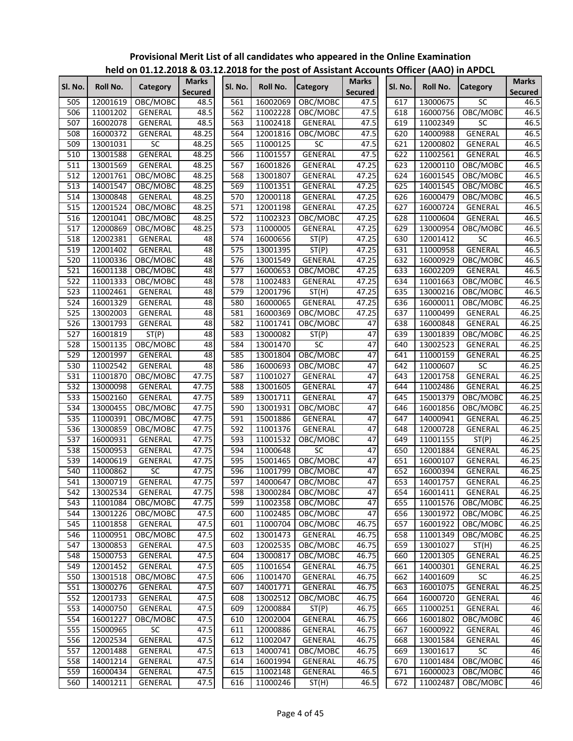**Provisional Merit List of all candidates who appeared in the Online Examination held on 01.12.2018 & 03.12.2018 for the post of Assistant Accounts Officer (AAO) in APDCL**

| Sl. No. | Roll No. | Category | Marks Secured |
|---|---|---|---|
| 505 | 12001619 | OBC/MOBC | 48.5 |
| 506 | 11001202 | GENERAL | 48.5 |
| 507 | 16002078 | GENERAL | 48.5 |
| 508 | 16000372 | GENERAL | 48.25 |
| 509 | 13001031 | SC | 48.25 |
| 510 | 13001588 | GENERAL | 48.25 |
| 511 | 13001569 | GENERAL | 48.25 |
| 512 | 12001761 | OBC/MOBC | 48.25 |
| 513 | 14001547 | OBC/MOBC | 48.25 |
| 514 | 13000848 | GENERAL | 48.25 |
| 515 | 12001524 | OBC/MOBC | 48.25 |
| 516 | 12001041 | OBC/MOBC | 48.25 |
| 517 | 12000869 | OBC/MOBC | 48.25 |
| 518 | 12002381 | GENERAL | 48 |
| 519 | 12001402 | GENERAL | 48 |
| 520 | 11000336 | OBC/MOBC | 48 |
| 521 | 16001138 | OBC/MOBC | 48 |
| 522 | 11001333 | OBC/MOBC | 48 |
| 523 | 11002461 | GENERAL | 48 |
| 524 | 16001329 | GENERAL | 48 |
| 525 | 13002003 | GENERAL | 48 |
| 526 | 13001793 | GENERAL | 48 |
| 527 | 16001819 | ST(P) | 48 |
| 528 | 15001135 | OBC/MOBC | 48 |
| 529 | 12001997 | GENERAL | 48 |
| 530 | 11002542 | GENERAL | 48 |
| 531 | 11001870 | OBC/MOBC | 47.75 |
| 532 | 13000098 | GENERAL | 47.75 |
| 533 | 15002160 | GENERAL | 47.75 |
| 534 | 13000455 | OBC/MOBC | 47.75 |
| 535 | 11000391 | OBC/MOBC | 47.75 |
| 536 | 13000859 | OBC/MOBC | 47.75 |
| 537 | 16000931 | GENERAL | 47.75 |
| 538 | 15000953 | GENERAL | 47.75 |
| 539 | 14000619 | GENERAL | 47.75 |
| 540 | 11000862 | SC | 47.75 |
| 541 | 13000719 | GENERAL | 47.75 |
| 542 | 13002534 | GENERAL | 47.75 |
| 543 | 11001084 | OBC/MOBC | 47.75 |
| 544 | 13001226 | OBC/MOBC | 47.5 |
| 545 | 11001858 | GENERAL | 47.5 |
| 546 | 11000951 | OBC/MOBC | 47.5 |
| 547 | 13000853 | GENERAL | 47.5 |
| 548 | 15000753 | GENERAL | 47.5 |
| 549 | 12001452 | GENERAL | 47.5 |
| 550 | 13001518 | OBC/MOBC | 47.5 |
| 551 | 13000276 | GENERAL | 47.5 |
| 552 | 12001733 | GENERAL | 47.5 |
| 553 | 14000750 | GENERAL | 47.5 |
| 554 | 16001227 | OBC/MOBC | 47.5 |
| 555 | 15000965 | SC | 47.5 |
| 556 | 12002534 | GENERAL | 47.5 |
| 557 | 12001488 | GENERAL | 47.5 |
| 558 | 14001214 | GENERAL | 47.5 |
| 559 | 16000434 | GENERAL | 47.5 |
| 560 | 14001211 | GENERAL | 47.5 |
| 561 | 16002069 | OBC/MOBC | 47.5 |
| 562 | 11002228 | OBC/MOBC | 47.5 |
| 563 | 11002418 | GENERAL | 47.5 |
| 564 | 12001816 | OBC/MOBC | 47.5 |
| 565 | 11000125 | SC | 47.5 |
| 566 | 11001557 | GENERAL | 47.5 |
| 567 | 16001826 | GENERAL | 47.25 |
| 568 | 13001807 | GENERAL | 47.25 |
| 569 | 11001351 | GENERAL | 47.25 |
| 570 | 12000118 | GENERAL | 47.25 |
| 571 | 12001198 | GENERAL | 47.25 |
| 572 | 11002323 | OBC/MOBC | 47.25 |
| 573 | 11000005 | GENERAL | 47.25 |
| 574 | 16000656 | ST(P) | 47.25 |
| 575 | 13001395 | ST(P) | 47.25 |
| 576 | 13001549 | GENERAL | 47.25 |
| 577 | 16000653 | OBC/MOBC | 47.25 |
| 578 | 11002483 | GENERAL | 47.25 |
| 579 | 12001796 | ST(H) | 47.25 |
| 580 | 16000065 | GENERAL | 47.25 |
| 581 | 16000369 | OBC/MOBC | 47.25 |
| 582 | 11001741 | OBC/MOBC | 47 |
| 583 | 13000082 | ST(P) | 47 |
| 584 | 13001470 | SC | 47 |
| 585 | 13001804 | OBC/MOBC | 47 |
| 586 | 16000693 | OBC/MOBC | 47 |
| 587 | 11001027 | GENERAL | 47 |
| 588 | 13001605 | GENERAL | 47 |
| 589 | 13001711 | GENERAL | 47 |
| 590 | 13001931 | OBC/MOBC | 47 |
| 591 | 15001886 | GENERAL | 47 |
| 592 | 11001376 | GENERAL | 47 |
| 593 | 11001532 | OBC/MOBC | 47 |
| 594 | 11000648 | SC | 47 |
| 595 | 15001465 | OBC/MOBC | 47 |
| 596 | 11001799 | OBC/MOBC | 47 |
| 597 | 14000647 | OBC/MOBC | 47 |
| 598 | 13000284 | OBC/MOBC | 47 |
| 599 | 11002358 | OBC/MOBC | 47 |
| 600 | 11002485 | OBC/MOBC | 47 |
| 601 | 11000704 | OBC/MOBC | 46.75 |
| 602 | 13001473 | GENERAL | 46.75 |
| 603 | 12002535 | OBC/MOBC | 46.75 |
| 604 | 13000817 | OBC/MOBC | 46.75 |
| 605 | 11001654 | GENERAL | 46.75 |
| 606 | 11001470 | GENERAL | 46.75 |
| 607 | 14001771 | GENERAL | 46.75 |
| 608 | 13002512 | OBC/MOBC | 46.75 |
| 609 | 12000884 | ST(P) | 46.75 |
| 610 | 12002004 | GENERAL | 46.75 |
| 611 | 12000886 | GENERAL | 46.75 |
| 612 | 11002047 | GENERAL | 46.75 |
| 613 | 14000741 | OBC/MOBC | 46.75 |
| 614 | 16001994 | GENERAL | 46.75 |
| 615 | 11002148 | GENERAL | 46.5 |
| 616 | 11000246 | ST(H) | 46.5 |
| 617 | 13000675 | SC | 46.5 |
| 618 | 16000756 | OBC/MOBC | 46.5 |
| 619 | 11002349 | SC | 46.5 |
| 620 | 14000988 | GENERAL | 46.5 |
| 621 | 12000802 | GENERAL | 46.5 |
| 622 | 11002561 | GENERAL | 46.5 |
| 623 | 12000110 | OBC/MOBC | 46.5 |
| 624 | 16001545 | OBC/MOBC | 46.5 |
| 625 | 14001545 | OBC/MOBC | 46.5 |
| 626 | 16000479 | OBC/MOBC | 46.5 |
| 627 | 16000724 | GENERAL | 46.5 |
| 628 | 11000604 | GENERAL | 46.5 |
| 629 | 13000954 | OBC/MOBC | 46.5 |
| 630 | 12001412 | SC | 46.5 |
| 631 | 11000958 | GENERAL | 46.5 |
| 632 | 16000929 | OBC/MOBC | 46.5 |
| 633 | 16002209 | GENERAL | 46.5 |
| 634 | 11001663 | OBC/MOBC | 46.5 |
| 635 | 13000216 | OBC/MOBC | 46.5 |
| 636 | 16000011 | OBC/MOBC | 46.25 |
| 637 | 11000499 | GENERAL | 46.25 |
| 638 | 16000848 | GENERAL | 46.25 |
| 639 | 13001839 | OBC/MOBC | 46.25 |
| 640 | 13002523 | GENERAL | 46.25 |
| 641 | 11000159 | GENERAL | 46.25 |
| 642 | 11000607 | SC | 46.25 |
| 643 | 12001758 | GENERAL | 46.25 |
| 644 | 11002486 | GENERAL | 46.25 |
| 645 | 15001379 | OBC/MOBC | 46.25 |
| 646 | 16001856 | OBC/MOBC | 46.25 |
| 647 | 14000941 | GENERAL | 46.25 |
| 648 | 12000728 | GENERAL | 46.25 |
| 649 | 11001155 | ST(P) | 46.25 |
| 650 | 12001884 | GENERAL | 46.25 |
| 651 | 16000107 | GENERAL | 46.25 |
| 652 | 16000394 | GENERAL | 46.25 |
| 653 | 14001757 | GENERAL | 46.25 |
| 654 | 16001411 | GENERAL | 46.25 |
| 655 | 11001576 | OBC/MOBC | 46.25 |
| 656 | 13001972 | OBC/MOBC | 46.25 |
| 657 | 16001922 | OBC/MOBC | 46.25 |
| 658 | 11001349 | OBC/MOBC | 46.25 |
| 659 | 13001027 | ST(H) | 46.25 |
| 660 | 12001305 | GENERAL | 46.25 |
| 661 | 14000301 | GENERAL | 46.25 |
| 662 | 14001609 | SC | 46.25 |
| 663 | 16001075 | GENERAL | 46.25 |
| 664 | 16000720 | GENERAL | 46 |
| 665 | 11000251 | GENERAL | 46 |
| 666 | 16001802 | OBC/MOBC | 46 |
| 667 | 16000922 | GENERAL | 46 |
| 668 | 13001584 | GENERAL | 46 |
| 669 | 13001617 | SC | 46 |
| 670 | 11001484 | OBC/MOBC | 46 |
| 671 | 16000023 | OBC/MOBC | 46 |
| 672 | 11002487 | OBC/MOBC | 46 |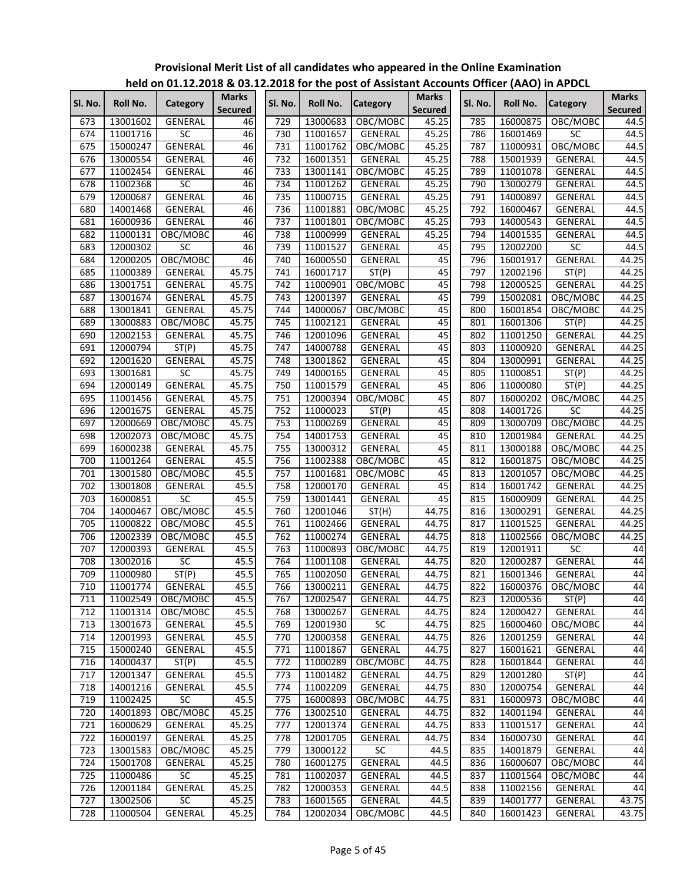**Provisional Merit List of all candidates who appeared in the Online Examination held on 01.12.2018 & 03.12.2018 for the post of Assistant Accounts Officer (AAO) in APDCL**

| Sl. No. | Roll No. | Category | Marks Secured | Sl. No. | Roll No. | Category | Marks Secured | Sl. No. | Roll No. | Category | Marks Secured |
|---|---|---|---|---|---|---|---|---|---|---|---|
| 673 | 13001602 | GENERAL | 46 | 729 | 13000683 | OBC/MOBC | 45.25 | 785 | 16000875 | OBC/MOBC | 44.5 |
| 674 | 11001716 | SC | 46 | 730 | 11001657 | GENERAL | 45.25 | 786 | 16001469 | SC | 44.5 |
| 675 | 15000247 | GENERAL | 46 | 731 | 11001762 | OBC/MOBC | 45.25 | 787 | 11000931 | OBC/MOBC | 44.5 |
| 676 | 13000554 | GENERAL | 46 | 732 | 16001351 | GENERAL | 45.25 | 788 | 15001939 | GENERAL | 44.5 |
| 677 | 11002454 | GENERAL | 46 | 733 | 13001141 | OBC/MOBC | 45.25 | 789 | 11001078 | GENERAL | 44.5 |
| 678 | 11002368 | SC | 46 | 734 | 11001262 | GENERAL | 45.25 | 790 | 13000279 | GENERAL | 44.5 |
| 679 | 12000687 | GENERAL | 46 | 735 | 11000715 | GENERAL | 45.25 | 791 | 14000897 | GENERAL | 44.5 |
| 680 | 14001468 | GENERAL | 46 | 736 | 11001881 | OBC/MOBC | 45.25 | 792 | 16000467 | GENERAL | 44.5 |
| 681 | 16000936 | GENERAL | 46 | 737 | 11001801 | OBC/MOBC | 45.25 | 793 | 14000543 | GENERAL | 44.5 |
| 682 | 11000131 | OBC/MOBC | 46 | 738 | 11000999 | GENERAL | 45.25 | 794 | 14001535 | GENERAL | 44.5 |
| 683 | 12000302 | SC | 46 | 739 | 11001527 | GENERAL | 45 | 795 | 12002200 | SC | 44.5 |
| 684 | 12000205 | OBC/MOBC | 46 | 740 | 16000550 | GENERAL | 45 | 796 | 16001917 | GENERAL | 44.25 |
| 685 | 11000389 | GENERAL | 45.75 | 741 | 16001717 | ST(P) | 45 | 797 | 12002196 | ST(P) | 44.25 |
| 686 | 13001751 | GENERAL | 45.75 | 742 | 11000901 | OBC/MOBC | 45 | 798 | 12000525 | GENERAL | 44.25 |
| 687 | 13001674 | GENERAL | 45.75 | 743 | 12001397 | GENERAL | 45 | 799 | 15002081 | OBC/MOBC | 44.25 |
| 688 | 13001841 | GENERAL | 45.75 | 744 | 14000067 | OBC/MOBC | 45 | 800 | 16001854 | OBC/MOBC | 44.25 |
| 689 | 13000883 | OBC/MOBC | 45.75 | 745 | 11002121 | GENERAL | 45 | 801 | 16001306 | ST(P) | 44.25 |
| 690 | 12002153 | GENERAL | 45.75 | 746 | 12001096 | GENERAL | 45 | 802 | 11001250 | GENERAL | 44.25 |
| 691 | 12000794 | ST(P) | 45.75 | 747 | 14000788 | GENERAL | 45 | 803 | 11000920 | GENERAL | 44.25 |
| 692 | 12001620 | GENERAL | 45.75 | 748 | 13001862 | GENERAL | 45 | 804 | 13000991 | GENERAL | 44.25 |
| 693 | 13001681 | SC | 45.75 | 749 | 14000165 | GENERAL | 45 | 805 | 11000851 | ST(P) | 44.25 |
| 694 | 12000149 | GENERAL | 45.75 | 750 | 11001579 | GENERAL | 45 | 806 | 11000080 | ST(P) | 44.25 |
| 695 | 11001456 | GENERAL | 45.75 | 751 | 12000394 | OBC/MOBC | 45 | 807 | 16000202 | OBC/MOBC | 44.25 |
| 696 | 12001675 | GENERAL | 45.75 | 752 | 11000023 | ST(P) | 45 | 808 | 14001726 | SC | 44.25 |
| 697 | 12000669 | OBC/MOBC | 45.75 | 753 | 11000269 | GENERAL | 45 | 809 | 13000709 | OBC/MOBC | 44.25 |
| 698 | 12002073 | OBC/MOBC | 45.75 | 754 | 14001753 | GENERAL | 45 | 810 | 12001984 | GENERAL | 44.25 |
| 699 | 16000238 | GENERAL | 45.75 | 755 | 13000312 | GENERAL | 45 | 811 | 13000188 | OBC/MOBC | 44.25 |
| 700 | 11001264 | GENERAL | 45.5 | 756 | 11002388 | OBC/MOBC | 45 | 812 | 16001875 | OBC/MOBC | 44.25 |
| 701 | 13001580 | OBC/MOBC | 45.5 | 757 | 11001681 | OBC/MOBC | 45 | 813 | 12001057 | OBC/MOBC | 44.25 |
| 702 | 13001808 | GENERAL | 45.5 | 758 | 12000170 | GENERAL | 45 | 814 | 16001742 | GENERAL | 44.25 |
| 703 | 16000851 | SC | 45.5 | 759 | 13001441 | GENERAL | 45 | 815 | 16000909 | GENERAL | 44.25 |
| 704 | 14000467 | OBC/MOBC | 45.5 | 760 | 12001046 | ST(H) | 44.75 | 816 | 13000291 | GENERAL | 44.25 |
| 705 | 11000822 | OBC/MOBC | 45.5 | 761 | 11002466 | GENERAL | 44.75 | 817 | 11001525 | GENERAL | 44.25 |
| 706 | 12002339 | OBC/MOBC | 45.5 | 762 | 11000274 | GENERAL | 44.75 | 818 | 11002566 | OBC/MOBC | 44.25 |
| 707 | 12000393 | GENERAL | 45.5 | 763 | 11000893 | OBC/MOBC | 44.75 | 819 | 12001911 | SC | 44 |
| 708 | 13002016 | SC | 45.5 | 764 | 11001108 | GENERAL | 44.75 | 820 | 12000287 | GENERAL | 44 |
| 709 | 11000980 | ST(P) | 45.5 | 765 | 11002050 | GENERAL | 44.75 | 821 | 16001346 | GENERAL | 44 |
| 710 | 11001774 | GENERAL | 45.5 | 766 | 13000211 | GENERAL | 44.75 | 822 | 16000376 | OBC/MOBC | 44 |
| 711 | 11002549 | OBC/MOBC | 45.5 | 767 | 12002547 | GENERAL | 44.75 | 823 | 12000536 | ST(P) | 44 |
| 712 | 11001314 | OBC/MOBC | 45.5 | 768 | 13000267 | GENERAL | 44.75 | 824 | 12000427 | GENERAL | 44 |
| 713 | 13001673 | GENERAL | 45.5 | 769 | 12001930 | SC | 44.75 | 825 | 16000460 | OBC/MOBC | 44 |
| 714 | 12001993 | GENERAL | 45.5 | 770 | 12000358 | GENERAL | 44.75 | 826 | 12001259 | GENERAL | 44 |
| 715 | 15000240 | GENERAL | 45.5 | 771 | 11001867 | GENERAL | 44.75 | 827 | 16001621 | GENERAL | 44 |
| 716 | 14000437 | ST(P) | 45.5 | 772 | 11000289 | OBC/MOBC | 44.75 | 828 | 16001844 | GENERAL | 44 |
| 717 | 12001347 | GENERAL | 45.5 | 773 | 11001482 | GENERAL | 44.75 | 829 | 12001280 | ST(P) | 44 |
| 718 | 14001216 | GENERAL | 45.5 | 774 | 11002209 | GENERAL | 44.75 | 830 | 12000754 | GENERAL | 44 |
| 719 | 11002425 | SC | 45.5 | 775 | 16000893 | OBC/MOBC | 44.75 | 831 | 16000973 | OBC/MOBC | 44 |
| 720 | 14001893 | OBC/MOBC | 45.25 | 776 | 13002510 | GENERAL | 44.75 | 832 | 14001194 | GENERAL | 44 |
| 721 | 16000629 | GENERAL | 45.25 | 777 | 12001374 | GENERAL | 44.75 | 833 | 11001517 | GENERAL | 44 |
| 722 | 16000197 | GENERAL | 45.25 | 778 | 12001705 | GENERAL | 44.75 | 834 | 16000730 | GENERAL | 44 |
| 723 | 13001583 | OBC/MOBC | 45.25 | 779 | 13000122 | SC | 44.5 | 835 | 14001879 | GENERAL | 44 |
| 724 | 15001708 | GENERAL | 45.25 | 780 | 16001275 | GENERAL | 44.5 | 836 | 16000607 | OBC/MOBC | 44 |
| 725 | 11000486 | SC | 45.25 | 781 | 11002037 | GENERAL | 44.5 | 837 | 11001564 | OBC/MOBC | 44 |
| 726 | 12001184 | GENERAL | 45.25 | 782 | 12000353 | GENERAL | 44.5 | 838 | 11002156 | GENERAL | 44 |
| 727 | 13002506 | SC | 45.25 | 783 | 16001565 | GENERAL | 44.5 | 839 | 14001777 | GENERAL | 43.75 |
| 728 | 11000504 | GENERAL | 45.25 | 784 | 12002034 | OBC/MOBC | 44.5 | 840 | 16001423 | GENERAL | 43.75 |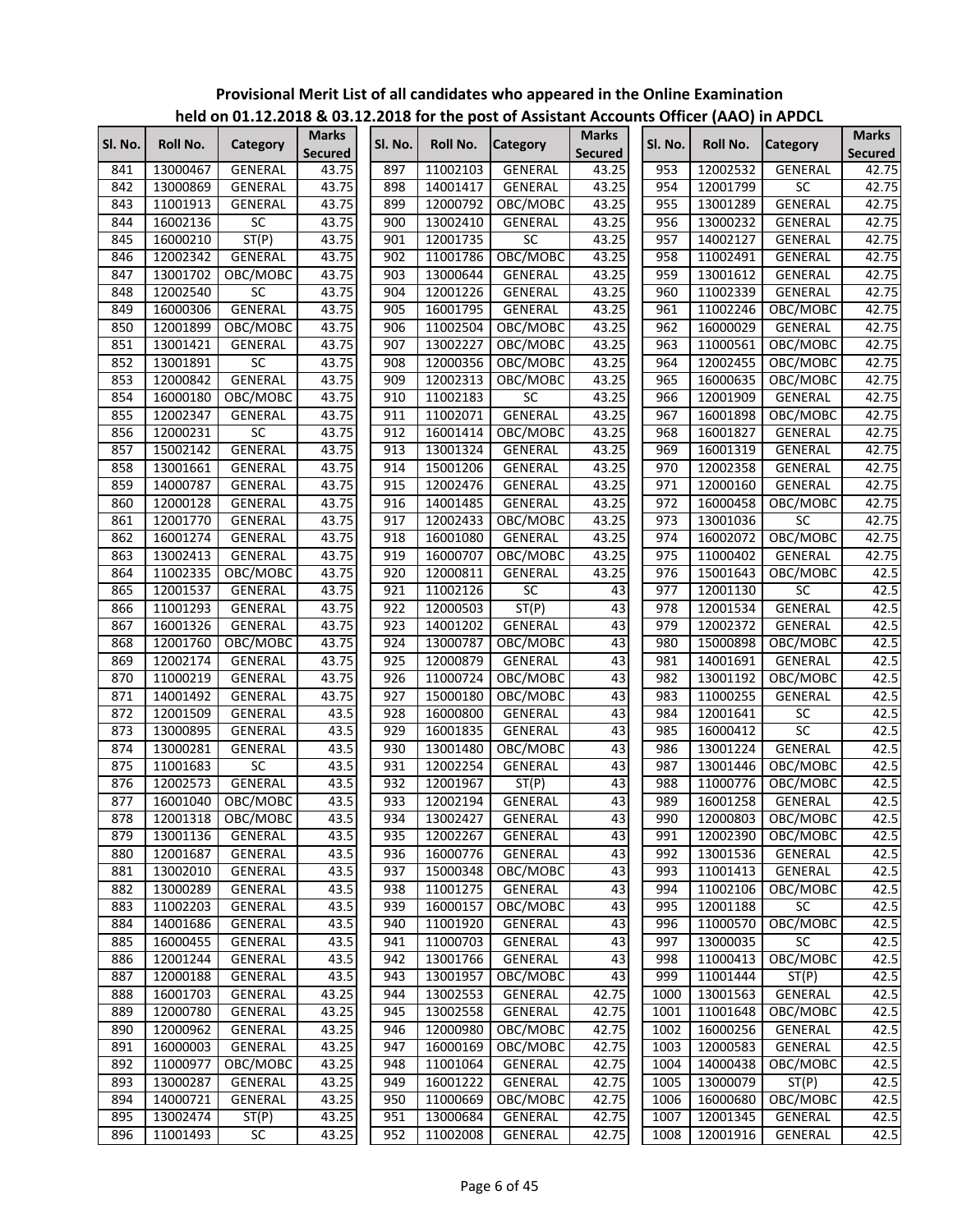**Provisional Merit List of all candidates who appeared in the Online Examination held on 01.12.2018 & 03.12.2018 for the post of Assistant Accounts Officer (AAO) in APDCL**

| Sl. No. | Roll No. | Category | Marks Secured | Sl. No. | Roll No. | Category | Marks Secured | Sl. No. | Roll No. | Category | Marks Secured |
|---|---|---|---|---|---|---|---|---|---|---|---|
| 841 | 13000467 | GENERAL | 43.75 | 897 | 11002103 | GENERAL | 43.25 | 953 | 12002532 | GENERAL | 42.75 |
| 842 | 13000869 | GENERAL | 43.75 | 898 | 14001417 | GENERAL | 43.25 | 954 | 12001799 | SC | 42.75 |
| 843 | 11001913 | GENERAL | 43.75 | 899 | 12000792 | OBC/MOBC | 43.25 | 955 | 13001289 | GENERAL | 42.75 |
| 844 | 16002136 | SC | 43.75 | 900 | 13002410 | GENERAL | 43.25 | 956 | 13000232 | GENERAL | 42.75 |
| 845 | 16000210 | ST(P) | 43.75 | 901 | 12001735 | SC | 43.25 | 957 | 14002127 | GENERAL | 42.75 |
| 846 | 12002342 | GENERAL | 43.75 | 902 | 11001786 | OBC/MOBC | 43.25 | 958 | 11002491 | GENERAL | 42.75 |
| 847 | 13001702 | OBC/MOBC | 43.75 | 903 | 13000644 | GENERAL | 43.25 | 959 | 13001612 | GENERAL | 42.75 |
| 848 | 12002540 | SC | 43.75 | 904 | 12001226 | GENERAL | 43.25 | 960 | 11002339 | GENERAL | 42.75 |
| 849 | 16000306 | GENERAL | 43.75 | 905 | 16001795 | GENERAL | 43.25 | 961 | 11002246 | OBC/MOBC | 42.75 |
| 850 | 12001899 | OBC/MOBC | 43.75 | 906 | 11002504 | OBC/MOBC | 43.25 | 962 | 16000029 | GENERAL | 42.75 |
| 851 | 13001421 | GENERAL | 43.75 | 907 | 13002227 | OBC/MOBC | 43.25 | 963 | 11000561 | OBC/MOBC | 42.75 |
| 852 | 13001891 | SC | 43.75 | 908 | 12000356 | OBC/MOBC | 43.25 | 964 | 12002455 | OBC/MOBC | 42.75 |
| 853 | 12000842 | GENERAL | 43.75 | 909 | 12002313 | OBC/MOBC | 43.25 | 965 | 16000635 | OBC/MOBC | 42.75 |
| 854 | 16000180 | OBC/MOBC | 43.75 | 910 | 11002183 | SC | 43.25 | 966 | 12001909 | GENERAL | 42.75 |
| 855 | 12002347 | GENERAL | 43.75 | 911 | 11002071 | GENERAL | 43.25 | 967 | 16001898 | OBC/MOBC | 42.75 |
| 856 | 12000231 | SC | 43.75 | 912 | 16001414 | OBC/MOBC | 43.25 | 968 | 16001827 | GENERAL | 42.75 |
| 857 | 15002142 | GENERAL | 43.75 | 913 | 13001324 | GENERAL | 43.25 | 969 | 16001319 | GENERAL | 42.75 |
| 858 | 13001661 | GENERAL | 43.75 | 914 | 15001206 | GENERAL | 43.25 | 970 | 12002358 | GENERAL | 42.75 |
| 859 | 14000787 | GENERAL | 43.75 | 915 | 12002476 | GENERAL | 43.25 | 971 | 12000160 | GENERAL | 42.75 |
| 860 | 12000128 | GENERAL | 43.75 | 916 | 14001485 | GENERAL | 43.25 | 972 | 16000458 | OBC/MOBC | 42.75 |
| 861 | 12001770 | GENERAL | 43.75 | 917 | 12002433 | OBC/MOBC | 43.25 | 973 | 13001036 | SC | 42.75 |
| 862 | 16001274 | GENERAL | 43.75 | 918 | 16001080 | GENERAL | 43.25 | 974 | 16002072 | OBC/MOBC | 42.75 |
| 863 | 13002413 | GENERAL | 43.75 | 919 | 16000707 | OBC/MOBC | 43.25 | 975 | 11000402 | GENERAL | 42.75 |
| 864 | 11002335 | OBC/MOBC | 43.75 | 920 | 12000811 | GENERAL | 43.25 | 976 | 15001643 | OBC/MOBC | 42.5 |
| 865 | 12001537 | GENERAL | 43.75 | 921 | 11002126 | SC | 43 | 977 | 12001130 | SC | 42.5 |
| 866 | 11001293 | GENERAL | 43.75 | 922 | 12000503 | ST(P) | 43 | 978 | 12001534 | GENERAL | 42.5 |
| 867 | 16001326 | GENERAL | 43.75 | 923 | 14001202 | GENERAL | 43 | 979 | 12002372 | GENERAL | 42.5 |
| 868 | 12001760 | OBC/MOBC | 43.75 | 924 | 13000787 | OBC/MOBC | 43 | 980 | 15000898 | OBC/MOBC | 42.5 |
| 869 | 12002174 | GENERAL | 43.75 | 925 | 12000879 | GENERAL | 43 | 981 | 14001691 | GENERAL | 42.5 |
| 870 | 11000219 | GENERAL | 43.75 | 926 | 11000724 | OBC/MOBC | 43 | 982 | 13001192 | OBC/MOBC | 42.5 |
| 871 | 14001492 | GENERAL | 43.75 | 927 | 15000180 | OBC/MOBC | 43 | 983 | 11000255 | GENERAL | 42.5 |
| 872 | 12001509 | GENERAL | 43.5 | 928 | 16000800 | GENERAL | 43 | 984 | 12001641 | SC | 42.5 |
| 873 | 13000895 | GENERAL | 43.5 | 929 | 16001835 | GENERAL | 43 | 985 | 16000412 | SC | 42.5 |
| 874 | 13000281 | GENERAL | 43.5 | 930 | 13001480 | OBC/MOBC | 43 | 986 | 13001224 | GENERAL | 42.5 |
| 875 | 11001683 | SC | 43.5 | 931 | 12002254 | GENERAL | 43 | 987 | 13001446 | OBC/MOBC | 42.5 |
| 876 | 12002573 | GENERAL | 43.5 | 932 | 12001967 | ST(P) | 43 | 988 | 11000776 | OBC/MOBC | 42.5 |
| 877 | 16001040 | OBC/MOBC | 43.5 | 933 | 12002194 | GENERAL | 43 | 989 | 16001258 | GENERAL | 42.5 |
| 878 | 12001318 | OBC/MOBC | 43.5 | 934 | 13002427 | GENERAL | 43 | 990 | 12000803 | OBC/MOBC | 42.5 |
| 879 | 13001136 | GENERAL | 43.5 | 935 | 12002267 | GENERAL | 43 | 991 | 12002390 | OBC/MOBC | 42.5 |
| 880 | 12001687 | GENERAL | 43.5 | 936 | 16000776 | GENERAL | 43 | 992 | 13001536 | GENERAL | 42.5 |
| 881 | 13002010 | GENERAL | 43.5 | 937 | 15000348 | OBC/MOBC | 43 | 993 | 11001413 | GENERAL | 42.5 |
| 882 | 13000289 | GENERAL | 43.5 | 938 | 11001275 | GENERAL | 43 | 994 | 11002106 | OBC/MOBC | 42.5 |
| 883 | 11002203 | GENERAL | 43.5 | 939 | 16000157 | OBC/MOBC | 43 | 995 | 12001188 | SC | 42.5 |
| 884 | 14001686 | GENERAL | 43.5 | 940 | 11001920 | GENERAL | 43 | 996 | 11000570 | OBC/MOBC | 42.5 |
| 885 | 16000455 | GENERAL | 43.5 | 941 | 11000703 | GENERAL | 43 | 997 | 13000035 | SC | 42.5 |
| 886 | 12001244 | GENERAL | 43.5 | 942 | 13001766 | GENERAL | 43 | 998 | 11000413 | OBC/MOBC | 42.5 |
| 887 | 12000188 | GENERAL | 43.5 | 943 | 13001957 | OBC/MOBC | 43 | 999 | 11001444 | ST(P) | 42.5 |
| 888 | 16001703 | GENERAL | 43.25 | 944 | 13002553 | GENERAL | 42.75 | 1000 | 13001563 | GENERAL | 42.5 |
| 889 | 12000780 | GENERAL | 43.25 | 945 | 13002558 | GENERAL | 42.75 | 1001 | 11001648 | OBC/MOBC | 42.5 |
| 890 | 12000962 | GENERAL | 43.25 | 946 | 12000980 | OBC/MOBC | 42.75 | 1002 | 16000256 | GENERAL | 42.5 |
| 891 | 16000003 | GENERAL | 43.25 | 947 | 16000169 | OBC/MOBC | 42.75 | 1003 | 12000583 | GENERAL | 42.5 |
| 892 | 11000977 | OBC/MOBC | 43.25 | 948 | 11001064 | GENERAL | 42.75 | 1004 | 14000438 | OBC/MOBC | 42.5 |
| 893 | 13000287 | GENERAL | 43.25 | 949 | 16001222 | GENERAL | 42.75 | 1005 | 13000079 | ST(P) | 42.5 |
| 894 | 14000721 | GENERAL | 43.25 | 950 | 11000669 | OBC/MOBC | 42.75 | 1006 | 16000680 | OBC/MOBC | 42.5 |
| 895 | 13002474 | ST(P) | 43.25 | 951 | 13000684 | GENERAL | 42.75 | 1007 | 12001345 | GENERAL | 42.5 |
| 896 | 11001493 | SC | 43.25 | 952 | 11002008 | GENERAL | 42.75 | 1008 | 12001916 | GENERAL | 42.5 |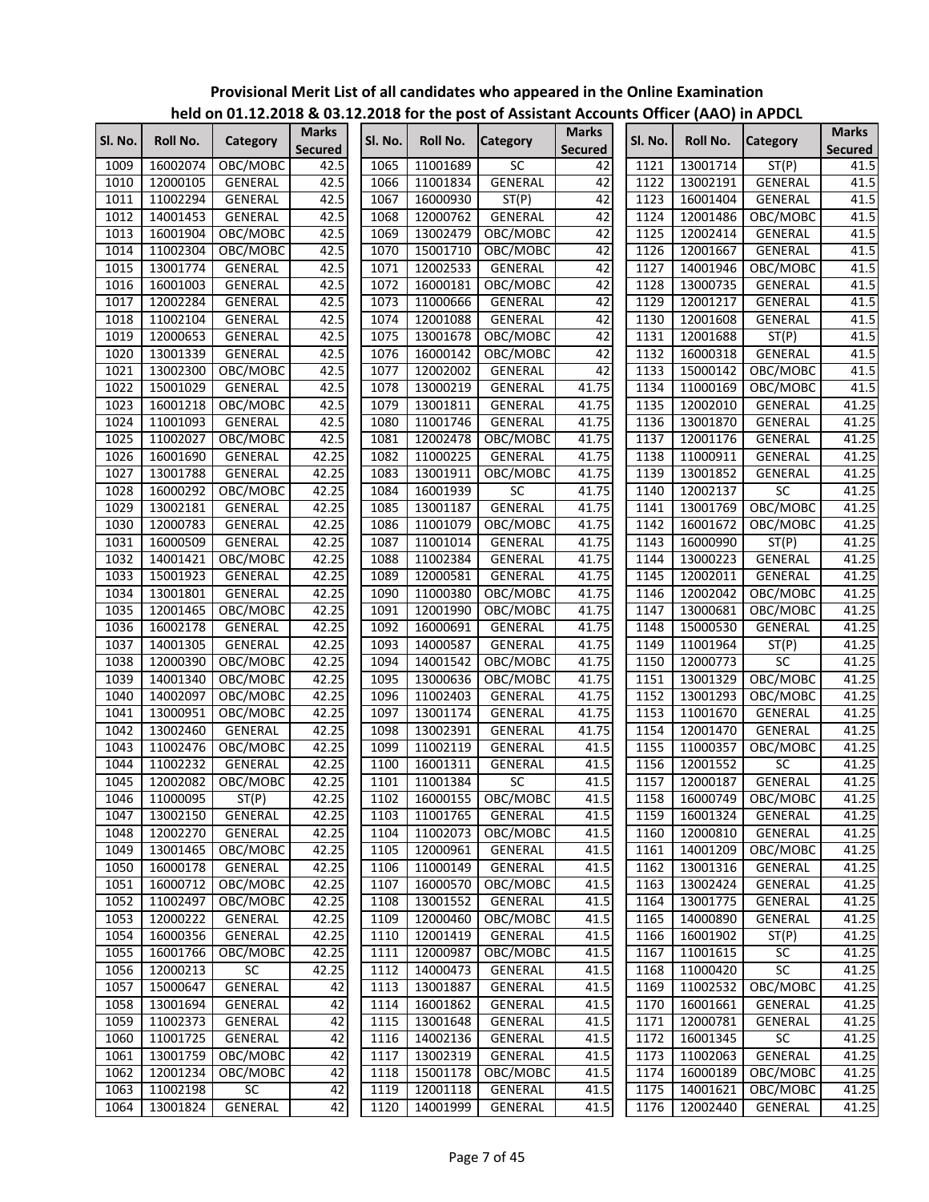# Provisional Merit List of all candidates who appeared in the Online Examination held on 01.12.2018 & 03.12.2018 for the post of Assistant Accounts Officer (AAO) in APDCL

| Sl. No. | Roll No. | Category | Marks Secured | Sl. No. | Roll No. | Category | Marks Secured | Sl. No. | Roll No. | Category | Marks Secured |
|---|---|---|---|---|---|---|---|---|---|---|---|
| 1009 | 16002074 | OBC/MOBC | 42.5 | 1065 | 11001689 | SC | 42 | 1121 | 13001714 | ST(P) | 41.5 |
| 1010 | 12000105 | GENERAL | 42.5 | 1066 | 11001834 | GENERAL | 42 | 1122 | 13002191 | GENERAL | 41.5 |
| 1011 | 11002294 | GENERAL | 42.5 | 1067 | 16000930 | ST(P) | 42 | 1123 | 16001404 | GENERAL | 41.5 |
| 1012 | 14001453 | GENERAL | 42.5 | 1068 | 12000762 | GENERAL | 42 | 1124 | 12001486 | OBC/MOBC | 41.5 |
| 1013 | 16001904 | OBC/MOBC | 42.5 | 1069 | 13002479 | OBC/MOBC | 42 | 1125 | 12002414 | GENERAL | 41.5 |
| 1014 | 11002304 | OBC/MOBC | 42.5 | 1070 | 15001710 | OBC/MOBC | 42 | 1126 | 12001667 | GENERAL | 41.5 |
| 1015 | 13001774 | GENERAL | 42.5 | 1071 | 12002533 | GENERAL | 42 | 1127 | 14001946 | OBC/MOBC | 41.5 |
| 1016 | 16001003 | GENERAL | 42.5 | 1072 | 16000181 | OBC/MOBC | 42 | 1128 | 13000735 | GENERAL | 41.5 |
| 1017 | 12002284 | GENERAL | 42.5 | 1073 | 11000666 | GENERAL | 42 | 1129 | 12001217 | GENERAL | 41.5 |
| 1018 | 11002104 | GENERAL | 42.5 | 1074 | 12001088 | GENERAL | 42 | 1130 | 12001608 | GENERAL | 41.5 |
| 1019 | 12000653 | GENERAL | 42.5 | 1075 | 13001678 | OBC/MOBC | 42 | 1131 | 12001688 | ST(P) | 41.5 |
| 1020 | 13001339 | GENERAL | 42.5 | 1076 | 16000142 | OBC/MOBC | 42 | 1132 | 16000318 | GENERAL | 41.5 |
| 1021 | 13002300 | OBC/MOBC | 42.5 | 1077 | 12002002 | GENERAL | 42 | 1133 | 15000142 | OBC/MOBC | 41.5 |
| 1022 | 15001029 | GENERAL | 42.5 | 1078 | 13000219 | GENERAL | 41.75 | 1134 | 11000169 | OBC/MOBC | 41.5 |
| 1023 | 16001218 | OBC/MOBC | 42.5 | 1079 | 13001811 | GENERAL | 41.75 | 1135 | 12002010 | GENERAL | 41.25 |
| 1024 | 11001093 | GENERAL | 42.5 | 1080 | 11001746 | GENERAL | 41.75 | 1136 | 13001870 | GENERAL | 41.25 |
| 1025 | 11002027 | OBC/MOBC | 42.5 | 1081 | 12002478 | OBC/MOBC | 41.75 | 1137 | 12001176 | GENERAL | 41.25 |
| 1026 | 16001690 | GENERAL | 42.25 | 1082 | 11000225 | GENERAL | 41.75 | 1138 | 11000911 | GENERAL | 41.25 |
| 1027 | 13001788 | GENERAL | 42.25 | 1083 | 13001911 | OBC/MOBC | 41.75 | 1139 | 13001852 | GENERAL | 41.25 |
| 1028 | 16000292 | OBC/MOBC | 42.25 | 1084 | 16001939 | SC | 41.75 | 1140 | 12002137 | SC | 41.25 |
| 1029 | 13002181 | GENERAL | 42.25 | 1085 | 13001187 | GENERAL | 41.75 | 1141 | 13001769 | OBC/MOBC | 41.25 |
| 1030 | 12000783 | GENERAL | 42.25 | 1086 | 11001079 | OBC/MOBC | 41.75 | 1142 | 16001672 | OBC/MOBC | 41.25 |
| 1031 | 16000509 | GENERAL | 42.25 | 1087 | 11001014 | GENERAL | 41.75 | 1143 | 16000990 | ST(P) | 41.25 |
| 1032 | 14001421 | OBC/MOBC | 42.25 | 1088 | 11002384 | GENERAL | 41.75 | 1144 | 13000223 | GENERAL | 41.25 |
| 1033 | 15001923 | GENERAL | 42.25 | 1089 | 12000581 | GENERAL | 41.75 | 1145 | 12002011 | GENERAL | 41.25 |
| 1034 | 13001801 | GENERAL | 42.25 | 1090 | 11000380 | OBC/MOBC | 41.75 | 1146 | 12002042 | OBC/MOBC | 41.25 |
| 1035 | 12001465 | OBC/MOBC | 42.25 | 1091 | 12001990 | OBC/MOBC | 41.75 | 1147 | 13000681 | OBC/MOBC | 41.25 |
| 1036 | 16002178 | GENERAL | 42.25 | 1092 | 16000691 | GENERAL | 41.75 | 1148 | 15000530 | GENERAL | 41.25 |
| 1037 | 14001305 | GENERAL | 42.25 | 1093 | 14000587 | GENERAL | 41.75 | 1149 | 11001964 | ST(P) | 41.25 |
| 1038 | 12000390 | OBC/MOBC | 42.25 | 1094 | 14001542 | OBC/MOBC | 41.75 | 1150 | 12000773 | SC | 41.25 |
| 1039 | 14001340 | OBC/MOBC | 42.25 | 1095 | 13000636 | OBC/MOBC | 41.75 | 1151 | 13001329 | OBC/MOBC | 41.25 |
| 1040 | 14002097 | OBC/MOBC | 42.25 | 1096 | 11002403 | GENERAL | 41.75 | 1152 | 13001293 | OBC/MOBC | 41.25 |
| 1041 | 13000951 | OBC/MOBC | 42.25 | 1097 | 13001174 | GENERAL | 41.75 | 1153 | 11001670 | GENERAL | 41.25 |
| 1042 | 13002460 | GENERAL | 42.25 | 1098 | 13002391 | GENERAL | 41.75 | 1154 | 12001470 | GENERAL | 41.25 |
| 1043 | 11002476 | OBC/MOBC | 42.25 | 1099 | 11002119 | GENERAL | 41.5 | 1155 | 11000357 | OBC/MOBC | 41.25 |
| 1044 | 11002232 | GENERAL | 42.25 | 1100 | 16001311 | GENERAL | 41.5 | 1156 | 12001552 | SC | 41.25 |
| 1045 | 12002082 | OBC/MOBC | 42.25 | 1101 | 11001384 | SC | 41.5 | 1157 | 12000187 | GENERAL | 41.25 |
| 1046 | 11000095 | ST(P) | 42.25 | 1102 | 16000155 | OBC/MOBC | 41.5 | 1158 | 16000749 | OBC/MOBC | 41.25 |
| 1047 | 13002150 | GENERAL | 42.25 | 1103 | 11001765 | GENERAL | 41.5 | 1159 | 16001324 | GENERAL | 41.25 |
| 1048 | 12002270 | GENERAL | 42.25 | 1104 | 11002073 | OBC/MOBC | 41.5 | 1160 | 12000810 | GENERAL | 41.25 |
| 1049 | 13001465 | OBC/MOBC | 42.25 | 1105 | 12000961 | GENERAL | 41.5 | 1161 | 14001209 | OBC/MOBC | 41.25 |
| 1050 | 16000178 | GENERAL | 42.25 | 1106 | 11000149 | GENERAL | 41.5 | 1162 | 13001316 | GENERAL | 41.25 |
| 1051 | 16000712 | OBC/MOBC | 42.25 | 1107 | 16000570 | OBC/MOBC | 41.5 | 1163 | 13002424 | GENERAL | 41.25 |
| 1052 | 11002497 | OBC/MOBC | 42.25 | 1108 | 13001552 | GENERAL | 41.5 | 1164 | 13001775 | GENERAL | 41.25 |
| 1053 | 12000222 | GENERAL | 42.25 | 1109 | 12000460 | OBC/MOBC | 41.5 | 1165 | 14000890 | GENERAL | 41.25 |
| 1054 | 16000356 | GENERAL | 42.25 | 1110 | 12001419 | GENERAL | 41.5 | 1166 | 16001902 | ST(P) | 41.25 |
| 1055 | 16001766 | OBC/MOBC | 42.25 | 1111 | 12000987 | OBC/MOBC | 41.5 | 1167 | 11001615 | SC | 41.25 |
| 1056 | 12000213 | SC | 42.25 | 1112 | 14000473 | GENERAL | 41.5 | 1168 | 11000420 | SC | 41.25 |
| 1057 | 15000647 | GENERAL | 42 | 1113 | 13001887 | GENERAL | 41.5 | 1169 | 11002532 | OBC/MOBC | 41.25 |
| 1058 | 13001694 | GENERAL | 42 | 1114 | 16001862 | GENERAL | 41.5 | 1170 | 16001661 | GENERAL | 41.25 |
| 1059 | 11002373 | GENERAL | 42 | 1115 | 13001648 | GENERAL | 41.5 | 1171 | 12000781 | GENERAL | 41.25 |
| 1060 | 11001725 | GENERAL | 42 | 1116 | 14002136 | GENERAL | 41.5 | 1172 | 16001345 | SC | 41.25 |
| 1061 | 13001759 | OBC/MOBC | 42 | 1117 | 13002319 | GENERAL | 41.5 | 1173 | 11002063 | GENERAL | 41.25 |
| 1062 | 12001234 | OBC/MOBC | 42 | 1118 | 15001178 | OBC/MOBC | 41.5 | 1174 | 16000189 | OBC/MOBC | 41.25 |
| 1063 | 11002198 | SC | 42 | 1119 | 12001118 | GENERAL | 41.5 | 1175 | 14001621 | OBC/MOBC | 41.25 |
| 1064 | 13001824 | GENERAL | 42 | 1120 | 14001999 | GENERAL | 41.5 | 1176 | 12002440 | GENERAL | 41.25 |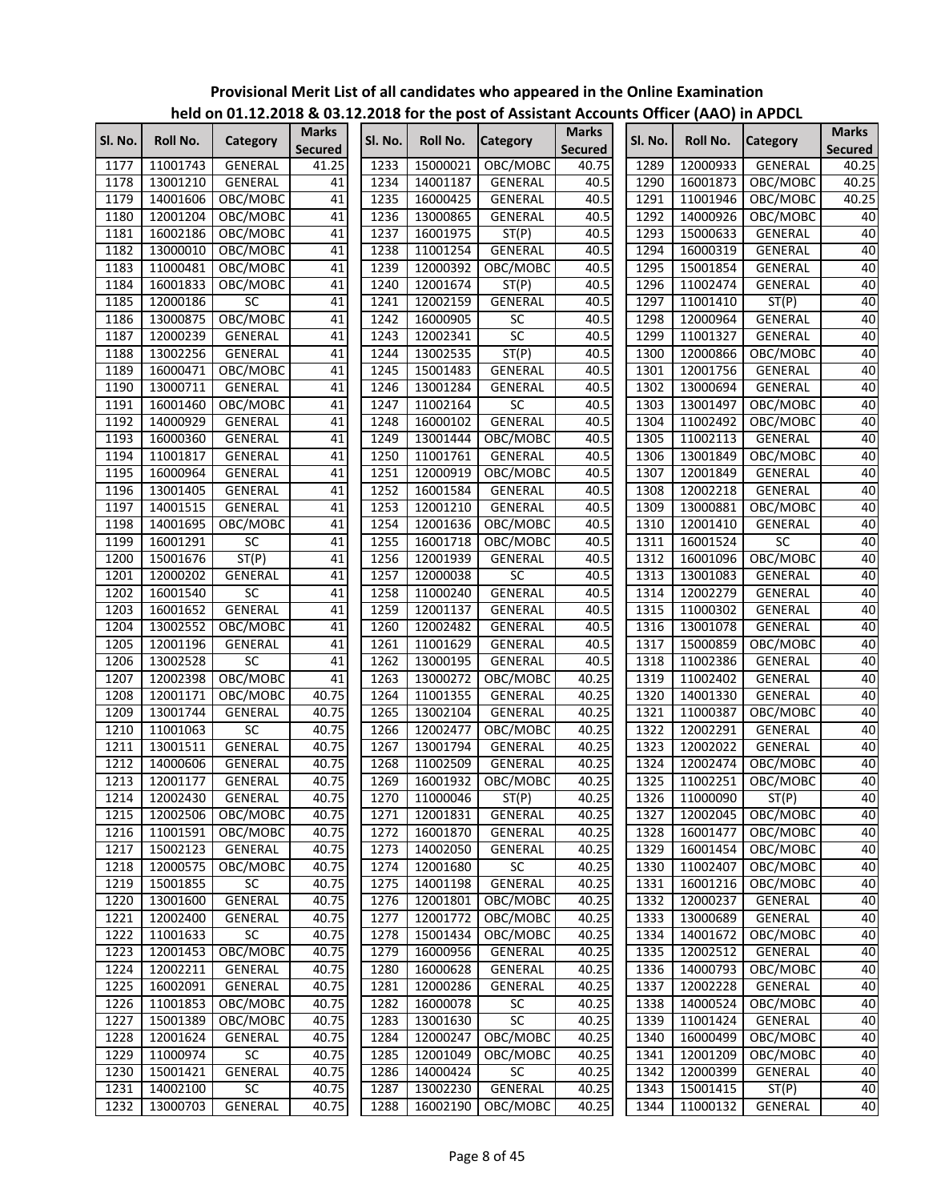**Provisional Merit List of all candidates who appeared in the Online Examination held on 01.12.2018 & 03.12.2018 for the post of Assistant Accounts Officer (AAO) in APDCL**

| Sl. No. | Roll No. | Category | Marks Secured | Sl. No. | Roll No. | Category | Marks Secured | Sl. No. | Roll No. | Category | Marks Secured |
|---|---|---|---|---|---|---|---|---|---|---|---|
| 1177 | 11001743 | GENERAL | 41.25 | 1233 | 15000021 | OBC/MOBC | 40.75 | 1289 | 12000933 | GENERAL | 40.25 |
| 1178 | 13001210 | GENERAL | 41 | 1234 | 14001187 | GENERAL | 40.5 | 1290 | 16001873 | OBC/MOBC | 40.25 |
| 1179 | 14001606 | OBC/MOBC | 41 | 1235 | 16000425 | GENERAL | 40.5 | 1291 | 11001946 | OBC/MOBC | 40.25 |
| 1180 | 12001204 | OBC/MOBC | 41 | 1236 | 13000865 | GENERAL | 40.5 | 1292 | 14000926 | OBC/MOBC | 40 |
| 1181 | 16002186 | OBC/MOBC | 41 | 1237 | 16001975 | ST(P) | 40.5 | 1293 | 15000633 | GENERAL | 40 |
| 1182 | 13000010 | OBC/MOBC | 41 | 1238 | 11001254 | GENERAL | 40.5 | 1294 | 16000319 | GENERAL | 40 |
| 1183 | 11000481 | OBC/MOBC | 41 | 1239 | 12000392 | OBC/MOBC | 40.5 | 1295 | 15001854 | GENERAL | 40 |
| 1184 | 16001833 | OBC/MOBC | 41 | 1240 | 12001674 | ST(P) | 40.5 | 1296 | 11002474 | GENERAL | 40 |
| 1185 | 12000186 | SC | 41 | 1241 | 12002159 | GENERAL | 40.5 | 1297 | 11001410 | ST(P) | 40 |
| 1186 | 13000875 | OBC/MOBC | 41 | 1242 | 16000905 | SC | 40.5 | 1298 | 12000964 | GENERAL | 40 |
| 1187 | 12000239 | GENERAL | 41 | 1243 | 12002341 | SC | 40.5 | 1299 | 11001327 | GENERAL | 40 |
| 1188 | 13002256 | GENERAL | 41 | 1244 | 13002535 | ST(P) | 40.5 | 1300 | 12000866 | OBC/MOBC | 40 |
| 1189 | 16000471 | OBC/MOBC | 41 | 1245 | 15001483 | GENERAL | 40.5 | 1301 | 12001756 | GENERAL | 40 |
| 1190 | 13000711 | GENERAL | 41 | 1246 | 13001284 | GENERAL | 40.5 | 1302 | 13000694 | GENERAL | 40 |
| 1191 | 16001460 | OBC/MOBC | 41 | 1247 | 11002164 | SC | 40.5 | 1303 | 13001497 | OBC/MOBC | 40 |
| 1192 | 14000929 | GENERAL | 41 | 1248 | 16000102 | GENERAL | 40.5 | 1304 | 11002492 | OBC/MOBC | 40 |
| 1193 | 16000360 | GENERAL | 41 | 1249 | 13001444 | OBC/MOBC | 40.5 | 1305 | 11002113 | GENERAL | 40 |
| 1194 | 11001817 | GENERAL | 41 | 1250 | 11001761 | GENERAL | 40.5 | 1306 | 13001849 | OBC/MOBC | 40 |
| 1195 | 16000964 | GENERAL | 41 | 1251 | 12000919 | OBC/MOBC | 40.5 | 1307 | 12001849 | GENERAL | 40 |
| 1196 | 13001405 | GENERAL | 41 | 1252 | 16001584 | GENERAL | 40.5 | 1308 | 12002218 | GENERAL | 40 |
| 1197 | 14001515 | GENERAL | 41 | 1253 | 12001210 | GENERAL | 40.5 | 1309 | 13000881 | OBC/MOBC | 40 |
| 1198 | 14001695 | OBC/MOBC | 41 | 1254 | 12001636 | OBC/MOBC | 40.5 | 1310 | 12001410 | GENERAL | 40 |
| 1199 | 16001291 | SC | 41 | 1255 | 16001718 | OBC/MOBC | 40.5 | 1311 | 16001524 | SC | 40 |
| 1200 | 15001676 | ST(P) | 41 | 1256 | 12001939 | GENERAL | 40.5 | 1312 | 16001096 | OBC/MOBC | 40 |
| 1201 | 12000202 | GENERAL | 41 | 1257 | 12000038 | SC | 40.5 | 1313 | 13001083 | GENERAL | 40 |
| 1202 | 16001540 | SC | 41 | 1258 | 11000240 | GENERAL | 40.5 | 1314 | 12002279 | GENERAL | 40 |
| 1203 | 16001652 | GENERAL | 41 | 1259 | 12001137 | GENERAL | 40.5 | 1315 | 11000302 | GENERAL | 40 |
| 1204 | 13002552 | OBC/MOBC | 41 | 1260 | 12002482 | GENERAL | 40.5 | 1316 | 13001078 | GENERAL | 40 |
| 1205 | 12001196 | GENERAL | 41 | 1261 | 11001629 | GENERAL | 40.5 | 1317 | 15000859 | OBC/MOBC | 40 |
| 1206 | 13002528 | SC | 41 | 1262 | 13000195 | GENERAL | 40.5 | 1318 | 11002386 | GENERAL | 40 |
| 1207 | 12002398 | OBC/MOBC | 41 | 1263 | 13000272 | OBC/MOBC | 40.25 | 1319 | 11002402 | GENERAL | 40 |
| 1208 | 12001171 | OBC/MOBC | 40.75 | 1264 | 11001355 | GENERAL | 40.25 | 1320 | 14001330 | GENERAL | 40 |
| 1209 | 13001744 | GENERAL | 40.75 | 1265 | 13002104 | GENERAL | 40.25 | 1321 | 11000387 | OBC/MOBC | 40 |
| 1210 | 11001063 | SC | 40.75 | 1266 | 12002477 | OBC/MOBC | 40.25 | 1322 | 12002291 | GENERAL | 40 |
| 1211 | 13001511 | GENERAL | 40.75 | 1267 | 13001794 | GENERAL | 40.25 | 1323 | 12002022 | GENERAL | 40 |
| 1212 | 14000606 | GENERAL | 40.75 | 1268 | 11002509 | GENERAL | 40.25 | 1324 | 12002474 | OBC/MOBC | 40 |
| 1213 | 12001177 | GENERAL | 40.75 | 1269 | 16001932 | OBC/MOBC | 40.25 | 1325 | 11002251 | OBC/MOBC | 40 |
| 1214 | 12002430 | GENERAL | 40.75 | 1270 | 11000046 | ST(P) | 40.25 | 1326 | 11000090 | ST(P) | 40 |
| 1215 | 12002506 | OBC/MOBC | 40.75 | 1271 | 12001831 | GENERAL | 40.25 | 1327 | 12002045 | OBC/MOBC | 40 |
| 1216 | 11001591 | OBC/MOBC | 40.75 | 1272 | 16001870 | GENERAL | 40.25 | 1328 | 16001477 | OBC/MOBC | 40 |
| 1217 | 15002123 | GENERAL | 40.75 | 1273 | 14002050 | GENERAL | 40.25 | 1329 | 16001454 | OBC/MOBC | 40 |
| 1218 | 12000575 | OBC/MOBC | 40.75 | 1274 | 12001680 | SC | 40.25 | 1330 | 11002407 | OBC/MOBC | 40 |
| 1219 | 15001855 | SC | 40.75 | 1275 | 14001198 | GENERAL | 40.25 | 1331 | 16001216 | OBC/MOBC | 40 |
| 1220 | 13001600 | GENERAL | 40.75 | 1276 | 12001801 | OBC/MOBC | 40.25 | 1332 | 12000237 | GENERAL | 40 |
| 1221 | 12002400 | GENERAL | 40.75 | 1277 | 12001772 | OBC/MOBC | 40.25 | 1333 | 13000689 | GENERAL | 40 |
| 1222 | 11001633 | SC | 40.75 | 1278 | 15001434 | OBC/MOBC | 40.25 | 1334 | 14001672 | OBC/MOBC | 40 |
| 1223 | 12001453 | OBC/MOBC | 40.75 | 1279 | 16000956 | GENERAL | 40.25 | 1335 | 12002512 | GENERAL | 40 |
| 1224 | 12002211 | GENERAL | 40.75 | 1280 | 16000628 | GENERAL | 40.25 | 1336 | 14000793 | OBC/MOBC | 40 |
| 1225 | 16002091 | GENERAL | 40.75 | 1281 | 12000286 | GENERAL | 40.25 | 1337 | 12002228 | GENERAL | 40 |
| 1226 | 11001853 | OBC/MOBC | 40.75 | 1282 | 16000078 | SC | 40.25 | 1338 | 14000524 | OBC/MOBC | 40 |
| 1227 | 15001389 | OBC/MOBC | 40.75 | 1283 | 13001630 | SC | 40.25 | 1339 | 11001424 | GENERAL | 40 |
| 1228 | 12001624 | GENERAL | 40.75 | 1284 | 12000247 | OBC/MOBC | 40.25 | 1340 | 16000499 | OBC/MOBC | 40 |
| 1229 | 11000974 | SC | 40.75 | 1285 | 12001049 | OBC/MOBC | 40.25 | 1341 | 12001209 | OBC/MOBC | 40 |
| 1230 | 15001421 | GENERAL | 40.75 | 1286 | 14000424 | SC | 40.25 | 1342 | 12000399 | GENERAL | 40 |
| 1231 | 14002100 | SC | 40.75 | 1287 | 13002230 | GENERAL | 40.25 | 1343 | 15001415 | ST(P) | 40 |
| 1232 | 13000703 | GENERAL | 40.75 | 1288 | 16002190 | OBC/MOBC | 40.25 | 1344 | 11000132 | GENERAL | 40 |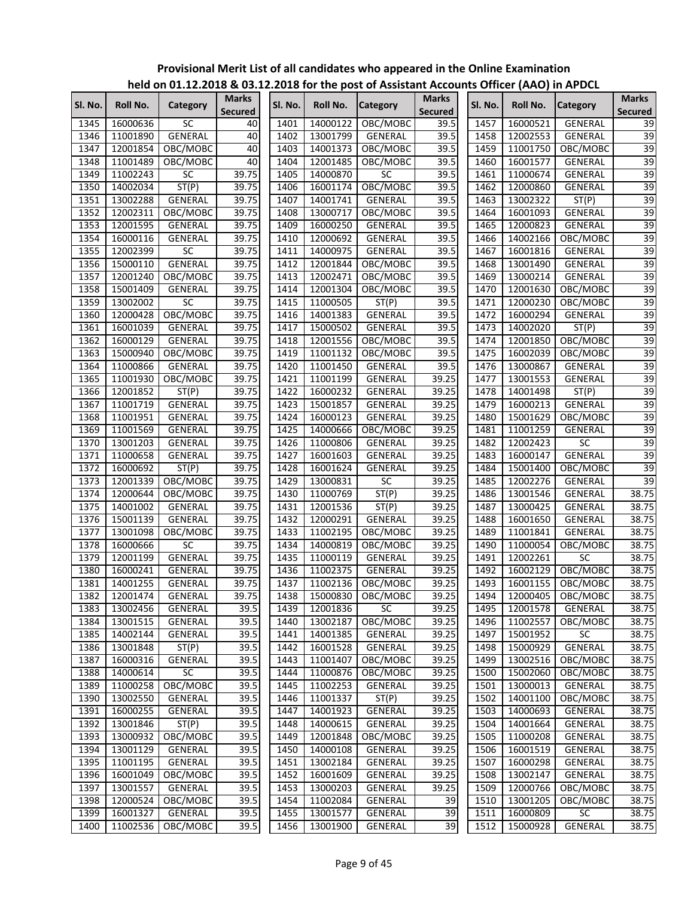**Provisional Merit List of all candidates who appeared in the Online Examination held on 01.12.2018 & 03.12.2018 for the post of Assistant Accounts Officer (AAO) in APDCL**

| Sl. No. | Roll No. | Category | Marks Secured |
|---|---|---|---|
| 1345 | 16000636 | SC | 40 |
| 1346 | 11001890 | GENERAL | 40 |
| 1347 | 12001854 | OBC/MOBC | 40 |
| 1348 | 11001489 | OBC/MOBC | 40 |
| 1349 | 11002243 | SC | 39.75 |
| 1350 | 14002034 | ST(P) | 39.75 |
| 1351 | 13002288 | GENERAL | 39.75 |
| 1352 | 12002311 | OBC/MOBC | 39.75 |
| 1353 | 12001595 | GENERAL | 39.75 |
| 1354 | 16000116 | GENERAL | 39.75 |
| 1355 | 12002399 | SC | 39.75 |
| 1356 | 15000110 | GENERAL | 39.75 |
| 1357 | 12001240 | OBC/MOBC | 39.75 |
| 1358 | 15001409 | GENERAL | 39.75 |
| 1359 | 13002002 | SC | 39.75 |
| 1360 | 12000428 | OBC/MOBC | 39.75 |
| 1361 | 16001039 | GENERAL | 39.75 |
| 1362 | 16000129 | GENERAL | 39.75 |
| 1363 | 15000940 | OBC/MOBC | 39.75 |
| 1364 | 11000866 | GENERAL | 39.75 |
| 1365 | 11001930 | OBC/MOBC | 39.75 |
| 1366 | 12001852 | ST(P) | 39.75 |
| 1367 | 11001719 | GENERAL | 39.75 |
| 1368 | 11001951 | GENERAL | 39.75 |
| 1369 | 11001569 | GENERAL | 39.75 |
| 1370 | 13001203 | GENERAL | 39.75 |
| 1371 | 11000658 | GENERAL | 39.75 |
| 1372 | 16000692 | ST(P) | 39.75 |
| 1373 | 12001339 | OBC/MOBC | 39.75 |
| 1374 | 12000644 | OBC/MOBC | 39.75 |
| 1375 | 14001002 | GENERAL | 39.75 |
| 1376 | 15001139 | GENERAL | 39.75 |
| 1377 | 13001098 | OBC/MOBC | 39.75 |
| 1378 | 16000666 | SC | 39.75 |
| 1379 | 12001199 | GENERAL | 39.75 |
| 1380 | 16000241 | GENERAL | 39.75 |
| 1381 | 14001255 | GENERAL | 39.75 |
| 1382 | 12001474 | GENERAL | 39.75 |
| 1383 | 13002456 | GENERAL | 39.5 |
| 1384 | 13001515 | GENERAL | 39.5 |
| 1385 | 14002144 | GENERAL | 39.5 |
| 1386 | 13001848 | ST(P) | 39.5 |
| 1387 | 16000316 | GENERAL | 39.5 |
| 1388 | 14000614 | SC | 39.5 |
| 1389 | 11000258 | OBC/MOBC | 39.5 |
| 1390 | 13002550 | GENERAL | 39.5 |
| 1391 | 16000255 | GENERAL | 39.5 |
| 1392 | 13001846 | ST(P) | 39.5 |
| 1393 | 13000932 | OBC/MOBC | 39.5 |
| 1394 | 13001129 | GENERAL | 39.5 |
| 1395 | 11001195 | GENERAL | 39.5 |
| 1396 | 16001049 | OBC/MOBC | 39.5 |
| 1397 | 13001557 | GENERAL | 39.5 |
| 1398 | 12000524 | OBC/MOBC | 39.5 |
| 1399 | 16001327 | GENERAL | 39.5 |
| 1400 | 11002536 | OBC/MOBC | 39.5 |
| 1401 | 14000122 | OBC/MOBC | 39.5 |
| 1402 | 13001799 | GENERAL | 39.5 |
| 1403 | 14001373 | OBC/MOBC | 39.5 |
| 1404 | 12001485 | OBC/MOBC | 39.5 |
| 1405 | 14000870 | SC | 39.5 |
| 1406 | 16001174 | OBC/MOBC | 39.5 |
| 1407 | 14001741 | GENERAL | 39.5 |
| 1408 | 13000717 | OBC/MOBC | 39.5 |
| 1409 | 16000250 | GENERAL | 39.5 |
| 1410 | 12000692 | GENERAL | 39.5 |
| 1411 | 14000975 | GENERAL | 39.5 |
| 1412 | 12001844 | OBC/MOBC | 39.5 |
| 1413 | 12002471 | OBC/MOBC | 39.5 |
| 1414 | 12001304 | OBC/MOBC | 39.5 |
| 1415 | 11000505 | ST(P) | 39.5 |
| 1416 | 14001383 | GENERAL | 39.5 |
| 1417 | 15000502 | GENERAL | 39.5 |
| 1418 | 12001556 | OBC/MOBC | 39.5 |
| 1419 | 11001132 | OBC/MOBC | 39.5 |
| 1420 | 11001450 | GENERAL | 39.5 |
| 1421 | 11001199 | GENERAL | 39.25 |
| 1422 | 16000232 | GENERAL | 39.25 |
| 1423 | 15001857 | GENERAL | 39.25 |
| 1424 | 16000123 | GENERAL | 39.25 |
| 1425 | 14000666 | OBC/MOBC | 39.25 |
| 1426 | 11000806 | GENERAL | 39.25 |
| 1427 | 16001603 | GENERAL | 39.25 |
| 1428 | 16001624 | GENERAL | 39.25 |
| 1429 | 13000831 | SC | 39.25 |
| 1430 | 11000769 | ST(P) | 39.25 |
| 1431 | 12001536 | ST(P) | 39.25 |
| 1432 | 12000291 | GENERAL | 39.25 |
| 1433 | 11002195 | OBC/MOBC | 39.25 |
| 1434 | 14000819 | OBC/MOBC | 39.25 |
| 1435 | 11000119 | GENERAL | 39.25 |
| 1436 | 11002375 | GENERAL | 39.25 |
| 1437 | 11002136 | OBC/MOBC | 39.25 |
| 1438 | 15000830 | OBC/MOBC | 39.25 |
| 1439 | 12001836 | SC | 39.25 |
| 1440 | 13002187 | OBC/MOBC | 39.25 |
| 1441 | 14001385 | GENERAL | 39.25 |
| 1442 | 16001528 | GENERAL | 39.25 |
| 1443 | 11001407 | OBC/MOBC | 39.25 |
| 1444 | 11000876 | OBC/MOBC | 39.25 |
| 1445 | 11002253 | GENERAL | 39.25 |
| 1446 | 11001337 | ST(P) | 39.25 |
| 1447 | 14001923 | GENERAL | 39.25 |
| 1448 | 14000615 | GENERAL | 39.25 |
| 1449 | 12001848 | OBC/MOBC | 39.25 |
| 1450 | 14000108 | GENERAL | 39.25 |
| 1451 | 13002184 | GENERAL | 39.25 |
| 1452 | 16001609 | GENERAL | 39.25 |
| 1453 | 13000203 | GENERAL | 39.25 |
| 1454 | 11002084 | GENERAL | 39 |
| 1455 | 13001577 | GENERAL | 39 |
| 1456 | 13001900 | GENERAL | 39 |
| 1457 | 16000521 | GENERAL | 39 |
| 1458 | 12002553 | GENERAL | 39 |
| 1459 | 11001750 | OBC/MOBC | 39 |
| 1460 | 16001577 | GENERAL | 39 |
| 1461 | 11000674 | GENERAL | 39 |
| 1462 | 12000860 | GENERAL | 39 |
| 1463 | 13002322 | ST(P) | 39 |
| 1464 | 16001093 | GENERAL | 39 |
| 1465 | 12000823 | GENERAL | 39 |
| 1466 | 14002166 | OBC/MOBC | 39 |
| 1467 | 16001816 | GENERAL | 39 |
| 1468 | 13001490 | GENERAL | 39 |
| 1469 | 13000214 | GENERAL | 39 |
| 1470 | 12001630 | OBC/MOBC | 39 |
| 1471 | 12000230 | OBC/MOBC | 39 |
| 1472 | 16000294 | GENERAL | 39 |
| 1473 | 14002020 | ST(P) | 39 |
| 1474 | 12001850 | OBC/MOBC | 39 |
| 1475 | 16002039 | OBC/MOBC | 39 |
| 1476 | 13000867 | GENERAL | 39 |
| 1477 | 13001553 | GENERAL | 39 |
| 1478 | 14001498 | ST(P) | 39 |
| 1479 | 16000213 | GENERAL | 39 |
| 1480 | 15001629 | OBC/MOBC | 39 |
| 1481 | 11001259 | GENERAL | 39 |
| 1482 | 12002423 | SC | 39 |
| 1483 | 16000147 | GENERAL | 39 |
| 1484 | 15001400 | OBC/MOBC | 39 |
| 1485 | 12002276 | GENERAL | 39 |
| 1486 | 13001546 | GENERAL | 38.75 |
| 1487 | 13000425 | GENERAL | 38.75 |
| 1488 | 16001650 | GENERAL | 38.75 |
| 1489 | 11001841 | GENERAL | 38.75 |
| 1490 | 11000054 | OBC/MOBC | 38.75 |
| 1491 | 12002261 | SC | 38.75 |
| 1492 | 16002129 | OBC/MOBC | 38.75 |
| 1493 | 16001155 | OBC/MOBC | 38.75 |
| 1494 | 12000405 | OBC/MOBC | 38.75 |
| 1495 | 12001578 | GENERAL | 38.75 |
| 1496 | 11002557 | OBC/MOBC | 38.75 |
| 1497 | 15001952 | SC | 38.75 |
| 1498 | 15000929 | GENERAL | 38.75 |
| 1499 | 13002516 | OBC/MOBC | 38.75 |
| 1500 | 15002060 | OBC/MOBC | 38.75 |
| 1501 | 13000013 | GENERAL | 38.75 |
| 1502 | 14001100 | OBC/MOBC | 38.75 |
| 1503 | 14000693 | GENERAL | 38.75 |
| 1504 | 14001664 | GENERAL | 38.75 |
| 1505 | 11000208 | GENERAL | 38.75 |
| 1506 | 16001519 | GENERAL | 38.75 |
| 1507 | 16000298 | GENERAL | 38.75 |
| 1508 | 13002147 | GENERAL | 38.75 |
| 1509 | 12000766 | OBC/MOBC | 38.75 |
| 1510 | 13001205 | OBC/MOBC | 38.75 |
| 1511 | 16000809 | SC | 38.75 |
| 1512 | 15000928 | GENERAL | 38.75 |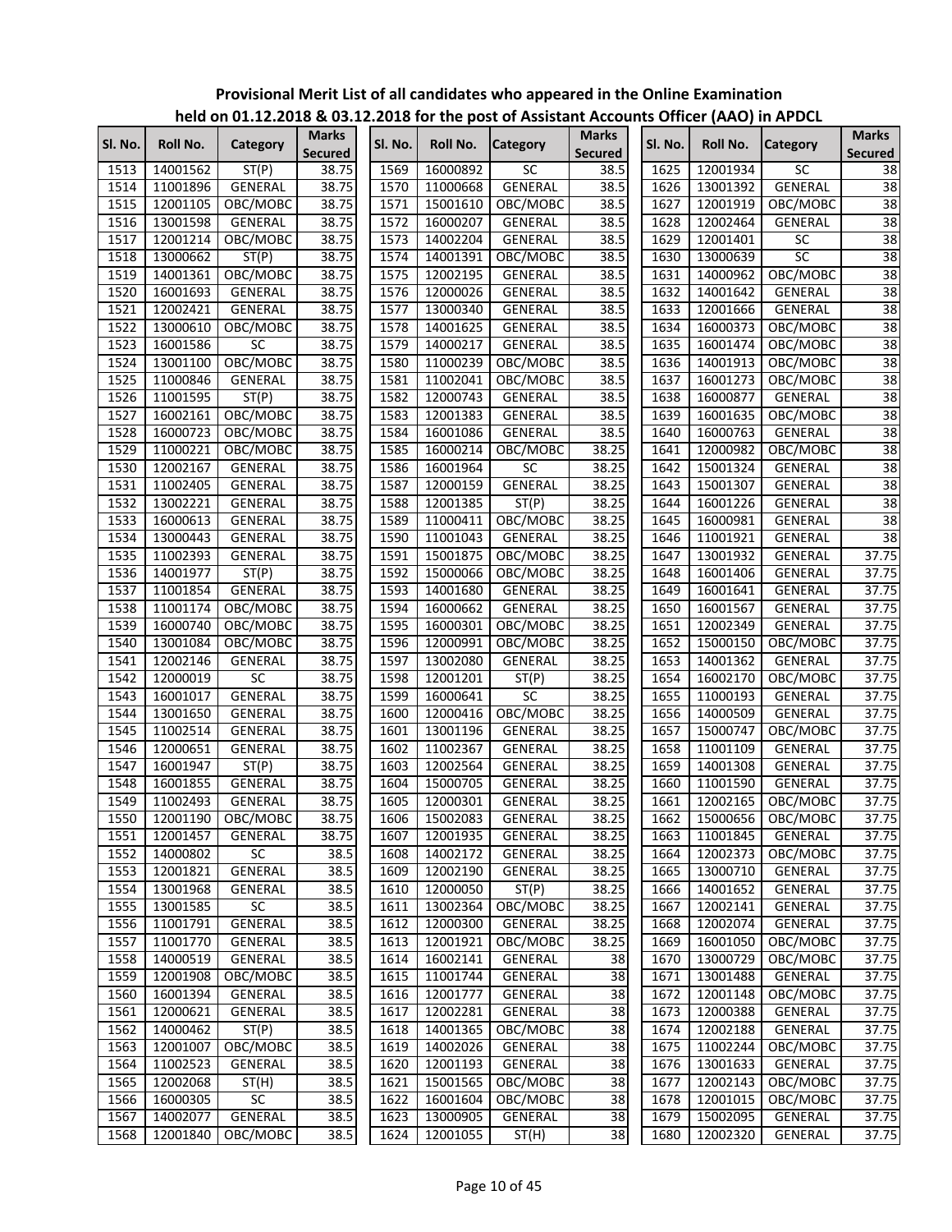**Provisional Merit List of all candidates who appeared in the Online Examination held on 01.12.2018 & 03.12.2018 for the post of Assistant Accounts Officer (AAO) in APDCL**

| Sl. No. | Roll No. | Category | Marks Secured | Sl. No. | Roll No. | Category | Marks Secured | Sl. No. | Roll No. | Category | Marks Secured |
|---|---|---|---|---|---|---|---|---|---|---|---|
| 1513 | 14001562 | ST(P) | 38.75 | 1569 | 16000892 | SC | 38.5 | 1625 | 12001934 | SC | 38 |
| 1514 | 11001896 | GENERAL | 38.75 | 1570 | 11000668 | GENERAL | 38.5 | 1626 | 13001392 | GENERAL | 38 |
| 1515 | 12001105 | OBC/MOBC | 38.75 | 1571 | 15001610 | OBC/MOBC | 38.5 | 1627 | 12001919 | OBC/MOBC | 38 |
| 1516 | 13001598 | GENERAL | 38.75 | 1572 | 16000207 | GENERAL | 38.5 | 1628 | 12002464 | GENERAL | 38 |
| 1517 | 12001214 | OBC/MOBC | 38.75 | 1573 | 14002204 | GENERAL | 38.5 | 1629 | 12001401 | SC | 38 |
| 1518 | 13000662 | ST(P) | 38.75 | 1574 | 14001391 | OBC/MOBC | 38.5 | 1630 | 13000639 | SC | 38 |
| 1519 | 14001361 | OBC/MOBC | 38.75 | 1575 | 12002195 | GENERAL | 38.5 | 1631 | 14000962 | OBC/MOBC | 38 |
| 1520 | 16001693 | GENERAL | 38.75 | 1576 | 12000026 | GENERAL | 38.5 | 1632 | 14001642 | GENERAL | 38 |
| 1521 | 12002421 | GENERAL | 38.75 | 1577 | 13000340 | GENERAL | 38.5 | 1633 | 12001666 | GENERAL | 38 |
| 1522 | 13000610 | OBC/MOBC | 38.75 | 1578 | 14001625 | GENERAL | 38.5 | 1634 | 16000373 | OBC/MOBC | 38 |
| 1523 | 16001586 | SC | 38.75 | 1579 | 14000217 | GENERAL | 38.5 | 1635 | 16001474 | OBC/MOBC | 38 |
| 1524 | 13001100 | OBC/MOBC | 38.75 | 1580 | 11000239 | OBC/MOBC | 38.5 | 1636 | 14001913 | OBC/MOBC | 38 |
| 1525 | 11000846 | GENERAL | 38.75 | 1581 | 11002041 | OBC/MOBC | 38.5 | 1637 | 16001273 | OBC/MOBC | 38 |
| 1526 | 11001595 | ST(P) | 38.75 | 1582 | 12000743 | GENERAL | 38.5 | 1638 | 16000877 | GENERAL | 38 |
| 1527 | 16002161 | OBC/MOBC | 38.75 | 1583 | 12001383 | GENERAL | 38.5 | 1639 | 16001635 | OBC/MOBC | 38 |
| 1528 | 16000723 | OBC/MOBC | 38.75 | 1584 | 16001086 | GENERAL | 38.5 | 1640 | 16000763 | GENERAL | 38 |
| 1529 | 11000221 | OBC/MOBC | 38.75 | 1585 | 16000214 | OBC/MOBC | 38.25 | 1641 | 12000982 | OBC/MOBC | 38 |
| 1530 | 12002167 | GENERAL | 38.75 | 1586 | 16001964 | SC | 38.25 | 1642 | 15001324 | GENERAL | 38 |
| 1531 | 11002405 | GENERAL | 38.75 | 1587 | 12000159 | GENERAL | 38.25 | 1643 | 15001307 | GENERAL | 38 |
| 1532 | 13002221 | GENERAL | 38.75 | 1588 | 12001385 | ST(P) | 38.25 | 1644 | 16001226 | GENERAL | 38 |
| 1533 | 16000613 | GENERAL | 38.75 | 1589 | 11000411 | OBC/MOBC | 38.25 | 1645 | 16000981 | GENERAL | 38 |
| 1534 | 13000443 | GENERAL | 38.75 | 1590 | 11001043 | GENERAL | 38.25 | 1646 | 11001921 | GENERAL | 38 |
| 1535 | 11002393 | GENERAL | 38.75 | 1591 | 15001875 | OBC/MOBC | 38.25 | 1647 | 13001932 | GENERAL | 37.75 |
| 1536 | 14001977 | ST(P) | 38.75 | 1592 | 15000066 | OBC/MOBC | 38.25 | 1648 | 16001406 | GENERAL | 37.75 |
| 1537 | 11001854 | GENERAL | 38.75 | 1593 | 14001680 | GENERAL | 38.25 | 1649 | 16001641 | GENERAL | 37.75 |
| 1538 | 11001174 | OBC/MOBC | 38.75 | 1594 | 16000662 | GENERAL | 38.25 | 1650 | 16001567 | GENERAL | 37.75 |
| 1539 | 16000740 | OBC/MOBC | 38.75 | 1595 | 16000301 | OBC/MOBC | 38.25 | 1651 | 12002349 | GENERAL | 37.75 |
| 1540 | 13001084 | OBC/MOBC | 38.75 | 1596 | 12000991 | OBC/MOBC | 38.25 | 1652 | 15000150 | OBC/MOBC | 37.75 |
| 1541 | 12002146 | GENERAL | 38.75 | 1597 | 13002080 | GENERAL | 38.25 | 1653 | 14001362 | GENERAL | 37.75 |
| 1542 | 12000019 | SC | 38.75 | 1598 | 12001201 | ST(P) | 38.25 | 1654 | 16002170 | OBC/MOBC | 37.75 |
| 1543 | 16001017 | GENERAL | 38.75 | 1599 | 16000641 | SC | 38.25 | 1655 | 11000193 | GENERAL | 37.75 |
| 1544 | 13001650 | GENERAL | 38.75 | 1600 | 12000416 | OBC/MOBC | 38.25 | 1656 | 14000509 | GENERAL | 37.75 |
| 1545 | 11002514 | GENERAL | 38.75 | 1601 | 13001196 | GENERAL | 38.25 | 1657 | 15000747 | OBC/MOBC | 37.75 |
| 1546 | 12000651 | GENERAL | 38.75 | 1602 | 11002367 | GENERAL | 38.25 | 1658 | 11001109 | GENERAL | 37.75 |
| 1547 | 16001947 | ST(P) | 38.75 | 1603 | 12002564 | GENERAL | 38.25 | 1659 | 14001308 | GENERAL | 37.75 |
| 1548 | 16001855 | GENERAL | 38.75 | 1604 | 15000705 | GENERAL | 38.25 | 1660 | 11001590 | GENERAL | 37.75 |
| 1549 | 11002493 | GENERAL | 38.75 | 1605 | 12000301 | GENERAL | 38.25 | 1661 | 12002165 | OBC/MOBC | 37.75 |
| 1550 | 12001190 | OBC/MOBC | 38.75 | 1606 | 15002083 | GENERAL | 38.25 | 1662 | 15000656 | OBC/MOBC | 37.75 |
| 1551 | 12001457 | GENERAL | 38.75 | 1607 | 12001935 | GENERAL | 38.25 | 1663 | 11001845 | GENERAL | 37.75 |
| 1552 | 14000802 | SC | 38.5 | 1608 | 14002172 | GENERAL | 38.25 | 1664 | 12002373 | OBC/MOBC | 37.75 |
| 1553 | 12001821 | GENERAL | 38.5 | 1609 | 12002190 | GENERAL | 38.25 | 1665 | 13000710 | GENERAL | 37.75 |
| 1554 | 13001968 | GENERAL | 38.5 | 1610 | 12000050 | ST(P) | 38.25 | 1666 | 14001652 | GENERAL | 37.75 |
| 1555 | 13001585 | SC | 38.5 | 1611 | 13002364 | OBC/MOBC | 38.25 | 1667 | 12002141 | GENERAL | 37.75 |
| 1556 | 11001791 | GENERAL | 38.5 | 1612 | 12000300 | GENERAL | 38.25 | 1668 | 12002074 | GENERAL | 37.75 |
| 1557 | 11001770 | GENERAL | 38.5 | 1613 | 12001921 | OBC/MOBC | 38.25 | 1669 | 16001050 | OBC/MOBC | 37.75 |
| 1558 | 14000519 | GENERAL | 38.5 | 1614 | 16002141 | GENERAL | 38 | 1670 | 13000729 | OBC/MOBC | 37.75 |
| 1559 | 12001908 | OBC/MOBC | 38.5 | 1615 | 11001744 | GENERAL | 38 | 1671 | 13001488 | GENERAL | 37.75 |
| 1560 | 16001394 | GENERAL | 38.5 | 1616 | 12001777 | GENERAL | 38 | 1672 | 12001148 | OBC/MOBC | 37.75 |
| 1561 | 12000621 | GENERAL | 38.5 | 1617 | 12002281 | GENERAL | 38 | 1673 | 12000388 | GENERAL | 37.75 |
| 1562 | 14000462 | ST(P) | 38.5 | 1618 | 14001365 | OBC/MOBC | 38 | 1674 | 12002188 | GENERAL | 37.75 |
| 1563 | 12001007 | OBC/MOBC | 38.5 | 1619 | 14002026 | GENERAL | 38 | 1675 | 11002244 | OBC/MOBC | 37.75 |
| 1564 | 11002523 | GENERAL | 38.5 | 1620 | 12001193 | GENERAL | 38 | 1676 | 13001633 | GENERAL | 37.75 |
| 1565 | 12002068 | ST(H) | 38.5 | 1621 | 15001565 | OBC/MOBC | 38 | 1677 | 12002143 | OBC/MOBC | 37.75 |
| 1566 | 16000305 | SC | 38.5 | 1622 | 16001604 | OBC/MOBC | 38 | 1678 | 12001015 | OBC/MOBC | 37.75 |
| 1567 | 14002077 | GENERAL | 38.5 | 1623 | 13000905 | GENERAL | 38 | 1679 | 15002095 | GENERAL | 37.75 |
| 1568 | 12001840 | OBC/MOBC | 38.5 | 1624 | 12001055 | ST(H) | 38 | 1680 | 12002320 | GENERAL | 37.75 |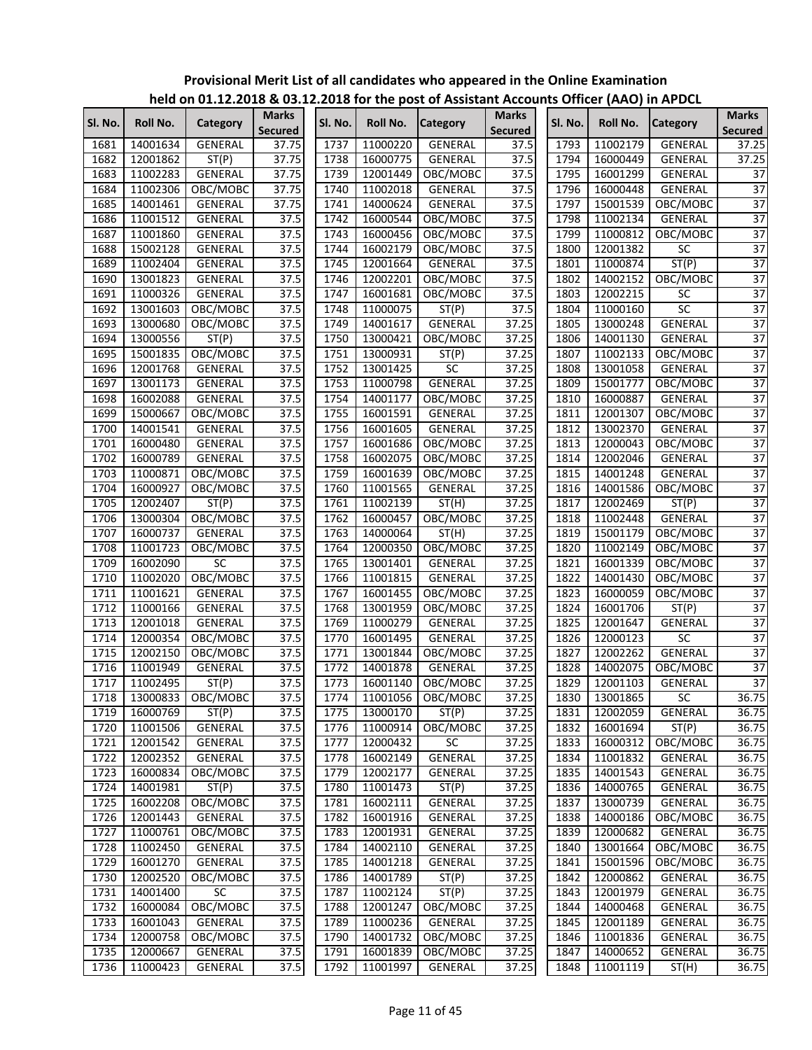**Provisional Merit List of all candidates who appeared in the Online Examination held on 01.12.2018 & 03.12.2018 for the post of Assistant Accounts Officer (AAO) in APDCL**

| Sl. No. | Roll No. | Category | Marks Secured | Sl. No. | Roll No. | Category | Marks Secured | Sl. No. | Roll No. | Category | Marks Secured |
|---|---|---|---|---|---|---|---|---|---|---|---|
| 1681 | 14001634 | GENERAL | 37.75 | 1737 | 11000220 | GENERAL | 37.5 | 1793 | 11002179 | GENERAL | 37.25 |
| 1682 | 12001862 | ST(P) | 37.75 | 1738 | 16000775 | GENERAL | 37.5 | 1794 | 16000449 | GENERAL | 37.25 |
| 1683 | 11002283 | GENERAL | 37.75 | 1739 | 12001449 | OBC/MOBC | 37.5 | 1795 | 16001299 | GENERAL | 37 |
| 1684 | 11002306 | OBC/MOBC | 37.75 | 1740 | 11002018 | GENERAL | 37.5 | 1796 | 16000448 | GENERAL | 37 |
| 1685 | 14001461 | GENERAL | 37.75 | 1741 | 14000624 | GENERAL | 37.5 | 1797 | 15001539 | OBC/MOBC | 37 |
| 1686 | 11001512 | GENERAL | 37.5 | 1742 | 16000544 | OBC/MOBC | 37.5 | 1798 | 11002134 | GENERAL | 37 |
| 1687 | 11001860 | GENERAL | 37.5 | 1743 | 16000456 | OBC/MOBC | 37.5 | 1799 | 11000812 | OBC/MOBC | 37 |
| 1688 | 15002128 | GENERAL | 37.5 | 1744 | 16002179 | OBC/MOBC | 37.5 | 1800 | 12001382 | SC | 37 |
| 1689 | 11002404 | GENERAL | 37.5 | 1745 | 12001664 | GENERAL | 37.5 | 1801 | 11000874 | ST(P) | 37 |
| 1690 | 13001823 | GENERAL | 37.5 | 1746 | 12002201 | OBC/MOBC | 37.5 | 1802 | 14002152 | OBC/MOBC | 37 |
| 1691 | 11000326 | GENERAL | 37.5 | 1747 | 16001681 | OBC/MOBC | 37.5 | 1803 | 12002215 | SC | 37 |
| 1692 | 13001603 | OBC/MOBC | 37.5 | 1748 | 11000075 | ST(P) | 37.5 | 1804 | 11000160 | SC | 37 |
| 1693 | 13000680 | OBC/MOBC | 37.5 | 1749 | 14001617 | GENERAL | 37.25 | 1805 | 13000248 | GENERAL | 37 |
| 1694 | 13000556 | ST(P) | 37.5 | 1750 | 13000421 | OBC/MOBC | 37.25 | 1806 | 14001130 | GENERAL | 37 |
| 1695 | 15001835 | OBC/MOBC | 37.5 | 1751 | 13000931 | ST(P) | 37.25 | 1807 | 11002133 | OBC/MOBC | 37 |
| 1696 | 12001768 | GENERAL | 37.5 | 1752 | 13001425 | SC | 37.25 | 1808 | 13001058 | GENERAL | 37 |
| 1697 | 13001173 | GENERAL | 37.5 | 1753 | 11000798 | GENERAL | 37.25 | 1809 | 15001777 | OBC/MOBC | 37 |
| 1698 | 16002088 | GENERAL | 37.5 | 1754 | 14001177 | OBC/MOBC | 37.25 | 1810 | 16000887 | GENERAL | 37 |
| 1699 | 15000667 | OBC/MOBC | 37.5 | 1755 | 16001591 | GENERAL | 37.25 | 1811 | 12001307 | OBC/MOBC | 37 |
| 1700 | 14001541 | GENERAL | 37.5 | 1756 | 16001605 | GENERAL | 37.25 | 1812 | 13002370 | GENERAL | 37 |
| 1701 | 16000480 | GENERAL | 37.5 | 1757 | 16001686 | OBC/MOBC | 37.25 | 1813 | 12000043 | OBC/MOBC | 37 |
| 1702 | 16000789 | GENERAL | 37.5 | 1758 | 16002075 | OBC/MOBC | 37.25 | 1814 | 12002046 | GENERAL | 37 |
| 1703 | 11000871 | OBC/MOBC | 37.5 | 1759 | 16001639 | OBC/MOBC | 37.25 | 1815 | 14001248 | GENERAL | 37 |
| 1704 | 16000927 | OBC/MOBC | 37.5 | 1760 | 11001565 | GENERAL | 37.25 | 1816 | 14001586 | OBC/MOBC | 37 |
| 1705 | 12002407 | ST(P) | 37.5 | 1761 | 11002139 | ST(H) | 37.25 | 1817 | 12002469 | ST(P) | 37 |
| 1706 | 13000304 | OBC/MOBC | 37.5 | 1762 | 16000457 | OBC/MOBC | 37.25 | 1818 | 11002448 | GENERAL | 37 |
| 1707 | 16000737 | GENERAL | 37.5 | 1763 | 14000064 | ST(H) | 37.25 | 1819 | 15001179 | OBC/MOBC | 37 |
| 1708 | 11001723 | OBC/MOBC | 37.5 | 1764 | 12000350 | OBC/MOBC | 37.25 | 1820 | 11002149 | OBC/MOBC | 37 |
| 1709 | 16002090 | SC | 37.5 | 1765 | 13001401 | GENERAL | 37.25 | 1821 | 16001339 | OBC/MOBC | 37 |
| 1710 | 11002020 | OBC/MOBC | 37.5 | 1766 | 11001815 | GENERAL | 37.25 | 1822 | 14001430 | OBC/MOBC | 37 |
| 1711 | 11001621 | GENERAL | 37.5 | 1767 | 16001455 | OBC/MOBC | 37.25 | 1823 | 16000059 | OBC/MOBC | 37 |
| 1712 | 11000166 | GENERAL | 37.5 | 1768 | 13001959 | OBC/MOBC | 37.25 | 1824 | 16001706 | ST(P) | 37 |
| 1713 | 12001018 | GENERAL | 37.5 | 1769 | 11000279 | GENERAL | 37.25 | 1825 | 12001647 | GENERAL | 37 |
| 1714 | 12000354 | OBC/MOBC | 37.5 | 1770 | 16001495 | GENERAL | 37.25 | 1826 | 12000123 | SC | 37 |
| 1715 | 12002150 | OBC/MOBC | 37.5 | 1771 | 13001844 | OBC/MOBC | 37.25 | 1827 | 12002262 | GENERAL | 37 |
| 1716 | 11001949 | GENERAL | 37.5 | 1772 | 14001878 | GENERAL | 37.25 | 1828 | 14002075 | OBC/MOBC | 37 |
| 1717 | 11002495 | ST(P) | 37.5 | 1773 | 16001140 | OBC/MOBC | 37.25 | 1829 | 12001103 | GENERAL | 37 |
| 1718 | 13000833 | OBC/MOBC | 37.5 | 1774 | 11001056 | OBC/MOBC | 37.25 | 1830 | 13001865 | SC | 36.75 |
| 1719 | 16000769 | ST(P) | 37.5 | 1775 | 13000170 | ST(P) | 37.25 | 1831 | 12002059 | GENERAL | 36.75 |
| 1720 | 11001506 | GENERAL | 37.5 | 1776 | 11000914 | OBC/MOBC | 37.25 | 1832 | 16001694 | ST(P) | 36.75 |
| 1721 | 12001542 | GENERAL | 37.5 | 1777 | 12000432 | SC | 37.25 | 1833 | 16000312 | OBC/MOBC | 36.75 |
| 1722 | 12002352 | GENERAL | 37.5 | 1778 | 16002149 | GENERAL | 37.25 | 1834 | 11001832 | GENERAL | 36.75 |
| 1723 | 16000834 | OBC/MOBC | 37.5 | 1779 | 12002177 | GENERAL | 37.25 | 1835 | 14001543 | GENERAL | 36.75 |
| 1724 | 14001981 | ST(P) | 37.5 | 1780 | 11001473 | ST(P) | 37.25 | 1836 | 14000765 | GENERAL | 36.75 |
| 1725 | 16002208 | OBC/MOBC | 37.5 | 1781 | 16002111 | GENERAL | 37.25 | 1837 | 13000739 | GENERAL | 36.75 |
| 1726 | 12001443 | GENERAL | 37.5 | 1782 | 16001916 | GENERAL | 37.25 | 1838 | 14000186 | OBC/MOBC | 36.75 |
| 1727 | 11000761 | OBC/MOBC | 37.5 | 1783 | 12001931 | GENERAL | 37.25 | 1839 | 12000682 | GENERAL | 36.75 |
| 1728 | 11002450 | GENERAL | 37.5 | 1784 | 14002110 | GENERAL | 37.25 | 1840 | 13001664 | OBC/MOBC | 36.75 |
| 1729 | 16001270 | GENERAL | 37.5 | 1785 | 14001218 | GENERAL | 37.25 | 1841 | 15001596 | OBC/MOBC | 36.75 |
| 1730 | 12002520 | OBC/MOBC | 37.5 | 1786 | 14001789 | ST(P) | 37.25 | 1842 | 12000862 | GENERAL | 36.75 |
| 1731 | 14001400 | SC | 37.5 | 1787 | 11002124 | ST(P) | 37.25 | 1843 | 12001979 | GENERAL | 36.75 |
| 1732 | 16000084 | OBC/MOBC | 37.5 | 1788 | 12001247 | OBC/MOBC | 37.25 | 1844 | 14000468 | GENERAL | 36.75 |
| 1733 | 16001043 | GENERAL | 37.5 | 1789 | 11000236 | GENERAL | 37.25 | 1845 | 12001189 | GENERAL | 36.75 |
| 1734 | 12000758 | OBC/MOBC | 37.5 | 1790 | 14001732 | OBC/MOBC | 37.25 | 1846 | 11001836 | GENERAL | 36.75 |
| 1735 | 12000667 | GENERAL | 37.5 | 1791 | 16001839 | OBC/MOBC | 37.25 | 1847 | 14000652 | GENERAL | 36.75 |
| 1736 | 11000423 | GENERAL | 37.5 | 1792 | 11001997 | GENERAL | 37.25 | 1848 | 11001119 | ST(H) | 36.75 |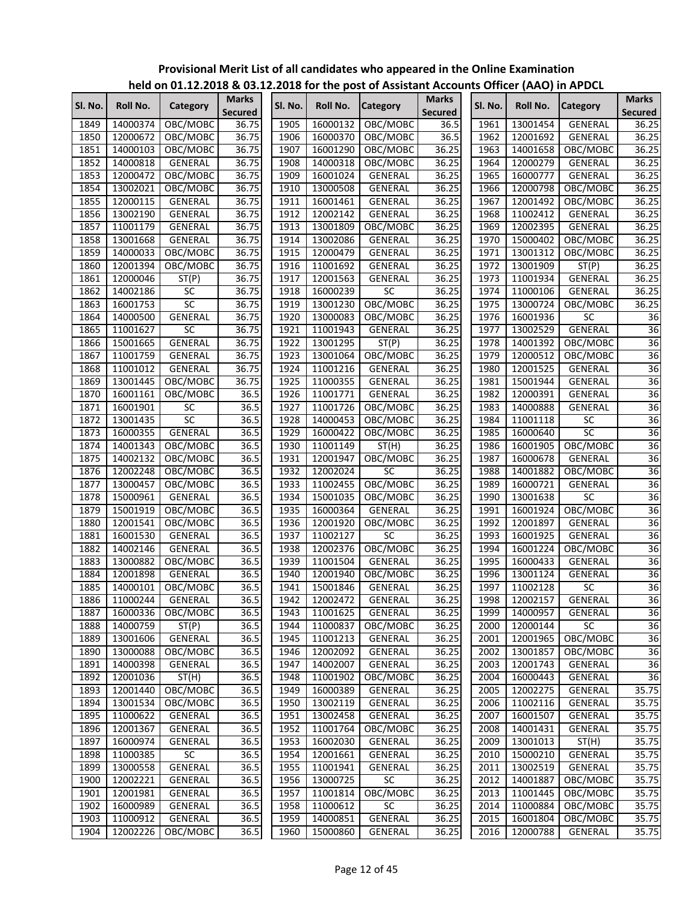**Provisional Merit List of all candidates who appeared in the Online Examination held on 01.12.2018 & 03.12.2018 for the post of Assistant Accounts Officer (AAO) in APDCL**

| Sl. No. | Roll No. | Category | Marks Secured | Sl. No. | Roll No. | Category | Marks Secured | Sl. No. | Roll No. | Category | Marks Secured |
|---|---|---|---|---|---|---|---|---|---|---|---|
| 1849 | 14000374 | OBC/MOBC | 36.75 | 1905 | 16000132 | OBC/MOBC | 36.5 | 1961 | 13001454 | GENERAL | 36.25 |
| 1850 | 12000672 | OBC/MOBC | 36.75 | 1906 | 16000370 | OBC/MOBC | 36.5 | 1962 | 12001692 | GENERAL | 36.25 |
| 1851 | 14000103 | OBC/MOBC | 36.75 | 1907 | 16001290 | OBC/MOBC | 36.25 | 1963 | 14001658 | OBC/MOBC | 36.25 |
| 1852 | 14000818 | GENERAL | 36.75 | 1908 | 14000318 | OBC/MOBC | 36.25 | 1964 | 12000279 | GENERAL | 36.25 |
| 1853 | 12000472 | OBC/MOBC | 36.75 | 1909 | 16001024 | GENERAL | 36.25 | 1965 | 16000777 | GENERAL | 36.25 |
| 1854 | 13002021 | OBC/MOBC | 36.75 | 1910 | 13000508 | GENERAL | 36.25 | 1966 | 12000798 | OBC/MOBC | 36.25 |
| 1855 | 12000115 | GENERAL | 36.75 | 1911 | 16001461 | GENERAL | 36.25 | 1967 | 12001492 | OBC/MOBC | 36.25 |
| 1856 | 13002190 | GENERAL | 36.75 | 1912 | 12002142 | GENERAL | 36.25 | 1968 | 11002412 | GENERAL | 36.25 |
| 1857 | 11001179 | GENERAL | 36.75 | 1913 | 13001809 | OBC/MOBC | 36.25 | 1969 | 12002395 | GENERAL | 36.25 |
| 1858 | 13001668 | GENERAL | 36.75 | 1914 | 13002086 | GENERAL | 36.25 | 1970 | 15000402 | OBC/MOBC | 36.25 |
| 1859 | 14000033 | OBC/MOBC | 36.75 | 1915 | 12000479 | GENERAL | 36.25 | 1971 | 13001312 | OBC/MOBC | 36.25 |
| 1860 | 12001394 | OBC/MOBC | 36.75 | 1916 | 11001692 | GENERAL | 36.25 | 1972 | 13001909 | ST(P) | 36.25 |
| 1861 | 12000046 | ST(P) | 36.75 | 1917 | 12001563 | GENERAL | 36.25 | 1973 | 11001934 | GENERAL | 36.25 |
| 1862 | 14002186 | SC | 36.75 | 1918 | 16000239 | SC | 36.25 | 1974 | 11000106 | GENERAL | 36.25 |
| 1863 | 16001753 | SC | 36.75 | 1919 | 13001230 | OBC/MOBC | 36.25 | 1975 | 13000724 | OBC/MOBC | 36.25 |
| 1864 | 14000500 | GENERAL | 36.75 | 1920 | 13000083 | OBC/MOBC | 36.25 | 1976 | 16001936 | SC | 36 |
| 1865 | 11001627 | SC | 36.75 | 1921 | 11001943 | GENERAL | 36.25 | 1977 | 13002529 | GENERAL | 36 |
| 1866 | 15001665 | GENERAL | 36.75 | 1922 | 13001295 | ST(P) | 36.25 | 1978 | 14001392 | OBC/MOBC | 36 |
| 1867 | 11001759 | GENERAL | 36.75 | 1923 | 13001064 | OBC/MOBC | 36.25 | 1979 | 12000512 | OBC/MOBC | 36 |
| 1868 | 11001012 | GENERAL | 36.75 | 1924 | 11001216 | GENERAL | 36.25 | 1980 | 12001525 | GENERAL | 36 |
| 1869 | 13001445 | OBC/MOBC | 36.75 | 1925 | 11000355 | GENERAL | 36.25 | 1981 | 15001944 | GENERAL | 36 |
| 1870 | 16001161 | OBC/MOBC | 36.5 | 1926 | 11001771 | GENERAL | 36.25 | 1982 | 12000391 | GENERAL | 36 |
| 1871 | 16001901 | SC | 36.5 | 1927 | 11001726 | OBC/MOBC | 36.25 | 1983 | 14000888 | GENERAL | 36 |
| 1872 | 13001435 | SC | 36.5 | 1928 | 14000453 | OBC/MOBC | 36.25 | 1984 | 11001118 | SC | 36 |
| 1873 | 16000355 | GENERAL | 36.5 | 1929 | 16000422 | OBC/MOBC | 36.25 | 1985 | 16000640 | SC | 36 |
| 1874 | 14001343 | OBC/MOBC | 36.5 | 1930 | 11001149 | ST(H) | 36.25 | 1986 | 16001905 | OBC/MOBC | 36 |
| 1875 | 14002132 | OBC/MOBC | 36.5 | 1931 | 12001947 | OBC/MOBC | 36.25 | 1987 | 16000678 | GENERAL | 36 |
| 1876 | 12002248 | OBC/MOBC | 36.5 | 1932 | 12002024 | SC | 36.25 | 1988 | 14001882 | OBC/MOBC | 36 |
| 1877 | 13000457 | OBC/MOBC | 36.5 | 1933 | 11002455 | OBC/MOBC | 36.25 | 1989 | 16000721 | GENERAL | 36 |
| 1878 | 15000961 | GENERAL | 36.5 | 1934 | 15001035 | OBC/MOBC | 36.25 | 1990 | 13001638 | SC | 36 |
| 1879 | 15001919 | OBC/MOBC | 36.5 | 1935 | 16000364 | GENERAL | 36.25 | 1991 | 16001924 | OBC/MOBC | 36 |
| 1880 | 12001541 | OBC/MOBC | 36.5 | 1936 | 12001920 | OBC/MOBC | 36.25 | 1992 | 12001897 | GENERAL | 36 |
| 1881 | 16001530 | GENERAL | 36.5 | 1937 | 11002127 | SC | 36.25 | 1993 | 16001925 | GENERAL | 36 |
| 1882 | 14002146 | GENERAL | 36.5 | 1938 | 12002376 | OBC/MOBC | 36.25 | 1994 | 16001224 | OBC/MOBC | 36 |
| 1883 | 13000882 | OBC/MOBC | 36.5 | 1939 | 11001504 | GENERAL | 36.25 | 1995 | 16000433 | GENERAL | 36 |
| 1884 | 12001898 | GENERAL | 36.5 | 1940 | 12001940 | OBC/MOBC | 36.25 | 1996 | 13001124 | GENERAL | 36 |
| 1885 | 14000101 | OBC/MOBC | 36.5 | 1941 | 15001846 | GENERAL | 36.25 | 1997 | 11002128 | SC | 36 |
| 1886 | 11000244 | GENERAL | 36.5 | 1942 | 12002472 | GENERAL | 36.25 | 1998 | 12002157 | GENERAL | 36 |
| 1887 | 16000336 | OBC/MOBC | 36.5 | 1943 | 11001625 | GENERAL | 36.25 | 1999 | 14000957 | GENERAL | 36 |
| 1888 | 14000759 | ST(P) | 36.5 | 1944 | 11000837 | OBC/MOBC | 36.25 | 2000 | 12000144 | SC | 36 |
| 1889 | 13001606 | GENERAL | 36.5 | 1945 | 11001213 | GENERAL | 36.25 | 2001 | 12001965 | OBC/MOBC | 36 |
| 1890 | 13000088 | OBC/MOBC | 36.5 | 1946 | 12002092 | GENERAL | 36.25 | 2002 | 13001857 | OBC/MOBC | 36 |
| 1891 | 14000398 | GENERAL | 36.5 | 1947 | 14002007 | GENERAL | 36.25 | 2003 | 12001743 | GENERAL | 36 |
| 1892 | 12001036 | ST(H) | 36.5 | 1948 | 11001902 | OBC/MOBC | 36.25 | 2004 | 16000443 | GENERAL | 36 |
| 1893 | 12001440 | OBC/MOBC | 36.5 | 1949 | 16000389 | GENERAL | 36.25 | 2005 | 12002275 | GENERAL | 35.75 |
| 1894 | 13001534 | OBC/MOBC | 36.5 | 1950 | 13002119 | GENERAL | 36.25 | 2006 | 11002116 | GENERAL | 35.75 |
| 1895 | 11000622 | GENERAL | 36.5 | 1951 | 13002458 | GENERAL | 36.25 | 2007 | 16001507 | GENERAL | 35.75 |
| 1896 | 12001367 | GENERAL | 36.5 | 1952 | 11001764 | OBC/MOBC | 36.25 | 2008 | 14001431 | GENERAL | 35.75 |
| 1897 | 16000974 | GENERAL | 36.5 | 1953 | 16002030 | GENERAL | 36.25 | 2009 | 13001013 | ST(H) | 35.75 |
| 1898 | 11000385 | SC | 36.5 | 1954 | 12001661 | GENERAL | 36.25 | 2010 | 15000210 | GENERAL | 35.75 |
| 1899 | 13000558 | GENERAL | 36.5 | 1955 | 11001941 | GENERAL | 36.25 | 2011 | 13002519 | GENERAL | 35.75 |
| 1900 | 12002221 | GENERAL | 36.5 | 1956 | 13000725 | SC | 36.25 | 2012 | 14001887 | OBC/MOBC | 35.75 |
| 1901 | 12001981 | GENERAL | 36.5 | 1957 | 11001814 | OBC/MOBC | 36.25 | 2013 | 11001445 | OBC/MOBC | 35.75 |
| 1902 | 16000989 | GENERAL | 36.5 | 1958 | 11000612 | SC | 36.25 | 2014 | 11000884 | OBC/MOBC | 35.75 |
| 1903 | 11000912 | GENERAL | 36.5 | 1959 | 14000851 | GENERAL | 36.25 | 2015 | 16001804 | OBC/MOBC | 35.75 |
| 1904 | 12002226 | OBC/MOBC | 36.5 | 1960 | 15000860 | GENERAL | 36.25 | 2016 | 12000788 | GENERAL | 35.75 |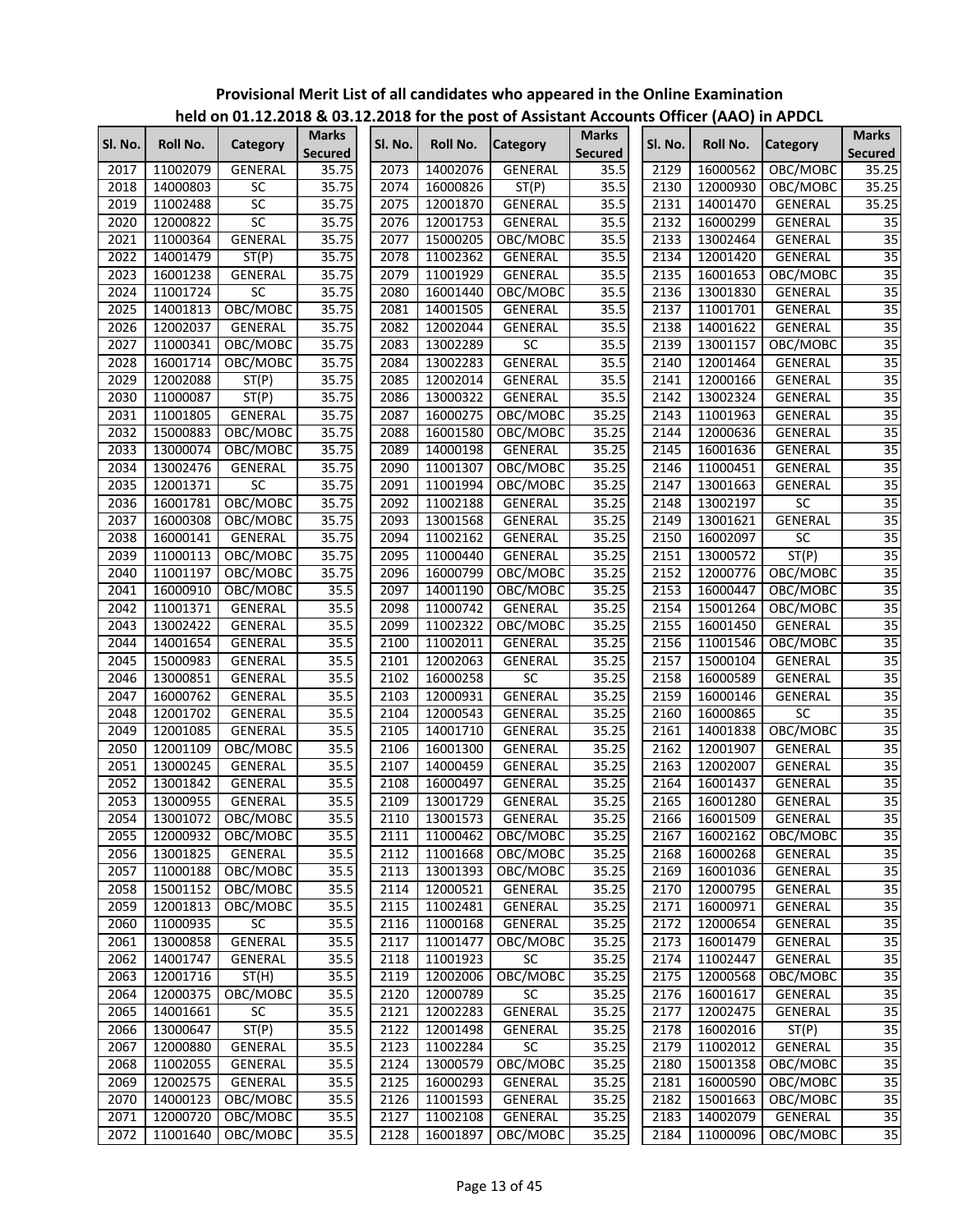**Provisional Merit List of all candidates who appeared in the Online Examination held on 01.12.2018 & 03.12.2018 for the post of Assistant Accounts Officer (AAO) in APDCL**

| Sl. No. | Roll No. | Category | Marks Secured | Sl. No. | Roll No. | Category | Marks Secured | Sl. No. | Roll No. | Category | Marks Secured |
|---|---|---|---|---|---|---|---|---|---|---|---|
| 2017 | 11002079 | GENERAL | 35.75 | 2073 | 14002076 | GENERAL | 35.5 | 2129 | 16000562 | OBC/MOBC | 35.25 |
| 2018 | 14000803 | SC | 35.75 | 2074 | 16000826 | ST(P) | 35.5 | 2130 | 12000930 | OBC/MOBC | 35.25 |
| 2019 | 11002488 | SC | 35.75 | 2075 | 12001870 | GENERAL | 35.5 | 2131 | 14001470 | GENERAL | 35.25 |
| 2020 | 12000822 | SC | 35.75 | 2076 | 12001753 | GENERAL | 35.5 | 2132 | 16000299 | GENERAL | 35 |
| 2021 | 11000364 | GENERAL | 35.75 | 2077 | 15000205 | OBC/MOBC | 35.5 | 2133 | 13002464 | GENERAL | 35 |
| 2022 | 14001479 | ST(P) | 35.75 | 2078 | 11002362 | GENERAL | 35.5 | 2134 | 12001420 | GENERAL | 35 |
| 2023 | 16001238 | GENERAL | 35.75 | 2079 | 11001929 | GENERAL | 35.5 | 2135 | 16001653 | OBC/MOBC | 35 |
| 2024 | 11001724 | SC | 35.75 | 2080 | 16001440 | OBC/MOBC | 35.5 | 2136 | 13001830 | GENERAL | 35 |
| 2025 | 14001813 | OBC/MOBC | 35.75 | 2081 | 14001505 | GENERAL | 35.5 | 2137 | 11001701 | GENERAL | 35 |
| 2026 | 12002037 | GENERAL | 35.75 | 2082 | 12002044 | GENERAL | 35.5 | 2138 | 14001622 | GENERAL | 35 |
| 2027 | 11000341 | OBC/MOBC | 35.75 | 2083 | 13002289 | SC | 35.5 | 2139 | 13001157 | OBC/MOBC | 35 |
| 2028 | 16001714 | OBC/MOBC | 35.75 | 2084 | 13002283 | GENERAL | 35.5 | 2140 | 12001464 | GENERAL | 35 |
| 2029 | 12002088 | ST(P) | 35.75 | 2085 | 12002014 | GENERAL | 35.5 | 2141 | 12000166 | GENERAL | 35 |
| 2030 | 11000087 | ST(P) | 35.75 | 2086 | 13000322 | GENERAL | 35.5 | 2142 | 13002324 | GENERAL | 35 |
| 2031 | 11001805 | GENERAL | 35.75 | 2087 | 16000275 | OBC/MOBC | 35.25 | 2143 | 11001963 | GENERAL | 35 |
| 2032 | 15000883 | OBC/MOBC | 35.75 | 2088 | 16001580 | OBC/MOBC | 35.25 | 2144 | 12000636 | GENERAL | 35 |
| 2033 | 13000074 | OBC/MOBC | 35.75 | 2089 | 14000198 | GENERAL | 35.25 | 2145 | 16001636 | GENERAL | 35 |
| 2034 | 13002476 | GENERAL | 35.75 | 2090 | 11001307 | OBC/MOBC | 35.25 | 2146 | 11000451 | GENERAL | 35 |
| 2035 | 12001371 | SC | 35.75 | 2091 | 11001994 | OBC/MOBC | 35.25 | 2147 | 13001663 | GENERAL | 35 |
| 2036 | 16001781 | OBC/MOBC | 35.75 | 2092 | 11002188 | GENERAL | 35.25 | 2148 | 13002197 | SC | 35 |
| 2037 | 16000308 | OBC/MOBC | 35.75 | 2093 | 13001568 | GENERAL | 35.25 | 2149 | 13001621 | GENERAL | 35 |
| 2038 | 16000141 | GENERAL | 35.75 | 2094 | 11002162 | GENERAL | 35.25 | 2150 | 16002097 | SC | 35 |
| 2039 | 11000113 | OBC/MOBC | 35.75 | 2095 | 11000440 | GENERAL | 35.25 | 2151 | 13000572 | ST(P) | 35 |
| 2040 | 11001197 | OBC/MOBC | 35.75 | 2096 | 16000799 | OBC/MOBC | 35.25 | 2152 | 12000776 | OBC/MOBC | 35 |
| 2041 | 16000910 | OBC/MOBC | 35.5 | 2097 | 14001190 | OBC/MOBC | 35.25 | 2153 | 16000447 | OBC/MOBC | 35 |
| 2042 | 11001371 | GENERAL | 35.5 | 2098 | 11000742 | GENERAL | 35.25 | 2154 | 15001264 | OBC/MOBC | 35 |
| 2043 | 13002422 | GENERAL | 35.5 | 2099 | 11002322 | OBC/MOBC | 35.25 | 2155 | 16001450 | GENERAL | 35 |
| 2044 | 14001654 | GENERAL | 35.5 | 2100 | 11002011 | GENERAL | 35.25 | 2156 | 11001546 | OBC/MOBC | 35 |
| 2045 | 15000983 | GENERAL | 35.5 | 2101 | 12002063 | GENERAL | 35.25 | 2157 | 15000104 | GENERAL | 35 |
| 2046 | 13000851 | GENERAL | 35.5 | 2102 | 16000258 | SC | 35.25 | 2158 | 16000589 | GENERAL | 35 |
| 2047 | 16000762 | GENERAL | 35.5 | 2103 | 12000931 | GENERAL | 35.25 | 2159 | 16000146 | GENERAL | 35 |
| 2048 | 12001702 | GENERAL | 35.5 | 2104 | 12000543 | GENERAL | 35.25 | 2160 | 16000865 | SC | 35 |
| 2049 | 12001085 | GENERAL | 35.5 | 2105 | 14001710 | GENERAL | 35.25 | 2161 | 14001838 | OBC/MOBC | 35 |
| 2050 | 12001109 | OBC/MOBC | 35.5 | 2106 | 16001300 | GENERAL | 35.25 | 2162 | 12001907 | GENERAL | 35 |
| 2051 | 13000245 | GENERAL | 35.5 | 2107 | 14000459 | GENERAL | 35.25 | 2163 | 12002007 | GENERAL | 35 |
| 2052 | 13001842 | GENERAL | 35.5 | 2108 | 16000497 | GENERAL | 35.25 | 2164 | 16001437 | GENERAL | 35 |
| 2053 | 13000955 | GENERAL | 35.5 | 2109 | 13001729 | GENERAL | 35.25 | 2165 | 16001280 | GENERAL | 35 |
| 2054 | 13001072 | OBC/MOBC | 35.5 | 2110 | 13001573 | GENERAL | 35.25 | 2166 | 16001509 | GENERAL | 35 |
| 2055 | 12000932 | OBC/MOBC | 35.5 | 2111 | 11000462 | OBC/MOBC | 35.25 | 2167 | 16002162 | OBC/MOBC | 35 |
| 2056 | 13001825 | GENERAL | 35.5 | 2112 | 11001668 | OBC/MOBC | 35.25 | 2168 | 16000268 | GENERAL | 35 |
| 2057 | 11000188 | OBC/MOBC | 35.5 | 2113 | 13001393 | OBC/MOBC | 35.25 | 2169 | 16001036 | GENERAL | 35 |
| 2058 | 15001152 | OBC/MOBC | 35.5 | 2114 | 12000521 | GENERAL | 35.25 | 2170 | 12000795 | GENERAL | 35 |
| 2059 | 12001813 | OBC/MOBC | 35.5 | 2115 | 11002481 | GENERAL | 35.25 | 2171 | 16000971 | GENERAL | 35 |
| 2060 | 11000935 | SC | 35.5 | 2116 | 11000168 | GENERAL | 35.25 | 2172 | 12000654 | GENERAL | 35 |
| 2061 | 13000858 | GENERAL | 35.5 | 2117 | 11001477 | OBC/MOBC | 35.25 | 2173 | 16001479 | GENERAL | 35 |
| 2062 | 14001747 | GENERAL | 35.5 | 2118 | 11001923 | SC | 35.25 | 2174 | 11002447 | GENERAL | 35 |
| 2063 | 12001716 | ST(H) | 35.5 | 2119 | 12002006 | OBC/MOBC | 35.25 | 2175 | 12000568 | OBC/MOBC | 35 |
| 2064 | 12000375 | OBC/MOBC | 35.5 | 2120 | 12000789 | SC | 35.25 | 2176 | 16001617 | GENERAL | 35 |
| 2065 | 14001661 | SC | 35.5 | 2121 | 12002283 | GENERAL | 35.25 | 2177 | 12002475 | GENERAL | 35 |
| 2066 | 13000647 | ST(P) | 35.5 | 2122 | 12001498 | GENERAL | 35.25 | 2178 | 16002016 | ST(P) | 35 |
| 2067 | 12000880 | GENERAL | 35.5 | 2123 | 11002284 | SC | 35.25 | 2179 | 11002012 | GENERAL | 35 |
| 2068 | 11002055 | GENERAL | 35.5 | 2124 | 13000579 | OBC/MOBC | 35.25 | 2180 | 15001358 | OBC/MOBC | 35 |
| 2069 | 12002575 | GENERAL | 35.5 | 2125 | 16000293 | GENERAL | 35.25 | 2181 | 16000590 | OBC/MOBC | 35 |
| 2070 | 14000123 | OBC/MOBC | 35.5 | 2126 | 11001593 | GENERAL | 35.25 | 2182 | 15001663 | OBC/MOBC | 35 |
| 2071 | 12000720 | OBC/MOBC | 35.5 | 2127 | 11002108 | GENERAL | 35.25 | 2183 | 14002079 | GENERAL | 35 |
| 2072 | 11001640 | OBC/MOBC | 35.5 | 2128 | 16001897 | OBC/MOBC | 35.25 | 2184 | 11000096 | OBC/MOBC | 35 |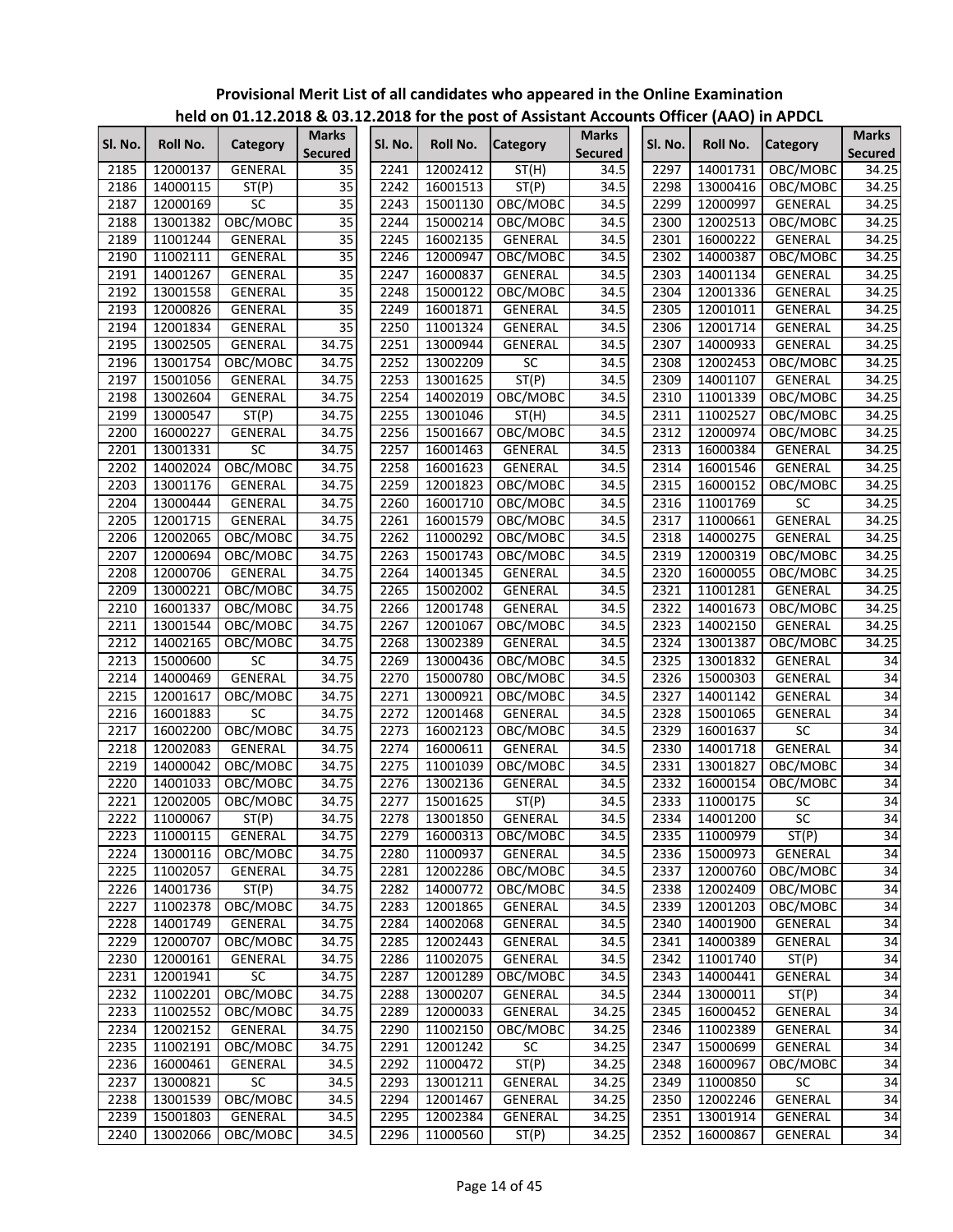**Provisional Merit List of all candidates who appeared in the Online Examination held on 01.12.2018 & 03.12.2018 for the post of Assistant Accounts Officer (AAO) in APDCL**

| Sl. No. | Roll No. | Category | Marks Secured | Sl. No. | Roll No. | Category | Marks Secured | Sl. No. | Roll No. | Category | Marks Secured |
|---|---|---|---|---|---|---|---|---|---|---|---|
| 2185 | 12000137 | GENERAL | 35 | 2241 | 12002412 | ST(H) | 34.5 | 2297 | 14001731 | OBC/MOBC | 34.25 |
| 2186 | 14000115 | ST(P) | 35 | 2242 | 16001513 | ST(P) | 34.5 | 2298 | 13000416 | OBC/MOBC | 34.25 |
| 2187 | 12000169 | SC | 35 | 2243 | 15001130 | OBC/MOBC | 34.5 | 2299 | 12000997 | GENERAL | 34.25 |
| 2188 | 13001382 | OBC/MOBC | 35 | 2244 | 15000214 | OBC/MOBC | 34.5 | 2300 | 12002513 | OBC/MOBC | 34.25 |
| 2189 | 11001244 | GENERAL | 35 | 2245 | 16002135 | GENERAL | 34.5 | 2301 | 16000222 | GENERAL | 34.25 |
| 2190 | 11002111 | GENERAL | 35 | 2246 | 12000947 | OBC/MOBC | 34.5 | 2302 | 14000387 | OBC/MOBC | 34.25 |
| 2191 | 14001267 | GENERAL | 35 | 2247 | 16000837 | GENERAL | 34.5 | 2303 | 14001134 | GENERAL | 34.25 |
| 2192 | 13001558 | GENERAL | 35 | 2248 | 15000122 | OBC/MOBC | 34.5 | 2304 | 12001336 | GENERAL | 34.25 |
| 2193 | 12000826 | GENERAL | 35 | 2249 | 16001871 | GENERAL | 34.5 | 2305 | 12001011 | GENERAL | 34.25 |
| 2194 | 12001834 | GENERAL | 35 | 2250 | 11001324 | GENERAL | 34.5 | 2306 | 12001714 | GENERAL | 34.25 |
| 2195 | 13002505 | GENERAL | 34.75 | 2251 | 13000944 | GENERAL | 34.5 | 2307 | 14000933 | GENERAL | 34.25 |
| 2196 | 13001754 | OBC/MOBC | 34.75 | 2252 | 13002209 | SC | 34.5 | 2308 | 12002453 | OBC/MOBC | 34.25 |
| 2197 | 15001056 | GENERAL | 34.75 | 2253 | 13001625 | ST(P) | 34.5 | 2309 | 14001107 | GENERAL | 34.25 |
| 2198 | 13002604 | GENERAL | 34.75 | 2254 | 14002019 | OBC/MOBC | 34.5 | 2310 | 11001339 | OBC/MOBC | 34.25 |
| 2199 | 13000547 | ST(P) | 34.75 | 2255 | 13001046 | ST(H) | 34.5 | 2311 | 11002527 | OBC/MOBC | 34.25 |
| 2200 | 16000227 | GENERAL | 34.75 | 2256 | 15001667 | OBC/MOBC | 34.5 | 2312 | 12000974 | OBC/MOBC | 34.25 |
| 2201 | 13001331 | SC | 34.75 | 2257 | 16001463 | GENERAL | 34.5 | 2313 | 16000384 | GENERAL | 34.25 |
| 2202 | 14002024 | OBC/MOBC | 34.75 | 2258 | 16001623 | GENERAL | 34.5 | 2314 | 16001546 | GENERAL | 34.25 |
| 2203 | 13001176 | GENERAL | 34.75 | 2259 | 12001823 | OBC/MOBC | 34.5 | 2315 | 16000152 | OBC/MOBC | 34.25 |
| 2204 | 13000444 | GENERAL | 34.75 | 2260 | 16001710 | OBC/MOBC | 34.5 | 2316 | 11001769 | SC | 34.25 |
| 2205 | 12001715 | GENERAL | 34.75 | 2261 | 16001579 | OBC/MOBC | 34.5 | 2317 | 11000661 | GENERAL | 34.25 |
| 2206 | 12002065 | OBC/MOBC | 34.75 | 2262 | 11000292 | OBC/MOBC | 34.5 | 2318 | 14000275 | GENERAL | 34.25 |
| 2207 | 12000694 | OBC/MOBC | 34.75 | 2263 | 15001743 | OBC/MOBC | 34.5 | 2319 | 12000319 | OBC/MOBC | 34.25 |
| 2208 | 12000706 | GENERAL | 34.75 | 2264 | 14001345 | GENERAL | 34.5 | 2320 | 16000055 | OBC/MOBC | 34.25 |
| 2209 | 13000221 | OBC/MOBC | 34.75 | 2265 | 15002002 | GENERAL | 34.5 | 2321 | 11001281 | GENERAL | 34.25 |
| 2210 | 16001337 | OBC/MOBC | 34.75 | 2266 | 12001748 | GENERAL | 34.5 | 2322 | 14001673 | OBC/MOBC | 34.25 |
| 2211 | 13001544 | OBC/MOBC | 34.75 | 2267 | 12001067 | OBC/MOBC | 34.5 | 2323 | 14002150 | GENERAL | 34.25 |
| 2212 | 14002165 | OBC/MOBC | 34.75 | 2268 | 13002389 | GENERAL | 34.5 | 2324 | 13001387 | OBC/MOBC | 34.25 |
| 2213 | 15000600 | SC | 34.75 | 2269 | 13000436 | OBC/MOBC | 34.5 | 2325 | 13001832 | GENERAL | 34 |
| 2214 | 14000469 | GENERAL | 34.75 | 2270 | 15000780 | OBC/MOBC | 34.5 | 2326 | 15000303 | GENERAL | 34 |
| 2215 | 12001617 | OBC/MOBC | 34.75 | 2271 | 13000921 | OBC/MOBC | 34.5 | 2327 | 14001142 | GENERAL | 34 |
| 2216 | 16001883 | SC | 34.75 | 2272 | 12001468 | GENERAL | 34.5 | 2328 | 15001065 | GENERAL | 34 |
| 2217 | 16002200 | OBC/MOBC | 34.75 | 2273 | 16002123 | OBC/MOBC | 34.5 | 2329 | 16001637 | SC | 34 |
| 2218 | 12002083 | GENERAL | 34.75 | 2274 | 16000611 | GENERAL | 34.5 | 2330 | 14001718 | GENERAL | 34 |
| 2219 | 14000042 | OBC/MOBC | 34.75 | 2275 | 11001039 | OBC/MOBC | 34.5 | 2331 | 13001827 | OBC/MOBC | 34 |
| 2220 | 14001033 | OBC/MOBC | 34.75 | 2276 | 13002136 | GENERAL | 34.5 | 2332 | 16000154 | OBC/MOBC | 34 |
| 2221 | 12002005 | OBC/MOBC | 34.75 | 2277 | 15001625 | ST(P) | 34.5 | 2333 | 11000175 | SC | 34 |
| 2222 | 11000067 | ST(P) | 34.75 | 2278 | 13001850 | GENERAL | 34.5 | 2334 | 14001200 | SC | 34 |
| 2223 | 11000115 | GENERAL | 34.75 | 2279 | 16000313 | OBC/MOBC | 34.5 | 2335 | 11000979 | ST(P) | 34 |
| 2224 | 13000116 | OBC/MOBC | 34.75 | 2280 | 11000937 | GENERAL | 34.5 | 2336 | 15000973 | GENERAL | 34 |
| 2225 | 11002057 | GENERAL | 34.75 | 2281 | 12002286 | OBC/MOBC | 34.5 | 2337 | 12000760 | OBC/MOBC | 34 |
| 2226 | 14001736 | ST(P) | 34.75 | 2282 | 14000772 | OBC/MOBC | 34.5 | 2338 | 12002409 | OBC/MOBC | 34 |
| 2227 | 11002378 | OBC/MOBC | 34.75 | 2283 | 12001865 | GENERAL | 34.5 | 2339 | 12001203 | OBC/MOBC | 34 |
| 2228 | 14001749 | GENERAL | 34.75 | 2284 | 14002068 | GENERAL | 34.5 | 2340 | 14001900 | GENERAL | 34 |
| 2229 | 12000707 | OBC/MOBC | 34.75 | 2285 | 12002443 | GENERAL | 34.5 | 2341 | 14000389 | GENERAL | 34 |
| 2230 | 12000161 | GENERAL | 34.75 | 2286 | 11002075 | GENERAL | 34.5 | 2342 | 11001740 | ST(P) | 34 |
| 2231 | 12001941 | SC | 34.75 | 2287 | 12001289 | OBC/MOBC | 34.5 | 2343 | 14000441 | GENERAL | 34 |
| 2232 | 11002201 | OBC/MOBC | 34.75 | 2288 | 13000207 | GENERAL | 34.5 | 2344 | 13000011 | ST(P) | 34 |
| 2233 | 11002552 | OBC/MOBC | 34.75 | 2289 | 12000033 | GENERAL | 34.25 | 2345 | 16000452 | GENERAL | 34 |
| 2234 | 12002152 | GENERAL | 34.75 | 2290 | 11002150 | OBC/MOBC | 34.25 | 2346 | 11002389 | GENERAL | 34 |
| 2235 | 11002191 | OBC/MOBC | 34.75 | 2291 | 12001242 | SC | 34.25 | 2347 | 15000699 | GENERAL | 34 |
| 2236 | 16000461 | GENERAL | 34.5 | 2292 | 11000472 | ST(P) | 34.25 | 2348 | 16000967 | OBC/MOBC | 34 |
| 2237 | 13000821 | SC | 34.5 | 2293 | 13001211 | GENERAL | 34.25 | 2349 | 11000850 | SC | 34 |
| 2238 | 13001539 | OBC/MOBC | 34.5 | 2294 | 12001467 | GENERAL | 34.25 | 2350 | 12002246 | GENERAL | 34 |
| 2239 | 15001803 | GENERAL | 34.5 | 2295 | 12002384 | GENERAL | 34.25 | 2351 | 13001914 | GENERAL | 34 |
| 2240 | 13002066 | OBC/MOBC | 34.5 | 2296 | 11000560 | ST(P) | 34.25 | 2352 | 16000867 | GENERAL | 34 |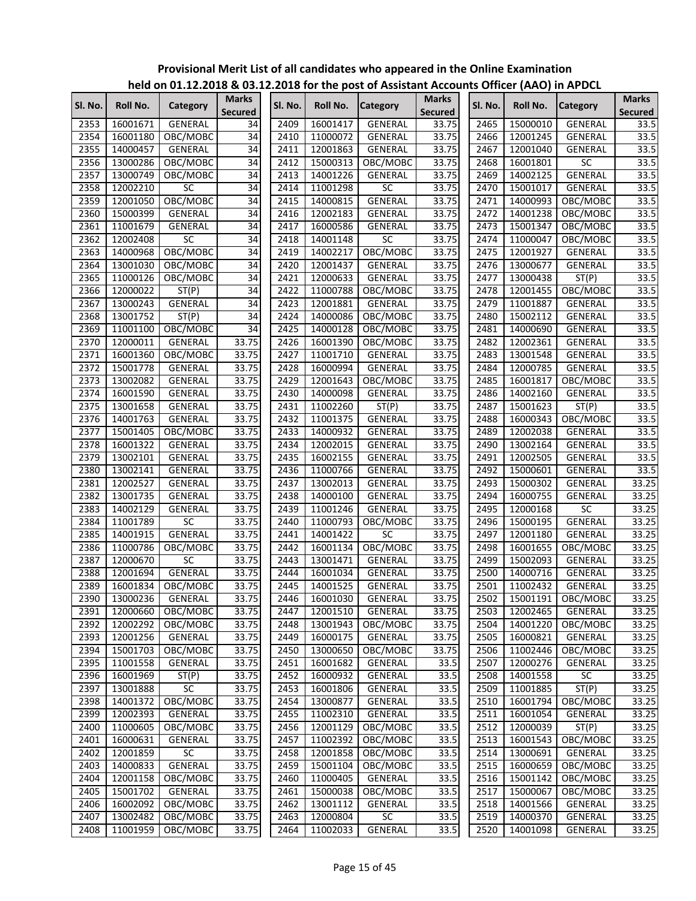**Provisional Merit List of all candidates who appeared in the Online Examination held on 01.12.2018 & 03.12.2018 for the post of Assistant Accounts Officer (AAO) in APDCL**

| Sl. No. | Roll No. | Category | Marks Secured | Sl. No. | Roll No. | Category | Marks Secured | Sl. No. | Roll No. | Category | Marks Secured |
|---|---|---|---|---|---|---|---|---|---|---|---|
| 2353 | 16001671 | GENERAL | 34 | 2409 | 16001417 | GENERAL | 33.75 | 2465 | 15000010 | GENERAL | 33.5 |
| 2354 | 16001180 | OBC/MOBC | 34 | 2410 | 11000072 | GENERAL | 33.75 | 2466 | 12001245 | GENERAL | 33.5 |
| 2355 | 14000457 | GENERAL | 34 | 2411 | 12001863 | GENERAL | 33.75 | 2467 | 12001040 | GENERAL | 33.5 |
| 2356 | 13000286 | OBC/MOBC | 34 | 2412 | 15000313 | OBC/MOBC | 33.75 | 2468 | 16001801 | SC | 33.5 |
| 2357 | 13000749 | OBC/MOBC | 34 | 2413 | 14001226 | GENERAL | 33.75 | 2469 | 14002125 | GENERAL | 33.5 |
| 2358 | 12002210 | SC | 34 | 2414 | 11001298 | SC | 33.75 | 2470 | 15001017 | GENERAL | 33.5 |
| 2359 | 12001050 | OBC/MOBC | 34 | 2415 | 14000815 | GENERAL | 33.75 | 2471 | 14000993 | OBC/MOBC | 33.5 |
| 2360 | 15000399 | GENERAL | 34 | 2416 | 12002183 | GENERAL | 33.75 | 2472 | 14001238 | OBC/MOBC | 33.5 |
| 2361 | 11001679 | GENERAL | 34 | 2417 | 16000586 | GENERAL | 33.75 | 2473 | 15001347 | OBC/MOBC | 33.5 |
| 2362 | 12002408 | SC | 34 | 2418 | 14001148 | SC | 33.75 | 2474 | 11000047 | OBC/MOBC | 33.5 |
| 2363 | 14000968 | OBC/MOBC | 34 | 2419 | 14002217 | OBC/MOBC | 33.75 | 2475 | 12001927 | GENERAL | 33.5 |
| 2364 | 13001030 | OBC/MOBC | 34 | 2420 | 12001437 | GENERAL | 33.75 | 2476 | 13000677 | GENERAL | 33.5 |
| 2365 | 11000126 | OBC/MOBC | 34 | 2421 | 12000633 | GENERAL | 33.75 | 2477 | 13000438 | ST(P) | 33.5 |
| 2366 | 12000022 | ST(P) | 34 | 2422 | 11000788 | OBC/MOBC | 33.75 | 2478 | 12001455 | OBC/MOBC | 33.5 |
| 2367 | 13000243 | GENERAL | 34 | 2423 | 12001881 | GENERAL | 33.75 | 2479 | 11001887 | GENERAL | 33.5 |
| 2368 | 13001752 | ST(P) | 34 | 2424 | 14000086 | OBC/MOBC | 33.75 | 2480 | 15002112 | GENERAL | 33.5 |
| 2369 | 11001100 | OBC/MOBC | 34 | 2425 | 14000128 | OBC/MOBC | 33.75 | 2481 | 14000690 | GENERAL | 33.5 |
| 2370 | 12000011 | GENERAL | 33.75 | 2426 | 16001390 | OBC/MOBC | 33.75 | 2482 | 12002361 | GENERAL | 33.5 |
| 2371 | 16001360 | OBC/MOBC | 33.75 | 2427 | 11001710 | GENERAL | 33.75 | 2483 | 13001548 | GENERAL | 33.5 |
| 2372 | 15001778 | GENERAL | 33.75 | 2428 | 16000994 | GENERAL | 33.75 | 2484 | 12000785 | GENERAL | 33.5 |
| 2373 | 13002082 | GENERAL | 33.75 | 2429 | 12001643 | OBC/MOBC | 33.75 | 2485 | 16001817 | OBC/MOBC | 33.5 |
| 2374 | 16001590 | GENERAL | 33.75 | 2430 | 14000098 | GENERAL | 33.75 | 2486 | 14002160 | GENERAL | 33.5 |
| 2375 | 13001658 | GENERAL | 33.75 | 2431 | 11002260 | ST(P) | 33.75 | 2487 | 15001623 | ST(P) | 33.5 |
| 2376 | 14001763 | GENERAL | 33.75 | 2432 | 11001375 | GENERAL | 33.75 | 2488 | 16000343 | OBC/MOBC | 33.5 |
| 2377 | 15001405 | OBC/MOBC | 33.75 | 2433 | 14000932 | GENERAL | 33.75 | 2489 | 12002038 | GENERAL | 33.5 |
| 2378 | 16001322 | GENERAL | 33.75 | 2434 | 12002015 | GENERAL | 33.75 | 2490 | 13002164 | GENERAL | 33.5 |
| 2379 | 13002101 | GENERAL | 33.75 | 2435 | 16002155 | GENERAL | 33.75 | 2491 | 12002505 | GENERAL | 33.5 |
| 2380 | 13002141 | GENERAL | 33.75 | 2436 | 11000766 | GENERAL | 33.75 | 2492 | 15000601 | GENERAL | 33.5 |
| 2381 | 12002527 | GENERAL | 33.75 | 2437 | 13002013 | GENERAL | 33.75 | 2493 | 15000302 | GENERAL | 33.25 |
| 2382 | 13001735 | GENERAL | 33.75 | 2438 | 14000100 | GENERAL | 33.75 | 2494 | 16000755 | GENERAL | 33.25 |
| 2383 | 14002129 | GENERAL | 33.75 | 2439 | 11001246 | GENERAL | 33.75 | 2495 | 12000168 | SC | 33.25 |
| 2384 | 11001789 | SC | 33.75 | 2440 | 11000793 | OBC/MOBC | 33.75 | 2496 | 15000195 | GENERAL | 33.25 |
| 2385 | 14001915 | GENERAL | 33.75 | 2441 | 14001422 | SC | 33.75 | 2497 | 12001180 | GENERAL | 33.25 |
| 2386 | 11000786 | OBC/MOBC | 33.75 | 2442 | 16001134 | OBC/MOBC | 33.75 | 2498 | 16001655 | OBC/MOBC | 33.25 |
| 2387 | 12000670 | SC | 33.75 | 2443 | 13001471 | GENERAL | 33.75 | 2499 | 15002093 | GENERAL | 33.25 |
| 2388 | 12001694 | GENERAL | 33.75 | 2444 | 16001034 | GENERAL | 33.75 | 2500 | 14000716 | GENERAL | 33.25 |
| 2389 | 16001834 | OBC/MOBC | 33.75 | 2445 | 14001525 | GENERAL | 33.75 | 2501 | 11002432 | GENERAL | 33.25 |
| 2390 | 13000236 | GENERAL | 33.75 | 2446 | 16001030 | GENERAL | 33.75 | 2502 | 15001191 | OBC/MOBC | 33.25 |
| 2391 | 12000660 | OBC/MOBC | 33.75 | 2447 | 12001510 | GENERAL | 33.75 | 2503 | 12002465 | GENERAL | 33.25 |
| 2392 | 12002292 | OBC/MOBC | 33.75 | 2448 | 13001943 | OBC/MOBC | 33.75 | 2504 | 14001220 | OBC/MOBC | 33.25 |
| 2393 | 12001256 | GENERAL | 33.75 | 2449 | 16000175 | GENERAL | 33.75 | 2505 | 16000821 | GENERAL | 33.25 |
| 2394 | 15001703 | OBC/MOBC | 33.75 | 2450 | 13000650 | OBC/MOBC | 33.75 | 2506 | 11002446 | OBC/MOBC | 33.25 |
| 2395 | 11001558 | GENERAL | 33.75 | 2451 | 16001682 | GENERAL | 33.5 | 2507 | 12000276 | GENERAL | 33.25 |
| 2396 | 16001969 | ST(P) | 33.75 | 2452 | 16000932 | GENERAL | 33.5 | 2508 | 14001558 | SC | 33.25 |
| 2397 | 13001888 | SC | 33.75 | 2453 | 16001806 | GENERAL | 33.5 | 2509 | 11001885 | ST(P) | 33.25 |
| 2398 | 14001372 | OBC/MOBC | 33.75 | 2454 | 13000877 | GENERAL | 33.5 | 2510 | 16001794 | OBC/MOBC | 33.25 |
| 2399 | 12002393 | GENERAL | 33.75 | 2455 | 11002310 | GENERAL | 33.5 | 2511 | 16001054 | GENERAL | 33.25 |
| 2400 | 11000605 | OBC/MOBC | 33.75 | 2456 | 12001129 | OBC/MOBC | 33.5 | 2512 | 12000039 | ST(P) | 33.25 |
| 2401 | 16000631 | GENERAL | 33.75 | 2457 | 11002392 | OBC/MOBC | 33.5 | 2513 | 16001543 | OBC/MOBC | 33.25 |
| 2402 | 12001859 | SC | 33.75 | 2458 | 12001858 | OBC/MOBC | 33.5 | 2514 | 13000691 | GENERAL | 33.25 |
| 2403 | 14000833 | GENERAL | 33.75 | 2459 | 15001104 | OBC/MOBC | 33.5 | 2515 | 16000659 | OBC/MOBC | 33.25 |
| 2404 | 12001158 | OBC/MOBC | 33.75 | 2460 | 11000405 | GENERAL | 33.5 | 2516 | 15001142 | OBC/MOBC | 33.25 |
| 2405 | 15001702 | GENERAL | 33.75 | 2461 | 15000038 | OBC/MOBC | 33.5 | 2517 | 15000067 | OBC/MOBC | 33.25 |
| 2406 | 16002092 | OBC/MOBC | 33.75 | 2462 | 13001112 | GENERAL | 33.5 | 2518 | 14001566 | GENERAL | 33.25 |
| 2407 | 13002482 | OBC/MOBC | 33.75 | 2463 | 12000804 | SC | 33.5 | 2519 | 14000370 | GENERAL | 33.25 |
| 2408 | 11001959 | OBC/MOBC | 33.75 | 2464 | 11002033 | GENERAL | 33.5 | 2520 | 14001098 | GENERAL | 33.25 |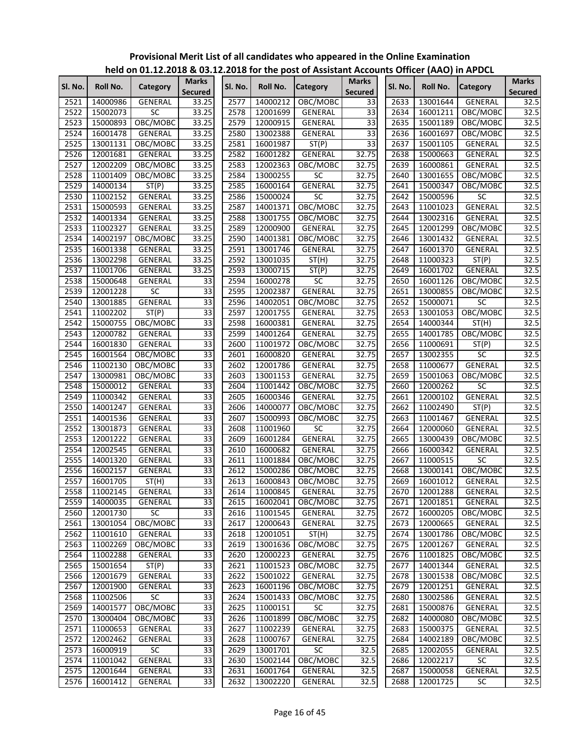# Provisional Merit List of all candidates who appeared in the Online Examination held on 01.12.2018 & 03.12.2018 for the post of Assistant Accounts Officer (AAO) in APDCL

| Sl. No. | Roll No. | Category | Marks Secured | Sl. No. | Roll No. | Category | Marks Secured | Sl. No. | Roll No. | Category | Marks Secured |
|---|---|---|---|---|---|---|---|---|---|---|---|
| 2521 | 14000986 | GENERAL | 33.25 | 2577 | 14000212 | OBC/MOBC | 33 | 2633 | 13001644 | GENERAL | 32.5 |
| 2522 | 15002073 | SC | 33.25 | 2578 | 12001699 | GENERAL | 33 | 2634 | 16001211 | OBC/MOBC | 32.5 |
| 2523 | 15000893 | OBC/MOBC | 33.25 | 2579 | 12000915 | GENERAL | 33 | 2635 | 15001189 | OBC/MOBC | 32.5 |
| 2524 | 16001478 | GENERAL | 33.25 | 2580 | 13002388 | GENERAL | 33 | 2636 | 16001697 | OBC/MOBC | 32.5 |
| 2525 | 13001131 | OBC/MOBC | 33.25 | 2581 | 16001987 | ST(P) | 33 | 2637 | 15001105 | GENERAL | 32.5 |
| 2526 | 12001681 | GENERAL | 33.25 | 2582 | 16001282 | GENERAL | 32.75 | 2638 | 15000663 | GENERAL | 32.5 |
| 2527 | 12002209 | OBC/MOBC | 33.25 | 2583 | 12002363 | OBC/MOBC | 32.75 | 2639 | 16000861 | GENERAL | 32.5 |
| 2528 | 11001409 | OBC/MOBC | 33.25 | 2584 | 13000255 | SC | 32.75 | 2640 | 13001655 | OBC/MOBC | 32.5 |
| 2529 | 14000134 | ST(P) | 33.25 | 2585 | 16000164 | GENERAL | 32.75 | 2641 | 15000347 | OBC/MOBC | 32.5 |
| 2530 | 11002152 | GENERAL | 33.25 | 2586 | 15000024 | SC | 32.75 | 2642 | 15000596 | SC | 32.5 |
| 2531 | 15000593 | GENERAL | 33.25 | 2587 | 14001371 | OBC/MOBC | 32.75 | 2643 | 11001023 | GENERAL | 32.5 |
| 2532 | 14001334 | GENERAL | 33.25 | 2588 | 13001755 | OBC/MOBC | 32.75 | 2644 | 13002316 | GENERAL | 32.5 |
| 2533 | 11002327 | GENERAL | 33.25 | 2589 | 12000900 | GENERAL | 32.75 | 2645 | 12001299 | OBC/MOBC | 32.5 |
| 2534 | 14002197 | OBC/MOBC | 33.25 | 2590 | 14001381 | OBC/MOBC | 32.75 | 2646 | 13001432 | GENERAL | 32.5 |
| 2535 | 16001338 | GENERAL | 33.25 | 2591 | 13001746 | GENERAL | 32.75 | 2647 | 16001370 | GENERAL | 32.5 |
| 2536 | 13002298 | GENERAL | 33.25 | 2592 | 13001035 | ST(H) | 32.75 | 2648 | 11000323 | ST(P) | 32.5 |
| 2537 | 11001706 | GENERAL | 33.25 | 2593 | 13000715 | ST(P) | 32.75 | 2649 | 16001702 | GENERAL | 32.5 |
| 2538 | 15000648 | GENERAL | 33 | 2594 | 16000278 | SC | 32.75 | 2650 | 16001126 | OBC/MOBC | 32.5 |
| 2539 | 12001228 | SC | 33 | 2595 | 12002387 | GENERAL | 32.75 | 2651 | 13000855 | OBC/MOBC | 32.5 |
| 2540 | 13001885 | GENERAL | 33 | 2596 | 14002051 | OBC/MOBC | 32.75 | 2652 | 15000071 | SC | 32.5 |
| 2541 | 11002202 | ST(P) | 33 | 2597 | 12001755 | GENERAL | 32.75 | 2653 | 13001053 | OBC/MOBC | 32.5 |
| 2542 | 15000755 | OBC/MOBC | 33 | 2598 | 16000381 | GENERAL | 32.75 | 2654 | 14000344 | ST(H) | 32.5 |
| 2543 | 12000782 | GENERAL | 33 | 2599 | 14001264 | GENERAL | 32.75 | 2655 | 14001785 | OBC/MOBC | 32.5 |
| 2544 | 16001830 | GENERAL | 33 | 2600 | 11001972 | OBC/MOBC | 32.75 | 2656 | 11000691 | ST(P) | 32.5 |
| 2545 | 16001564 | OBC/MOBC | 33 | 2601 | 16000820 | GENERAL | 32.75 | 2657 | 13002355 | SC | 32.5 |
| 2546 | 11002130 | OBC/MOBC | 33 | 2602 | 12001786 | GENERAL | 32.75 | 2658 | 11000677 | GENERAL | 32.5 |
| 2547 | 13000981 | OBC/MOBC | 33 | 2603 | 13001153 | GENERAL | 32.75 | 2659 | 15001063 | OBC/MOBC | 32.5 |
| 2548 | 15000012 | GENERAL | 33 | 2604 | 11001442 | OBC/MOBC | 32.75 | 2660 | 12000262 | SC | 32.5 |
| 2549 | 11000342 | GENERAL | 33 | 2605 | 16000346 | GENERAL | 32.75 | 2661 | 12000102 | GENERAL | 32.5 |
| 2550 | 14001247 | GENERAL | 33 | 2606 | 14000077 | OBC/MOBC | 32.75 | 2662 | 11002490 | ST(P) | 32.5 |
| 2551 | 14001536 | GENERAL | 33 | 2607 | 15000993 | OBC/MOBC | 32.75 | 2663 | 11001467 | GENERAL | 32.5 |
| 2552 | 13001873 | GENERAL | 33 | 2608 | 11001960 | SC | 32.75 | 2664 | 12000060 | GENERAL | 32.5 |
| 2553 | 12001222 | GENERAL | 33 | 2609 | 16001284 | GENERAL | 32.75 | 2665 | 13000439 | OBC/MOBC | 32.5 |
| 2554 | 12002545 | GENERAL | 33 | 2610 | 16000682 | GENERAL | 32.75 | 2666 | 16000342 | GENERAL | 32.5 |
| 2555 | 14001320 | GENERAL | 33 | 2611 | 11001884 | OBC/MOBC | 32.75 | 2667 | 11000515 | SC | 32.5 |
| 2556 | 16002157 | GENERAL | 33 | 2612 | 15000286 | OBC/MOBC | 32.75 | 2668 | 13000141 | OBC/MOBC | 32.5 |
| 2557 | 16001705 | ST(H) | 33 | 2613 | 16000843 | OBC/MOBC | 32.75 | 2669 | 16001012 | GENERAL | 32.5 |
| 2558 | 11002145 | GENERAL | 33 | 2614 | 11000845 | GENERAL | 32.75 | 2670 | 12001288 | GENERAL | 32.5 |
| 2559 | 14000035 | GENERAL | 33 | 2615 | 16002041 | OBC/MOBC | 32.75 | 2671 | 12001851 | GENERAL | 32.5 |
| 2560 | 12001730 | SC | 33 | 2616 | 11001545 | GENERAL | 32.75 | 2672 | 16000205 | OBC/MOBC | 32.5 |
| 2561 | 13001054 | OBC/MOBC | 33 | 2617 | 12000643 | GENERAL | 32.75 | 2673 | 12000665 | GENERAL | 32.5 |
| 2562 | 11001610 | GENERAL | 33 | 2618 | 12001051 | ST(H) | 32.75 | 2674 | 13001786 | OBC/MOBC | 32.5 |
| 2563 | 11002269 | OBC/MOBC | 33 | 2619 | 13001636 | OBC/MOBC | 32.75 | 2675 | 12001267 | GENERAL | 32.5 |
| 2564 | 11002288 | GENERAL | 33 | 2620 | 12000223 | GENERAL | 32.75 | 2676 | 11001825 | OBC/MOBC | 32.5 |
| 2565 | 15001654 | ST(P) | 33 | 2621 | 11001523 | OBC/MOBC | 32.75 | 2677 | 14001344 | GENERAL | 32.5 |
| 2566 | 12001679 | GENERAL | 33 | 2622 | 15001022 | GENERAL | 32.75 | 2678 | 13001538 | OBC/MOBC | 32.5 |
| 2567 | 12001900 | GENERAL | 33 | 2623 | 16001196 | OBC/MOBC | 32.75 | 2679 | 12001251 | GENERAL | 32.5 |
| 2568 | 11002506 | SC | 33 | 2624 | 15001433 | OBC/MOBC | 32.75 | 2680 | 13002586 | GENERAL | 32.5 |
| 2569 | 14001577 | OBC/MOBC | 33 | 2625 | 11000151 | SC | 32.75 | 2681 | 15000876 | GENERAL | 32.5 |
| 2570 | 13000404 | OBC/MOBC | 33 | 2626 | 11001899 | OBC/MOBC | 32.75 | 2682 | 14000080 | OBC/MOBC | 32.5 |
| 2571 | 11000653 | GENERAL | 33 | 2627 | 11002239 | GENERAL | 32.75 | 2683 | 15000375 | GENERAL | 32.5 |
| 2572 | 12002462 | GENERAL | 33 | 2628 | 11000767 | GENERAL | 32.75 | 2684 | 14002189 | OBC/MOBC | 32.5 |
| 2573 | 16000919 | SC | 33 | 2629 | 13001701 | SC | 32.5 | 2685 | 12002055 | GENERAL | 32.5 |
| 2574 | 11001042 | GENERAL | 33 | 2630 | 15002144 | OBC/MOBC | 32.5 | 2686 | 12002217 | SC | 32.5 |
| 2575 | 12001644 | GENERAL | 33 | 2631 | 16001764 | GENERAL | 32.5 | 2687 | 15000058 | GENERAL | 32.5 |
| 2576 | 16001412 | GENERAL | 33 | 2632 | 13002220 | GENERAL | 32.5 | 2688 | 12001725 | SC | 32.5 |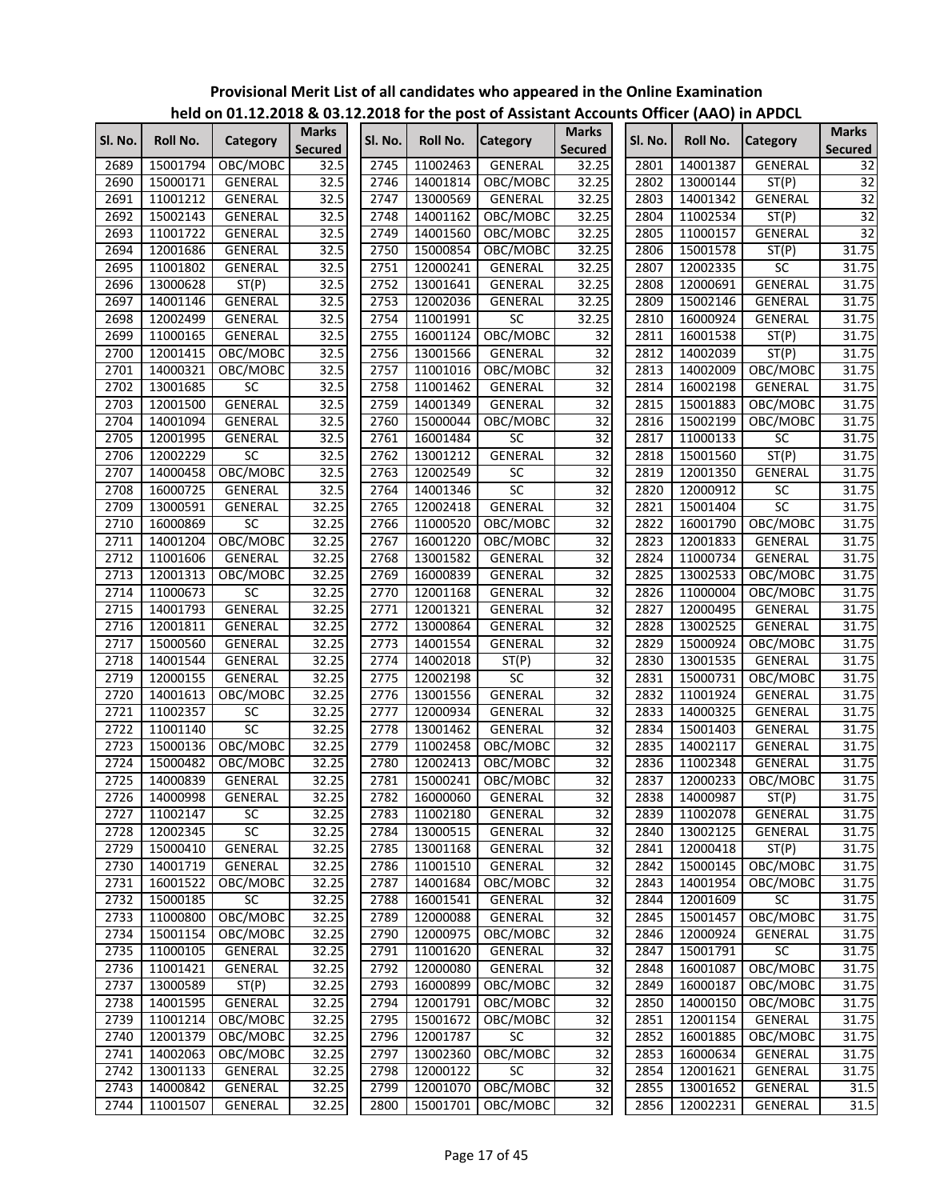**Provisional Merit List of all candidates who appeared in the Online Examination held on 01.12.2018 & 03.12.2018 for the post of Assistant Accounts Officer (AAO) in APDCL**

| Sl. No. | Roll No. | Category | Marks Secured |
|---|---|---|---|
| 2689 | 15001794 | OBC/MOBC | 32.5 |
| 2690 | 15000171 | GENERAL | 32.5 |
| 2691 | 11001212 | GENERAL | 32.5 |
| 2692 | 15002143 | GENERAL | 32.5 |
| 2693 | 11001722 | GENERAL | 32.5 |
| 2694 | 12001686 | GENERAL | 32.5 |
| 2695 | 11001802 | GENERAL | 32.5 |
| 2696 | 13000628 | ST(P) | 32.5 |
| 2697 | 14001146 | GENERAL | 32.5 |
| 2698 | 12002499 | GENERAL | 32.5 |
| 2699 | 11000165 | GENERAL | 32.5 |
| 2700 | 12001415 | OBC/MOBC | 32.5 |
| 2701 | 14000321 | OBC/MOBC | 32.5 |
| 2702 | 13001685 | SC | 32.5 |
| 2703 | 12001500 | GENERAL | 32.5 |
| 2704 | 14001094 | GENERAL | 32.5 |
| 2705 | 12001995 | GENERAL | 32.5 |
| 2706 | 12002229 | SC | 32.5 |
| 2707 | 14000458 | OBC/MOBC | 32.5 |
| 2708 | 16000725 | GENERAL | 32.5 |
| 2709 | 13000591 | GENERAL | 32.25 |
| 2710 | 16000869 | SC | 32.25 |
| 2711 | 14001204 | OBC/MOBC | 32.25 |
| 2712 | 11001606 | GENERAL | 32.25 |
| 2713 | 12001313 | OBC/MOBC | 32.25 |
| 2714 | 11000673 | SC | 32.25 |
| 2715 | 14001793 | GENERAL | 32.25 |
| 2716 | 12001811 | GENERAL | 32.25 |
| 2717 | 15000560 | GENERAL | 32.25 |
| 2718 | 14001544 | GENERAL | 32.25 |
| 2719 | 12000155 | GENERAL | 32.25 |
| 2720 | 14001613 | OBC/MOBC | 32.25 |
| 2721 | 11002357 | SC | 32.25 |
| 2722 | 11001140 | SC | 32.25 |
| 2723 | 15000136 | OBC/MOBC | 32.25 |
| 2724 | 15000482 | OBC/MOBC | 32.25 |
| 2725 | 14000839 | GENERAL | 32.25 |
| 2726 | 14000998 | GENERAL | 32.25 |
| 2727 | 11002147 | SC | 32.25 |
| 2728 | 12002345 | SC | 32.25 |
| 2729 | 15000410 | GENERAL | 32.25 |
| 2730 | 14001719 | GENERAL | 32.25 |
| 2731 | 16001522 | OBC/MOBC | 32.25 |
| 2732 | 15000185 | SC | 32.25 |
| 2733 | 11000800 | OBC/MOBC | 32.25 |
| 2734 | 15001154 | OBC/MOBC | 32.25 |
| 2735 | 11000105 | GENERAL | 32.25 |
| 2736 | 11001421 | GENERAL | 32.25 |
| 2737 | 13000589 | ST(P) | 32.25 |
| 2738 | 14001595 | GENERAL | 32.25 |
| 2739 | 11001214 | OBC/MOBC | 32.25 |
| 2740 | 12001379 | OBC/MOBC | 32.25 |
| 2741 | 14002063 | OBC/MOBC | 32.25 |
| 2742 | 13001133 | GENERAL | 32.25 |
| 2743 | 14000842 | GENERAL | 32.25 |
| 2744 | 11001507 | GENERAL | 32.25 |
| 2745 | 11002463 | GENERAL | 32.25 |
| 2746 | 14001814 | OBC/MOBC | 32.25 |
| 2747 | 13000569 | GENERAL | 32.25 |
| 2748 | 14001162 | OBC/MOBC | 32.25 |
| 2749 | 14001560 | OBC/MOBC | 32.25 |
| 2750 | 15000854 | OBC/MOBC | 32.25 |
| 2751 | 12000241 | GENERAL | 32.25 |
| 2752 | 13001641 | GENERAL | 32.25 |
| 2753 | 12002036 | GENERAL | 32.25 |
| 2754 | 11001991 | SC | 32.25 |
| 2755 | 16001124 | OBC/MOBC | 32 |
| 2756 | 13001566 | GENERAL | 32 |
| 2757 | 11001016 | OBC/MOBC | 32 |
| 2758 | 11001462 | GENERAL | 32 |
| 2759 | 14001349 | GENERAL | 32 |
| 2760 | 15000044 | OBC/MOBC | 32 |
| 2761 | 16001484 | SC | 32 |
| 2762 | 13001212 | GENERAL | 32 |
| 2763 | 12002549 | SC | 32 |
| 2764 | 14001346 | SC | 32 |
| 2765 | 12002418 | GENERAL | 32 |
| 2766 | 11000520 | OBC/MOBC | 32 |
| 2767 | 16001220 | OBC/MOBC | 32 |
| 2768 | 13001582 | GENERAL | 32 |
| 2769 | 16000839 | GENERAL | 32 |
| 2770 | 12001168 | GENERAL | 32 |
| 2771 | 12001321 | GENERAL | 32 |
| 2772 | 13000864 | GENERAL | 32 |
| 2773 | 14001554 | GENERAL | 32 |
| 2774 | 14002018 | ST(P) | 32 |
| 2775 | 12002198 | SC | 32 |
| 2776 | 13001556 | GENERAL | 32 |
| 2777 | 12000934 | GENERAL | 32 |
| 2778 | 13001462 | GENERAL | 32 |
| 2779 | 11002458 | OBC/MOBC | 32 |
| 2780 | 12002413 | OBC/MOBC | 32 |
| 2781 | 15000241 | OBC/MOBC | 32 |
| 2782 | 16000060 | GENERAL | 32 |
| 2783 | 11002180 | GENERAL | 32 |
| 2784 | 13000515 | GENERAL | 32 |
| 2785 | 13001168 | GENERAL | 32 |
| 2786 | 11001510 | GENERAL | 32 |
| 2787 | 14001684 | OBC/MOBC | 32 |
| 2788 | 16001541 | GENERAL | 32 |
| 2789 | 12000088 | GENERAL | 32 |
| 2790 | 12000975 | OBC/MOBC | 32 |
| 2791 | 11001620 | GENERAL | 32 |
| 2792 | 12000080 | GENERAL | 32 |
| 2793 | 16000899 | OBC/MOBC | 32 |
| 2794 | 12001791 | OBC/MOBC | 32 |
| 2795 | 15001672 | OBC/MOBC | 32 |
| 2796 | 12001787 | SC | 32 |
| 2797 | 13002360 | OBC/MOBC | 32 |
| 2798 | 12000122 | SC | 32 |
| 2799 | 12001070 | OBC/MOBC | 32 |
| 2800 | 15001701 | OBC/MOBC | 32 |
| 2801 | 14001387 | GENERAL | 32 |
| 2802 | 13000144 | ST(P) | 32 |
| 2803 | 14001342 | GENERAL | 32 |
| 2804 | 11002534 | ST(P) | 32 |
| 2805 | 11000157 | GENERAL | 32 |
| 2806 | 15001578 | ST(P) | 31.75 |
| 2807 | 12002335 | SC | 31.75 |
| 2808 | 12000691 | GENERAL | 31.75 |
| 2809 | 15002146 | GENERAL | 31.75 |
| 2810 | 16000924 | GENERAL | 31.75 |
| 2811 | 16001538 | ST(P) | 31.75 |
| 2812 | 14002039 | ST(P) | 31.75 |
| 2813 | 14002009 | OBC/MOBC | 31.75 |
| 2814 | 16002198 | GENERAL | 31.75 |
| 2815 | 15001883 | OBC/MOBC | 31.75 |
| 2816 | 15002199 | OBC/MOBC | 31.75 |
| 2817 | 11000133 | SC | 31.75 |
| 2818 | 15001560 | ST(P) | 31.75 |
| 2819 | 12001350 | GENERAL | 31.75 |
| 2820 | 12000912 | SC | 31.75 |
| 2821 | 15001404 | SC | 31.75 |
| 2822 | 16001790 | OBC/MOBC | 31.75 |
| 2823 | 12001833 | GENERAL | 31.75 |
| 2824 | 11000734 | GENERAL | 31.75 |
| 2825 | 13002533 | OBC/MOBC | 31.75 |
| 2826 | 11000004 | OBC/MOBC | 31.75 |
| 2827 | 12000495 | GENERAL | 31.75 |
| 2828 | 13002525 | GENERAL | 31.75 |
| 2829 | 15000924 | OBC/MOBC | 31.75 |
| 2830 | 13001535 | GENERAL | 31.75 |
| 2831 | 15000731 | OBC/MOBC | 31.75 |
| 2832 | 11001924 | GENERAL | 31.75 |
| 2833 | 14000325 | GENERAL | 31.75 |
| 2834 | 15001403 | GENERAL | 31.75 |
| 2835 | 14002117 | GENERAL | 31.75 |
| 2836 | 11002348 | GENERAL | 31.75 |
| 2837 | 12000233 | OBC/MOBC | 31.75 |
| 2838 | 14000987 | ST(P) | 31.75 |
| 2839 | 11002078 | GENERAL | 31.75 |
| 2840 | 13002125 | GENERAL | 31.75 |
| 2841 | 12000418 | ST(P) | 31.75 |
| 2842 | 15000145 | OBC/MOBC | 31.75 |
| 2843 | 14001954 | OBC/MOBC | 31.75 |
| 2844 | 12001609 | SC | 31.75 |
| 2845 | 15001457 | OBC/MOBC | 31.75 |
| 2846 | 12000924 | GENERAL | 31.75 |
| 2847 | 15001791 | SC | 31.75 |
| 2848 | 16001087 | OBC/MOBC | 31.75 |
| 2849 | 16000187 | OBC/MOBC | 31.75 |
| 2850 | 14000150 | OBC/MOBC | 31.75 |
| 2851 | 12001154 | GENERAL | 31.75 |
| 2852 | 16001885 | OBC/MOBC | 31.75 |
| 2853 | 16000634 | GENERAL | 31.75 |
| 2854 | 12001621 | GENERAL | 31.75 |
| 2855 | 13001652 | GENERAL | 31.5 |
| 2856 | 12002231 | GENERAL | 31.5 |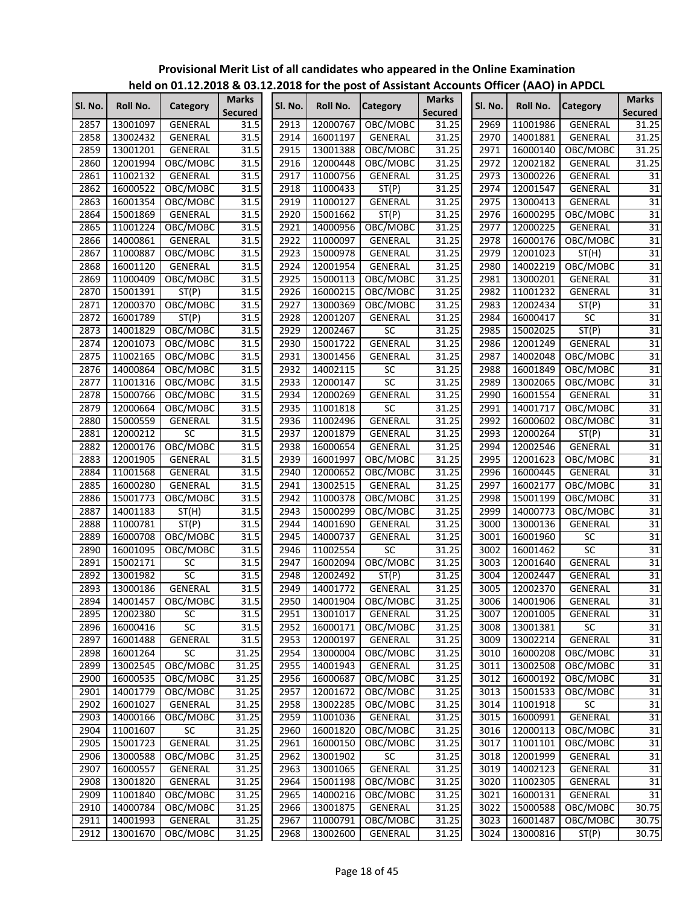**Provisional Merit List of all candidates who appeared in the Online Examination held on 01.12.2018 & 03.12.2018 for the post of Assistant Accounts Officer (AAO) in APDCL**

| Sl. No. | Roll No. | Category | Marks Secured |
|---|---|---|---|
| 2857 | 13001097 | GENERAL | 31.5 |
| 2858 | 13002432 | GENERAL | 31.5 |
| 2859 | 13001201 | GENERAL | 31.5 |
| 2860 | 12001994 | OBC/MOBC | 31.5 |
| 2861 | 11002132 | GENERAL | 31.5 |
| 2862 | 16000522 | OBC/MOBC | 31.5 |
| 2863 | 16001354 | OBC/MOBC | 31.5 |
| 2864 | 15001869 | GENERAL | 31.5 |
| 2865 | 11001224 | OBC/MOBC | 31.5 |
| 2866 | 14000861 | GENERAL | 31.5 |
| 2867 | 11000887 | OBC/MOBC | 31.5 |
| 2868 | 16001120 | GENERAL | 31.5 |
| 2869 | 11000409 | OBC/MOBC | 31.5 |
| 2870 | 15001391 | ST(P) | 31.5 |
| 2871 | 12000370 | OBC/MOBC | 31.5 |
| 2872 | 16001789 | ST(P) | 31.5 |
| 2873 | 14001829 | OBC/MOBC | 31.5 |
| 2874 | 12001073 | OBC/MOBC | 31.5 |
| 2875 | 11002165 | OBC/MOBC | 31.5 |
| 2876 | 14000864 | OBC/MOBC | 31.5 |
| 2877 | 11001316 | OBC/MOBC | 31.5 |
| 2878 | 15000766 | OBC/MOBC | 31.5 |
| 2879 | 12000664 | OBC/MOBC | 31.5 |
| 2880 | 15000559 | GENERAL | 31.5 |
| 2881 | 12000212 | SC | 31.5 |
| 2882 | 12000176 | OBC/MOBC | 31.5 |
| 2883 | 12001905 | GENERAL | 31.5 |
| 2884 | 11001568 | GENERAL | 31.5 |
| 2885 | 16000280 | GENERAL | 31.5 |
| 2886 | 15001773 | OBC/MOBC | 31.5 |
| 2887 | 14001183 | ST(H) | 31.5 |
| 2888 | 11000781 | ST(P) | 31.5 |
| 2889 | 16000708 | OBC/MOBC | 31.5 |
| 2890 | 16001095 | OBC/MOBC | 31.5 |
| 2891 | 15002171 | SC | 31.5 |
| 2892 | 13001982 | SC | 31.5 |
| 2893 | 13000186 | GENERAL | 31.5 |
| 2894 | 14001457 | OBC/MOBC | 31.5 |
| 2895 | 12002380 | SC | 31.5 |
| 2896 | 16000416 | SC | 31.5 |
| 2897 | 16001488 | GENERAL | 31.5 |
| 2898 | 16001264 | SC | 31.25 |
| 2899 | 13002545 | OBC/MOBC | 31.25 |
| 2900 | 16000535 | OBC/MOBC | 31.25 |
| 2901 | 14001779 | OBC/MOBC | 31.25 |
| 2902 | 16001027 | GENERAL | 31.25 |
| 2903 | 14000166 | OBC/MOBC | 31.25 |
| 2904 | 11001607 | SC | 31.25 |
| 2905 | 15001723 | GENERAL | 31.25 |
| 2906 | 13000588 | OBC/MOBC | 31.25 |
| 2907 | 16000557 | GENERAL | 31.25 |
| 2908 | 13001820 | GENERAL | 31.25 |
| 2909 | 11001840 | OBC/MOBC | 31.25 |
| 2910 | 14000784 | OBC/MOBC | 31.25 |
| 2911 | 14001993 | GENERAL | 31.25 |
| 2912 | 13001670 | OBC/MOBC | 31.25 |
| 2913 | 12000767 | OBC/MOBC | 31.25 |
| 2914 | 16001197 | GENERAL | 31.25 |
| 2915 | 13001388 | OBC/MOBC | 31.25 |
| 2916 | 12000448 | OBC/MOBC | 31.25 |
| 2917 | 11000756 | GENERAL | 31.25 |
| 2918 | 11000433 | ST(P) | 31.25 |
| 2919 | 11000127 | GENERAL | 31.25 |
| 2920 | 15001662 | ST(P) | 31.25 |
| 2921 | 14000956 | OBC/MOBC | 31.25 |
| 2922 | 11000097 | GENERAL | 31.25 |
| 2923 | 15000978 | GENERAL | 31.25 |
| 2924 | 12001954 | GENERAL | 31.25 |
| 2925 | 15000113 | OBC/MOBC | 31.25 |
| 2926 | 16000215 | OBC/MOBC | 31.25 |
| 2927 | 13000369 | OBC/MOBC | 31.25 |
| 2928 | 12001207 | GENERAL | 31.25 |
| 2929 | 12002467 | SC | 31.25 |
| 2930 | 15001722 | GENERAL | 31.25 |
| 2931 | 13001456 | GENERAL | 31.25 |
| 2932 | 14002115 | SC | 31.25 |
| 2933 | 12000147 | SC | 31.25 |
| 2934 | 12000269 | GENERAL | 31.25 |
| 2935 | 11001818 | SC | 31.25 |
| 2936 | 11002496 | GENERAL | 31.25 |
| 2937 | 12001879 | GENERAL | 31.25 |
| 2938 | 16000654 | GENERAL | 31.25 |
| 2939 | 16001997 | OBC/MOBC | 31.25 |
| 2940 | 12000652 | OBC/MOBC | 31.25 |
| 2941 | 13002515 | GENERAL | 31.25 |
| 2942 | 11000378 | OBC/MOBC | 31.25 |
| 2943 | 15000299 | OBC/MOBC | 31.25 |
| 2944 | 14001690 | GENERAL | 31.25 |
| 2945 | 14000737 | GENERAL | 31.25 |
| 2946 | 11002554 | SC | 31.25 |
| 2947 | 16002094 | OBC/MOBC | 31.25 |
| 2948 | 12002492 | ST(P) | 31.25 |
| 2949 | 14001772 | GENERAL | 31.25 |
| 2950 | 14001904 | OBC/MOBC | 31.25 |
| 2951 | 13001017 | GENERAL | 31.25 |
| 2952 | 16000171 | OBC/MOBC | 31.25 |
| 2953 | 12000197 | GENERAL | 31.25 |
| 2954 | 13000004 | OBC/MOBC | 31.25 |
| 2955 | 14001943 | GENERAL | 31.25 |
| 2956 | 16000687 | OBC/MOBC | 31.25 |
| 2957 | 12001672 | OBC/MOBC | 31.25 |
| 2958 | 13002285 | OBC/MOBC | 31.25 |
| 2959 | 11001036 | GENERAL | 31.25 |
| 2960 | 16001820 | OBC/MOBC | 31.25 |
| 2961 | 16000150 | OBC/MOBC | 31.25 |
| 2962 | 13001902 | SC | 31.25 |
| 2963 | 13001065 | GENERAL | 31.25 |
| 2964 | 15001198 | OBC/MOBC | 31.25 |
| 2965 | 14000216 | OBC/MOBC | 31.25 |
| 2966 | 13001875 | GENERAL | 31.25 |
| 2967 | 11000791 | OBC/MOBC | 31.25 |
| 2968 | 13002600 | GENERAL | 31.25 |
| 2969 | 11001986 | GENERAL | 31.25 |
| 2970 | 14001881 | GENERAL | 31.25 |
| 2971 | 16000140 | OBC/MOBC | 31.25 |
| 2972 | 12002182 | GENERAL | 31.25 |
| 2973 | 13000226 | GENERAL | 31 |
| 2974 | 12001547 | GENERAL | 31 |
| 2975 | 13000413 | GENERAL | 31 |
| 2976 | 16000295 | OBC/MOBC | 31 |
| 2977 | 12000225 | GENERAL | 31 |
| 2978 | 16000176 | OBC/MOBC | 31 |
| 2979 | 12001023 | ST(H) | 31 |
| 2980 | 14002219 | OBC/MOBC | 31 |
| 2981 | 13000201 | GENERAL | 31 |
| 2982 | 11001232 | GENERAL | 31 |
| 2983 | 12002434 | ST(P) | 31 |
| 2984 | 16000417 | SC | 31 |
| 2985 | 15002025 | ST(P) | 31 |
| 2986 | 12001249 | GENERAL | 31 |
| 2987 | 14002048 | OBC/MOBC | 31 |
| 2988 | 16001849 | OBC/MOBC | 31 |
| 2989 | 13002065 | OBC/MOBC | 31 |
| 2990 | 16001554 | GENERAL | 31 |
| 2991 | 14001717 | OBC/MOBC | 31 |
| 2992 | 16000602 | OBC/MOBC | 31 |
| 2993 | 12000264 | ST(P) | 31 |
| 2994 | 12002546 | GENERAL | 31 |
| 2995 | 12001623 | OBC/MOBC | 31 |
| 2996 | 16000445 | GENERAL | 31 |
| 2997 | 16002177 | OBC/MOBC | 31 |
| 2998 | 15001199 | OBC/MOBC | 31 |
| 2999 | 14000773 | OBC/MOBC | 31 |
| 3000 | 13000136 | GENERAL | 31 |
| 3001 | 16001960 | SC | 31 |
| 3002 | 16001462 | SC | 31 |
| 3003 | 12001640 | GENERAL | 31 |
| 3004 | 12002447 | GENERAL | 31 |
| 3005 | 12002370 | GENERAL | 31 |
| 3006 | 14001906 | GENERAL | 31 |
| 3007 | 12001005 | GENERAL | 31 |
| 3008 | 13001381 | SC | 31 |
| 3009 | 13002214 | GENERAL | 31 |
| 3010 | 16000208 | OBC/MOBC | 31 |
| 3011 | 13002508 | OBC/MOBC | 31 |
| 3012 | 16000192 | OBC/MOBC | 31 |
| 3013 | 15001533 | OBC/MOBC | 31 |
| 3014 | 11001918 | SC | 31 |
| 3015 | 16000991 | GENERAL | 31 |
| 3016 | 12000113 | OBC/MOBC | 31 |
| 3017 | 11001101 | OBC/MOBC | 31 |
| 3018 | 12001999 | GENERAL | 31 |
| 3019 | 14002123 | GENERAL | 31 |
| 3020 | 11002305 | GENERAL | 31 |
| 3021 | 16000131 | GENERAL | 31 |
| 3022 | 15000588 | OBC/MOBC | 30.75 |
| 3023 | 16001487 | OBC/MOBC | 30.75 |
| 3024 | 13000816 | ST(P) | 30.75 |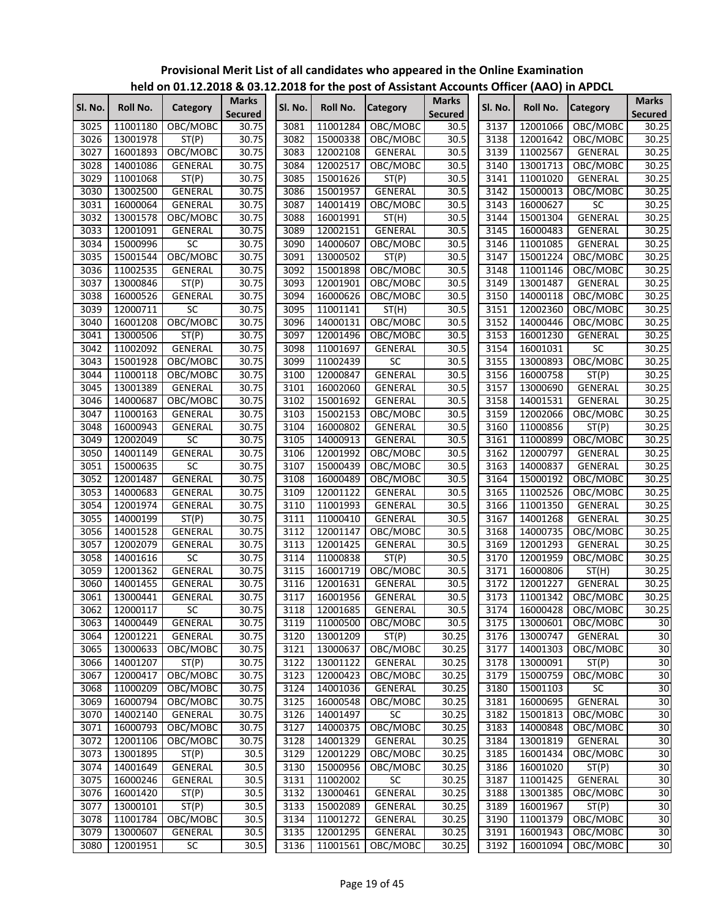**Provisional Merit List of all candidates who appeared in the Online Examination held on 01.12.2018 & 03.12.2018 for the post of Assistant Accounts Officer (AAO) in APDCL**

| Sl. No. | Roll No. | Category | Marks Secured |
|---|---|---|---|
| 3025 | 11001180 | OBC/MOBC | 30.75 |
| 3026 | 13001978 | ST(P) | 30.75 |
| 3027 | 16001893 | OBC/MOBC | 30.75 |
| 3028 | 14001086 | GENERAL | 30.75 |
| 3029 | 11001068 | ST(P) | 30.75 |
| 3030 | 13002500 | GENERAL | 30.75 |
| 3031 | 16000064 | GENERAL | 30.75 |
| 3032 | 13001578 | OBC/MOBC | 30.75 |
| 3033 | 12001091 | GENERAL | 30.75 |
| 3034 | 15000996 | SC | 30.75 |
| 3035 | 15001544 | OBC/MOBC | 30.75 |
| 3036 | 11002535 | GENERAL | 30.75 |
| 3037 | 13000846 | ST(P) | 30.75 |
| 3038 | 16000526 | GENERAL | 30.75 |
| 3039 | 12000711 | SC | 30.75 |
| 3040 | 16001208 | OBC/MOBC | 30.75 |
| 3041 | 13000506 | ST(P) | 30.75 |
| 3042 | 11002092 | GENERAL | 30.75 |
| 3043 | 15001928 | OBC/MOBC | 30.75 |
| 3044 | 11000118 | OBC/MOBC | 30.75 |
| 3045 | 13001389 | GENERAL | 30.75 |
| 3046 | 14000687 | OBC/MOBC | 30.75 |
| 3047 | 11000163 | GENERAL | 30.75 |
| 3048 | 16000943 | GENERAL | 30.75 |
| 3049 | 12002049 | SC | 30.75 |
| 3050 | 14001149 | GENERAL | 30.75 |
| 3051 | 15000635 | SC | 30.75 |
| 3052 | 12001487 | GENERAL | 30.75 |
| 3053 | 14000683 | GENERAL | 30.75 |
| 3054 | 12001974 | GENERAL | 30.75 |
| 3055 | 14000199 | ST(P) | 30.75 |
| 3056 | 14001528 | GENERAL | 30.75 |
| 3057 | 12002079 | GENERAL | 30.75 |
| 3058 | 14001616 | SC | 30.75 |
| 3059 | 12001362 | GENERAL | 30.75 |
| 3060 | 14001455 | GENERAL | 30.75 |
| 3061 | 13000441 | GENERAL | 30.75 |
| 3062 | 12000117 | SC | 30.75 |
| 3063 | 14000449 | GENERAL | 30.75 |
| 3064 | 12001221 | GENERAL | 30.75 |
| 3065 | 13000633 | OBC/MOBC | 30.75 |
| 3066 | 14001207 | ST(P) | 30.75 |
| 3067 | 12000417 | OBC/MOBC | 30.75 |
| 3068 | 11000209 | OBC/MOBC | 30.75 |
| 3069 | 16000794 | OBC/MOBC | 30.75 |
| 3070 | 14002140 | GENERAL | 30.75 |
| 3071 | 16000793 | OBC/MOBC | 30.75 |
| 3072 | 12001106 | OBC/MOBC | 30.75 |
| 3073 | 13001895 | ST(P) | 30.5 |
| 3074 | 14001649 | GENERAL | 30.5 |
| 3075 | 16000246 | GENERAL | 30.5 |
| 3076 | 16001420 | ST(P) | 30.5 |
| 3077 | 13000101 | ST(P) | 30.5 |
| 3078 | 11001784 | OBC/MOBC | 30.5 |
| 3079 | 13000607 | GENERAL | 30.5 |
| 3080 | 12001951 | SC | 30.5 |
| 3081 | 11001284 | OBC/MOBC | 30.5 |
| 3082 | 15000338 | OBC/MOBC | 30.5 |
| 3083 | 12002108 | GENERAL | 30.5 |
| 3084 | 12002517 | OBC/MOBC | 30.5 |
| 3085 | 15001626 | ST(P) | 30.5 |
| 3086 | 15001957 | GENERAL | 30.5 |
| 3087 | 14001419 | OBC/MOBC | 30.5 |
| 3088 | 16001991 | ST(H) | 30.5 |
| 3089 | 12002151 | GENERAL | 30.5 |
| 3090 | 14000607 | OBC/MOBC | 30.5 |
| 3091 | 13000502 | ST(P) | 30.5 |
| 3092 | 15001898 | OBC/MOBC | 30.5 |
| 3093 | 12001901 | OBC/MOBC | 30.5 |
| 3094 | 16000626 | OBC/MOBC | 30.5 |
| 3095 | 11001141 | ST(H) | 30.5 |
| 3096 | 14000131 | OBC/MOBC | 30.5 |
| 3097 | 12001496 | OBC/MOBC | 30.5 |
| 3098 | 11001697 | GENERAL | 30.5 |
| 3099 | 11002439 | SC | 30.5 |
| 3100 | 12000847 | GENERAL | 30.5 |
| 3101 | 16002060 | GENERAL | 30.5 |
| 3102 | 15001692 | GENERAL | 30.5 |
| 3103 | 15002153 | OBC/MOBC | 30.5 |
| 3104 | 16000802 | GENERAL | 30.5 |
| 3105 | 14000913 | GENERAL | 30.5 |
| 3106 | 12001992 | OBC/MOBC | 30.5 |
| 3107 | 15000439 | OBC/MOBC | 30.5 |
| 3108 | 16000489 | OBC/MOBC | 30.5 |
| 3109 | 12001122 | GENERAL | 30.5 |
| 3110 | 11001993 | GENERAL | 30.5 |
| 3111 | 11000410 | GENERAL | 30.5 |
| 3112 | 12001147 | OBC/MOBC | 30.5 |
| 3113 | 12001425 | GENERAL | 30.5 |
| 3114 | 11000838 | ST(P) | 30.5 |
| 3115 | 16001719 | OBC/MOBC | 30.5 |
| 3116 | 12001631 | GENERAL | 30.5 |
| 3117 | 16001956 | GENERAL | 30.5 |
| 3118 | 12001685 | GENERAL | 30.5 |
| 3119 | 11000500 | OBC/MOBC | 30.5 |
| 3120 | 13001209 | ST(P) | 30.25 |
| 3121 | 13000637 | OBC/MOBC | 30.25 |
| 3122 | 13001122 | GENERAL | 30.25 |
| 3123 | 12000423 | OBC/MOBC | 30.25 |
| 3124 | 14001036 | GENERAL | 30.25 |
| 3125 | 16000548 | OBC/MOBC | 30.25 |
| 3126 | 14001497 | SC | 30.25 |
| 3127 | 14000375 | OBC/MOBC | 30.25 |
| 3128 | 14001329 | GENERAL | 30.25 |
| 3129 | 12001229 | OBC/MOBC | 30.25 |
| 3130 | 15000956 | OBC/MOBC | 30.25 |
| 3131 | 11002002 | SC | 30.25 |
| 3132 | 13000461 | GENERAL | 30.25 |
| 3133 | 15002089 | GENERAL | 30.25 |
| 3134 | 11001272 | GENERAL | 30.25 |
| 3135 | 12001295 | GENERAL | 30.25 |
| 3136 | 11001561 | OBC/MOBC | 30.25 |
| 3137 | 12001066 | OBC/MOBC | 30.25 |
| 3138 | 12001642 | OBC/MOBC | 30.25 |
| 3139 | 11002567 | GENERAL | 30.25 |
| 3140 | 13001713 | OBC/MOBC | 30.25 |
| 3141 | 11001020 | GENERAL | 30.25 |
| 3142 | 15000013 | OBC/MOBC | 30.25 |
| 3143 | 16000627 | SC | 30.25 |
| 3144 | 15001304 | GENERAL | 30.25 |
| 3145 | 16000483 | GENERAL | 30.25 |
| 3146 | 11001085 | GENERAL | 30.25 |
| 3147 | 15001224 | OBC/MOBC | 30.25 |
| 3148 | 11001146 | OBC/MOBC | 30.25 |
| 3149 | 13001487 | GENERAL | 30.25 |
| 3150 | 14000118 | OBC/MOBC | 30.25 |
| 3151 | 12002360 | OBC/MOBC | 30.25 |
| 3152 | 14000446 | OBC/MOBC | 30.25 |
| 3153 | 16001230 | GENERAL | 30.25 |
| 3154 | 16001031 | SC | 30.25 |
| 3155 | 13000893 | OBC/MOBC | 30.25 |
| 3156 | 16000758 | ST(P) | 30.25 |
| 3157 | 13000690 | GENERAL | 30.25 |
| 3158 | 14001531 | GENERAL | 30.25 |
| 3159 | 12002066 | OBC/MOBC | 30.25 |
| 3160 | 11000856 | ST(P) | 30.25 |
| 3161 | 11000899 | OBC/MOBC | 30.25 |
| 3162 | 12000797 | GENERAL | 30.25 |
| 3163 | 14000837 | GENERAL | 30.25 |
| 3164 | 15000192 | OBC/MOBC | 30.25 |
| 3165 | 11002526 | OBC/MOBC | 30.25 |
| 3166 | 11001350 | GENERAL | 30.25 |
| 3167 | 14001268 | GENERAL | 30.25 |
| 3168 | 14000735 | OBC/MOBC | 30.25 |
| 3169 | 12001293 | GENERAL | 30.25 |
| 3170 | 12001959 | OBC/MOBC | 30.25 |
| 3171 | 16000806 | ST(H) | 30.25 |
| 3172 | 12001227 | GENERAL | 30.25 |
| 3173 | 11001342 | OBC/MOBC | 30.25 |
| 3174 | 16000428 | OBC/MOBC | 30.25 |
| 3175 | 13000601 | OBC/MOBC | 30 |
| 3176 | 13000747 | GENERAL | 30 |
| 3177 | 14001303 | OBC/MOBC | 30 |
| 3178 | 13000091 | ST(P) | 30 |
| 3179 | 15000759 | OBC/MOBC | 30 |
| 3180 | 15001103 | SC | 30 |
| 3181 | 16000695 | GENERAL | 30 |
| 3182 | 15001813 | OBC/MOBC | 30 |
| 3183 | 14000848 | OBC/MOBC | 30 |
| 3184 | 13001819 | GENERAL | 30 |
| 3185 | 16001434 | OBC/MOBC | 30 |
| 3186 | 16001020 | ST(P) | 30 |
| 3187 | 11001425 | GENERAL | 30 |
| 3188 | 13001385 | OBC/MOBC | 30 |
| 3189 | 16001967 | ST(P) | 30 |
| 3190 | 11001379 | OBC/MOBC | 30 |
| 3191 | 16001943 | OBC/MOBC | 30 |
| 3192 | 16001094 | OBC/MOBC | 30 |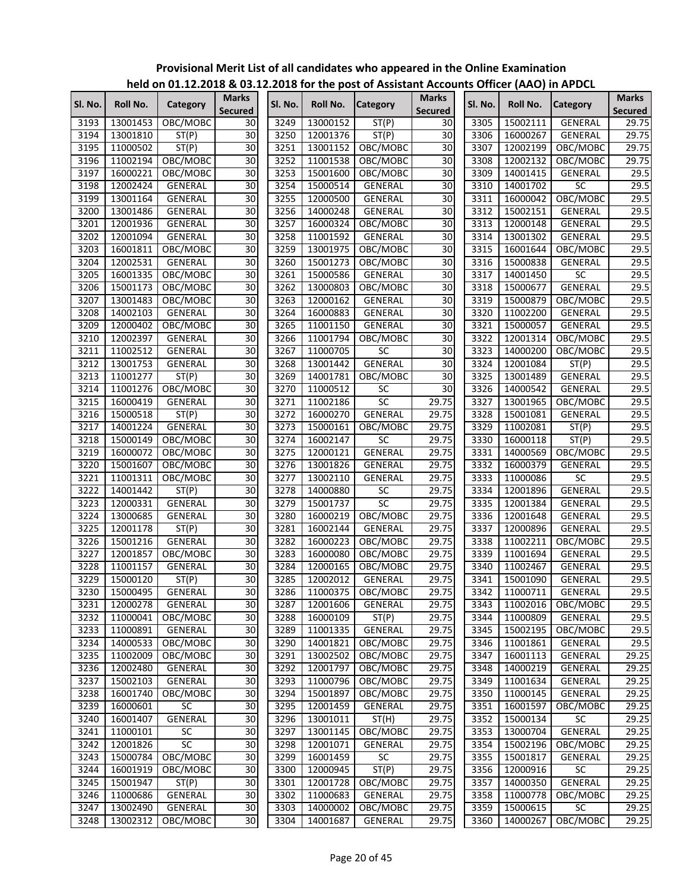**Provisional Merit List of all candidates who appeared in the Online Examination held on 01.12.2018 & 03.12.2018 for the post of Assistant Accounts Officer (AAO) in APDCL**

| Sl. No. | Roll No. | Category | Marks Secured |
|---|---|---|---|
| 3193 | 13001453 | OBC/MOBC | 30 |
| 3194 | 13001810 | ST(P) | 30 |
| 3195 | 11000502 | ST(P) | 30 |
| 3196 | 11002194 | OBC/MOBC | 30 |
| 3197 | 16000221 | OBC/MOBC | 30 |
| 3198 | 12002424 | GENERAL | 30 |
| 3199 | 13001164 | GENERAL | 30 |
| 3200 | 13001486 | GENERAL | 30 |
| 3201 | 12001936 | GENERAL | 30 |
| 3202 | 12001094 | GENERAL | 30 |
| 3203 | 16001811 | OBC/MOBC | 30 |
| 3204 | 12002531 | GENERAL | 30 |
| 3205 | 16001335 | OBC/MOBC | 30 |
| 3206 | 15001173 | OBC/MOBC | 30 |
| 3207 | 13001483 | OBC/MOBC | 30 |
| 3208 | 14002103 | GENERAL | 30 |
| 3209 | 12000402 | OBC/MOBC | 30 |
| 3210 | 12002397 | GENERAL | 30 |
| 3211 | 11002512 | GENERAL | 30 |
| 3212 | 13001753 | GENERAL | 30 |
| 3213 | 11001277 | ST(P) | 30 |
| 3214 | 11001276 | OBC/MOBC | 30 |
| 3215 | 16000419 | GENERAL | 30 |
| 3216 | 15000518 | ST(P) | 30 |
| 3217 | 14001224 | GENERAL | 30 |
| 3218 | 15000149 | OBC/MOBC | 30 |
| 3219 | 16000072 | OBC/MOBC | 30 |
| 3220 | 15001607 | OBC/MOBC | 30 |
| 3221 | 11001311 | OBC/MOBC | 30 |
| 3222 | 14001442 | ST(P) | 30 |
| 3223 | 12000331 | GENERAL | 30 |
| 3224 | 13000685 | GENERAL | 30 |
| 3225 | 12001178 | ST(P) | 30 |
| 3226 | 15001216 | GENERAL | 30 |
| 3227 | 12001857 | OBC/MOBC | 30 |
| 3228 | 11001157 | GENERAL | 30 |
| 3229 | 15000120 | ST(P) | 30 |
| 3230 | 15000495 | GENERAL | 30 |
| 3231 | 12000278 | GENERAL | 30 |
| 3232 | 11000041 | OBC/MOBC | 30 |
| 3233 | 11000891 | GENERAL | 30 |
| 3234 | 14000533 | OBC/MOBC | 30 |
| 3235 | 11002009 | OBC/MOBC | 30 |
| 3236 | 12002480 | GENERAL | 30 |
| 3237 | 15002103 | GENERAL | 30 |
| 3238 | 16001740 | OBC/MOBC | 30 |
| 3239 | 16000601 | SC | 30 |
| 3240 | 16001407 | GENERAL | 30 |
| 3241 | 11000101 | SC | 30 |
| 3242 | 12001826 | SC | 30 |
| 3243 | 15000784 | OBC/MOBC | 30 |
| 3244 | 16001919 | OBC/MOBC | 30 |
| 3245 | 15001947 | ST(P) | 30 |
| 3246 | 11000686 | GENERAL | 30 |
| 3247 | 13002490 | GENERAL | 30 |
| 3248 | 13002312 | OBC/MOBC | 30 |
| 3249 | 13000152 | ST(P) | 30 |
| 3250 | 12001376 | ST(P) | 30 |
| 3251 | 13001152 | OBC/MOBC | 30 |
| 3252 | 11001538 | OBC/MOBC | 30 |
| 3253 | 15001600 | OBC/MOBC | 30 |
| 3254 | 15000514 | GENERAL | 30 |
| 3255 | 12000500 | GENERAL | 30 |
| 3256 | 14000248 | GENERAL | 30 |
| 3257 | 16000324 | OBC/MOBC | 30 |
| 3258 | 11001592 | GENERAL | 30 |
| 3259 | 13001975 | OBC/MOBC | 30 |
| 3260 | 15001273 | OBC/MOBC | 30 |
| 3261 | 15000586 | GENERAL | 30 |
| 3262 | 13000803 | OBC/MOBC | 30 |
| 3263 | 12000162 | GENERAL | 30 |
| 3264 | 16000883 | GENERAL | 30 |
| 3265 | 11001150 | GENERAL | 30 |
| 3266 | 11001794 | OBC/MOBC | 30 |
| 3267 | 11000705 | SC | 30 |
| 3268 | 13001442 | GENERAL | 30 |
| 3269 | 14001781 | OBC/MOBC | 30 |
| 3270 | 11000512 | SC | 30 |
| 3271 | 11002186 | SC | 29.75 |
| 3272 | 16000270 | GENERAL | 29.75 |
| 3273 | 15000161 | OBC/MOBC | 29.75 |
| 3274 | 16002147 | SC | 29.75 |
| 3275 | 12000121 | GENERAL | 29.75 |
| 3276 | 13001826 | GENERAL | 29.75 |
| 3277 | 13002110 | GENERAL | 29.75 |
| 3278 | 14000880 | SC | 29.75 |
| 3279 | 15001737 | SC | 29.75 |
| 3280 | 16000219 | OBC/MOBC | 29.75 |
| 3281 | 16002144 | GENERAL | 29.75 |
| 3282 | 16000223 | OBC/MOBC | 29.75 |
| 3283 | 16000080 | OBC/MOBC | 29.75 |
| 3284 | 12000165 | OBC/MOBC | 29.75 |
| 3285 | 12002012 | GENERAL | 29.75 |
| 3286 | 11000375 | OBC/MOBC | 29.75 |
| 3287 | 12001606 | GENERAL | 29.75 |
| 3288 | 16000109 | ST(P) | 29.75 |
| 3289 | 11001335 | GENERAL | 29.75 |
| 3290 | 14001821 | OBC/MOBC | 29.75 |
| 3291 | 13002502 | OBC/MOBC | 29.75 |
| 3292 | 12001797 | OBC/MOBC | 29.75 |
| 3293 | 11000796 | OBC/MOBC | 29.75 |
| 3294 | 15001897 | OBC/MOBC | 29.75 |
| 3295 | 12001459 | GENERAL | 29.75 |
| 3296 | 13001011 | ST(H) | 29.75 |
| 3297 | 13001145 | OBC/MOBC | 29.75 |
| 3298 | 12001071 | GENERAL | 29.75 |
| 3299 | 16001459 | SC | 29.75 |
| 3300 | 12000945 | ST(P) | 29.75 |
| 3301 | 12001728 | OBC/MOBC | 29.75 |
| 3302 | 11000683 | GENERAL | 29.75 |
| 3303 | 14000002 | OBC/MOBC | 29.75 |
| 3304 | 14001687 | GENERAL | 29.75 |
| 3305 | 15002111 | GENERAL | 29.75 |
| 3306 | 16000267 | GENERAL | 29.75 |
| 3307 | 12002199 | OBC/MOBC | 29.75 |
| 3308 | 12002132 | OBC/MOBC | 29.75 |
| 3309 | 14001415 | GENERAL | 29.5 |
| 3310 | 14001702 | SC | 29.5 |
| 3311 | 16000042 | OBC/MOBC | 29.5 |
| 3312 | 15002151 | GENERAL | 29.5 |
| 3313 | 12000148 | GENERAL | 29.5 |
| 3314 | 13001302 | GENERAL | 29.5 |
| 3315 | 16001644 | OBC/MOBC | 29.5 |
| 3316 | 15000838 | GENERAL | 29.5 |
| 3317 | 14001450 | SC | 29.5 |
| 3318 | 15000677 | GENERAL | 29.5 |
| 3319 | 15000879 | OBC/MOBC | 29.5 |
| 3320 | 11002200 | GENERAL | 29.5 |
| 3321 | 15000057 | GENERAL | 29.5 |
| 3322 | 12001314 | OBC/MOBC | 29.5 |
| 3323 | 14000200 | OBC/MOBC | 29.5 |
| 3324 | 12001084 | ST(P) | 29.5 |
| 3325 | 13001489 | GENERAL | 29.5 |
| 3326 | 14000542 | GENERAL | 29.5 |
| 3327 | 13001965 | OBC/MOBC | 29.5 |
| 3328 | 15001081 | GENERAL | 29.5 |
| 3329 | 11002081 | ST(P) | 29.5 |
| 3330 | 16000118 | ST(P) | 29.5 |
| 3331 | 14000569 | OBC/MOBC | 29.5 |
| 3332 | 16000379 | GENERAL | 29.5 |
| 3333 | 11000086 | SC | 29.5 |
| 3334 | 12001896 | GENERAL | 29.5 |
| 3335 | 12001384 | GENERAL | 29.5 |
| 3336 | 12001648 | GENERAL | 29.5 |
| 3337 | 12000896 | GENERAL | 29.5 |
| 3338 | 11002211 | OBC/MOBC | 29.5 |
| 3339 | 11001694 | GENERAL | 29.5 |
| 3340 | 11002467 | GENERAL | 29.5 |
| 3341 | 15001090 | GENERAL | 29.5 |
| 3342 | 11000711 | GENERAL | 29.5 |
| 3343 | 11002016 | OBC/MOBC | 29.5 |
| 3344 | 11000809 | GENERAL | 29.5 |
| 3345 | 15002195 | OBC/MOBC | 29.5 |
| 3346 | 11001861 | GENERAL | 29.5 |
| 3347 | 16001113 | GENERAL | 29.25 |
| 3348 | 14000219 | GENERAL | 29.25 |
| 3349 | 11001634 | GENERAL | 29.25 |
| 3350 | 11000145 | GENERAL | 29.25 |
| 3351 | 16001597 | OBC/MOBC | 29.25 |
| 3352 | 15000134 | SC | 29.25 |
| 3353 | 13000704 | GENERAL | 29.25 |
| 3354 | 15002196 | OBC/MOBC | 29.25 |
| 3355 | 15001817 | GENERAL | 29.25 |
| 3356 | 12000916 | SC | 29.25 |
| 3357 | 14000350 | GENERAL | 29.25 |
| 3358 | 11000778 | OBC/MOBC | 29.25 |
| 3359 | 15000615 | SC | 29.25 |
| 3360 | 14000267 | OBC/MOBC | 29.25 |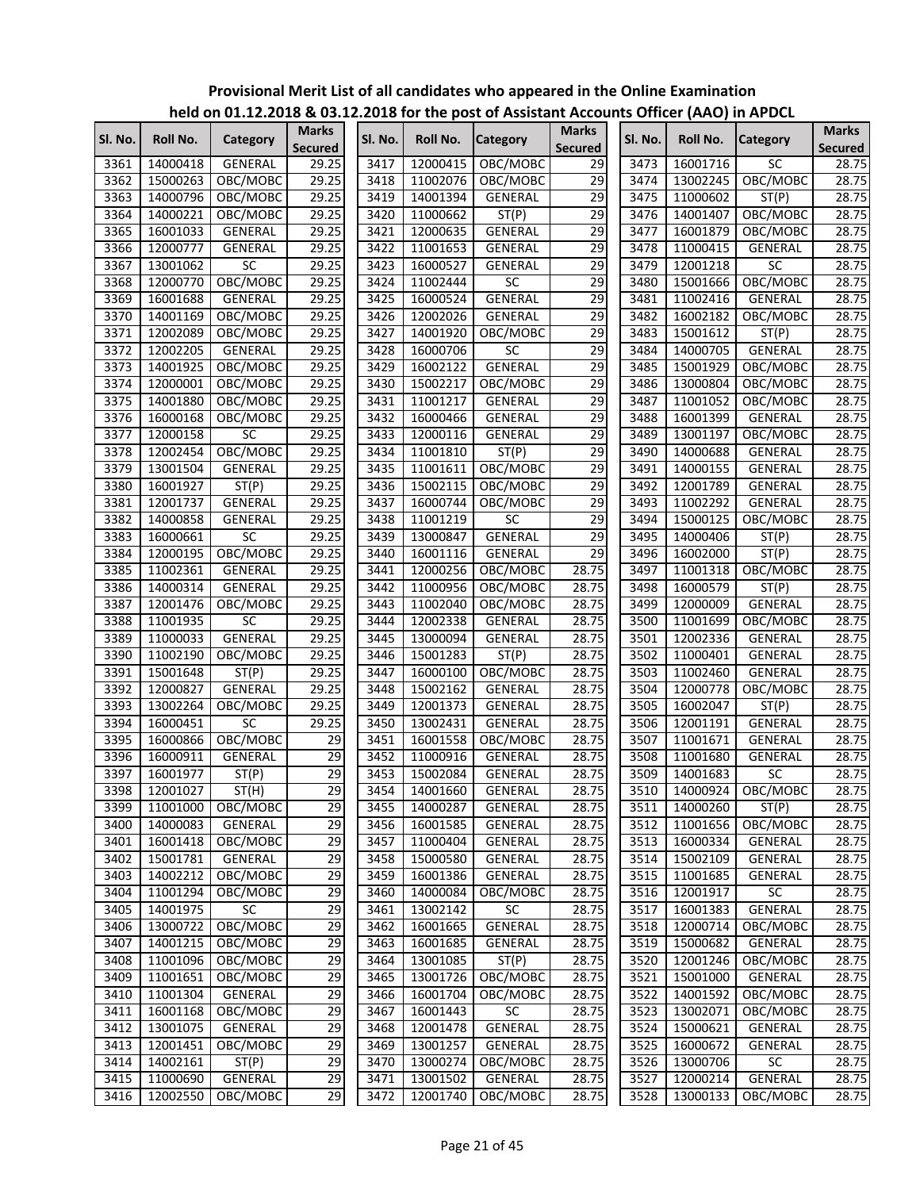**Provisional Merit List of all candidates who appeared in the Online Examination held on 01.12.2018 & 03.12.2018 for the post of Assistant Accounts Officer (AAO) in APDCL**

| Sl. No. | Roll No. | Category | Marks Secured | Sl. No. | Roll No. | Category | Marks Secured | Sl. No. | Roll No. | Category | Marks Secured |
|---|---|---|---|---|---|---|---|---|---|---|---|
| 3361 | 14000418 | GENERAL | 29.25 | 3417 | 12000415 | OBC/MOBC | 29 | 3473 | 16001716 | SC | 28.75 |
| 3362 | 15000263 | OBC/MOBC | 29.25 | 3418 | 11002076 | OBC/MOBC | 29 | 3474 | 13002245 | OBC/MOBC | 28.75 |
| 3363 | 14000796 | OBC/MOBC | 29.25 | 3419 | 14001394 | GENERAL | 29 | 3475 | 11000602 | ST(P) | 28.75 |
| 3364 | 14000221 | OBC/MOBC | 29.25 | 3420 | 11000662 | ST(P) | 29 | 3476 | 14001407 | OBC/MOBC | 28.75 |
| 3365 | 16001033 | GENERAL | 29.25 | 3421 | 12000635 | GENERAL | 29 | 3477 | 16001879 | OBC/MOBC | 28.75 |
| 3366 | 12000777 | GENERAL | 29.25 | 3422 | 11001653 | GENERAL | 29 | 3478 | 11000415 | GENERAL | 28.75 |
| 3367 | 13001062 | SC | 29.25 | 3423 | 16000527 | GENERAL | 29 | 3479 | 12001218 | SC | 28.75 |
| 3368 | 12000770 | OBC/MOBC | 29.25 | 3424 | 11002444 | SC | 29 | 3480 | 15001666 | OBC/MOBC | 28.75 |
| 3369 | 16001688 | GENERAL | 29.25 | 3425 | 16000524 | GENERAL | 29 | 3481 | 11002416 | GENERAL | 28.75 |
| 3370 | 14001169 | OBC/MOBC | 29.25 | 3426 | 12002026 | GENERAL | 29 | 3482 | 16002182 | OBC/MOBC | 28.75 |
| 3371 | 12002089 | OBC/MOBC | 29.25 | 3427 | 14001920 | OBC/MOBC | 29 | 3483 | 15001612 | ST(P) | 28.75 |
| 3372 | 12002205 | GENERAL | 29.25 | 3428 | 16000706 | SC | 29 | 3484 | 14000705 | GENERAL | 28.75 |
| 3373 | 14001925 | OBC/MOBC | 29.25 | 3429 | 16002122 | GENERAL | 29 | 3485 | 15001929 | OBC/MOBC | 28.75 |
| 3374 | 12000001 | OBC/MOBC | 29.25 | 3430 | 15002217 | OBC/MOBC | 29 | 3486 | 13000804 | OBC/MOBC | 28.75 |
| 3375 | 14001880 | OBC/MOBC | 29.25 | 3431 | 11001217 | GENERAL | 29 | 3487 | 11001052 | OBC/MOBC | 28.75 |
| 3376 | 16000168 | OBC/MOBC | 29.25 | 3432 | 16000466 | GENERAL | 29 | 3488 | 16001399 | GENERAL | 28.75 |
| 3377 | 12000158 | SC | 29.25 | 3433 | 12000116 | GENERAL | 29 | 3489 | 13001197 | OBC/MOBC | 28.75 |
| 3378 | 12002454 | OBC/MOBC | 29.25 | 3434 | 11001810 | ST(P) | 29 | 3490 | 14000688 | GENERAL | 28.75 |
| 3379 | 13001504 | GENERAL | 29.25 | 3435 | 11001611 | OBC/MOBC | 29 | 3491 | 14000155 | GENERAL | 28.75 |
| 3380 | 16001927 | ST(P) | 29.25 | 3436 | 15002115 | OBC/MOBC | 29 | 3492 | 12001789 | GENERAL | 28.75 |
| 3381 | 12001737 | GENERAL | 29.25 | 3437 | 16000744 | OBC/MOBC | 29 | 3493 | 11002292 | GENERAL | 28.75 |
| 3382 | 14000858 | GENERAL | 29.25 | 3438 | 11001219 | SC | 29 | 3494 | 15000125 | OBC/MOBC | 28.75 |
| 3383 | 16000661 | SC | 29.25 | 3439 | 13000847 | GENERAL | 29 | 3495 | 14000406 | ST(P) | 28.75 |
| 3384 | 12000195 | OBC/MOBC | 29.25 | 3440 | 16001116 | GENERAL | 29 | 3496 | 16002000 | ST(P) | 28.75 |
| 3385 | 11002361 | GENERAL | 29.25 | 3441 | 12000256 | OBC/MOBC | 28.75 | 3497 | 11001318 | OBC/MOBC | 28.75 |
| 3386 | 14000314 | GENERAL | 29.25 | 3442 | 11000956 | OBC/MOBC | 28.75 | 3498 | 16000579 | ST(P) | 28.75 |
| 3387 | 12001476 | OBC/MOBC | 29.25 | 3443 | 11002040 | OBC/MOBC | 28.75 | 3499 | 12000009 | GENERAL | 28.75 |
| 3388 | 11001935 | SC | 29.25 | 3444 | 12002338 | GENERAL | 28.75 | 3500 | 11001699 | OBC/MOBC | 28.75 |
| 3389 | 11000033 | GENERAL | 29.25 | 3445 | 13000094 | GENERAL | 28.75 | 3501 | 12002336 | GENERAL | 28.75 |
| 3390 | 11002190 | OBC/MOBC | 29.25 | 3446 | 15001283 | ST(P) | 28.75 | 3502 | 11000401 | GENERAL | 28.75 |
| 3391 | 15001648 | ST(P) | 29.25 | 3447 | 16000100 | OBC/MOBC | 28.75 | 3503 | 11002460 | GENERAL | 28.75 |
| 3392 | 12000827 | GENERAL | 29.25 | 3448 | 15002162 | GENERAL | 28.75 | 3504 | 12000778 | OBC/MOBC | 28.75 |
| 3393 | 13002264 | OBC/MOBC | 29.25 | 3449 | 12001373 | GENERAL | 28.75 | 3505 | 16002047 | ST(P) | 28.75 |
| 3394 | 16000451 | SC | 29.25 | 3450 | 13002431 | GENERAL | 28.75 | 3506 | 12001191 | GENERAL | 28.75 |
| 3395 | 16000866 | OBC/MOBC | 29 | 3451 | 16001558 | OBC/MOBC | 28.75 | 3507 | 11001671 | GENERAL | 28.75 |
| 3396 | 16000911 | GENERAL | 29 | 3452 | 11000916 | GENERAL | 28.75 | 3508 | 11001680 | GENERAL | 28.75 |
| 3397 | 16001977 | ST(P) | 29 | 3453 | 15002084 | GENERAL | 28.75 | 3509 | 14001683 | SC | 28.75 |
| 3398 | 12001027 | ST(H) | 29 | 3454 | 14001660 | GENERAL | 28.75 | 3510 | 14000924 | OBC/MOBC | 28.75 |
| 3399 | 11001000 | OBC/MOBC | 29 | 3455 | 14000287 | GENERAL | 28.75 | 3511 | 14000260 | ST(P) | 28.75 |
| 3400 | 14000083 | GENERAL | 29 | 3456 | 16001585 | GENERAL | 28.75 | 3512 | 11001656 | OBC/MOBC | 28.75 |
| 3401 | 16001418 | OBC/MOBC | 29 | 3457 | 11000404 | GENERAL | 28.75 | 3513 | 16000334 | GENERAL | 28.75 |
| 3402 | 15001781 | GENERAL | 29 | 3458 | 15000580 | GENERAL | 28.75 | 3514 | 15002109 | GENERAL | 28.75 |
| 3403 | 14002212 | OBC/MOBC | 29 | 3459 | 16001386 | GENERAL | 28.75 | 3515 | 11001685 | GENERAL | 28.75 |
| 3404 | 11001294 | OBC/MOBC | 29 | 3460 | 14000084 | OBC/MOBC | 28.75 | 3516 | 12001917 | SC | 28.75 |
| 3405 | 14001975 | SC | 29 | 3461 | 13002142 | SC | 28.75 | 3517 | 16001383 | GENERAL | 28.75 |
| 3406 | 13000722 | OBC/MOBC | 29 | 3462 | 16001665 | GENERAL | 28.75 | 3518 | 12000714 | OBC/MOBC | 28.75 |
| 3407 | 14001215 | OBC/MOBC | 29 | 3463 | 16001685 | GENERAL | 28.75 | 3519 | 15000682 | GENERAL | 28.75 |
| 3408 | 11001096 | OBC/MOBC | 29 | 3464 | 13001085 | ST(P) | 28.75 | 3520 | 12001246 | OBC/MOBC | 28.75 |
| 3409 | 11001651 | OBC/MOBC | 29 | 3465 | 13001726 | OBC/MOBC | 28.75 | 3521 | 15001000 | GENERAL | 28.75 |
| 3410 | 11001304 | GENERAL | 29 | 3466 | 16001704 | OBC/MOBC | 28.75 | 3522 | 14001592 | OBC/MOBC | 28.75 |
| 3411 | 16001168 | OBC/MOBC | 29 | 3467 | 16001443 | SC | 28.75 | 3523 | 13002071 | OBC/MOBC | 28.75 |
| 3412 | 13001075 | GENERAL | 29 | 3468 | 12001478 | GENERAL | 28.75 | 3524 | 15000621 | GENERAL | 28.75 |
| 3413 | 12001451 | OBC/MOBC | 29 | 3469 | 13001257 | GENERAL | 28.75 | 3525 | 16000672 | GENERAL | 28.75 |
| 3414 | 14002161 | ST(P) | 29 | 3470 | 13000274 | OBC/MOBC | 28.75 | 3526 | 13000706 | SC | 28.75 |
| 3415 | 11000690 | GENERAL | 29 | 3471 | 13001502 | GENERAL | 28.75 | 3527 | 12000214 | GENERAL | 28.75 |
| 3416 | 12002550 | OBC/MOBC | 29 | 3472 | 12001740 | OBC/MOBC | 28.75 | 3528 | 13000133 | OBC/MOBC | 28.75 |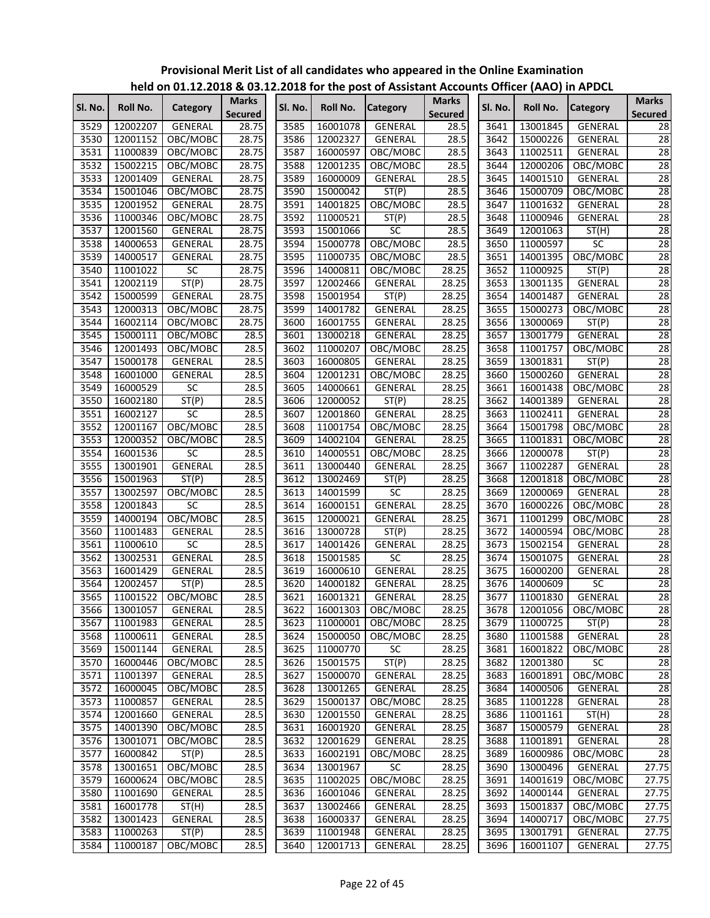**Provisional Merit List of all candidates who appeared in the Online Examination held on 01.12.2018 & 03.12.2018 for the post of Assistant Accounts Officer (AAO) in APDCL**

| Sl. No. | Roll No. | Category | Marks Secured |
|---|---|---|---|
| 3529 | 12002207 | GENERAL | 28.75 |
| 3530 | 12001152 | OBC/MOBC | 28.75 |
| 3531 | 11000839 | OBC/MOBC | 28.75 |
| 3532 | 15002215 | OBC/MOBC | 28.75 |
| 3533 | 12001409 | GENERAL | 28.75 |
| 3534 | 15001046 | OBC/MOBC | 28.75 |
| 3535 | 12001952 | GENERAL | 28.75 |
| 3536 | 11000346 | OBC/MOBC | 28.75 |
| 3537 | 12001560 | GENERAL | 28.75 |
| 3538 | 14000653 | GENERAL | 28.75 |
| 3539 | 14000517 | GENERAL | 28.75 |
| 3540 | 11001022 | SC | 28.75 |
| 3541 | 12002119 | ST(P) | 28.75 |
| 3542 | 15000599 | GENERAL | 28.75 |
| 3543 | 12000313 | OBC/MOBC | 28.75 |
| 3544 | 16002114 | OBC/MOBC | 28.75 |
| 3545 | 15000111 | OBC/MOBC | 28.5 |
| 3546 | 12001493 | OBC/MOBC | 28.5 |
| 3547 | 15000178 | GENERAL | 28.5 |
| 3548 | 16001000 | GENERAL | 28.5 |
| 3549 | 16000529 | SC | 28.5 |
| 3550 | 16002180 | ST(P) | 28.5 |
| 3551 | 16002127 | SC | 28.5 |
| 3552 | 12001167 | OBC/MOBC | 28.5 |
| 3553 | 12000352 | OBC/MOBC | 28.5 |
| 3554 | 16001536 | SC | 28.5 |
| 3555 | 13001901 | GENERAL | 28.5 |
| 3556 | 15001963 | ST(P) | 28.5 |
| 3557 | 13002597 | OBC/MOBC | 28.5 |
| 3558 | 12001843 | SC | 28.5 |
| 3559 | 14000194 | OBC/MOBC | 28.5 |
| 3560 | 11001483 | GENERAL | 28.5 |
| 3561 | 11000610 | SC | 28.5 |
| 3562 | 13002531 | GENERAL | 28.5 |
| 3563 | 16001429 | GENERAL | 28.5 |
| 3564 | 12002457 | ST(P) | 28.5 |
| 3565 | 11001522 | OBC/MOBC | 28.5 |
| 3566 | 13001057 | GENERAL | 28.5 |
| 3567 | 11001983 | GENERAL | 28.5 |
| 3568 | 11000611 | GENERAL | 28.5 |
| 3569 | 15001144 | GENERAL | 28.5 |
| 3570 | 16000446 | OBC/MOBC | 28.5 |
| 3571 | 11001397 | GENERAL | 28.5 |
| 3572 | 16000045 | OBC/MOBC | 28.5 |
| 3573 | 11000857 | GENERAL | 28.5 |
| 3574 | 12001660 | GENERAL | 28.5 |
| 3575 | 14001390 | OBC/MOBC | 28.5 |
| 3576 | 13001071 | OBC/MOBC | 28.5 |
| 3577 | 16000842 | ST(P) | 28.5 |
| 3578 | 13001651 | OBC/MOBC | 28.5 |
| 3579 | 16000624 | OBC/MOBC | 28.5 |
| 3580 | 11001690 | GENERAL | 28.5 |
| 3581 | 16001778 | ST(H) | 28.5 |
| 3582 | 13001423 | GENERAL | 28.5 |
| 3583 | 11000263 | ST(P) | 28.5 |
| 3584 | 11000187 | OBC/MOBC | 28.5 |
| 3585 | 16001078 | GENERAL | 28.5 |
| 3586 | 12002327 | GENERAL | 28.5 |
| 3587 | 16000597 | OBC/MOBC | 28.5 |
| 3588 | 12001235 | OBC/MOBC | 28.5 |
| 3589 | 16000009 | GENERAL | 28.5 |
| 3590 | 15000042 | ST(P) | 28.5 |
| 3591 | 14001825 | OBC/MOBC | 28.5 |
| 3592 | 11000521 | ST(P) | 28.5 |
| 3593 | 15001066 | SC | 28.5 |
| 3594 | 15000778 | OBC/MOBC | 28.5 |
| 3595 | 11000735 | OBC/MOBC | 28.5 |
| 3596 | 14000811 | OBC/MOBC | 28.25 |
| 3597 | 12002466 | GENERAL | 28.25 |
| 3598 | 15001954 | ST(P) | 28.25 |
| 3599 | 14001782 | GENERAL | 28.25 |
| 3600 | 16001755 | GENERAL | 28.25 |
| 3601 | 13000218 | GENERAL | 28.25 |
| 3602 | 11000207 | OBC/MOBC | 28.25 |
| 3603 | 16000805 | GENERAL | 28.25 |
| 3604 | 12001231 | OBC/MOBC | 28.25 |
| 3605 | 14000661 | GENERAL | 28.25 |
| 3606 | 12000052 | ST(P) | 28.25 |
| 3607 | 12001860 | GENERAL | 28.25 |
| 3608 | 11001754 | OBC/MOBC | 28.25 |
| 3609 | 14002104 | GENERAL | 28.25 |
| 3610 | 14000551 | OBC/MOBC | 28.25 |
| 3611 | 13000440 | GENERAL | 28.25 |
| 3612 | 13002469 | ST(P) | 28.25 |
| 3613 | 14001599 | SC | 28.25 |
| 3614 | 16000151 | GENERAL | 28.25 |
| 3615 | 12000021 | GENERAL | 28.25 |
| 3616 | 13000728 | ST(P) | 28.25 |
| 3617 | 14001426 | GENERAL | 28.25 |
| 3618 | 15001585 | SC | 28.25 |
| 3619 | 16000610 | GENERAL | 28.25 |
| 3620 | 14000182 | GENERAL | 28.25 |
| 3621 | 16001321 | GENERAL | 28.25 |
| 3622 | 16001303 | OBC/MOBC | 28.25 |
| 3623 | 11000001 | OBC/MOBC | 28.25 |
| 3624 | 15000050 | OBC/MOBC | 28.25 |
| 3625 | 11000770 | SC | 28.25 |
| 3626 | 15001575 | ST(P) | 28.25 |
| 3627 | 15000070 | GENERAL | 28.25 |
| 3628 | 13001265 | GENERAL | 28.25 |
| 3629 | 15000137 | OBC/MOBC | 28.25 |
| 3630 | 12001550 | GENERAL | 28.25 |
| 3631 | 16001920 | GENERAL | 28.25 |
| 3632 | 12001629 | GENERAL | 28.25 |
| 3633 | 16002191 | OBC/MOBC | 28.25 |
| 3634 | 13001967 | SC | 28.25 |
| 3635 | 11002025 | OBC/MOBC | 28.25 |
| 3636 | 16001046 | GENERAL | 28.25 |
| 3637 | 13002466 | GENERAL | 28.25 |
| 3638 | 16000337 | GENERAL | 28.25 |
| 3639 | 11001948 | GENERAL | 28.25 |
| 3640 | 12001713 | GENERAL | 28.25 |
| 3641 | 13001845 | GENERAL | 28 |
| 3642 | 15000226 | GENERAL | 28 |
| 3643 | 11002511 | GENERAL | 28 |
| 3644 | 12000206 | OBC/MOBC | 28 |
| 3645 | 14001510 | GENERAL | 28 |
| 3646 | 15000709 | OBC/MOBC | 28 |
| 3647 | 11001632 | GENERAL | 28 |
| 3648 | 11000946 | GENERAL | 28 |
| 3649 | 12001063 | ST(H) | 28 |
| 3650 | 11000597 | SC | 28 |
| 3651 | 14001395 | OBC/MOBC | 28 |
| 3652 | 11000925 | ST(P) | 28 |
| 3653 | 13001135 | GENERAL | 28 |
| 3654 | 14001487 | GENERAL | 28 |
| 3655 | 15000273 | OBC/MOBC | 28 |
| 3656 | 13000069 | ST(P) | 28 |
| 3657 | 13001779 | GENERAL | 28 |
| 3658 | 11001757 | OBC/MOBC | 28 |
| 3659 | 13001831 | ST(P) | 28 |
| 3660 | 15000260 | GENERAL | 28 |
| 3661 | 16001438 | OBC/MOBC | 28 |
| 3662 | 14001389 | GENERAL | 28 |
| 3663 | 11002411 | GENERAL | 28 |
| 3664 | 15001798 | OBC/MOBC | 28 |
| 3665 | 11001831 | OBC/MOBC | 28 |
| 3666 | 12000078 | ST(P) | 28 |
| 3667 | 11002287 | GENERAL | 28 |
| 3668 | 12001818 | OBC/MOBC | 28 |
| 3669 | 12000069 | GENERAL | 28 |
| 3670 | 16000226 | OBC/MOBC | 28 |
| 3671 | 11001299 | OBC/MOBC | 28 |
| 3672 | 14000594 | OBC/MOBC | 28 |
| 3673 | 15002154 | GENERAL | 28 |
| 3674 | 15001075 | GENERAL | 28 |
| 3675 | 16000200 | GENERAL | 28 |
| 3676 | 14000609 | SC | 28 |
| 3677 | 11001830 | GENERAL | 28 |
| 3678 | 12001056 | OBC/MOBC | 28 |
| 3679 | 11000725 | ST(P) | 28 |
| 3680 | 11001588 | GENERAL | 28 |
| 3681 | 16001822 | OBC/MOBC | 28 |
| 3682 | 12001380 | SC | 28 |
| 3683 | 16001891 | OBC/MOBC | 28 |
| 3684 | 14000506 | GENERAL | 28 |
| 3685 | 11001228 | GENERAL | 28 |
| 3686 | 11001161 | ST(H) | 28 |
| 3687 | 15000579 | GENERAL | 28 |
| 3688 | 11001891 | GENERAL | 28 |
| 3689 | 16000986 | OBC/MOBC | 28 |
| 3690 | 13000496 | GENERAL | 27.75 |
| 3691 | 14001619 | OBC/MOBC | 27.75 |
| 3692 | 14000144 | GENERAL | 27.75 |
| 3693 | 15001837 | OBC/MOBC | 27.75 |
| 3694 | 14000717 | OBC/MOBC | 27.75 |
| 3695 | 13001791 | GENERAL | 27.75 |
| 3696 | 16001107 | GENERAL | 27.75 |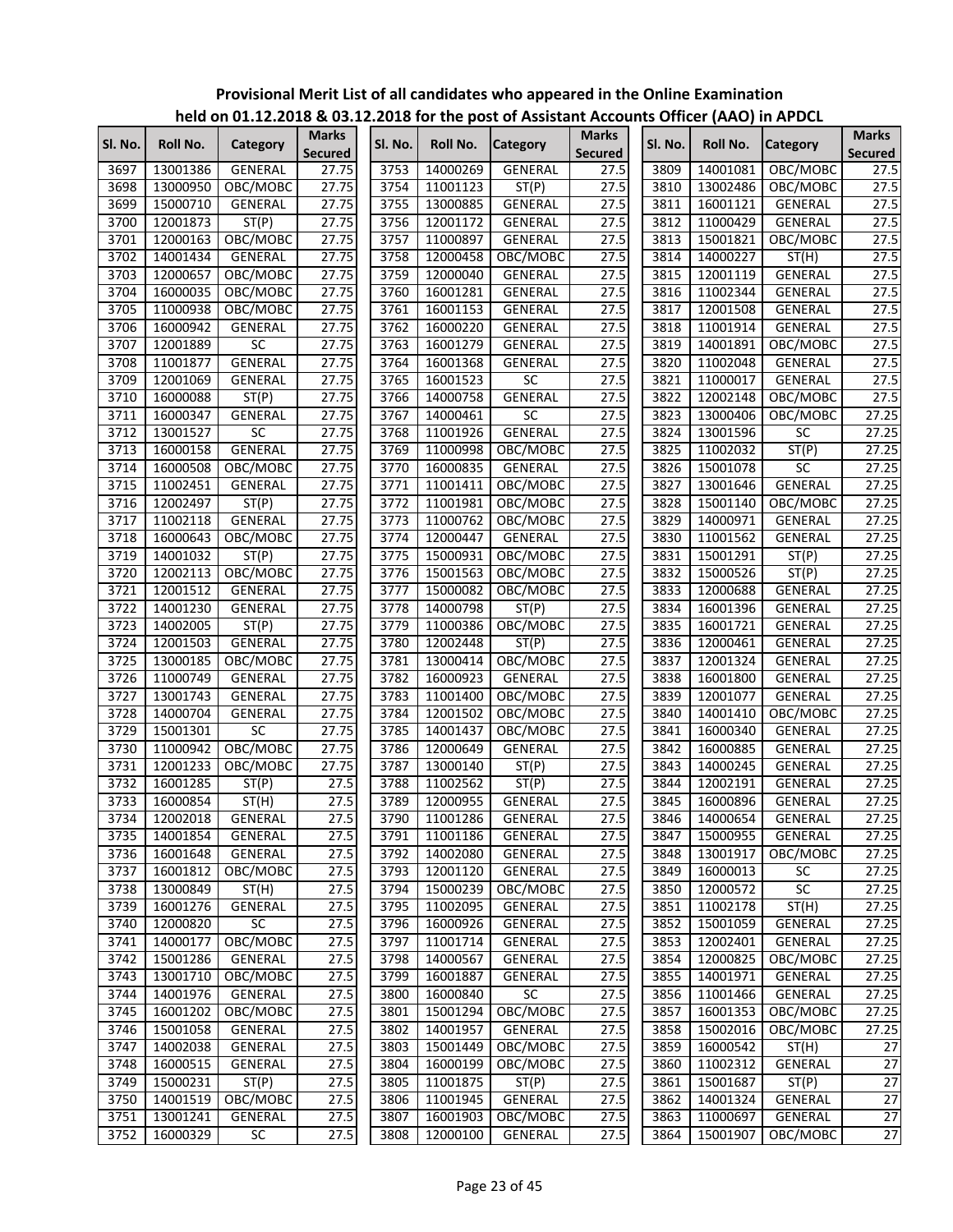**Provisional Merit List of all candidates who appeared in the Online Examination held on 01.12.2018 & 03.12.2018 for the post of Assistant Accounts Officer (AAO) in APDCL**

| Sl. No. | Roll No. | Category | Marks Secured |
|---|---|---|---|
| 3697 | 13001386 | GENERAL | 27.75 |
| 3698 | 13000950 | OBC/MOBC | 27.75 |
| 3699 | 15000710 | GENERAL | 27.75 |
| 3700 | 12001873 | ST(P) | 27.75 |
| 3701 | 12000163 | OBC/MOBC | 27.75 |
| 3702 | 14001434 | GENERAL | 27.75 |
| 3703 | 12000657 | OBC/MOBC | 27.75 |
| 3704 | 16000035 | OBC/MOBC | 27.75 |
| 3705 | 11000938 | OBC/MOBC | 27.75 |
| 3706 | 16000942 | GENERAL | 27.75 |
| 3707 | 12001889 | SC | 27.75 |
| 3708 | 11001877 | GENERAL | 27.75 |
| 3709 | 12001069 | GENERAL | 27.75 |
| 3710 | 16000088 | ST(P) | 27.75 |
| 3711 | 16000347 | GENERAL | 27.75 |
| 3712 | 13001527 | SC | 27.75 |
| 3713 | 16000158 | GENERAL | 27.75 |
| 3714 | 16000508 | OBC/MOBC | 27.75 |
| 3715 | 11002451 | GENERAL | 27.75 |
| 3716 | 12002497 | ST(P) | 27.75 |
| 3717 | 11002118 | GENERAL | 27.75 |
| 3718 | 16000643 | OBC/MOBC | 27.75 |
| 3719 | 14001032 | ST(P) | 27.75 |
| 3720 | 12002113 | OBC/MOBC | 27.75 |
| 3721 | 12001512 | GENERAL | 27.75 |
| 3722 | 14001230 | GENERAL | 27.75 |
| 3723 | 14002005 | ST(P) | 27.75 |
| 3724 | 12001503 | GENERAL | 27.75 |
| 3725 | 13000185 | OBC/MOBC | 27.75 |
| 3726 | 11000749 | GENERAL | 27.75 |
| 3727 | 13001743 | GENERAL | 27.75 |
| 3728 | 14000704 | GENERAL | 27.75 |
| 3729 | 15001301 | SC | 27.75 |
| 3730 | 11000942 | OBC/MOBC | 27.75 |
| 3731 | 12001233 | OBC/MOBC | 27.75 |
| 3732 | 16001285 | ST(P) | 27.5 |
| 3733 | 16000854 | ST(H) | 27.5 |
| 3734 | 12002018 | GENERAL | 27.5 |
| 3735 | 14001854 | GENERAL | 27.5 |
| 3736 | 16001648 | GENERAL | 27.5 |
| 3737 | 16001812 | OBC/MOBC | 27.5 |
| 3738 | 13000849 | ST(H) | 27.5 |
| 3739 | 16001276 | GENERAL | 27.5 |
| 3740 | 12000820 | SC | 27.5 |
| 3741 | 14000177 | OBC/MOBC | 27.5 |
| 3742 | 15001286 | GENERAL | 27.5 |
| 3743 | 13001710 | OBC/MOBC | 27.5 |
| 3744 | 14001976 | GENERAL | 27.5 |
| 3745 | 16001202 | OBC/MOBC | 27.5 |
| 3746 | 15001058 | GENERAL | 27.5 |
| 3747 | 14002038 | GENERAL | 27.5 |
| 3748 | 16000515 | GENERAL | 27.5 |
| 3749 | 15000231 | ST(P) | 27.5 |
| 3750 | 14001519 | OBC/MOBC | 27.5 |
| 3751 | 13001241 | GENERAL | 27.5 |
| 3752 | 16000329 | SC | 27.5 |
| 3753 | 14000269 | GENERAL | 27.5 |
| 3754 | 11001123 | ST(P) | 27.5 |
| 3755 | 13000885 | GENERAL | 27.5 |
| 3756 | 12001172 | GENERAL | 27.5 |
| 3757 | 11000897 | GENERAL | 27.5 |
| 3758 | 12000458 | OBC/MOBC | 27.5 |
| 3759 | 12000040 | GENERAL | 27.5 |
| 3760 | 16001281 | GENERAL | 27.5 |
| 3761 | 16001153 | GENERAL | 27.5 |
| 3762 | 16000220 | GENERAL | 27.5 |
| 3763 | 16001279 | GENERAL | 27.5 |
| 3764 | 16001368 | GENERAL | 27.5 |
| 3765 | 16001523 | SC | 27.5 |
| 3766 | 14000758 | GENERAL | 27.5 |
| 3767 | 14000461 | SC | 27.5 |
| 3768 | 11001926 | GENERAL | 27.5 |
| 3769 | 11000998 | OBC/MOBC | 27.5 |
| 3770 | 16000835 | GENERAL | 27.5 |
| 3771 | 11001411 | OBC/MOBC | 27.5 |
| 3772 | 11001981 | OBC/MOBC | 27.5 |
| 3773 | 11000762 | OBC/MOBC | 27.5 |
| 3774 | 12000447 | GENERAL | 27.5 |
| 3775 | 15000931 | OBC/MOBC | 27.5 |
| 3776 | 15001563 | OBC/MOBC | 27.5 |
| 3777 | 15000082 | OBC/MOBC | 27.5 |
| 3778 | 14000798 | ST(P) | 27.5 |
| 3779 | 11000386 | OBC/MOBC | 27.5 |
| 3780 | 12002448 | ST(P) | 27.5 |
| 3781 | 13000414 | OBC/MOBC | 27.5 |
| 3782 | 16000923 | GENERAL | 27.5 |
| 3783 | 11001400 | OBC/MOBC | 27.5 |
| 3784 | 12001502 | OBC/MOBC | 27.5 |
| 3785 | 14001437 | OBC/MOBC | 27.5 |
| 3786 | 12000649 | GENERAL | 27.5 |
| 3787 | 13000140 | ST(P) | 27.5 |
| 3788 | 11002562 | ST(P) | 27.5 |
| 3789 | 12000955 | GENERAL | 27.5 |
| 3790 | 11001286 | GENERAL | 27.5 |
| 3791 | 11001186 | GENERAL | 27.5 |
| 3792 | 14002080 | GENERAL | 27.5 |
| 3793 | 12001120 | GENERAL | 27.5 |
| 3794 | 15000239 | OBC/MOBC | 27.5 |
| 3795 | 11002095 | GENERAL | 27.5 |
| 3796 | 16000926 | GENERAL | 27.5 |
| 3797 | 11001714 | GENERAL | 27.5 |
| 3798 | 14000567 | GENERAL | 27.5 |
| 3799 | 16001887 | GENERAL | 27.5 |
| 3800 | 16000840 | SC | 27.5 |
| 3801 | 15001294 | OBC/MOBC | 27.5 |
| 3802 | 14001957 | GENERAL | 27.5 |
| 3803 | 15001449 | OBC/MOBC | 27.5 |
| 3804 | 16000199 | OBC/MOBC | 27.5 |
| 3805 | 11001875 | ST(P) | 27.5 |
| 3806 | 11001945 | GENERAL | 27.5 |
| 3807 | 16001903 | OBC/MOBC | 27.5 |
| 3808 | 12000100 | GENERAL | 27.5 |
| 3809 | 14001081 | OBC/MOBC | 27.5 |
| 3810 | 13002486 | OBC/MOBC | 27.5 |
| 3811 | 16001121 | GENERAL | 27.5 |
| 3812 | 11000429 | GENERAL | 27.5 |
| 3813 | 15001821 | OBC/MOBC | 27.5 |
| 3814 | 14000227 | ST(H) | 27.5 |
| 3815 | 12001119 | GENERAL | 27.5 |
| 3816 | 11002344 | GENERAL | 27.5 |
| 3817 | 12001508 | GENERAL | 27.5 |
| 3818 | 11001914 | GENERAL | 27.5 |
| 3819 | 14001891 | OBC/MOBC | 27.5 |
| 3820 | 11002048 | GENERAL | 27.5 |
| 3821 | 11000017 | GENERAL | 27.5 |
| 3822 | 12002148 | OBC/MOBC | 27.5 |
| 3823 | 13000406 | OBC/MOBC | 27.25 |
| 3824 | 13001596 | SC | 27.25 |
| 3825 | 11002032 | ST(P) | 27.25 |
| 3826 | 15001078 | SC | 27.25 |
| 3827 | 13001646 | GENERAL | 27.25 |
| 3828 | 15001140 | OBC/MOBC | 27.25 |
| 3829 | 14000971 | GENERAL | 27.25 |
| 3830 | 11001562 | GENERAL | 27.25 |
| 3831 | 15001291 | ST(P) | 27.25 |
| 3832 | 15000526 | ST(P) | 27.25 |
| 3833 | 12000688 | GENERAL | 27.25 |
| 3834 | 16001396 | GENERAL | 27.25 |
| 3835 | 16001721 | GENERAL | 27.25 |
| 3836 | 12000461 | GENERAL | 27.25 |
| 3837 | 12001324 | GENERAL | 27.25 |
| 3838 | 16001800 | GENERAL | 27.25 |
| 3839 | 12001077 | GENERAL | 27.25 |
| 3840 | 14001410 | OBC/MOBC | 27.25 |
| 3841 | 16000340 | GENERAL | 27.25 |
| 3842 | 16000885 | GENERAL | 27.25 |
| 3843 | 14000245 | GENERAL | 27.25 |
| 3844 | 12002191 | GENERAL | 27.25 |
| 3845 | 16000896 | GENERAL | 27.25 |
| 3846 | 14000654 | GENERAL | 27.25 |
| 3847 | 15000955 | GENERAL | 27.25 |
| 3848 | 13001917 | OBC/MOBC | 27.25 |
| 3849 | 16000013 | SC | 27.25 |
| 3850 | 12000572 | SC | 27.25 |
| 3851 | 11002178 | ST(H) | 27.25 |
| 3852 | 15001059 | GENERAL | 27.25 |
| 3853 | 12002401 | GENERAL | 27.25 |
| 3854 | 12000825 | OBC/MOBC | 27.25 |
| 3855 | 14001971 | GENERAL | 27.25 |
| 3856 | 11001466 | GENERAL | 27.25 |
| 3857 | 16001353 | OBC/MOBC | 27.25 |
| 3858 | 15002016 | OBC/MOBC | 27.25 |
| 3859 | 16000542 | ST(H) | 27 |
| 3860 | 11002312 | GENERAL | 27 |
| 3861 | 15001687 | ST(P) | 27 |
| 3862 | 14001324 | GENERAL | 27 |
| 3863 | 11000697 | GENERAL | 27 |
| 3864 | 15001907 | OBC/MOBC | 27 |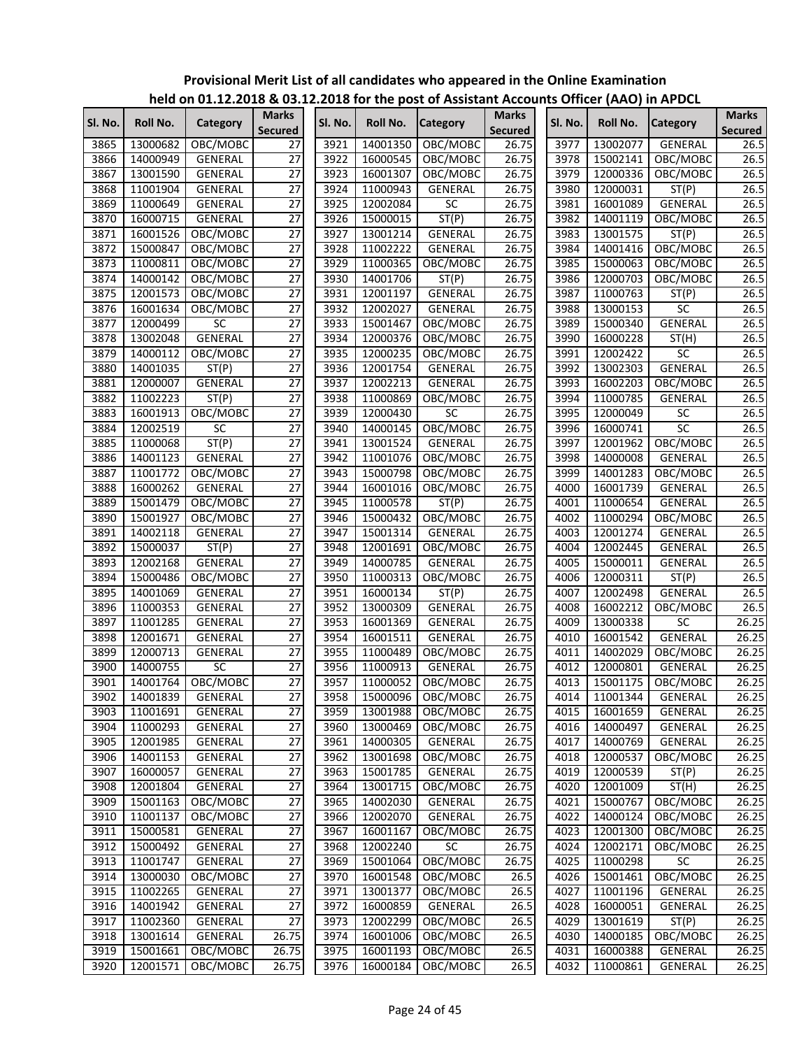**Provisional Merit List of all candidates who appeared in the Online Examination held on 01.12.2018 & 03.12.2018 for the post of Assistant Accounts Officer (AAO) in APDCL**

| Sl. No. | Roll No. | Category | Marks Secured | Sl. No. | Roll No. | Category | Marks Secured | Sl. No. | Roll No. | Category | Marks Secured |
|---|---|---|---|---|---|---|---|---|---|---|---|
| 3865 | 13000682 | OBC/MOBC | 27 | 3921 | 14001350 | OBC/MOBC | 26.75 | 3977 | 13002077 | GENERAL | 26.5 |
| 3866 | 14000949 | GENERAL | 27 | 3922 | 16000545 | OBC/MOBC | 26.75 | 3978 | 15002141 | OBC/MOBC | 26.5 |
| 3867 | 13001590 | GENERAL | 27 | 3923 | 16001307 | OBC/MOBC | 26.75 | 3979 | 12000336 | OBC/MOBC | 26.5 |
| 3868 | 11001904 | GENERAL | 27 | 3924 | 11000943 | GENERAL | 26.75 | 3980 | 12000031 | ST(P) | 26.5 |
| 3869 | 11000649 | GENERAL | 27 | 3925 | 12002084 | SC | 26.75 | 3981 | 16001089 | GENERAL | 26.5 |
| 3870 | 16000715 | GENERAL | 27 | 3926 | 15000015 | ST(P) | 26.75 | 3982 | 14001119 | OBC/MOBC | 26.5 |
| 3871 | 16001526 | OBC/MOBC | 27 | 3927 | 13001214 | GENERAL | 26.75 | 3983 | 13001575 | ST(P) | 26.5 |
| 3872 | 15000847 | OBC/MOBC | 27 | 3928 | 11002222 | GENERAL | 26.75 | 3984 | 14001416 | OBC/MOBC | 26.5 |
| 3873 | 11000811 | OBC/MOBC | 27 | 3929 | 11000365 | OBC/MOBC | 26.75 | 3985 | 15000063 | OBC/MOBC | 26.5 |
| 3874 | 14000142 | OBC/MOBC | 27 | 3930 | 14001706 | ST(P) | 26.75 | 3986 | 12000703 | OBC/MOBC | 26.5 |
| 3875 | 12001573 | OBC/MOBC | 27 | 3931 | 12001197 | GENERAL | 26.75 | 3987 | 11000763 | ST(P) | 26.5 |
| 3876 | 16001634 | OBC/MOBC | 27 | 3932 | 12002027 | GENERAL | 26.75 | 3988 | 13000153 | SC | 26.5 |
| 3877 | 12000499 | SC | 27 | 3933 | 15001467 | OBC/MOBC | 26.75 | 3989 | 15000340 | GENERAL | 26.5 |
| 3878 | 13002048 | GENERAL | 27 | 3934 | 12000376 | OBC/MOBC | 26.75 | 3990 | 16000228 | ST(H) | 26.5 |
| 3879 | 14000112 | OBC/MOBC | 27 | 3935 | 12000235 | OBC/MOBC | 26.75 | 3991 | 12002422 | SC | 26.5 |
| 3880 | 14001035 | ST(P) | 27 | 3936 | 12001754 | GENERAL | 26.75 | 3992 | 13002303 | GENERAL | 26.5 |
| 3881 | 12000007 | GENERAL | 27 | 3937 | 12002213 | GENERAL | 26.75 | 3993 | 16002203 | OBC/MOBC | 26.5 |
| 3882 | 11002223 | ST(P) | 27 | 3938 | 11000869 | OBC/MOBC | 26.75 | 3994 | 11000785 | GENERAL | 26.5 |
| 3883 | 16001913 | OBC/MOBC | 27 | 3939 | 12000430 | SC | 26.75 | 3995 | 12000049 | SC | 26.5 |
| 3884 | 12002519 | SC | 27 | 3940 | 14000145 | OBC/MOBC | 26.75 | 3996 | 16000741 | SC | 26.5 |
| 3885 | 11000068 | ST(P) | 27 | 3941 | 13001524 | GENERAL | 26.75 | 3997 | 12001962 | OBC/MOBC | 26.5 |
| 3886 | 14001123 | GENERAL | 27 | 3942 | 11001076 | OBC/MOBC | 26.75 | 3998 | 14000008 | GENERAL | 26.5 |
| 3887 | 11001772 | OBC/MOBC | 27 | 3943 | 15000798 | OBC/MOBC | 26.75 | 3999 | 14001283 | OBC/MOBC | 26.5 |
| 3888 | 16000262 | GENERAL | 27 | 3944 | 16001016 | OBC/MOBC | 26.75 | 4000 | 16001739 | GENERAL | 26.5 |
| 3889 | 15001479 | OBC/MOBC | 27 | 3945 | 11000578 | ST(P) | 26.75 | 4001 | 11000654 | GENERAL | 26.5 |
| 3890 | 15001927 | OBC/MOBC | 27 | 3946 | 15000432 | OBC/MOBC | 26.75 | 4002 | 11000294 | OBC/MOBC | 26.5 |
| 3891 | 14002118 | GENERAL | 27 | 3947 | 15001314 | GENERAL | 26.75 | 4003 | 12001274 | GENERAL | 26.5 |
| 3892 | 15000037 | ST(P) | 27 | 3948 | 12001691 | OBC/MOBC | 26.75 | 4004 | 12002445 | GENERAL | 26.5 |
| 3893 | 12002168 | GENERAL | 27 | 3949 | 14000785 | GENERAL | 26.75 | 4005 | 15000011 | GENERAL | 26.5 |
| 3894 | 15000486 | OBC/MOBC | 27 | 3950 | 11000313 | OBC/MOBC | 26.75 | 4006 | 12000311 | ST(P) | 26.5 |
| 3895 | 14001069 | GENERAL | 27 | 3951 | 16000134 | ST(P) | 26.75 | 4007 | 12002498 | GENERAL | 26.5 |
| 3896 | 11000353 | GENERAL | 27 | 3952 | 13000309 | GENERAL | 26.75 | 4008 | 16002212 | OBC/MOBC | 26.5 |
| 3897 | 11001285 | GENERAL | 27 | 3953 | 16001369 | GENERAL | 26.75 | 4009 | 13000338 | SC | 26.25 |
| 3898 | 12001671 | GENERAL | 27 | 3954 | 16001511 | GENERAL | 26.75 | 4010 | 16001542 | GENERAL | 26.25 |
| 3899 | 12000713 | GENERAL | 27 | 3955 | 11000489 | OBC/MOBC | 26.75 | 4011 | 14002029 | OBC/MOBC | 26.25 |
| 3900 | 14000755 | SC | 27 | 3956 | 11000913 | GENERAL | 26.75 | 4012 | 12000801 | GENERAL | 26.25 |
| 3901 | 14001764 | OBC/MOBC | 27 | 3957 | 11000052 | OBC/MOBC | 26.75 | 4013 | 15001175 | OBC/MOBC | 26.25 |
| 3902 | 14001839 | GENERAL | 27 | 3958 | 15000096 | OBC/MOBC | 26.75 | 4014 | 11001344 | GENERAL | 26.25 |
| 3903 | 11001691 | GENERAL | 27 | 3959 | 13001988 | OBC/MOBC | 26.75 | 4015 | 16001659 | GENERAL | 26.25 |
| 3904 | 11000293 | GENERAL | 27 | 3960 | 13000469 | OBC/MOBC | 26.75 | 4016 | 14000497 | GENERAL | 26.25 |
| 3905 | 12001985 | GENERAL | 27 | 3961 | 14000305 | GENERAL | 26.75 | 4017 | 14000769 | GENERAL | 26.25 |
| 3906 | 14001153 | GENERAL | 27 | 3962 | 13001698 | OBC/MOBC | 26.75 | 4018 | 12000537 | OBC/MOBC | 26.25 |
| 3907 | 16000057 | GENERAL | 27 | 3963 | 15001785 | GENERAL | 26.75 | 4019 | 12000539 | ST(P) | 26.25 |
| 3908 | 12001804 | GENERAL | 27 | 3964 | 13001715 | OBC/MOBC | 26.75 | 4020 | 12001009 | ST(H) | 26.25 |
| 3909 | 15001163 | OBC/MOBC | 27 | 3965 | 14002030 | GENERAL | 26.75 | 4021 | 15000767 | OBC/MOBC | 26.25 |
| 3910 | 11001137 | OBC/MOBC | 27 | 3966 | 12002070 | GENERAL | 26.75 | 4022 | 14000124 | OBC/MOBC | 26.25 |
| 3911 | 15000581 | GENERAL | 27 | 3967 | 16001167 | OBC/MOBC | 26.75 | 4023 | 12001300 | OBC/MOBC | 26.25 |
| 3912 | 15000492 | GENERAL | 27 | 3968 | 12002240 | SC | 26.75 | 4024 | 12002171 | OBC/MOBC | 26.25 |
| 3913 | 11001747 | GENERAL | 27 | 3969 | 15001064 | OBC/MOBC | 26.75 | 4025 | 11000298 | SC | 26.25 |
| 3914 | 13000030 | OBC/MOBC | 27 | 3970 | 16001548 | OBC/MOBC | 26.5 | 4026 | 15001461 | OBC/MOBC | 26.25 |
| 3915 | 11002265 | GENERAL | 27 | 3971 | 13001377 | OBC/MOBC | 26.5 | 4027 | 11001196 | GENERAL | 26.25 |
| 3916 | 14001942 | GENERAL | 27 | 3972 | 16000859 | GENERAL | 26.5 | 4028 | 16000051 | GENERAL | 26.25 |
| 3917 | 11002360 | GENERAL | 27 | 3973 | 12002299 | OBC/MOBC | 26.5 | 4029 | 13001619 | ST(P) | 26.25 |
| 3918 | 13001614 | GENERAL | 26.75 | 3974 | 16001006 | OBC/MOBC | 26.5 | 4030 | 14000185 | OBC/MOBC | 26.25 |
| 3919 | 15001661 | OBC/MOBC | 26.75 | 3975 | 16001193 | OBC/MOBC | 26.5 | 4031 | 16000388 | GENERAL | 26.25 |
| 3920 | 12001571 | OBC/MOBC | 26.75 | 3976 | 16000184 | OBC/MOBC | 26.5 | 4032 | 11000861 | GENERAL | 26.25 |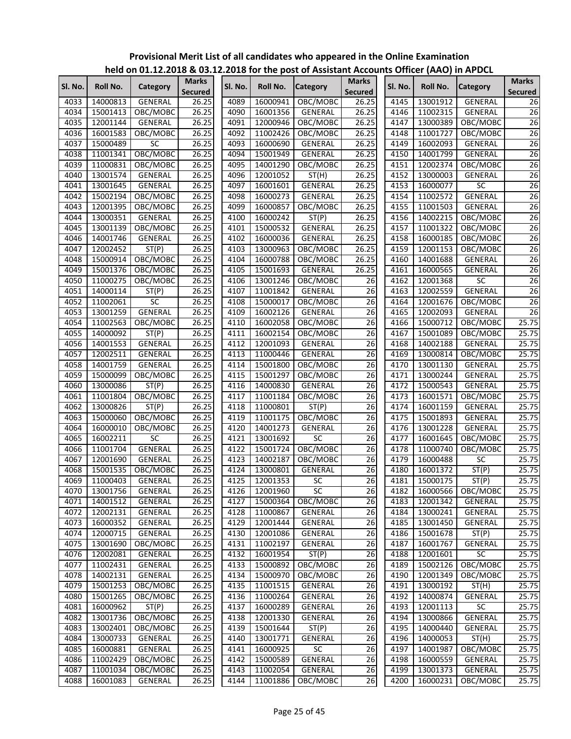# Provisional Merit List of all candidates who appeared in the Online Examination held on 01.12.2018 & 03.12.2018 for the post of Assistant Accounts Officer (AAO) in APDCL

| Sl. No. | Roll No. | Category | Marks Secured |
|---|---|---|---|
| 4033 | 14000813 | GENERAL | 26.25 |
| 4034 | 15001413 | OBC/MOBC | 26.25 |
| 4035 | 12001144 | GENERAL | 26.25 |
| 4036 | 16001583 | OBC/MOBC | 26.25 |
| 4037 | 15000489 | SC | 26.25 |
| 4038 | 11001341 | OBC/MOBC | 26.25 |
| 4039 | 11000831 | OBC/MOBC | 26.25 |
| 4040 | 13001574 | GENERAL | 26.25 |
| 4041 | 13001645 | GENERAL | 26.25 |
| 4042 | 15002194 | OBC/MOBC | 26.25 |
| 4043 | 12001395 | OBC/MOBC | 26.25 |
| 4044 | 13000351 | GENERAL | 26.25 |
| 4045 | 13001139 | OBC/MOBC | 26.25 |
| 4046 | 14001746 | GENERAL | 26.25 |
| 4047 | 12002452 | ST(P) | 26.25 |
| 4048 | 15000914 | OBC/MOBC | 26.25 |
| 4049 | 15001376 | OBC/MOBC | 26.25 |
| 4050 | 11000275 | OBC/MOBC | 26.25 |
| 4051 | 14000114 | ST(P) | 26.25 |
| 4052 | 11002061 | SC | 26.25 |
| 4053 | 13001259 | GENERAL | 26.25 |
| 4054 | 11002563 | OBC/MOBC | 26.25 |
| 4055 | 14000092 | ST(P) | 26.25 |
| 4056 | 14001553 | GENERAL | 26.25 |
| 4057 | 12002511 | GENERAL | 26.25 |
| 4058 | 14001759 | GENERAL | 26.25 |
| 4059 | 15000099 | OBC/MOBC | 26.25 |
| 4060 | 13000086 | ST(P) | 26.25 |
| 4061 | 11001804 | OBC/MOBC | 26.25 |
| 4062 | 13000826 | ST(P) | 26.25 |
| 4063 | 15000060 | OBC/MOBC | 26.25 |
| 4064 | 16000010 | OBC/MOBC | 26.25 |
| 4065 | 16002211 | SC | 26.25 |
| 4066 | 11001704 | GENERAL | 26.25 |
| 4067 | 12001690 | GENERAL | 26.25 |
| 4068 | 15001535 | OBC/MOBC | 26.25 |
| 4069 | 11000403 | GENERAL | 26.25 |
| 4070 | 13001756 | GENERAL | 26.25 |
| 4071 | 14001512 | GENERAL | 26.25 |
| 4072 | 12002131 | GENERAL | 26.25 |
| 4073 | 16000352 | GENERAL | 26.25 |
| 4074 | 12000715 | GENERAL | 26.25 |
| 4075 | 13001690 | OBC/MOBC | 26.25 |
| 4076 | 12002081 | GENERAL | 26.25 |
| 4077 | 11002431 | GENERAL | 26.25 |
| 4078 | 14002131 | GENERAL | 26.25 |
| 4079 | 15001253 | OBC/MOBC | 26.25 |
| 4080 | 15001265 | OBC/MOBC | 26.25 |
| 4081 | 16000962 | ST(P) | 26.25 |
| 4082 | 13001736 | OBC/MOBC | 26.25 |
| 4083 | 13002401 | OBC/MOBC | 26.25 |
| 4084 | 13000733 | GENERAL | 26.25 |
| 4085 | 16000881 | GENERAL | 26.25 |
| 4086 | 11002429 | OBC/MOBC | 26.25 |
| 4087 | 11001034 | OBC/MOBC | 26.25 |
| 4088 | 16001083 | GENERAL | 26.25 |
| 4089 | 16000941 | OBC/MOBC | 26.25 |
| 4090 | 16001356 | GENERAL | 26.25 |
| 4091 | 12000946 | OBC/MOBC | 26.25 |
| 4092 | 11002426 | OBC/MOBC | 26.25 |
| 4093 | 16000690 | GENERAL | 26.25 |
| 4094 | 15001949 | GENERAL | 26.25 |
| 4095 | 14001290 | OBC/MOBC | 26.25 |
| 4096 | 12001052 | ST(H) | 26.25 |
| 4097 | 16001601 | GENERAL | 26.25 |
| 4098 | 16000273 | GENERAL | 26.25 |
| 4099 | 16000857 | OBC/MOBC | 26.25 |
| 4100 | 16000242 | ST(P) | 26.25 |
| 4101 | 15000532 | GENERAL | 26.25 |
| 4102 | 16000036 | GENERAL | 26.25 |
| 4103 | 13000963 | OBC/MOBC | 26.25 |
| 4104 | 16000788 | OBC/MOBC | 26.25 |
| 4105 | 15001693 | GENERAL | 26.25 |
| 4106 | 13001246 | OBC/MOBC | 26 |
| 4107 | 11001842 | GENERAL | 26 |
| 4108 | 15000017 | OBC/MOBC | 26 |
| 4109 | 16002126 | GENERAL | 26 |
| 4110 | 16002058 | OBC/MOBC | 26 |
| 4111 | 16002154 | OBC/MOBC | 26 |
| 4112 | 12001093 | GENERAL | 26 |
| 4113 | 11000446 | GENERAL | 26 |
| 4114 | 15001800 | OBC/MOBC | 26 |
| 4115 | 15001297 | OBC/MOBC | 26 |
| 4116 | 14000830 | GENERAL | 26 |
| 4117 | 11001184 | OBC/MOBC | 26 |
| 4118 | 11000801 | ST(P) | 26 |
| 4119 | 11001175 | OBC/MOBC | 26 |
| 4120 | 14001273 | GENERAL | 26 |
| 4121 | 13001692 | SC | 26 |
| 4122 | 15001724 | OBC/MOBC | 26 |
| 4123 | 14002187 | OBC/MOBC | 26 |
| 4124 | 13000801 | GENERAL | 26 |
| 4125 | 12001353 | SC | 26 |
| 4126 | 12001960 | SC | 26 |
| 4127 | 15000364 | OBC/MOBC | 26 |
| 4128 | 11000867 | GENERAL | 26 |
| 4129 | 12001444 | GENERAL | 26 |
| 4130 | 12001086 | GENERAL | 26 |
| 4131 | 11002197 | GENERAL | 26 |
| 4132 | 16001954 | ST(P) | 26 |
| 4133 | 15000892 | OBC/MOBC | 26 |
| 4134 | 15000970 | OBC/MOBC | 26 |
| 4135 | 11001515 | GENERAL | 26 |
| 4136 | 11000264 | GENERAL | 26 |
| 4137 | 16000289 | GENERAL | 26 |
| 4138 | 12001330 | GENERAL | 26 |
| 4139 | 15001644 | ST(P) | 26 |
| 4140 | 13001771 | GENERAL | 26 |
| 4141 | 16000925 | SC | 26 |
| 4142 | 15000589 | GENERAL | 26 |
| 4143 | 11002054 | GENERAL | 26 |
| 4144 | 11001886 | OBC/MOBC | 26 |
| 4145 | 13001912 | GENERAL | 26 |
| 4146 | 11002315 | GENERAL | 26 |
| 4147 | 13000389 | OBC/MOBC | 26 |
| 4148 | 11001727 | OBC/MOBC | 26 |
| 4149 | 16002093 | GENERAL | 26 |
| 4150 | 14001799 | GENERAL | 26 |
| 4151 | 12002374 | OBC/MOBC | 26 |
| 4152 | 13000003 | GENERAL | 26 |
| 4153 | 16000077 | SC | 26 |
| 4154 | 11002572 | GENERAL | 26 |
| 4155 | 11001503 | GENERAL | 26 |
| 4156 | 14002215 | OBC/MOBC | 26 |
| 4157 | 11001322 | OBC/MOBC | 26 |
| 4158 | 16000185 | OBC/MOBC | 26 |
| 4159 | 12001153 | OBC/MOBC | 26 |
| 4160 | 14001688 | GENERAL | 26 |
| 4161 | 16000565 | GENERAL | 26 |
| 4162 | 12001368 | SC | 26 |
| 4163 | 12002559 | GENERAL | 26 |
| 4164 | 12001676 | OBC/MOBC | 26 |
| 4165 | 12002093 | GENERAL | 26 |
| 4166 | 15000712 | OBC/MOBC | 25.75 |
| 4167 | 15001089 | OBC/MOBC | 25.75 |
| 4168 | 14002188 | GENERAL | 25.75 |
| 4169 | 13000814 | OBC/MOBC | 25.75 |
| 4170 | 13001130 | GENERAL | 25.75 |
| 4171 | 13000244 | GENERAL | 25.75 |
| 4172 | 15000543 | GENERAL | 25.75 |
| 4173 | 16001571 | OBC/MOBC | 25.75 |
| 4174 | 16001159 | GENERAL | 25.75 |
| 4175 | 15001893 | GENERAL | 25.75 |
| 4176 | 13001228 | GENERAL | 25.75 |
| 4177 | 16001645 | OBC/MOBC | 25.75 |
| 4178 | 11000740 | OBC/MOBC | 25.75 |
| 4179 | 16000488 | SC | 25.75 |
| 4180 | 16001372 | ST(P) | 25.75 |
| 4181 | 15000175 | ST(P) | 25.75 |
| 4182 | 16000566 | OBC/MOBC | 25.75 |
| 4183 | 12001342 | GENERAL | 25.75 |
| 4184 | 13000241 | GENERAL | 25.75 |
| 4185 | 13001450 | GENERAL | 25.75 |
| 4186 | 15001678 | ST(P) | 25.75 |
| 4187 | 16001767 | GENERAL | 25.75 |
| 4188 | 12001601 | SC | 25.75 |
| 4189 | 15002126 | OBC/MOBC | 25.75 |
| 4190 | 12001349 | OBC/MOBC | 25.75 |
| 4191 | 13000192 | ST(H) | 25.75 |
| 4192 | 14000874 | GENERAL | 25.75 |
| 4193 | 12001113 | SC | 25.75 |
| 4194 | 13000866 | GENERAL | 25.75 |
| 4195 | 14000440 | GENERAL | 25.75 |
| 4196 | 14000053 | ST(H) | 25.75 |
| 4197 | 14001987 | OBC/MOBC | 25.75 |
| 4198 | 16000559 | GENERAL | 25.75 |
| 4199 | 13001373 | GENERAL | 25.75 |
| 4200 | 16000231 | OBC/MOBC | 25.75 |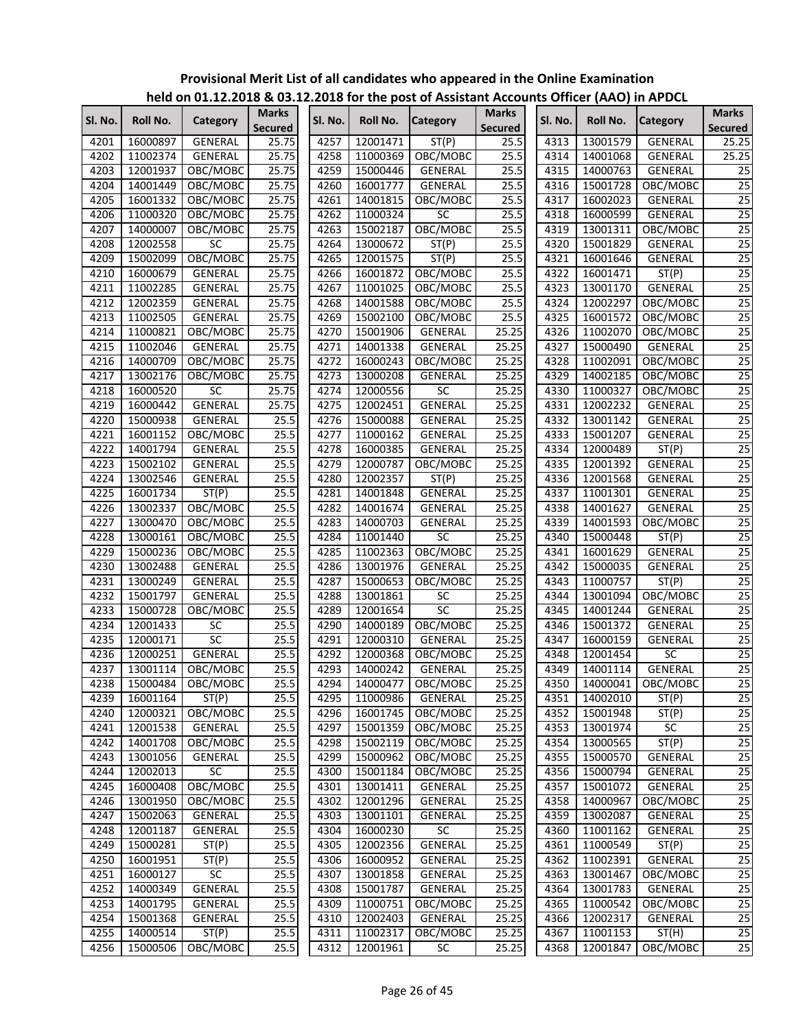**Provisional Merit List of all candidates who appeared in the Online Examination held on 01.12.2018 & 03.12.2018 for the post of Assistant Accounts Officer (AAO) in APDCL**

| Sl. No. | Roll No. | Category | Marks Secured | Sl. No. | Roll No. | Category | Marks Secured | Sl. No. | Roll No. | Category | Marks Secured |
|---|---|---|---|---|---|---|---|---|---|---|---|
| 4201 | 16000897 | GENERAL | 25.75 | 4257 | 12001471 | ST(P) | 25.5 | 4313 | 13001579 | GENERAL | 25.25 |
| 4202 | 11002374 | GENERAL | 25.75 | 4258 | 11000369 | OBC/MOBC | 25.5 | 4314 | 14001068 | GENERAL | 25.25 |
| 4203 | 12001937 | OBC/MOBC | 25.75 | 4259 | 15000446 | GENERAL | 25.5 | 4315 | 14000763 | GENERAL | 25 |
| 4204 | 14001449 | OBC/MOBC | 25.75 | 4260 | 16001777 | GENERAL | 25.5 | 4316 | 15001728 | OBC/MOBC | 25 |
| 4205 | 16001332 | OBC/MOBC | 25.75 | 4261 | 14001815 | OBC/MOBC | 25.5 | 4317 | 16002023 | GENERAL | 25 |
| 4206 | 11000320 | OBC/MOBC | 25.75 | 4262 | 11000324 | SC | 25.5 | 4318 | 16000599 | GENERAL | 25 |
| 4207 | 14000007 | OBC/MOBC | 25.75 | 4263 | 15002187 | OBC/MOBC | 25.5 | 4319 | 13001311 | OBC/MOBC | 25 |
| 4208 | 12002558 | SC | 25.75 | 4264 | 13000672 | ST(P) | 25.5 | 4320 | 15001829 | GENERAL | 25 |
| 4209 | 15002099 | OBC/MOBC | 25.75 | 4265 | 12001575 | ST(P) | 25.5 | 4321 | 16001646 | GENERAL | 25 |
| 4210 | 16000679 | GENERAL | 25.75 | 4266 | 16001872 | OBC/MOBC | 25.5 | 4322 | 16001471 | ST(P) | 25 |
| 4211 | 11002285 | GENERAL | 25.75 | 4267 | 11001025 | OBC/MOBC | 25.5 | 4323 | 13001170 | GENERAL | 25 |
| 4212 | 12002359 | GENERAL | 25.75 | 4268 | 14001588 | OBC/MOBC | 25.5 | 4324 | 12002297 | OBC/MOBC | 25 |
| 4213 | 11002505 | GENERAL | 25.75 | 4269 | 15002100 | OBC/MOBC | 25.5 | 4325 | 16001572 | OBC/MOBC | 25 |
| 4214 | 11000821 | OBC/MOBC | 25.75 | 4270 | 15001906 | GENERAL | 25.25 | 4326 | 11002070 | OBC/MOBC | 25 |
| 4215 | 11002046 | GENERAL | 25.75 | 4271 | 14001338 | GENERAL | 25.25 | 4327 | 15000490 | GENERAL | 25 |
| 4216 | 14000709 | OBC/MOBC | 25.75 | 4272 | 16000243 | OBC/MOBC | 25.25 | 4328 | 11002091 | OBC/MOBC | 25 |
| 4217 | 13002176 | OBC/MOBC | 25.75 | 4273 | 13000208 | GENERAL | 25.25 | 4329 | 14002185 | OBC/MOBC | 25 |
| 4218 | 16000520 | SC | 25.75 | 4274 | 12000556 | SC | 25.25 | 4330 | 11000327 | OBC/MOBC | 25 |
| 4219 | 16000442 | GENERAL | 25.75 | 4275 | 12002451 | GENERAL | 25.25 | 4331 | 12002232 | GENERAL | 25 |
| 4220 | 15000938 | GENERAL | 25.5 | 4276 | 15000088 | GENERAL | 25.25 | 4332 | 13001142 | GENERAL | 25 |
| 4221 | 16001152 | OBC/MOBC | 25.5 | 4277 | 11000162 | GENERAL | 25.25 | 4333 | 15001207 | GENERAL | 25 |
| 4222 | 14001794 | GENERAL | 25.5 | 4278 | 16000385 | GENERAL | 25.25 | 4334 | 12000489 | ST(P) | 25 |
| 4223 | 15002102 | GENERAL | 25.5 | 4279 | 12000787 | OBC/MOBC | 25.25 | 4335 | 12001392 | GENERAL | 25 |
| 4224 | 13002546 | GENERAL | 25.5 | 4280 | 12002357 | ST(P) | 25.25 | 4336 | 12001568 | GENERAL | 25 |
| 4225 | 16001734 | ST(P) | 25.5 | 4281 | 14001848 | GENERAL | 25.25 | 4337 | 11001301 | GENERAL | 25 |
| 4226 | 13002337 | OBC/MOBC | 25.5 | 4282 | 14001674 | GENERAL | 25.25 | 4338 | 14001627 | GENERAL | 25 |
| 4227 | 13000470 | OBC/MOBC | 25.5 | 4283 | 14000703 | GENERAL | 25.25 | 4339 | 14001593 | OBC/MOBC | 25 |
| 4228 | 13000161 | OBC/MOBC | 25.5 | 4284 | 11001440 | SC | 25.25 | 4340 | 15000448 | ST(P) | 25 |
| 4229 | 15000236 | OBC/MOBC | 25.5 | 4285 | 11002363 | OBC/MOBC | 25.25 | 4341 | 16001629 | GENERAL | 25 |
| 4230 | 13002488 | GENERAL | 25.5 | 4286 | 13001976 | GENERAL | 25.25 | 4342 | 15000035 | GENERAL | 25 |
| 4231 | 13000249 | GENERAL | 25.5 | 4287 | 15000653 | OBC/MOBC | 25.25 | 4343 | 11000757 | ST(P) | 25 |
| 4232 | 15001797 | GENERAL | 25.5 | 4288 | 13001861 | SC | 25.25 | 4344 | 13001094 | OBC/MOBC | 25 |
| 4233 | 15000728 | OBC/MOBC | 25.5 | 4289 | 12001654 | SC | 25.25 | 4345 | 14001244 | GENERAL | 25 |
| 4234 | 12001433 | SC | 25.5 | 4290 | 14000189 | OBC/MOBC | 25.25 | 4346 | 15001372 | GENERAL | 25 |
| 4235 | 12000171 | SC | 25.5 | 4291 | 12000310 | GENERAL | 25.25 | 4347 | 16000159 | GENERAL | 25 |
| 4236 | 12000251 | GENERAL | 25.5 | 4292 | 12000368 | OBC/MOBC | 25.25 | 4348 | 12001454 | SC | 25 |
| 4237 | 13001114 | OBC/MOBC | 25.5 | 4293 | 14000242 | GENERAL | 25.25 | 4349 | 14001114 | GENERAL | 25 |
| 4238 | 15000484 | OBC/MOBC | 25.5 | 4294 | 14000477 | OBC/MOBC | 25.25 | 4350 | 14000041 | OBC/MOBC | 25 |
| 4239 | 16001164 | ST(P) | 25.5 | 4295 | 11000986 | GENERAL | 25.25 | 4351 | 14002010 | ST(P) | 25 |
| 4240 | 12000321 | OBC/MOBC | 25.5 | 4296 | 16001745 | OBC/MOBC | 25.25 | 4352 | 15001948 | ST(P) | 25 |
| 4241 | 12001538 | GENERAL | 25.5 | 4297 | 15001359 | OBC/MOBC | 25.25 | 4353 | 13001974 | SC | 25 |
| 4242 | 14001708 | OBC/MOBC | 25.5 | 4298 | 15002119 | OBC/MOBC | 25.25 | 4354 | 13000565 | ST(P) | 25 |
| 4243 | 13001056 | GENERAL | 25.5 | 4299 | 15000962 | OBC/MOBC | 25.25 | 4355 | 15000570 | GENERAL | 25 |
| 4244 | 12002013 | SC | 25.5 | 4300 | 15001184 | OBC/MOBC | 25.25 | 4356 | 15000794 | GENERAL | 25 |
| 4245 | 16000408 | OBC/MOBC | 25.5 | 4301 | 13001411 | GENERAL | 25.25 | 4357 | 15001072 | GENERAL | 25 |
| 4246 | 13001950 | OBC/MOBC | 25.5 | 4302 | 12001296 | GENERAL | 25.25 | 4358 | 14000967 | OBC/MOBC | 25 |
| 4247 | 15002063 | GENERAL | 25.5 | 4303 | 13001101 | GENERAL | 25.25 | 4359 | 13002087 | GENERAL | 25 |
| 4248 | 12001187 | GENERAL | 25.5 | 4304 | 16000230 | SC | 25.25 | 4360 | 11001162 | GENERAL | 25 |
| 4249 | 15000281 | ST(P) | 25.5 | 4305 | 12002356 | GENERAL | 25.25 | 4361 | 11000549 | ST(P) | 25 |
| 4250 | 16001951 | ST(P) | 25.5 | 4306 | 16000952 | GENERAL | 25.25 | 4362 | 11002391 | GENERAL | 25 |
| 4251 | 16000127 | SC | 25.5 | 4307 | 13001858 | GENERAL | 25.25 | 4363 | 13001467 | OBC/MOBC | 25 |
| 4252 | 14000349 | GENERAL | 25.5 | 4308 | 15001787 | GENERAL | 25.25 | 4364 | 13001783 | GENERAL | 25 |
| 4253 | 14001795 | GENERAL | 25.5 | 4309 | 11000751 | OBC/MOBC | 25.25 | 4365 | 11000542 | OBC/MOBC | 25 |
| 4254 | 15001368 | GENERAL | 25.5 | 4310 | 12002403 | GENERAL | 25.25 | 4366 | 12002317 | GENERAL | 25 |
| 4255 | 14000514 | ST(P) | 25.5 | 4311 | 11002317 | OBC/MOBC | 25.25 | 4367 | 11001153 | ST(H) | 25 |
| 4256 | 15000506 | OBC/MOBC | 25.5 | 4312 | 12001961 | SC | 25.25 | 4368 | 12001847 | OBC/MOBC | 25 |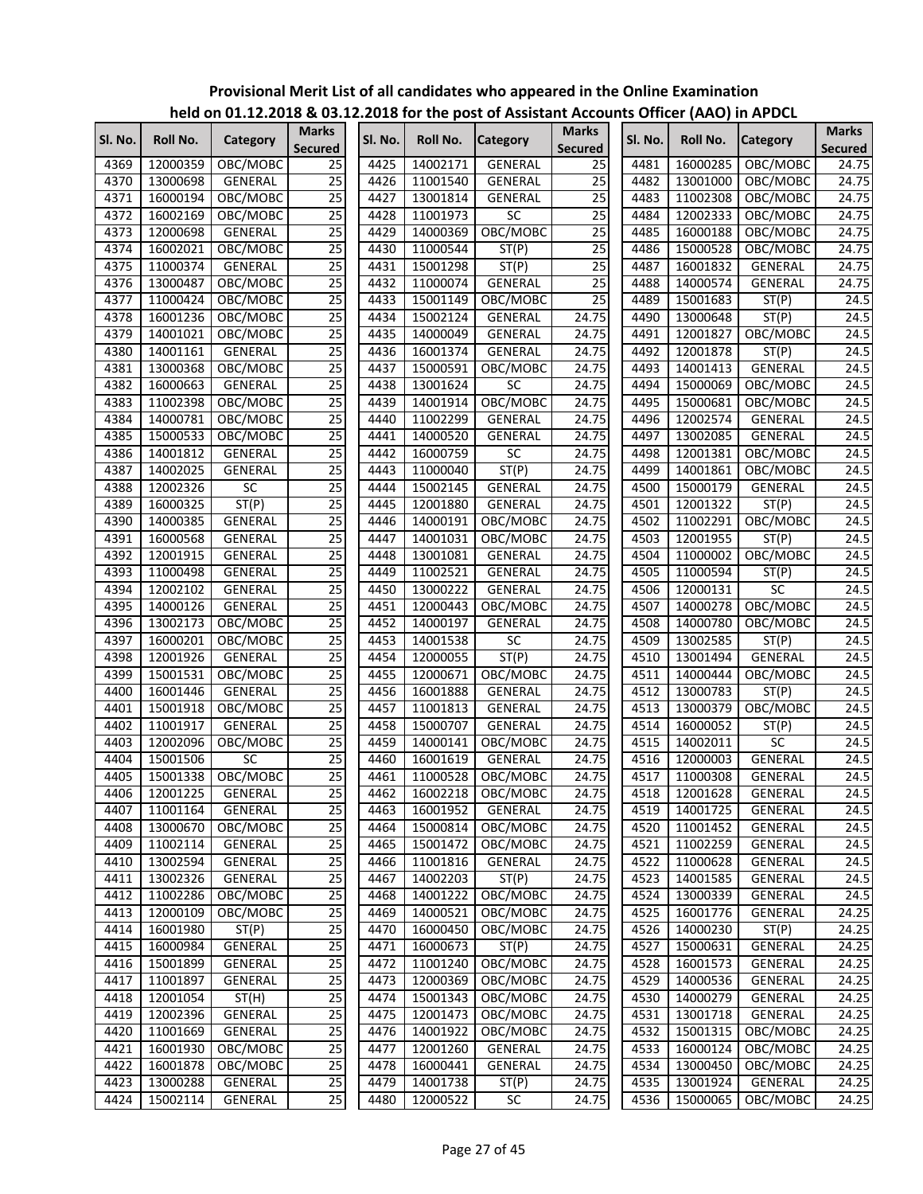**Provisional Merit List of all candidates who appeared in the Online Examination held on 01.12.2018 & 03.12.2018 for the post of Assistant Accounts Officer (AAO) in APDCL**

| Sl. No. | Roll No. | Category | Marks Secured | Sl. No. | Roll No. | Category | Marks Secured | Sl. No. | Roll No. | Category | Marks Secured |
|---|---|---|---|---|---|---|---|---|---|---|---|
| 4369 | 12000359 | OBC/MOBC | 25 | 4425 | 14002171 | GENERAL | 25 | 4481 | 16000285 | OBC/MOBC | 24.75 |
| 4370 | 13000698 | GENERAL | 25 | 4426 | 11001540 | GENERAL | 25 | 4482 | 13001000 | OBC/MOBC | 24.75 |
| 4371 | 16000194 | OBC/MOBC | 25 | 4427 | 13001814 | GENERAL | 25 | 4483 | 11002308 | OBC/MOBC | 24.75 |
| 4372 | 16002169 | OBC/MOBC | 25 | 4428 | 11001973 | SC | 25 | 4484 | 12002333 | OBC/MOBC | 24.75 |
| 4373 | 12000698 | GENERAL | 25 | 4429 | 14000369 | OBC/MOBC | 25 | 4485 | 16000188 | OBC/MOBC | 24.75 |
| 4374 | 16002021 | OBC/MOBC | 25 | 4430 | 11000544 | ST(P) | 25 | 4486 | 15000528 | OBC/MOBC | 24.75 |
| 4375 | 11000374 | GENERAL | 25 | 4431 | 15001298 | ST(P) | 25 | 4487 | 16001832 | GENERAL | 24.75 |
| 4376 | 13000487 | OBC/MOBC | 25 | 4432 | 11000074 | GENERAL | 25 | 4488 | 14000574 | GENERAL | 24.75 |
| 4377 | 11000424 | OBC/MOBC | 25 | 4433 | 15001149 | OBC/MOBC | 25 | 4489 | 15001683 | ST(P) | 24.5 |
| 4378 | 16001236 | OBC/MOBC | 25 | 4434 | 15002124 | GENERAL | 24.75 | 4490 | 13000648 | ST(P) | 24.5 |
| 4379 | 14001021 | OBC/MOBC | 25 | 4435 | 14000049 | GENERAL | 24.75 | 4491 | 12001827 | OBC/MOBC | 24.5 |
| 4380 | 14001161 | GENERAL | 25 | 4436 | 16001374 | GENERAL | 24.75 | 4492 | 12001878 | ST(P) | 24.5 |
| 4381 | 13000368 | OBC/MOBC | 25 | 4437 | 15000591 | OBC/MOBC | 24.75 | 4493 | 14001413 | GENERAL | 24.5 |
| 4382 | 16000663 | GENERAL | 25 | 4438 | 13001624 | SC | 24.75 | 4494 | 15000069 | OBC/MOBC | 24.5 |
| 4383 | 11002398 | OBC/MOBC | 25 | 4439 | 14001914 | OBC/MOBC | 24.75 | 4495 | 15000681 | OBC/MOBC | 24.5 |
| 4384 | 14000781 | OBC/MOBC | 25 | 4440 | 11002299 | GENERAL | 24.75 | 4496 | 12002574 | GENERAL | 24.5 |
| 4385 | 15000533 | OBC/MOBC | 25 | 4441 | 14000520 | GENERAL | 24.75 | 4497 | 13002085 | GENERAL | 24.5 |
| 4386 | 14001812 | GENERAL | 25 | 4442 | 16000759 | SC | 24.75 | 4498 | 12001381 | OBC/MOBC | 24.5 |
| 4387 | 14002025 | GENERAL | 25 | 4443 | 11000040 | ST(P) | 24.75 | 4499 | 14001861 | OBC/MOBC | 24.5 |
| 4388 | 12002326 | SC | 25 | 4444 | 15002145 | GENERAL | 24.75 | 4500 | 15000179 | GENERAL | 24.5 |
| 4389 | 16000325 | ST(P) | 25 | 4445 | 12001880 | GENERAL | 24.75 | 4501 | 12001322 | ST(P) | 24.5 |
| 4390 | 14000385 | GENERAL | 25 | 4446 | 14000191 | OBC/MOBC | 24.75 | 4502 | 11002291 | OBC/MOBC | 24.5 |
| 4391 | 16000568 | GENERAL | 25 | 4447 | 14001031 | OBC/MOBC | 24.75 | 4503 | 12001955 | ST(P) | 24.5 |
| 4392 | 12001915 | GENERAL | 25 | 4448 | 13001081 | GENERAL | 24.75 | 4504 | 11000002 | OBC/MOBC | 24.5 |
| 4393 | 11000498 | GENERAL | 25 | 4449 | 11002521 | GENERAL | 24.75 | 4505 | 11000594 | ST(P) | 24.5 |
| 4394 | 12002102 | GENERAL | 25 | 4450 | 13000222 | GENERAL | 24.75 | 4506 | 12000131 | SC | 24.5 |
| 4395 | 14000126 | GENERAL | 25 | 4451 | 12000443 | OBC/MOBC | 24.75 | 4507 | 14000278 | OBC/MOBC | 24.5 |
| 4396 | 13002173 | OBC/MOBC | 25 | 4452 | 14000197 | GENERAL | 24.75 | 4508 | 14000780 | OBC/MOBC | 24.5 |
| 4397 | 16000201 | OBC/MOBC | 25 | 4453 | 14001538 | SC | 24.75 | 4509 | 13002585 | ST(P) | 24.5 |
| 4398 | 12001926 | GENERAL | 25 | 4454 | 12000055 | ST(P) | 24.75 | 4510 | 13001494 | GENERAL | 24.5 |
| 4399 | 15001531 | OBC/MOBC | 25 | 4455 | 12000671 | OBC/MOBC | 24.75 | 4511 | 14000444 | OBC/MOBC | 24.5 |
| 4400 | 16001446 | GENERAL | 25 | 4456 | 16001888 | GENERAL | 24.75 | 4512 | 13000783 | ST(P) | 24.5 |
| 4401 | 15001918 | OBC/MOBC | 25 | 4457 | 11001813 | GENERAL | 24.75 | 4513 | 13000379 | OBC/MOBC | 24.5 |
| 4402 | 11001917 | GENERAL | 25 | 4458 | 15000707 | GENERAL | 24.75 | 4514 | 16000052 | ST(P) | 24.5 |
| 4403 | 12002096 | OBC/MOBC | 25 | 4459 | 14000141 | OBC/MOBC | 24.75 | 4515 | 14002011 | SC | 24.5 |
| 4404 | 15001506 | SC | 25 | 4460 | 16001619 | GENERAL | 24.75 | 4516 | 12000003 | GENERAL | 24.5 |
| 4405 | 15001338 | OBC/MOBC | 25 | 4461 | 11000528 | OBC/MOBC | 24.75 | 4517 | 11000308 | GENERAL | 24.5 |
| 4406 | 12001225 | GENERAL | 25 | 4462 | 16002218 | OBC/MOBC | 24.75 | 4518 | 12001628 | GENERAL | 24.5 |
| 4407 | 11001164 | GENERAL | 25 | 4463 | 16001952 | GENERAL | 24.75 | 4519 | 14001725 | GENERAL | 24.5 |
| 4408 | 13000670 | OBC/MOBC | 25 | 4464 | 15000814 | OBC/MOBC | 24.75 | 4520 | 11001452 | GENERAL | 24.5 |
| 4409 | 11002114 | GENERAL | 25 | 4465 | 15001472 | OBC/MOBC | 24.75 | 4521 | 11002259 | GENERAL | 24.5 |
| 4410 | 13002594 | GENERAL | 25 | 4466 | 11001816 | GENERAL | 24.75 | 4522 | 11000628 | GENERAL | 24.5 |
| 4411 | 13002326 | GENERAL | 25 | 4467 | 14002203 | ST(P) | 24.75 | 4523 | 14001585 | GENERAL | 24.5 |
| 4412 | 11002286 | OBC/MOBC | 25 | 4468 | 14001222 | OBC/MOBC | 24.75 | 4524 | 13000339 | GENERAL | 24.5 |
| 4413 | 12000109 | OBC/MOBC | 25 | 4469 | 14000521 | OBC/MOBC | 24.75 | 4525 | 16001776 | GENERAL | 24.25 |
| 4414 | 16001980 | ST(P) | 25 | 4470 | 16000450 | OBC/MOBC | 24.75 | 4526 | 14000230 | ST(P) | 24.25 |
| 4415 | 16000984 | GENERAL | 25 | 4471 | 16000673 | ST(P) | 24.75 | 4527 | 15000631 | GENERAL | 24.25 |
| 4416 | 15001899 | GENERAL | 25 | 4472 | 11001240 | OBC/MOBC | 24.75 | 4528 | 16001573 | GENERAL | 24.25 |
| 4417 | 11001897 | GENERAL | 25 | 4473 | 12000369 | OBC/MOBC | 24.75 | 4529 | 14000536 | GENERAL | 24.25 |
| 4418 | 12001054 | ST(H) | 25 | 4474 | 15001343 | OBC/MOBC | 24.75 | 4530 | 14000279 | GENERAL | 24.25 |
| 4419 | 12002396 | GENERAL | 25 | 4475 | 12001473 | OBC/MOBC | 24.75 | 4531 | 13001718 | GENERAL | 24.25 |
| 4420 | 11001669 | GENERAL | 25 | 4476 | 14001922 | OBC/MOBC | 24.75 | 4532 | 15001315 | OBC/MOBC | 24.25 |
| 4421 | 16001930 | OBC/MOBC | 25 | 4477 | 12001260 | GENERAL | 24.75 | 4533 | 16000124 | OBC/MOBC | 24.25 |
| 4422 | 16001878 | OBC/MOBC | 25 | 4478 | 16000441 | GENERAL | 24.75 | 4534 | 13000450 | OBC/MOBC | 24.25 |
| 4423 | 13000288 | GENERAL | 25 | 4479 | 14001738 | ST(P) | 24.75 | 4535 | 13001924 | GENERAL | 24.25 |
| 4424 | 15002114 | GENERAL | 25 | 4480 | 12000522 | SC | 24.75 | 4536 | 15000065 | OBC/MOBC | 24.25 |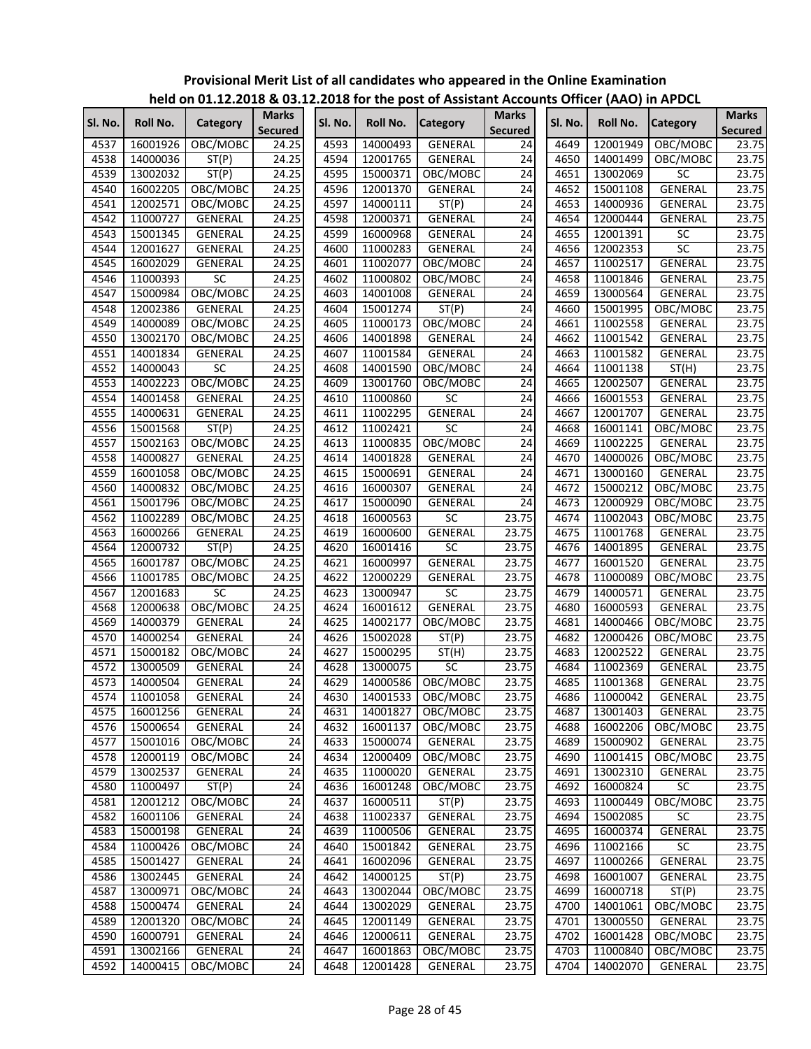**Provisional Merit List of all candidates who appeared in the Online Examination held on 01.12.2018 & 03.12.2018 for the post of Assistant Accounts Officer (AAO) in APDCL**

| Sl. No. | Roll No. | Category | Marks Secured |
|---|---|---|---|
| 4537 | 16001926 | OBC/MOBC | 24.25 |
| 4538 | 14000036 | ST(P) | 24.25 |
| 4539 | 13002032 | ST(P) | 24.25 |
| 4540 | 16002205 | OBC/MOBC | 24.25 |
| 4541 | 12002571 | OBC/MOBC | 24.25 |
| 4542 | 11000727 | GENERAL | 24.25 |
| 4543 | 15001345 | GENERAL | 24.25 |
| 4544 | 12001627 | GENERAL | 24.25 |
| 4545 | 16002029 | GENERAL | 24.25 |
| 4546 | 11000393 | SC | 24.25 |
| 4547 | 15000984 | OBC/MOBC | 24.25 |
| 4548 | 12002386 | GENERAL | 24.25 |
| 4549 | 14000089 | OBC/MOBC | 24.25 |
| 4550 | 13002170 | OBC/MOBC | 24.25 |
| 4551 | 14001834 | GENERAL | 24.25 |
| 4552 | 14000043 | SC | 24.25 |
| 4553 | 14002223 | OBC/MOBC | 24.25 |
| 4554 | 14001458 | GENERAL | 24.25 |
| 4555 | 14000631 | GENERAL | 24.25 |
| 4556 | 15001568 | ST(P) | 24.25 |
| 4557 | 15002163 | OBC/MOBC | 24.25 |
| 4558 | 14000827 | GENERAL | 24.25 |
| 4559 | 16001058 | OBC/MOBC | 24.25 |
| 4560 | 14000832 | OBC/MOBC | 24.25 |
| 4561 | 15001796 | OBC/MOBC | 24.25 |
| 4562 | 11002289 | OBC/MOBC | 24.25 |
| 4563 | 16000266 | GENERAL | 24.25 |
| 4564 | 12000732 | ST(P) | 24.25 |
| 4565 | 16001787 | OBC/MOBC | 24.25 |
| 4566 | 11001785 | OBC/MOBC | 24.25 |
| 4567 | 12001683 | SC | 24.25 |
| 4568 | 12000638 | OBC/MOBC | 24.25 |
| 4569 | 14000379 | GENERAL | 24 |
| 4570 | 14000254 | GENERAL | 24 |
| 4571 | 15000182 | OBC/MOBC | 24 |
| 4572 | 13000509 | GENERAL | 24 |
| 4573 | 14000504 | GENERAL | 24 |
| 4574 | 11001058 | GENERAL | 24 |
| 4575 | 16001256 | GENERAL | 24 |
| 4576 | 15000654 | GENERAL | 24 |
| 4577 | 15001016 | OBC/MOBC | 24 |
| 4578 | 12000119 | OBC/MOBC | 24 |
| 4579 | 13002537 | GENERAL | 24 |
| 4580 | 11000497 | ST(P) | 24 |
| 4581 | 12001212 | OBC/MOBC | 24 |
| 4582 | 16001106 | GENERAL | 24 |
| 4583 | 15000198 | GENERAL | 24 |
| 4584 | 11000426 | OBC/MOBC | 24 |
| 4585 | 15001427 | GENERAL | 24 |
| 4586 | 13002445 | GENERAL | 24 |
| 4587 | 13000971 | OBC/MOBC | 24 |
| 4588 | 15000474 | GENERAL | 24 |
| 4589 | 12001320 | OBC/MOBC | 24 |
| 4590 | 16000791 | GENERAL | 24 |
| 4591 | 13002166 | GENERAL | 24 |
| 4592 | 14000415 | OBC/MOBC | 24 |
| 4593 | 14000493 | GENERAL | 24 |
| 4594 | 12001765 | GENERAL | 24 |
| 4595 | 15000371 | OBC/MOBC | 24 |
| 4596 | 12001370 | GENERAL | 24 |
| 4597 | 14000111 | ST(P) | 24 |
| 4598 | 12000371 | GENERAL | 24 |
| 4599 | 16000968 | GENERAL | 24 |
| 4600 | 11000283 | GENERAL | 24 |
| 4601 | 11002077 | OBC/MOBC | 24 |
| 4602 | 11000802 | OBC/MOBC | 24 |
| 4603 | 14001008 | GENERAL | 24 |
| 4604 | 15001274 | ST(P) | 24 |
| 4605 | 11000173 | OBC/MOBC | 24 |
| 4606 | 14001898 | GENERAL | 24 |
| 4607 | 11001584 | GENERAL | 24 |
| 4608 | 14001590 | OBC/MOBC | 24 |
| 4609 | 13001760 | OBC/MOBC | 24 |
| 4610 | 11000860 | SC | 24 |
| 4611 | 11002295 | GENERAL | 24 |
| 4612 | 11002421 | SC | 24 |
| 4613 | 11000835 | OBC/MOBC | 24 |
| 4614 | 14001828 | GENERAL | 24 |
| 4615 | 15000691 | GENERAL | 24 |
| 4616 | 16000307 | GENERAL | 24 |
| 4617 | 15000090 | GENERAL | 24 |
| 4618 | 16000563 | SC | 23.75 |
| 4619 | 16000600 | GENERAL | 23.75 |
| 4620 | 16001416 | SC | 23.75 |
| 4621 | 16000997 | GENERAL | 23.75 |
| 4622 | 12000229 | GENERAL | 23.75 |
| 4623 | 13000947 | SC | 23.75 |
| 4624 | 16001612 | GENERAL | 23.75 |
| 4625 | 14002177 | OBC/MOBC | 23.75 |
| 4626 | 15002028 | ST(P) | 23.75 |
| 4627 | 15000295 | ST(H) | 23.75 |
| 4628 | 13000075 | SC | 23.75 |
| 4629 | 14000586 | OBC/MOBC | 23.75 |
| 4630 | 14001533 | OBC/MOBC | 23.75 |
| 4631 | 14001827 | OBC/MOBC | 23.75 |
| 4632 | 16001137 | OBC/MOBC | 23.75 |
| 4633 | 15000074 | GENERAL | 23.75 |
| 4634 | 12000409 | OBC/MOBC | 23.75 |
| 4635 | 11000020 | GENERAL | 23.75 |
| 4636 | 16001248 | OBC/MOBC | 23.75 |
| 4637 | 16000511 | ST(P) | 23.75 |
| 4638 | 11002337 | GENERAL | 23.75 |
| 4639 | 11000506 | GENERAL | 23.75 |
| 4640 | 15001842 | GENERAL | 23.75 |
| 4641 | 16002096 | GENERAL | 23.75 |
| 4642 | 14000125 | ST(P) | 23.75 |
| 4643 | 13002044 | OBC/MOBC | 23.75 |
| 4644 | 13002029 | GENERAL | 23.75 |
| 4645 | 12001149 | GENERAL | 23.75 |
| 4646 | 12000611 | GENERAL | 23.75 |
| 4647 | 16001863 | OBC/MOBC | 23.75 |
| 4648 | 12001428 | GENERAL | 23.75 |
| 4649 | 12001949 | OBC/MOBC | 23.75 |
| 4650 | 14001499 | OBC/MOBC | 23.75 |
| 4651 | 13002069 | SC | 23.75 |
| 4652 | 15001108 | GENERAL | 23.75 |
| 4653 | 14000936 | GENERAL | 23.75 |
| 4654 | 12000444 | GENERAL | 23.75 |
| 4655 | 12001391 | SC | 23.75 |
| 4656 | 12002353 | SC | 23.75 |
| 4657 | 11002517 | GENERAL | 23.75 |
| 4658 | 11001846 | GENERAL | 23.75 |
| 4659 | 13000564 | GENERAL | 23.75 |
| 4660 | 15001995 | OBC/MOBC | 23.75 |
| 4661 | 11002558 | GENERAL | 23.75 |
| 4662 | 11001542 | GENERAL | 23.75 |
| 4663 | 11001582 | GENERAL | 23.75 |
| 4664 | 11001138 | ST(H) | 23.75 |
| 4665 | 12002507 | GENERAL | 23.75 |
| 4666 | 16001553 | GENERAL | 23.75 |
| 4667 | 12001707 | GENERAL | 23.75 |
| 4668 | 16001141 | OBC/MOBC | 23.75 |
| 4669 | 11002225 | GENERAL | 23.75 |
| 4670 | 14000026 | OBC/MOBC | 23.75 |
| 4671 | 13000160 | GENERAL | 23.75 |
| 4672 | 15000212 | OBC/MOBC | 23.75 |
| 4673 | 12000929 | OBC/MOBC | 23.75 |
| 4674 | 11002043 | OBC/MOBC | 23.75 |
| 4675 | 11001768 | GENERAL | 23.75 |
| 4676 | 14001895 | GENERAL | 23.75 |
| 4677 | 16001520 | GENERAL | 23.75 |
| 4678 | 11000089 | OBC/MOBC | 23.75 |
| 4679 | 14000571 | GENERAL | 23.75 |
| 4680 | 16000593 | GENERAL | 23.75 |
| 4681 | 14000466 | OBC/MOBC | 23.75 |
| 4682 | 12000426 | OBC/MOBC | 23.75 |
| 4683 | 12002522 | GENERAL | 23.75 |
| 4684 | 11002369 | GENERAL | 23.75 |
| 4685 | 11001368 | GENERAL | 23.75 |
| 4686 | 11000042 | GENERAL | 23.75 |
| 4687 | 13001403 | GENERAL | 23.75 |
| 4688 | 16002206 | OBC/MOBC | 23.75 |
| 4689 | 15000902 | GENERAL | 23.75 |
| 4690 | 11001415 | OBC/MOBC | 23.75 |
| 4691 | 13002310 | GENERAL | 23.75 |
| 4692 | 16000824 | SC | 23.75 |
| 4693 | 11000449 | OBC/MOBC | 23.75 |
| 4694 | 15002085 | SC | 23.75 |
| 4695 | 16000374 | GENERAL | 23.75 |
| 4696 | 11002166 | SC | 23.75 |
| 4697 | 11000266 | GENERAL | 23.75 |
| 4698 | 16001007 | GENERAL | 23.75 |
| 4699 | 16000718 | ST(P) | 23.75 |
| 4700 | 14001061 | OBC/MOBC | 23.75 |
| 4701 | 13000550 | GENERAL | 23.75 |
| 4702 | 16001428 | OBC/MOBC | 23.75 |
| 4703 | 11000840 | OBC/MOBC | 23.75 |
| 4704 | 14002070 | GENERAL | 23.75 |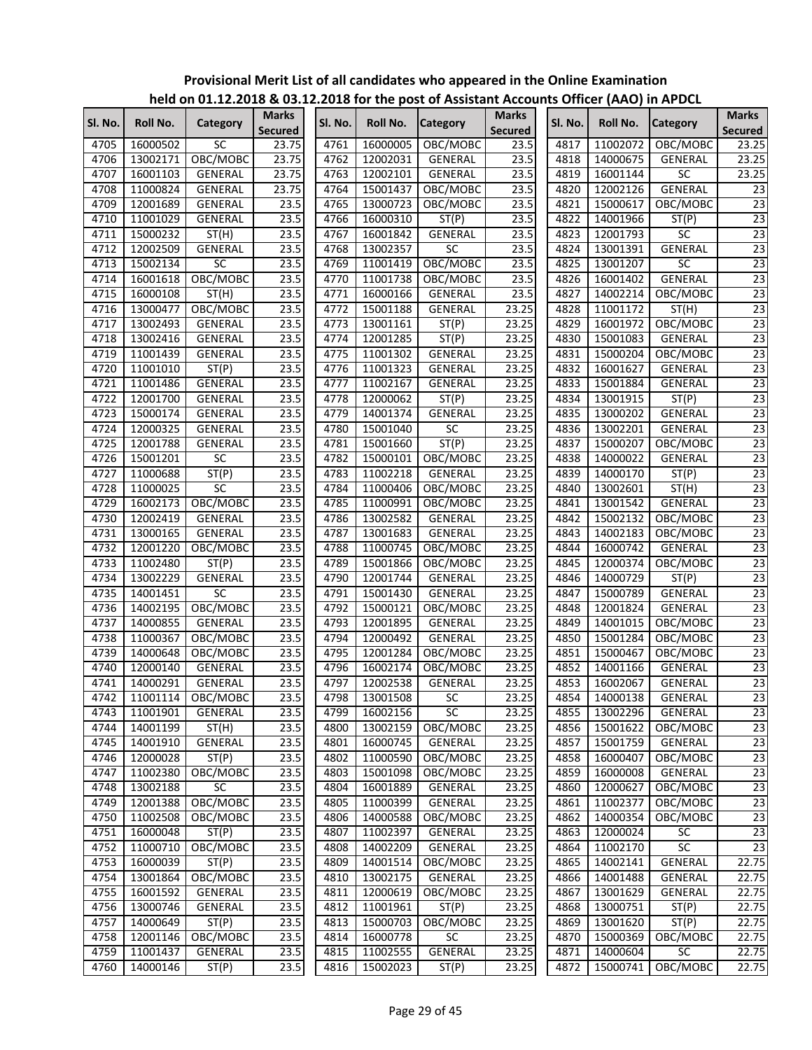**Provisional Merit List of all candidates who appeared in the Online Examination held on 01.12.2018 & 03.12.2018 for the post of Assistant Accounts Officer (AAO) in APDCL**

| Sl. No. | Roll No. | Category | Marks Secured |
|---|---|---|---|
| 4705 | 16000502 | SC | 23.75 |
| 4706 | 13002171 | OBC/MOBC | 23.75 |
| 4707 | 16001103 | GENERAL | 23.75 |
| 4708 | 11000824 | GENERAL | 23.75 |
| 4709 | 12001689 | GENERAL | 23.5 |
| 4710 | 11001029 | GENERAL | 23.5 |
| 4711 | 15000232 | ST(H) | 23.5 |
| 4712 | 12002509 | GENERAL | 23.5 |
| 4713 | 15002134 | SC | 23.5 |
| 4714 | 16001618 | OBC/MOBC | 23.5 |
| 4715 | 16000108 | ST(H) | 23.5 |
| 4716 | 13000477 | OBC/MOBC | 23.5 |
| 4717 | 13002493 | GENERAL | 23.5 |
| 4718 | 13002416 | GENERAL | 23.5 |
| 4719 | 11001439 | GENERAL | 23.5 |
| 4720 | 11001010 | ST(P) | 23.5 |
| 4721 | 11001486 | GENERAL | 23.5 |
| 4722 | 12001700 | GENERAL | 23.5 |
| 4723 | 15000174 | GENERAL | 23.5 |
| 4724 | 12000325 | GENERAL | 23.5 |
| 4725 | 12001788 | GENERAL | 23.5 |
| 4726 | 15001201 | SC | 23.5 |
| 4727 | 11000688 | ST(P) | 23.5 |
| 4728 | 11000025 | SC | 23.5 |
| 4729 | 16002173 | OBC/MOBC | 23.5 |
| 4730 | 12002419 | GENERAL | 23.5 |
| 4731 | 13000165 | GENERAL | 23.5 |
| 4732 | 12001220 | OBC/MOBC | 23.5 |
| 4733 | 11002480 | ST(P) | 23.5 |
| 4734 | 13002229 | GENERAL | 23.5 |
| 4735 | 14001451 | SC | 23.5 |
| 4736 | 14002195 | OBC/MOBC | 23.5 |
| 4737 | 14000855 | GENERAL | 23.5 |
| 4738 | 11000367 | OBC/MOBC | 23.5 |
| 4739 | 14000648 | OBC/MOBC | 23.5 |
| 4740 | 12000140 | GENERAL | 23.5 |
| 4741 | 14000291 | GENERAL | 23.5 |
| 4742 | 11001114 | OBC/MOBC | 23.5 |
| 4743 | 11001901 | GENERAL | 23.5 |
| 4744 | 14001199 | ST(H) | 23.5 |
| 4745 | 14001910 | GENERAL | 23.5 |
| 4746 | 12000028 | ST(P) | 23.5 |
| 4747 | 11002380 | OBC/MOBC | 23.5 |
| 4748 | 13002188 | SC | 23.5 |
| 4749 | 12001388 | OBC/MOBC | 23.5 |
| 4750 | 11002508 | OBC/MOBC | 23.5 |
| 4751 | 16000048 | ST(P) | 23.5 |
| 4752 | 11000710 | OBC/MOBC | 23.5 |
| 4753 | 16000039 | ST(P) | 23.5 |
| 4754 | 13001864 | OBC/MOBC | 23.5 |
| 4755 | 16001592 | GENERAL | 23.5 |
| 4756 | 13000746 | GENERAL | 23.5 |
| 4757 | 14000649 | ST(P) | 23.5 |
| 4758 | 12001146 | OBC/MOBC | 23.5 |
| 4759 | 11001437 | GENERAL | 23.5 |
| 4760 | 14000146 | ST(P) | 23.5 |
| 4761 | 16000005 | OBC/MOBC | 23.5 |
| 4762 | 12002031 | GENERAL | 23.5 |
| 4763 | 12002101 | GENERAL | 23.5 |
| 4764 | 15001437 | OBC/MOBC | 23.5 |
| 4765 | 13000723 | OBC/MOBC | 23.5 |
| 4766 | 16000310 | ST(P) | 23.5 |
| 4767 | 16001842 | GENERAL | 23.5 |
| 4768 | 13002357 | SC | 23.5 |
| 4769 | 11001419 | OBC/MOBC | 23.5 |
| 4770 | 11001738 | OBC/MOBC | 23.5 |
| 4771 | 16000166 | GENERAL | 23.5 |
| 4772 | 15001188 | GENERAL | 23.25 |
| 4773 | 13001161 | ST(P) | 23.25 |
| 4774 | 12001285 | ST(P) | 23.25 |
| 4775 | 11001302 | GENERAL | 23.25 |
| 4776 | 11001323 | GENERAL | 23.25 |
| 4777 | 11002167 | GENERAL | 23.25 |
| 4778 | 12000062 | ST(P) | 23.25 |
| 4779 | 14001374 | GENERAL | 23.25 |
| 4780 | 15001040 | SC | 23.25 |
| 4781 | 15001660 | ST(P) | 23.25 |
| 4782 | 15000101 | OBC/MOBC | 23.25 |
| 4783 | 11002218 | GENERAL | 23.25 |
| 4784 | 11000406 | OBC/MOBC | 23.25 |
| 4785 | 11000991 | OBC/MOBC | 23.25 |
| 4786 | 13002582 | GENERAL | 23.25 |
| 4787 | 13001683 | GENERAL | 23.25 |
| 4788 | 11000745 | OBC/MOBC | 23.25 |
| 4789 | 15001866 | OBC/MOBC | 23.25 |
| 4790 | 12001744 | GENERAL | 23.25 |
| 4791 | 15001430 | GENERAL | 23.25 |
| 4792 | 15000121 | OBC/MOBC | 23.25 |
| 4793 | 12001895 | GENERAL | 23.25 |
| 4794 | 12000492 | GENERAL | 23.25 |
| 4795 | 12001284 | OBC/MOBC | 23.25 |
| 4796 | 16002174 | OBC/MOBC | 23.25 |
| 4797 | 12002538 | GENERAL | 23.25 |
| 4798 | 13001508 | SC | 23.25 |
| 4799 | 16002156 | SC | 23.25 |
| 4800 | 13002159 | OBC/MOBC | 23.25 |
| 4801 | 16000745 | GENERAL | 23.25 |
| 4802 | 11000590 | OBC/MOBC | 23.25 |
| 4803 | 15001098 | OBC/MOBC | 23.25 |
| 4804 | 16001889 | GENERAL | 23.25 |
| 4805 | 11000399 | GENERAL | 23.25 |
| 4806 | 14000588 | OBC/MOBC | 23.25 |
| 4807 | 11002397 | GENERAL | 23.25 |
| 4808 | 14002209 | GENERAL | 23.25 |
| 4809 | 14001514 | OBC/MOBC | 23.25 |
| 4810 | 13002175 | GENERAL | 23.25 |
| 4811 | 12000619 | OBC/MOBC | 23.25 |
| 4812 | 11001961 | ST(P) | 23.25 |
| 4813 | 15000703 | OBC/MOBC | 23.25 |
| 4814 | 16000778 | SC | 23.25 |
| 4815 | 11002555 | GENERAL | 23.25 |
| 4816 | 15002023 | ST(P) | 23.25 |
| 4817 | 11002072 | OBC/MOBC | 23.25 |
| 4818 | 14000675 | GENERAL | 23.25 |
| 4819 | 16001144 | SC | 23.25 |
| 4820 | 12002126 | GENERAL | 23 |
| 4821 | 15000617 | OBC/MOBC | 23 |
| 4822 | 14001966 | ST(P) | 23 |
| 4823 | 12001793 | SC | 23 |
| 4824 | 13001391 | GENERAL | 23 |
| 4825 | 13001207 | SC | 23 |
| 4826 | 16001402 | GENERAL | 23 |
| 4827 | 14002214 | OBC/MOBC | 23 |
| 4828 | 11001172 | ST(H) | 23 |
| 4829 | 16001972 | OBC/MOBC | 23 |
| 4830 | 15001083 | GENERAL | 23 |
| 4831 | 15000204 | OBC/MOBC | 23 |
| 4832 | 16001627 | GENERAL | 23 |
| 4833 | 15001884 | GENERAL | 23 |
| 4834 | 13001915 | ST(P) | 23 |
| 4835 | 13000202 | GENERAL | 23 |
| 4836 | 13002201 | GENERAL | 23 |
| 4837 | 15000207 | OBC/MOBC | 23 |
| 4838 | 14000022 | GENERAL | 23 |
| 4839 | 14000170 | ST(P) | 23 |
| 4840 | 13002601 | ST(H) | 23 |
| 4841 | 13001542 | GENERAL | 23 |
| 4842 | 15002132 | OBC/MOBC | 23 |
| 4843 | 14002183 | OBC/MOBC | 23 |
| 4844 | 16000742 | GENERAL | 23 |
| 4845 | 12000374 | OBC/MOBC | 23 |
| 4846 | 14000729 | ST(P) | 23 |
| 4847 | 15000789 | GENERAL | 23 |
| 4848 | 12001824 | GENERAL | 23 |
| 4849 | 14001015 | OBC/MOBC | 23 |
| 4850 | 15001284 | OBC/MOBC | 23 |
| 4851 | 15000467 | OBC/MOBC | 23 |
| 4852 | 14001166 | GENERAL | 23 |
| 4853 | 16002067 | GENERAL | 23 |
| 4854 | 14000138 | GENERAL | 23 |
| 4855 | 13002296 | GENERAL | 23 |
| 4856 | 15001622 | OBC/MOBC | 23 |
| 4857 | 15001759 | GENERAL | 23 |
| 4858 | 16000407 | OBC/MOBC | 23 |
| 4859 | 16000008 | GENERAL | 23 |
| 4860 | 12000627 | OBC/MOBC | 23 |
| 4861 | 11002377 | OBC/MOBC | 23 |
| 4862 | 14000354 | OBC/MOBC | 23 |
| 4863 | 12000024 | SC | 23 |
| 4864 | 11002170 | SC | 23 |
| 4865 | 14002141 | GENERAL | 22.75 |
| 4866 | 14001488 | GENERAL | 22.75 |
| 4867 | 13001629 | GENERAL | 22.75 |
| 4868 | 13000751 | ST(P) | 22.75 |
| 4869 | 13001620 | ST(P) | 22.75 |
| 4870 | 15000369 | OBC/MOBC | 22.75 |
| 4871 | 14000604 | SC | 22.75 |
| 4872 | 15000741 | OBC/MOBC | 22.75 |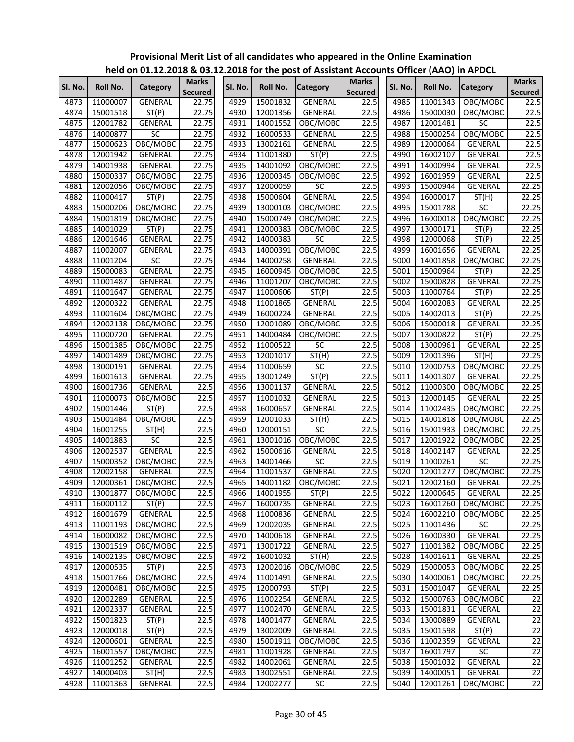# Provisional Merit List of all candidates who appeared in the Online Examination held on 01.12.2018 & 03.12.2018 for the post of Assistant Accounts Officer (AAO) in APDCL

| Sl. No. | Roll No. | Category | Marks Secured |
|---|---|---|---|
| 4873 | 11000007 | GENERAL | 22.75 |
| 4874 | 15001518 | ST(P) | 22.75 |
| 4875 | 12001782 | GENERAL | 22.75 |
| 4876 | 14000877 | SC | 22.75 |
| 4877 | 15000623 | OBC/MOBC | 22.75 |
| 4878 | 12001942 | GENERAL | 22.75 |
| 4879 | 14001938 | GENERAL | 22.75 |
| 4880 | 15000337 | OBC/MOBC | 22.75 |
| 4881 | 12002056 | OBC/MOBC | 22.75 |
| 4882 | 11000417 | ST(P) | 22.75 |
| 4883 | 15000206 | OBC/MOBC | 22.75 |
| 4884 | 15001819 | OBC/MOBC | 22.75 |
| 4885 | 14001029 | ST(P) | 22.75 |
| 4886 | 12001646 | GENERAL | 22.75 |
| 4887 | 11002007 | GENERAL | 22.75 |
| 4888 | 11001204 | SC | 22.75 |
| 4889 | 15000083 | GENERAL | 22.75 |
| 4890 | 11001487 | GENERAL | 22.75 |
| 4891 | 11001647 | GENERAL | 22.75 |
| 4892 | 12000322 | GENERAL | 22.75 |
| 4893 | 11001604 | OBC/MOBC | 22.75 |
| 4894 | 12002138 | OBC/MOBC | 22.75 |
| 4895 | 11000720 | GENERAL | 22.75 |
| 4896 | 15001385 | OBC/MOBC | 22.75 |
| 4897 | 14001489 | OBC/MOBC | 22.75 |
| 4898 | 13000191 | GENERAL | 22.75 |
| 4899 | 16001613 | GENERAL | 22.75 |
| 4900 | 16001736 | GENERAL | 22.5 |
| 4901 | 11000073 | OBC/MOBC | 22.5 |
| 4902 | 15001446 | ST(P) | 22.5 |
| 4903 | 15001484 | OBC/MOBC | 22.5 |
| 4904 | 16001255 | ST(H) | 22.5 |
| 4905 | 14001883 | SC | 22.5 |
| 4906 | 12002537 | GENERAL | 22.5 |
| 4907 | 15000352 | OBC/MOBC | 22.5 |
| 4908 | 12002158 | GENERAL | 22.5 |
| 4909 | 12000361 | OBC/MOBC | 22.5 |
| 4910 | 13001877 | OBC/MOBC | 22.5 |
| 4911 | 16000112 | ST(P) | 22.5 |
| 4912 | 16001679 | GENERAL | 22.5 |
| 4913 | 11001193 | OBC/MOBC | 22.5 |
| 4914 | 16000082 | OBC/MOBC | 22.5 |
| 4915 | 13001519 | OBC/MOBC | 22.5 |
| 4916 | 14002135 | OBC/MOBC | 22.5 |
| 4917 | 12000535 | ST(P) | 22.5 |
| 4918 | 15001766 | OBC/MOBC | 22.5 |
| 4919 | 12000481 | OBC/MOBC | 22.5 |
| 4920 | 12002289 | GENERAL | 22.5 |
| 4921 | 12002337 | GENERAL | 22.5 |
| 4922 | 15001823 | ST(P) | 22.5 |
| 4923 | 12000018 | ST(P) | 22.5 |
| 4924 | 12000601 | GENERAL | 22.5 |
| 4925 | 16001557 | OBC/MOBC | 22.5 |
| 4926 | 11001252 | GENERAL | 22.5 |
| 4927 | 14000403 | ST(H) | 22.5 |
| 4928 | 11001363 | GENERAL | 22.5 |
| 4929 | 15001832 | GENERAL | 22.5 |
| 4930 | 12001356 | GENERAL | 22.5 |
| 4931 | 14001552 | OBC/MOBC | 22.5 |
| 4932 | 16000533 | GENERAL | 22.5 |
| 4933 | 13002161 | GENERAL | 22.5 |
| 4934 | 11001380 | ST(P) | 22.5 |
| 4935 | 14001092 | OBC/MOBC | 22.5 |
| 4936 | 12000345 | OBC/MOBC | 22.5 |
| 4937 | 12000059 | SC | 22.5 |
| 4938 | 15000604 | GENERAL | 22.5 |
| 4939 | 13000103 | OBC/MOBC | 22.5 |
| 4940 | 15000749 | OBC/MOBC | 22.5 |
| 4941 | 12000383 | OBC/MOBC | 22.5 |
| 4942 | 14000383 | SC | 22.5 |
| 4943 | 14000391 | OBC/MOBC | 22.5 |
| 4944 | 14000258 | GENERAL | 22.5 |
| 4945 | 16000945 | OBC/MOBC | 22.5 |
| 4946 | 11001207 | OBC/MOBC | 22.5 |
| 4947 | 11000606 | ST(P) | 22.5 |
| 4948 | 11001865 | GENERAL | 22.5 |
| 4949 | 16000224 | GENERAL | 22.5 |
| 4950 | 12001089 | OBC/MOBC | 22.5 |
| 4951 | 14000484 | OBC/MOBC | 22.5 |
| 4952 | 11000522 | SC | 22.5 |
| 4953 | 12001017 | ST(H) | 22.5 |
| 4954 | 11000659 | SC | 22.5 |
| 4955 | 13001249 | ST(P) | 22.5 |
| 4956 | 13001137 | GENERAL | 22.5 |
| 4957 | 11001032 | GENERAL | 22.5 |
| 4958 | 16000657 | GENERAL | 22.5 |
| 4959 | 12001033 | ST(H) | 22.5 |
| 4960 | 12000151 | SC | 22.5 |
| 4961 | 13001016 | OBC/MOBC | 22.5 |
| 4962 | 15000616 | GENERAL | 22.5 |
| 4963 | 14001466 | SC | 22.5 |
| 4964 | 11001537 | GENERAL | 22.5 |
| 4965 | 14001182 | OBC/MOBC | 22.5 |
| 4966 | 14001955 | ST(P) | 22.5 |
| 4967 | 16000735 | GENERAL | 22.5 |
| 4968 | 11000836 | GENERAL | 22.5 |
| 4969 | 12002035 | GENERAL | 22.5 |
| 4970 | 14000618 | GENERAL | 22.5 |
| 4971 | 13001722 | GENERAL | 22.5 |
| 4972 | 16001032 | ST(H) | 22.5 |
| 4973 | 12002016 | OBC/MOBC | 22.5 |
| 4974 | 11001491 | GENERAL | 22.5 |
| 4975 | 12000793 | ST(P) | 22.5 |
| 4976 | 11002254 | GENERAL | 22.5 |
| 4977 | 11002470 | GENERAL | 22.5 |
| 4978 | 14001477 | GENERAL | 22.5 |
| 4979 | 13002009 | GENERAL | 22.5 |
| 4980 | 15001911 | OBC/MOBC | 22.5 |
| 4981 | 11001928 | GENERAL | 22.5 |
| 4982 | 14002061 | GENERAL | 22.5 |
| 4983 | 13002551 | GENERAL | 22.5 |
| 4984 | 12002277 | SC | 22.5 |
| 4985 | 11001343 | OBC/MOBC | 22.5 |
| 4986 | 15000030 | OBC/MOBC | 22.5 |
| 4987 | 12001481 | SC | 22.5 |
| 4988 | 15000254 | OBC/MOBC | 22.5 |
| 4989 | 12000064 | GENERAL | 22.5 |
| 4990 | 16002107 | GENERAL | 22.5 |
| 4991 | 14000994 | GENERAL | 22.5 |
| 4992 | 16001959 | GENERAL | 22.5 |
| 4993 | 15000944 | GENERAL | 22.25 |
| 4994 | 16000017 | ST(H) | 22.25 |
| 4995 | 15001788 | SC | 22.25 |
| 4996 | 16000018 | OBC/MOBC | 22.25 |
| 4997 | 13000171 | ST(P) | 22.25 |
| 4998 | 12000068 | ST(P) | 22.25 |
| 4999 | 16001656 | GENERAL | 22.25 |
| 5000 | 14001858 | OBC/MOBC | 22.25 |
| 5001 | 15000964 | ST(P) | 22.25 |
| 5002 | 15000828 | GENERAL | 22.25 |
| 5003 | 11000764 | ST(P) | 22.25 |
| 5004 | 16002083 | GENERAL | 22.25 |
| 5005 | 14002013 | ST(P) | 22.25 |
| 5006 | 15000018 | GENERAL | 22.25 |
| 5007 | 13000822 | ST(P) | 22.25 |
| 5008 | 13000961 | GENERAL | 22.25 |
| 5009 | 12001396 | ST(H) | 22.25 |
| 5010 | 12000753 | OBC/MOBC | 22.25 |
| 5011 | 14001307 | GENERAL | 22.25 |
| 5012 | 11000300 | OBC/MOBC | 22.25 |
| 5013 | 12000145 | GENERAL | 22.25 |
| 5014 | 11002435 | OBC/MOBC | 22.25 |
| 5015 | 14001818 | OBC/MOBC | 22.25 |
| 5016 | 15001933 | OBC/MOBC | 22.25 |
| 5017 | 12001922 | OBC/MOBC | 22.25 |
| 5018 | 14002147 | GENERAL | 22.25 |
| 5019 | 11000261 | SC | 22.25 |
| 5020 | 12001277 | OBC/MOBC | 22.25 |
| 5021 | 12002160 | GENERAL | 22.25 |
| 5022 | 12000645 | GENERAL | 22.25 |
| 5023 | 16001260 | OBC/MOBC | 22.25 |
| 5024 | 16002210 | OBC/MOBC | 22.25 |
| 5025 | 11001436 | SC | 22.25 |
| 5026 | 16000330 | GENERAL | 22.25 |
| 5027 | 11001382 | OBC/MOBC | 22.25 |
| 5028 | 14001611 | GENERAL | 22.25 |
| 5029 | 15000053 | OBC/MOBC | 22.25 |
| 5030 | 14000061 | OBC/MOBC | 22.25 |
| 5031 | 15001047 | GENERAL | 22.25 |
| 5032 | 15000763 | OBC/MOBC | 22 |
| 5033 | 15001831 | GENERAL | 22 |
| 5034 | 13000889 | GENERAL | 22 |
| 5035 | 15001598 | ST(P) | 22 |
| 5036 | 11002359 | GENERAL | 22 |
| 5037 | 16001797 | SC | 22 |
| 5038 | 15001032 | GENERAL | 22 |
| 5039 | 14000051 | GENERAL | 22 |
| 5040 | 12001261 | OBC/MOBC | 22 |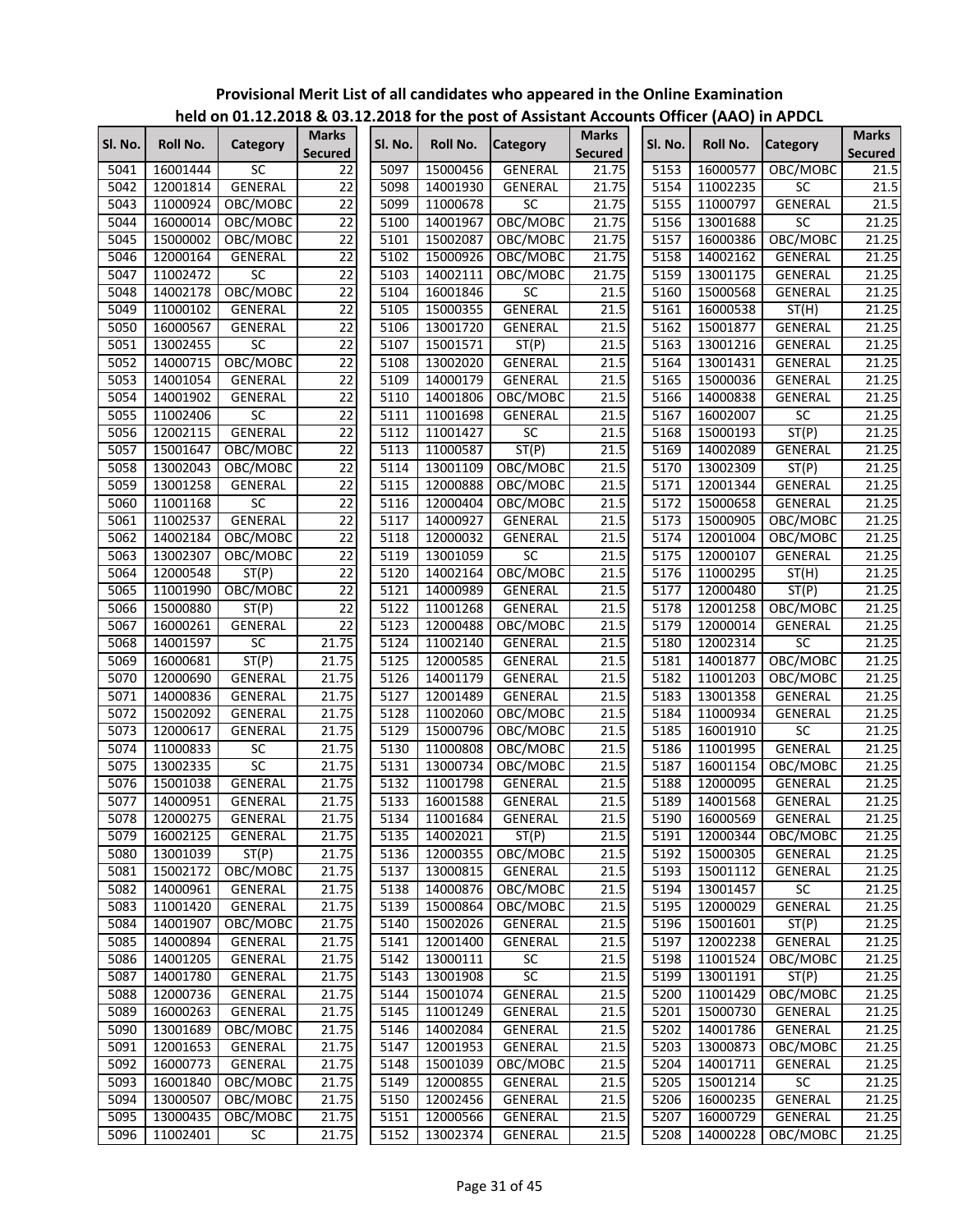**Provisional Merit List of all candidates who appeared in the Online Examination held on 01.12.2018 & 03.12.2018 for the post of Assistant Accounts Officer (AAO) in APDCL**

| Sl. No. | Roll No. | Category | Marks Secured |
|---|---|---|---|
| 5041 | 16001444 | SC | 22 |
| 5042 | 12001814 | GENERAL | 22 |
| 5043 | 11000924 | OBC/MOBC | 22 |
| 5044 | 16000014 | OBC/MOBC | 22 |
| 5045 | 15000002 | OBC/MOBC | 22 |
| 5046 | 12000164 | GENERAL | 22 |
| 5047 | 11002472 | SC | 22 |
| 5048 | 14002178 | OBC/MOBC | 22 |
| 5049 | 11000102 | GENERAL | 22 |
| 5050 | 16000567 | GENERAL | 22 |
| 5051 | 13002455 | SC | 22 |
| 5052 | 14000715 | OBC/MOBC | 22 |
| 5053 | 14001054 | GENERAL | 22 |
| 5054 | 14001902 | GENERAL | 22 |
| 5055 | 11002406 | SC | 22 |
| 5056 | 12002115 | GENERAL | 22 |
| 5057 | 15001647 | OBC/MOBC | 22 |
| 5058 | 13002043 | OBC/MOBC | 22 |
| 5059 | 13001258 | GENERAL | 22 |
| 5060 | 11001168 | SC | 22 |
| 5061 | 11002537 | GENERAL | 22 |
| 5062 | 14002184 | OBC/MOBC | 22 |
| 5063 | 13002307 | OBC/MOBC | 22 |
| 5064 | 12000548 | ST(P) | 22 |
| 5065 | 11001990 | OBC/MOBC | 22 |
| 5066 | 15000880 | ST(P) | 22 |
| 5067 | 16000261 | GENERAL | 22 |
| 5068 | 14001597 | SC | 21.75 |
| 5069 | 16000681 | ST(P) | 21.75 |
| 5070 | 12000690 | GENERAL | 21.75 |
| 5071 | 14000836 | GENERAL | 21.75 |
| 5072 | 15002092 | GENERAL | 21.75 |
| 5073 | 12000617 | GENERAL | 21.75 |
| 5074 | 11000833 | SC | 21.75 |
| 5075 | 13002335 | SC | 21.75 |
| 5076 | 15001038 | GENERAL | 21.75 |
| 5077 | 14000951 | GENERAL | 21.75 |
| 5078 | 12000275 | GENERAL | 21.75 |
| 5079 | 16002125 | GENERAL | 21.75 |
| 5080 | 13001039 | ST(P) | 21.75 |
| 5081 | 15002172 | OBC/MOBC | 21.75 |
| 5082 | 14000961 | GENERAL | 21.75 |
| 5083 | 11001420 | GENERAL | 21.75 |
| 5084 | 14001907 | OBC/MOBC | 21.75 |
| 5085 | 14000894 | GENERAL | 21.75 |
| 5086 | 14001205 | GENERAL | 21.75 |
| 5087 | 14001780 | GENERAL | 21.75 |
| 5088 | 12000736 | GENERAL | 21.75 |
| 5089 | 16000263 | GENERAL | 21.75 |
| 5090 | 13001689 | OBC/MOBC | 21.75 |
| 5091 | 12001653 | GENERAL | 21.75 |
| 5092 | 16000773 | GENERAL | 21.75 |
| 5093 | 16001840 | OBC/MOBC | 21.75 |
| 5094 | 13000507 | OBC/MOBC | 21.75 |
| 5095 | 13000435 | OBC/MOBC | 21.75 |
| 5096 | 11002401 | SC | 21.75 |
| 5097 | 15000456 | GENERAL | 21.75 |
| 5098 | 14001930 | GENERAL | 21.75 |
| 5099 | 11000678 | SC | 21.75 |
| 5100 | 14001967 | OBC/MOBC | 21.75 |
| 5101 | 15002087 | OBC/MOBC | 21.75 |
| 5102 | 15000926 | OBC/MOBC | 21.75 |
| 5103 | 14002111 | OBC/MOBC | 21.75 |
| 5104 | 16001846 | SC | 21.5 |
| 5105 | 15000355 | GENERAL | 21.5 |
| 5106 | 13001720 | GENERAL | 21.5 |
| 5107 | 15001571 | ST(P) | 21.5 |
| 5108 | 13002020 | GENERAL | 21.5 |
| 5109 | 14000179 | GENERAL | 21.5 |
| 5110 | 14001806 | OBC/MOBC | 21.5 |
| 5111 | 11001698 | GENERAL | 21.5 |
| 5112 | 11001427 | SC | 21.5 |
| 5113 | 11000587 | ST(P) | 21.5 |
| 5114 | 13001109 | OBC/MOBC | 21.5 |
| 5115 | 12000888 | OBC/MOBC | 21.5 |
| 5116 | 12000404 | OBC/MOBC | 21.5 |
| 5117 | 14000927 | GENERAL | 21.5 |
| 5118 | 12000032 | GENERAL | 21.5 |
| 5119 | 13001059 | SC | 21.5 |
| 5120 | 14002164 | OBC/MOBC | 21.5 |
| 5121 | 14000989 | GENERAL | 21.5 |
| 5122 | 11001268 | GENERAL | 21.5 |
| 5123 | 12000488 | OBC/MOBC | 21.5 |
| 5124 | 11002140 | GENERAL | 21.5 |
| 5125 | 12000585 | GENERAL | 21.5 |
| 5126 | 14001179 | GENERAL | 21.5 |
| 5127 | 12001489 | GENERAL | 21.5 |
| 5128 | 11002060 | OBC/MOBC | 21.5 |
| 5129 | 15000796 | OBC/MOBC | 21.5 |
| 5130 | 11000808 | OBC/MOBC | 21.5 |
| 5131 | 13000734 | OBC/MOBC | 21.5 |
| 5132 | 11001798 | GENERAL | 21.5 |
| 5133 | 16001588 | GENERAL | 21.5 |
| 5134 | 11001684 | GENERAL | 21.5 |
| 5135 | 14002021 | ST(P) | 21.5 |
| 5136 | 12000355 | OBC/MOBC | 21.5 |
| 5137 | 13000815 | GENERAL | 21.5 |
| 5138 | 14000876 | OBC/MOBC | 21.5 |
| 5139 | 15000864 | OBC/MOBC | 21.5 |
| 5140 | 15002026 | GENERAL | 21.5 |
| 5141 | 12001400 | GENERAL | 21.5 |
| 5142 | 13000111 | SC | 21.5 |
| 5143 | 13001908 | SC | 21.5 |
| 5144 | 15001074 | GENERAL | 21.5 |
| 5145 | 11001249 | GENERAL | 21.5 |
| 5146 | 14002084 | GENERAL | 21.5 |
| 5147 | 12001953 | GENERAL | 21.5 |
| 5148 | 15001039 | OBC/MOBC | 21.5 |
| 5149 | 12000855 | GENERAL | 21.5 |
| 5150 | 12002456 | GENERAL | 21.5 |
| 5151 | 12000566 | GENERAL | 21.5 |
| 5152 | 13002374 | GENERAL | 21.5 |
| 5153 | 16000577 | OBC/MOBC | 21.5 |
| 5154 | 11002235 | SC | 21.5 |
| 5155 | 11000797 | GENERAL | 21.5 |
| 5156 | 13001688 | SC | 21.25 |
| 5157 | 16000386 | OBC/MOBC | 21.25 |
| 5158 | 14002162 | GENERAL | 21.25 |
| 5159 | 13001175 | GENERAL | 21.25 |
| 5160 | 15000568 | GENERAL | 21.25 |
| 5161 | 16000538 | ST(H) | 21.25 |
| 5162 | 15001877 | GENERAL | 21.25 |
| 5163 | 13001216 | GENERAL | 21.25 |
| 5164 | 13001431 | GENERAL | 21.25 |
| 5165 | 15000036 | GENERAL | 21.25 |
| 5166 | 14000838 | GENERAL | 21.25 |
| 5167 | 16002007 | SC | 21.25 |
| 5168 | 15000193 | ST(P) | 21.25 |
| 5169 | 14002089 | GENERAL | 21.25 |
| 5170 | 13002309 | ST(P) | 21.25 |
| 5171 | 12001344 | GENERAL | 21.25 |
| 5172 | 15000658 | GENERAL | 21.25 |
| 5173 | 15000905 | OBC/MOBC | 21.25 |
| 5174 | 12001004 | OBC/MOBC | 21.25 |
| 5175 | 12000107 | GENERAL | 21.25 |
| 5176 | 11000295 | ST(H) | 21.25 |
| 5177 | 12000480 | ST(P) | 21.25 |
| 5178 | 12001258 | OBC/MOBC | 21.25 |
| 5179 | 12000014 | GENERAL | 21.25 |
| 5180 | 12002314 | SC | 21.25 |
| 5181 | 14001877 | OBC/MOBC | 21.25 |
| 5182 | 11001203 | OBC/MOBC | 21.25 |
| 5183 | 13001358 | GENERAL | 21.25 |
| 5184 | 11000934 | GENERAL | 21.25 |
| 5185 | 16001910 | SC | 21.25 |
| 5186 | 11001995 | GENERAL | 21.25 |
| 5187 | 16001154 | OBC/MOBC | 21.25 |
| 5188 | 12000095 | GENERAL | 21.25 |
| 5189 | 14001568 | GENERAL | 21.25 |
| 5190 | 16000569 | GENERAL | 21.25 |
| 5191 | 12000344 | OBC/MOBC | 21.25 |
| 5192 | 15000305 | GENERAL | 21.25 |
| 5193 | 15001112 | GENERAL | 21.25 |
| 5194 | 13001457 | SC | 21.25 |
| 5195 | 12000029 | GENERAL | 21.25 |
| 5196 | 15001601 | ST(P) | 21.25 |
| 5197 | 12002238 | GENERAL | 21.25 |
| 5198 | 11001524 | OBC/MOBC | 21.25 |
| 5199 | 13001191 | ST(P) | 21.25 |
| 5200 | 11001429 | OBC/MOBC | 21.25 |
| 5201 | 15000730 | GENERAL | 21.25 |
| 5202 | 14001786 | GENERAL | 21.25 |
| 5203 | 13000873 | OBC/MOBC | 21.25 |
| 5204 | 14001711 | GENERAL | 21.25 |
| 5205 | 15001214 | SC | 21.25 |
| 5206 | 16000235 | GENERAL | 21.25 |
| 5207 | 16000729 | GENERAL | 21.25 |
| 5208 | 14000228 | OBC/MOBC | 21.25 |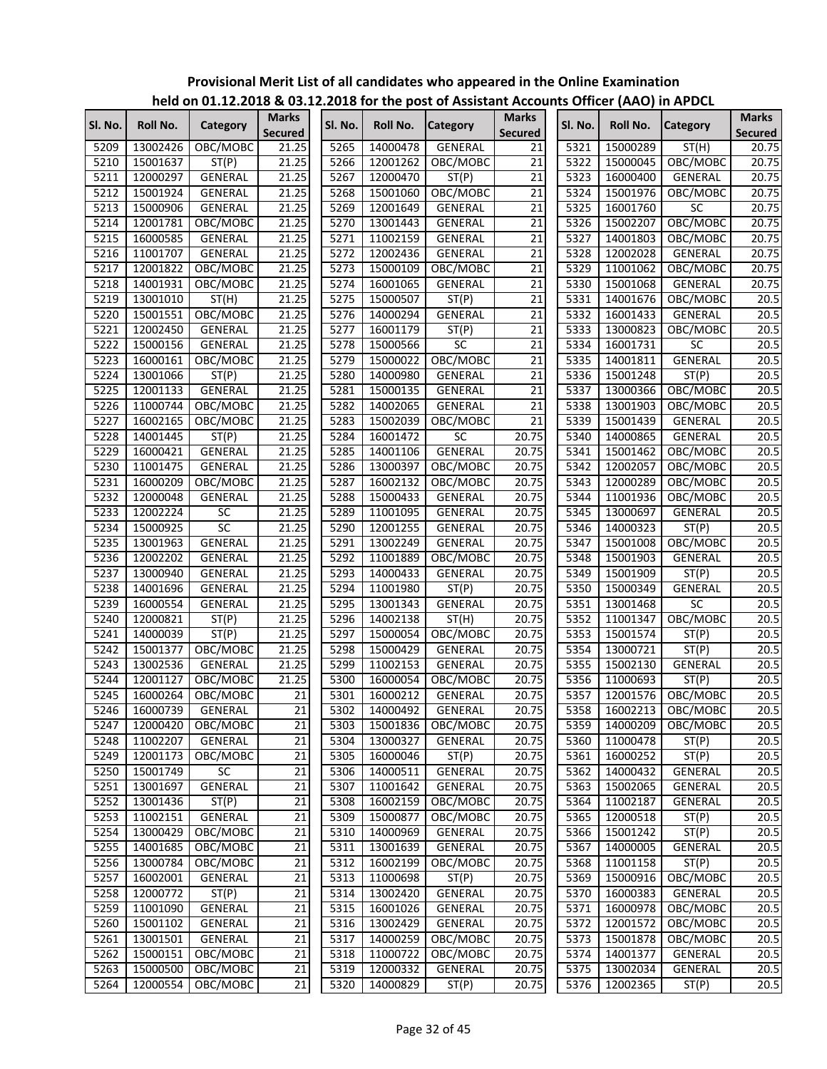**Provisional Merit List of all candidates who appeared in the Online Examination held on 01.12.2018 & 03.12.2018 for the post of Assistant Accounts Officer (AAO) in APDCL**

| Sl. No. | Roll No. | Category | Marks Secured |
|---|---|---|---|
| 5209 | 13002426 | OBC/MOBC | 21.25 |
| 5210 | 15001637 | ST(P) | 21.25 |
| 5211 | 12000297 | GENERAL | 21.25 |
| 5212 | 15001924 | GENERAL | 21.25 |
| 5213 | 15000906 | GENERAL | 21.25 |
| 5214 | 12001781 | OBC/MOBC | 21.25 |
| 5215 | 16000585 | GENERAL | 21.25 |
| 5216 | 11001707 | GENERAL | 21.25 |
| 5217 | 12001822 | OBC/MOBC | 21.25 |
| 5218 | 14001931 | OBC/MOBC | 21.25 |
| 5219 | 13001010 | ST(H) | 21.25 |
| 5220 | 15001551 | OBC/MOBC | 21.25 |
| 5221 | 12002450 | GENERAL | 21.25 |
| 5222 | 15000156 | GENERAL | 21.25 |
| 5223 | 16000161 | OBC/MOBC | 21.25 |
| 5224 | 13001066 | ST(P) | 21.25 |
| 5225 | 12001133 | GENERAL | 21.25 |
| 5226 | 11000744 | OBC/MOBC | 21.25 |
| 5227 | 16002165 | OBC/MOBC | 21.25 |
| 5228 | 14001445 | ST(P) | 21.25 |
| 5229 | 16000421 | GENERAL | 21.25 |
| 5230 | 11001475 | GENERAL | 21.25 |
| 5231 | 16000209 | OBC/MOBC | 21.25 |
| 5232 | 12000048 | GENERAL | 21.25 |
| 5233 | 12002224 | SC | 21.25 |
| 5234 | 15000925 | SC | 21.25 |
| 5235 | 13001963 | GENERAL | 21.25 |
| 5236 | 12002202 | GENERAL | 21.25 |
| 5237 | 13000940 | GENERAL | 21.25 |
| 5238 | 14001696 | GENERAL | 21.25 |
| 5239 | 16000554 | GENERAL | 21.25 |
| 5240 | 12000821 | ST(P) | 21.25 |
| 5241 | 14000039 | ST(P) | 21.25 |
| 5242 | 15001377 | OBC/MOBC | 21.25 |
| 5243 | 13002536 | GENERAL | 21.25 |
| 5244 | 12001127 | OBC/MOBC | 21.25 |
| 5245 | 16000264 | OBC/MOBC | 21 |
| 5246 | 16000739 | GENERAL | 21 |
| 5247 | 12000420 | OBC/MOBC | 21 |
| 5248 | 11002207 | GENERAL | 21 |
| 5249 | 12001173 | OBC/MOBC | 21 |
| 5250 | 15001749 | SC | 21 |
| 5251 | 13001697 | GENERAL | 21 |
| 5252 | 13001436 | ST(P) | 21 |
| 5253 | 11002151 | GENERAL | 21 |
| 5254 | 13000429 | OBC/MOBC | 21 |
| 5255 | 14001685 | OBC/MOBC | 21 |
| 5256 | 13000784 | OBC/MOBC | 21 |
| 5257 | 16002001 | GENERAL | 21 |
| 5258 | 12000772 | ST(P) | 21 |
| 5259 | 11001090 | GENERAL | 21 |
| 5260 | 15001102 | GENERAL | 21 |
| 5261 | 13001501 | GENERAL | 21 |
| 5262 | 15000151 | OBC/MOBC | 21 |
| 5263 | 15000500 | OBC/MOBC | 21 |
| 5264 | 12000554 | OBC/MOBC | 21 |
| 5265 | 14000478 | GENERAL | 21 |
| 5266 | 12001262 | OBC/MOBC | 21 |
| 5267 | 12000470 | ST(P) | 21 |
| 5268 | 15001060 | OBC/MOBC | 21 |
| 5269 | 12001649 | GENERAL | 21 |
| 5270 | 13001443 | GENERAL | 21 |
| 5271 | 11002159 | GENERAL | 21 |
| 5272 | 12002436 | GENERAL | 21 |
| 5273 | 15000109 | OBC/MOBC | 21 |
| 5274 | 16001065 | GENERAL | 21 |
| 5275 | 15000507 | ST(P) | 21 |
| 5276 | 14000294 | GENERAL | 21 |
| 5277 | 16001179 | ST(P) | 21 |
| 5278 | 15000566 | SC | 21 |
| 5279 | 15000022 | OBC/MOBC | 21 |
| 5280 | 14000980 | GENERAL | 21 |
| 5281 | 15000135 | GENERAL | 21 |
| 5282 | 14002065 | GENERAL | 21 |
| 5283 | 15002039 | OBC/MOBC | 21 |
| 5284 | 16001472 | SC | 20.75 |
| 5285 | 14001106 | GENERAL | 20.75 |
| 5286 | 13000397 | OBC/MOBC | 20.75 |
| 5287 | 16002132 | OBC/MOBC | 20.75 |
| 5288 | 15000433 | GENERAL | 20.75 |
| 5289 | 11001095 | GENERAL | 20.75 |
| 5290 | 12001255 | GENERAL | 20.75 |
| 5291 | 13002249 | GENERAL | 20.75 |
| 5292 | 11001889 | OBC/MOBC | 20.75 |
| 5293 | 14000433 | GENERAL | 20.75 |
| 5294 | 11001980 | ST(P) | 20.75 |
| 5295 | 13001343 | GENERAL | 20.75 |
| 5296 | 14002138 | ST(H) | 20.75 |
| 5297 | 15000054 | OBC/MOBC | 20.75 |
| 5298 | 15000429 | GENERAL | 20.75 |
| 5299 | 11002153 | GENERAL | 20.75 |
| 5300 | 16000054 | OBC/MOBC | 20.75 |
| 5301 | 16000212 | GENERAL | 20.75 |
| 5302 | 14000492 | GENERAL | 20.75 |
| 5303 | 15001836 | OBC/MOBC | 20.75 |
| 5304 | 13000327 | GENERAL | 20.75 |
| 5305 | 16000046 | ST(P) | 20.75 |
| 5306 | 14000511 | GENERAL | 20.75 |
| 5307 | 11001642 | GENERAL | 20.75 |
| 5308 | 16002159 | OBC/MOBC | 20.75 |
| 5309 | 15000877 | OBC/MOBC | 20.75 |
| 5310 | 14000969 | GENERAL | 20.75 |
| 5311 | 13001639 | GENERAL | 20.75 |
| 5312 | 16002199 | OBC/MOBC | 20.75 |
| 5313 | 11000698 | ST(P) | 20.75 |
| 5314 | 13002420 | GENERAL | 20.75 |
| 5315 | 16001026 | GENERAL | 20.75 |
| 5316 | 13002429 | GENERAL | 20.75 |
| 5317 | 14000259 | OBC/MOBC | 20.75 |
| 5318 | 11000722 | OBC/MOBC | 20.75 |
| 5319 | 12000332 | GENERAL | 20.75 |
| 5320 | 14000829 | ST(P) | 20.75 |
| 5321 | 15000289 | ST(H) | 20.75 |
| 5322 | 15000045 | OBC/MOBC | 20.75 |
| 5323 | 16000400 | GENERAL | 20.75 |
| 5324 | 15001976 | OBC/MOBC | 20.75 |
| 5325 | 16001760 | SC | 20.75 |
| 5326 | 15002207 | OBC/MOBC | 20.75 |
| 5327 | 14001803 | OBC/MOBC | 20.75 |
| 5328 | 12002028 | GENERAL | 20.75 |
| 5329 | 11001062 | OBC/MOBC | 20.75 |
| 5330 | 15001068 | GENERAL | 20.75 |
| 5331 | 14001676 | OBC/MOBC | 20.5 |
| 5332 | 16001433 | GENERAL | 20.5 |
| 5333 | 13000823 | OBC/MOBC | 20.5 |
| 5334 | 16001731 | SC | 20.5 |
| 5335 | 14001811 | GENERAL | 20.5 |
| 5336 | 15001248 | ST(P) | 20.5 |
| 5337 | 13000366 | OBC/MOBC | 20.5 |
| 5338 | 13001903 | OBC/MOBC | 20.5 |
| 5339 | 15001439 | GENERAL | 20.5 |
| 5340 | 14000865 | GENERAL | 20.5 |
| 5341 | 15001462 | OBC/MOBC | 20.5 |
| 5342 | 12002057 | OBC/MOBC | 20.5 |
| 5343 | 12000289 | OBC/MOBC | 20.5 |
| 5344 | 11001936 | OBC/MOBC | 20.5 |
| 5345 | 13000697 | GENERAL | 20.5 |
| 5346 | 14000323 | ST(P) | 20.5 |
| 5347 | 15001008 | OBC/MOBC | 20.5 |
| 5348 | 15001903 | GENERAL | 20.5 |
| 5349 | 15001909 | ST(P) | 20.5 |
| 5350 | 15000349 | GENERAL | 20.5 |
| 5351 | 13001468 | SC | 20.5 |
| 5352 | 11001347 | OBC/MOBC | 20.5 |
| 5353 | 15001574 | ST(P) | 20.5 |
| 5354 | 13000721 | ST(P) | 20.5 |
| 5355 | 15002130 | GENERAL | 20.5 |
| 5356 | 11000693 | ST(P) | 20.5 |
| 5357 | 12001576 | OBC/MOBC | 20.5 |
| 5358 | 16002213 | OBC/MOBC | 20.5 |
| 5359 | 14000209 | OBC/MOBC | 20.5 |
| 5360 | 11000478 | ST(P) | 20.5 |
| 5361 | 16000252 | ST(P) | 20.5 |
| 5362 | 14000432 | GENERAL | 20.5 |
| 5363 | 15002065 | GENERAL | 20.5 |
| 5364 | 11002187 | GENERAL | 20.5 |
| 5365 | 12000518 | ST(P) | 20.5 |
| 5366 | 15001242 | ST(P) | 20.5 |
| 5367 | 14000005 | GENERAL | 20.5 |
| 5368 | 11001158 | ST(P) | 20.5 |
| 5369 | 15000916 | OBC/MOBC | 20.5 |
| 5370 | 16000383 | GENERAL | 20.5 |
| 5371 | 16000978 | OBC/MOBC | 20.5 |
| 5372 | 12001572 | OBC/MOBC | 20.5 |
| 5373 | 15001878 | OBC/MOBC | 20.5 |
| 5374 | 14001377 | GENERAL | 20.5 |
| 5375 | 13002034 | GENERAL | 20.5 |
| 5376 | 12002365 | ST(P) | 20.5 |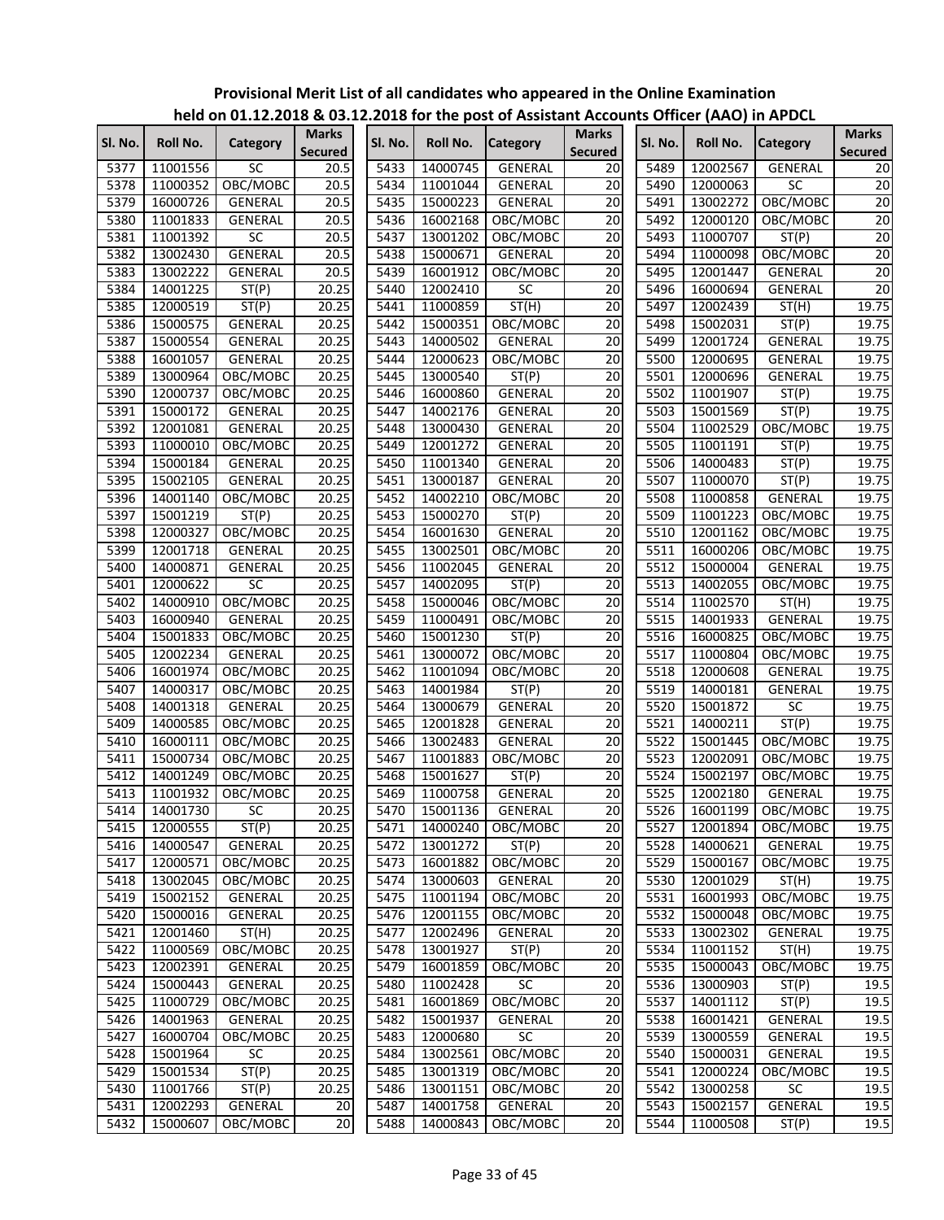# Provisional Merit List of all candidates who appeared in the Online Examination held on 01.12.2018 & 03.12.2018 for the post of Assistant Accounts Officer (AAO) in APDCL

| Sl. No. | Roll No. | Category | Marks Secured |
|---|---|---|---|
| 5377 | 11001556 | SC | 20.5 |
| 5378 | 11000352 | OBC/MOBC | 20.5 |
| 5379 | 16000726 | GENERAL | 20.5 |
| 5380 | 11001833 | GENERAL | 20.5 |
| 5381 | 11001392 | SC | 20.5 |
| 5382 | 13002430 | GENERAL | 20.5 |
| 5383 | 13002222 | GENERAL | 20.5 |
| 5384 | 14001225 | ST(P) | 20.25 |
| 5385 | 12000519 | ST(P) | 20.25 |
| 5386 | 15000575 | GENERAL | 20.25 |
| 5387 | 15000554 | GENERAL | 20.25 |
| 5388 | 16001057 | GENERAL | 20.25 |
| 5389 | 13000964 | OBC/MOBC | 20.25 |
| 5390 | 12000737 | OBC/MOBC | 20.25 |
| 5391 | 15000172 | GENERAL | 20.25 |
| 5392 | 12001081 | GENERAL | 20.25 |
| 5393 | 11000010 | OBC/MOBC | 20.25 |
| 5394 | 15000184 | GENERAL | 20.25 |
| 5395 | 15002105 | GENERAL | 20.25 |
| 5396 | 14001140 | OBC/MOBC | 20.25 |
| 5397 | 15001219 | ST(P) | 20.25 |
| 5398 | 12000327 | OBC/MOBC | 20.25 |
| 5399 | 12001718 | GENERAL | 20.25 |
| 5400 | 14000871 | GENERAL | 20.25 |
| 5401 | 12000622 | SC | 20.25 |
| 5402 | 14000910 | OBC/MOBC | 20.25 |
| 5403 | 16000940 | GENERAL | 20.25 |
| 5404 | 15001833 | OBC/MOBC | 20.25 |
| 5405 | 12002234 | GENERAL | 20.25 |
| 5406 | 16001974 | OBC/MOBC | 20.25 |
| 5407 | 14000317 | OBC/MOBC | 20.25 |
| 5408 | 14001318 | GENERAL | 20.25 |
| 5409 | 14000585 | OBC/MOBC | 20.25 |
| 5410 | 16000111 | OBC/MOBC | 20.25 |
| 5411 | 15000734 | OBC/MOBC | 20.25 |
| 5412 | 14001249 | OBC/MOBC | 20.25 |
| 5413 | 11001932 | OBC/MOBC | 20.25 |
| 5414 | 14001730 | SC | 20.25 |
| 5415 | 12000555 | ST(P) | 20.25 |
| 5416 | 14000547 | GENERAL | 20.25 |
| 5417 | 12000571 | OBC/MOBC | 20.25 |
| 5418 | 13002045 | OBC/MOBC | 20.25 |
| 5419 | 15002152 | GENERAL | 20.25 |
| 5420 | 15000016 | GENERAL | 20.25 |
| 5421 | 12001460 | ST(H) | 20.25 |
| 5422 | 11000569 | OBC/MOBC | 20.25 |
| 5423 | 12002391 | GENERAL | 20.25 |
| 5424 | 15000443 | GENERAL | 20.25 |
| 5425 | 11000729 | OBC/MOBC | 20.25 |
| 5426 | 14001963 | GENERAL | 20.25 |
| 5427 | 16000704 | OBC/MOBC | 20.25 |
| 5428 | 15001964 | SC | 20.25 |
| 5429 | 15001534 | ST(P) | 20.25 |
| 5430 | 11001766 | ST(P) | 20.25 |
| 5431 | 12002293 | GENERAL | 20 |
| 5432 | 15000607 | OBC/MOBC | 20 |
| 5433 | 14000745 | GENERAL | 20 |
| 5434 | 11001044 | GENERAL | 20 |
| 5435 | 15000223 | GENERAL | 20 |
| 5436 | 16002168 | OBC/MOBC | 20 |
| 5437 | 13001202 | OBC/MOBC | 20 |
| 5438 | 15000671 | GENERAL | 20 |
| 5439 | 16001912 | OBC/MOBC | 20 |
| 5440 | 12002410 | SC | 20 |
| 5441 | 11000859 | ST(H) | 20 |
| 5442 | 15000351 | OBC/MOBC | 20 |
| 5443 | 14000502 | GENERAL | 20 |
| 5444 | 12000623 | OBC/MOBC | 20 |
| 5445 | 13000540 | ST(P) | 20 |
| 5446 | 16000860 | GENERAL | 20 |
| 5447 | 14002176 | GENERAL | 20 |
| 5448 | 13000430 | GENERAL | 20 |
| 5449 | 12001272 | GENERAL | 20 |
| 5450 | 11001340 | GENERAL | 20 |
| 5451 | 13000187 | GENERAL | 20 |
| 5452 | 14002210 | OBC/MOBC | 20 |
| 5453 | 15000270 | ST(P) | 20 |
| 5454 | 16001630 | GENERAL | 20 |
| 5455 | 13002501 | OBC/MOBC | 20 |
| 5456 | 11002045 | GENERAL | 20 |
| 5457 | 14002095 | ST(P) | 20 |
| 5458 | 15000046 | OBC/MOBC | 20 |
| 5459 | 11000491 | OBC/MOBC | 20 |
| 5460 | 15001230 | ST(P) | 20 |
| 5461 | 13000072 | OBC/MOBC | 20 |
| 5462 | 11001094 | OBC/MOBC | 20 |
| 5463 | 14001984 | ST(P) | 20 |
| 5464 | 13000679 | GENERAL | 20 |
| 5465 | 12001828 | GENERAL | 20 |
| 5466 | 13002483 | GENERAL | 20 |
| 5467 | 11001883 | OBC/MOBC | 20 |
| 5468 | 15001627 | ST(P) | 20 |
| 5469 | 11000758 | GENERAL | 20 |
| 5470 | 15001136 | GENERAL | 20 |
| 5471 | 14000240 | OBC/MOBC | 20 |
| 5472 | 13001272 | ST(P) | 20 |
| 5473 | 16001882 | OBC/MOBC | 20 |
| 5474 | 13000603 | GENERAL | 20 |
| 5475 | 11001194 | OBC/MOBC | 20 |
| 5476 | 12001155 | OBC/MOBC | 20 |
| 5477 | 12002496 | GENERAL | 20 |
| 5478 | 13001927 | ST(P) | 20 |
| 5479 | 16001859 | OBC/MOBC | 20 |
| 5480 | 11002428 | SC | 20 |
| 5481 | 16001869 | OBC/MOBC | 20 |
| 5482 | 15001937 | GENERAL | 20 |
| 5483 | 12000680 | SC | 20 |
| 5484 | 13002561 | OBC/MOBC | 20 |
| 5485 | 13001319 | OBC/MOBC | 20 |
| 5486 | 13001151 | OBC/MOBC | 20 |
| 5487 | 14001758 | GENERAL | 20 |
| 5488 | 14000843 | OBC/MOBC | 20 |
| 5489 | 12002567 | GENERAL | 20 |
| 5490 | 12000063 | SC | 20 |
| 5491 | 13002272 | OBC/MOBC | 20 |
| 5492 | 12000120 | OBC/MOBC | 20 |
| 5493 | 11000707 | ST(P) | 20 |
| 5494 | 11000098 | OBC/MOBC | 20 |
| 5495 | 12001447 | GENERAL | 20 |
| 5496 | 16000694 | GENERAL | 20 |
| 5497 | 12002439 | ST(H) | 19.75 |
| 5498 | 15002031 | ST(P) | 19.75 |
| 5499 | 12001724 | GENERAL | 19.75 |
| 5500 | 12000695 | GENERAL | 19.75 |
| 5501 | 12000696 | GENERAL | 19.75 |
| 5502 | 11001907 | ST(P) | 19.75 |
| 5503 | 15001569 | ST(P) | 19.75 |
| 5504 | 11002529 | OBC/MOBC | 19.75 |
| 5505 | 11001191 | ST(P) | 19.75 |
| 5506 | 14000483 | ST(P) | 19.75 |
| 5507 | 11000070 | ST(P) | 19.75 |
| 5508 | 11000858 | GENERAL | 19.75 |
| 5509 | 11001223 | OBC/MOBC | 19.75 |
| 5510 | 12001162 | OBC/MOBC | 19.75 |
| 5511 | 16000206 | OBC/MOBC | 19.75 |
| 5512 | 15000004 | GENERAL | 19.75 |
| 5513 | 14002055 | OBC/MOBC | 19.75 |
| 5514 | 11002570 | ST(H) | 19.75 |
| 5515 | 14001933 | GENERAL | 19.75 |
| 5516 | 16000825 | OBC/MOBC | 19.75 |
| 5517 | 11000804 | OBC/MOBC | 19.75 |
| 5518 | 12000608 | GENERAL | 19.75 |
| 5519 | 14000181 | GENERAL | 19.75 |
| 5520 | 15001872 | SC | 19.75 |
| 5521 | 14000211 | ST(P) | 19.75 |
| 5522 | 15001445 | OBC/MOBC | 19.75 |
| 5523 | 12002091 | OBC/MOBC | 19.75 |
| 5524 | 15002197 | OBC/MOBC | 19.75 |
| 5525 | 12002180 | GENERAL | 19.75 |
| 5526 | 16001199 | OBC/MOBC | 19.75 |
| 5527 | 12001894 | OBC/MOBC | 19.75 |
| 5528 | 14000621 | GENERAL | 19.75 |
| 5529 | 15000167 | OBC/MOBC | 19.75 |
| 5530 | 12001029 | ST(H) | 19.75 |
| 5531 | 16001993 | OBC/MOBC | 19.75 |
| 5532 | 15000048 | OBC/MOBC | 19.75 |
| 5533 | 13002302 | GENERAL | 19.75 |
| 5534 | 11001152 | ST(H) | 19.75 |
| 5535 | 15000043 | OBC/MOBC | 19.75 |
| 5536 | 13000903 | ST(P) | 19.5 |
| 5537 | 14001112 | ST(P) | 19.5 |
| 5538 | 16001421 | GENERAL | 19.5 |
| 5539 | 13000559 | GENERAL | 19.5 |
| 5540 | 15000031 | GENERAL | 19.5 |
| 5541 | 12000224 | OBC/MOBC | 19.5 |
| 5542 | 13000258 | SC | 19.5 |
| 5543 | 15002157 | GENERAL | 19.5 |
| 5544 | 11000508 | ST(P) | 19.5 |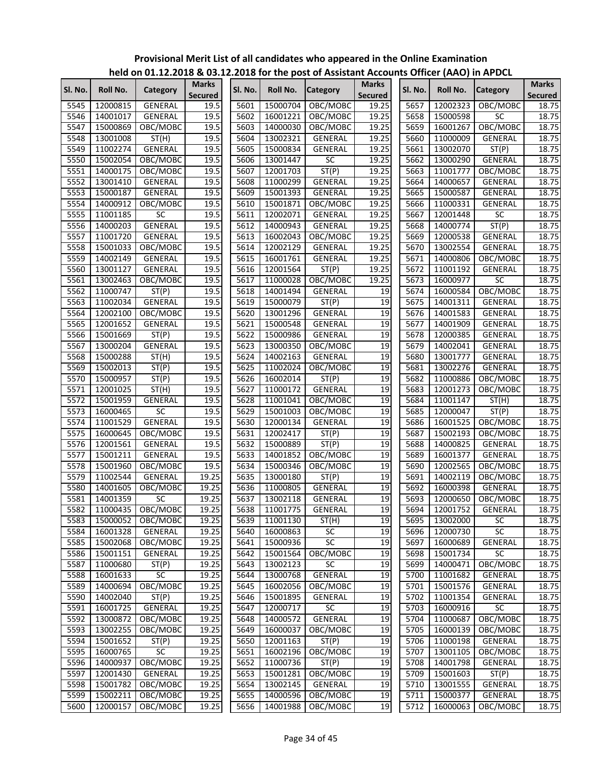**Provisional Merit List of all candidates who appeared in the Online Examination held on 01.12.2018 & 03.12.2018 for the post of Assistant Accounts Officer (AAO) in APDCL**

| Sl. No. | Roll No. | Category | Marks Secured |
|---|---|---|---|
| 5545 | 12000815 | GENERAL | 19.5 |
| 5546 | 14001017 | GENERAL | 19.5 |
| 5547 | 15000869 | OBC/MOBC | 19.5 |
| 5548 | 13001008 | ST(H) | 19.5 |
| 5549 | 11002274 | GENERAL | 19.5 |
| 5550 | 15002054 | OBC/MOBC | 19.5 |
| 5551 | 14000175 | OBC/MOBC | 19.5 |
| 5552 | 13001410 | GENERAL | 19.5 |
| 5553 | 15000187 | GENERAL | 19.5 |
| 5554 | 14000912 | OBC/MOBC | 19.5 |
| 5555 | 11001185 | SC | 19.5 |
| 5556 | 14000203 | GENERAL | 19.5 |
| 5557 | 11001720 | GENERAL | 19.5 |
| 5558 | 15001033 | OBC/MOBC | 19.5 |
| 5559 | 14002149 | GENERAL | 19.5 |
| 5560 | 13001127 | GENERAL | 19.5 |
| 5561 | 13002463 | OBC/MOBC | 19.5 |
| 5562 | 11000747 | ST(P) | 19.5 |
| 5563 | 11002034 | GENERAL | 19.5 |
| 5564 | 12002100 | OBC/MOBC | 19.5 |
| 5565 | 12001652 | GENERAL | 19.5 |
| 5566 | 15001669 | ST(P) | 19.5 |
| 5567 | 13000204 | GENERAL | 19.5 |
| 5568 | 15000288 | ST(H) | 19.5 |
| 5569 | 15002013 | ST(P) | 19.5 |
| 5570 | 15000957 | ST(P) | 19.5 |
| 5571 | 12001025 | ST(H) | 19.5 |
| 5572 | 15001959 | GENERAL | 19.5 |
| 5573 | 16000465 | SC | 19.5 |
| 5574 | 11001529 | GENERAL | 19.5 |
| 5575 | 16000645 | OBC/MOBC | 19.5 |
| 5576 | 12001561 | GENERAL | 19.5 |
| 5577 | 15001211 | GENERAL | 19.5 |
| 5578 | 15001960 | OBC/MOBC | 19.5 |
| 5579 | 11002544 | GENERAL | 19.25 |
| 5580 | 14001605 | OBC/MOBC | 19.25 |
| 5581 | 14001359 | SC | 19.25 |
| 5582 | 11000435 | OBC/MOBC | 19.25 |
| 5583 | 15000052 | OBC/MOBC | 19.25 |
| 5584 | 16001328 | GENERAL | 19.25 |
| 5585 | 15002068 | OBC/MOBC | 19.25 |
| 5586 | 15001151 | GENERAL | 19.25 |
| 5587 | 11000680 | ST(P) | 19.25 |
| 5588 | 16001633 | SC | 19.25 |
| 5589 | 14000694 | OBC/MOBC | 19.25 |
| 5590 | 14002040 | ST(P) | 19.25 |
| 5591 | 16001725 | GENERAL | 19.25 |
| 5592 | 13000872 | OBC/MOBC | 19.25 |
| 5593 | 13002255 | OBC/MOBC | 19.25 |
| 5594 | 15001652 | ST(P) | 19.25 |
| 5595 | 16000765 | SC | 19.25 |
| 5596 | 14000937 | OBC/MOBC | 19.25 |
| 5597 | 12001430 | GENERAL | 19.25 |
| 5598 | 15001782 | OBC/MOBC | 19.25 |
| 5599 | 15002211 | OBC/MOBC | 19.25 |
| 5600 | 12000157 | OBC/MOBC | 19.25 |
| 5601 | 15000704 | OBC/MOBC | 19.25 |
| 5602 | 16001221 | OBC/MOBC | 19.25 |
| 5603 | 14000030 | OBC/MOBC | 19.25 |
| 5604 | 13002321 | GENERAL | 19.25 |
| 5605 | 15000834 | GENERAL | 19.25 |
| 5606 | 13001447 | SC | 19.25 |
| 5607 | 12001703 | ST(P) | 19.25 |
| 5608 | 11000299 | GENERAL | 19.25 |
| 5609 | 15001393 | GENERAL | 19.25 |
| 5610 | 15001871 | OBC/MOBC | 19.25 |
| 5611 | 12002071 | GENERAL | 19.25 |
| 5612 | 14000943 | GENERAL | 19.25 |
| 5613 | 16002043 | OBC/MOBC | 19.25 |
| 5614 | 12002129 | GENERAL | 19.25 |
| 5615 | 16001761 | GENERAL | 19.25 |
| 5616 | 12001564 | ST(P) | 19.25 |
| 5617 | 11000028 | OBC/MOBC | 19.25 |
| 5618 | 14001494 | GENERAL | 19 |
| 5619 | 15000079 | ST(P) | 19 |
| 5620 | 13001296 | GENERAL | 19 |
| 5621 | 15000548 | GENERAL | 19 |
| 5622 | 15000986 | GENERAL | 19 |
| 5623 | 13000350 | OBC/MOBC | 19 |
| 5624 | 14002163 | GENERAL | 19 |
| 5625 | 11002024 | OBC/MOBC | 19 |
| 5626 | 16002014 | ST(P) | 19 |
| 5627 | 11000172 | GENERAL | 19 |
| 5628 | 11001041 | OBC/MOBC | 19 |
| 5629 | 15001003 | OBC/MOBC | 19 |
| 5630 | 12000134 | GENERAL | 19 |
| 5631 | 12002417 | ST(P) | 19 |
| 5632 | 15000889 | ST(P) | 19 |
| 5633 | 14001852 | OBC/MOBC | 19 |
| 5634 | 15000346 | OBC/MOBC | 19 |
| 5635 | 13000180 | ST(P) | 19 |
| 5636 | 11000805 | GENERAL | 19 |
| 5637 | 13002118 | GENERAL | 19 |
| 5638 | 11001775 | GENERAL | 19 |
| 5639 | 11001130 | ST(H) | 19 |
| 5640 | 16000863 | SC | 19 |
| 5641 | 15000936 | SC | 19 |
| 5642 | 15001564 | OBC/MOBC | 19 |
| 5643 | 13002123 | SC | 19 |
| 5644 | 13000768 | GENERAL | 19 |
| 5645 | 16002056 | OBC/MOBC | 19 |
| 5646 | 15001895 | GENERAL | 19 |
| 5647 | 12000717 | SC | 19 |
| 5648 | 14000572 | GENERAL | 19 |
| 5649 | 16000037 | OBC/MOBC | 19 |
| 5650 | 12001163 | ST(P) | 19 |
| 5651 | 16002196 | OBC/MOBC | 19 |
| 5652 | 11000736 | ST(P) | 19 |
| 5653 | 15001281 | OBC/MOBC | 19 |
| 5654 | 13002145 | GENERAL | 19 |
| 5655 | 14000596 | OBC/MOBC | 19 |
| 5656 | 14001988 | OBC/MOBC | 19 |
| 5657 | 12002323 | OBC/MOBC | 18.75 |
| 5658 | 15000598 | SC | 18.75 |
| 5659 | 16001267 | OBC/MOBC | 18.75 |
| 5660 | 11000009 | GENERAL | 18.75 |
| 5661 | 13002070 | ST(P) | 18.75 |
| 5662 | 13000290 | GENERAL | 18.75 |
| 5663 | 11001777 | OBC/MOBC | 18.75 |
| 5664 | 14000657 | GENERAL | 18.75 |
| 5665 | 15000587 | GENERAL | 18.75 |
| 5666 | 11000331 | GENERAL | 18.75 |
| 5667 | 12001448 | SC | 18.75 |
| 5668 | 14000774 | ST(P) | 18.75 |
| 5669 | 12000538 | GENERAL | 18.75 |
| 5670 | 13002554 | GENERAL | 18.75 |
| 5671 | 14000806 | OBC/MOBC | 18.75 |
| 5672 | 11001192 | GENERAL | 18.75 |
| 5673 | 16000977 | SC | 18.75 |
| 5674 | 16000584 | OBC/MOBC | 18.75 |
| 5675 | 14001311 | GENERAL | 18.75 |
| 5676 | 14001583 | GENERAL | 18.75 |
| 5677 | 14001909 | GENERAL | 18.75 |
| 5678 | 12000385 | GENERAL | 18.75 |
| 5679 | 14002041 | GENERAL | 18.75 |
| 5680 | 13001777 | GENERAL | 18.75 |
| 5681 | 13002276 | GENERAL | 18.75 |
| 5682 | 11000886 | OBC/MOBC | 18.75 |
| 5683 | 12001273 | OBC/MOBC | 18.75 |
| 5684 | 11001147 | ST(H) | 18.75 |
| 5685 | 12000047 | ST(P) | 18.75 |
| 5686 | 16001525 | OBC/MOBC | 18.75 |
| 5687 | 15002193 | OBC/MOBC | 18.75 |
| 5688 | 14000825 | GENERAL | 18.75 |
| 5689 | 16001377 | GENERAL | 18.75 |
| 5690 | 12002565 | OBC/MOBC | 18.75 |
| 5691 | 14002119 | OBC/MOBC | 18.75 |
| 5692 | 16000398 | GENERAL | 18.75 |
| 5693 | 12000650 | OBC/MOBC | 18.75 |
| 5694 | 12001752 | GENERAL | 18.75 |
| 5695 | 13002000 | SC | 18.75 |
| 5696 | 12000730 | SC | 18.75 |
| 5697 | 16000689 | GENERAL | 18.75 |
| 5698 | 15001734 | SC | 18.75 |
| 5699 | 14000471 | OBC/MOBC | 18.75 |
| 5700 | 11001682 | GENERAL | 18.75 |
| 5701 | 15001576 | GENERAL | 18.75 |
| 5702 | 11001354 | GENERAL | 18.75 |
| 5703 | 16000916 | SC | 18.75 |
| 5704 | 11000687 | OBC/MOBC | 18.75 |
| 5705 | 16000139 | OBC/MOBC | 18.75 |
| 5706 | 11000198 | GENERAL | 18.75 |
| 5707 | 13001105 | OBC/MOBC | 18.75 |
| 5708 | 14001798 | GENERAL | 18.75 |
| 5709 | 15001603 | ST(P) | 18.75 |
| 5710 | 13001555 | GENERAL | 18.75 |
| 5711 | 15000377 | GENERAL | 18.75 |
| 5712 | 16000063 | OBC/MOBC | 18.75 |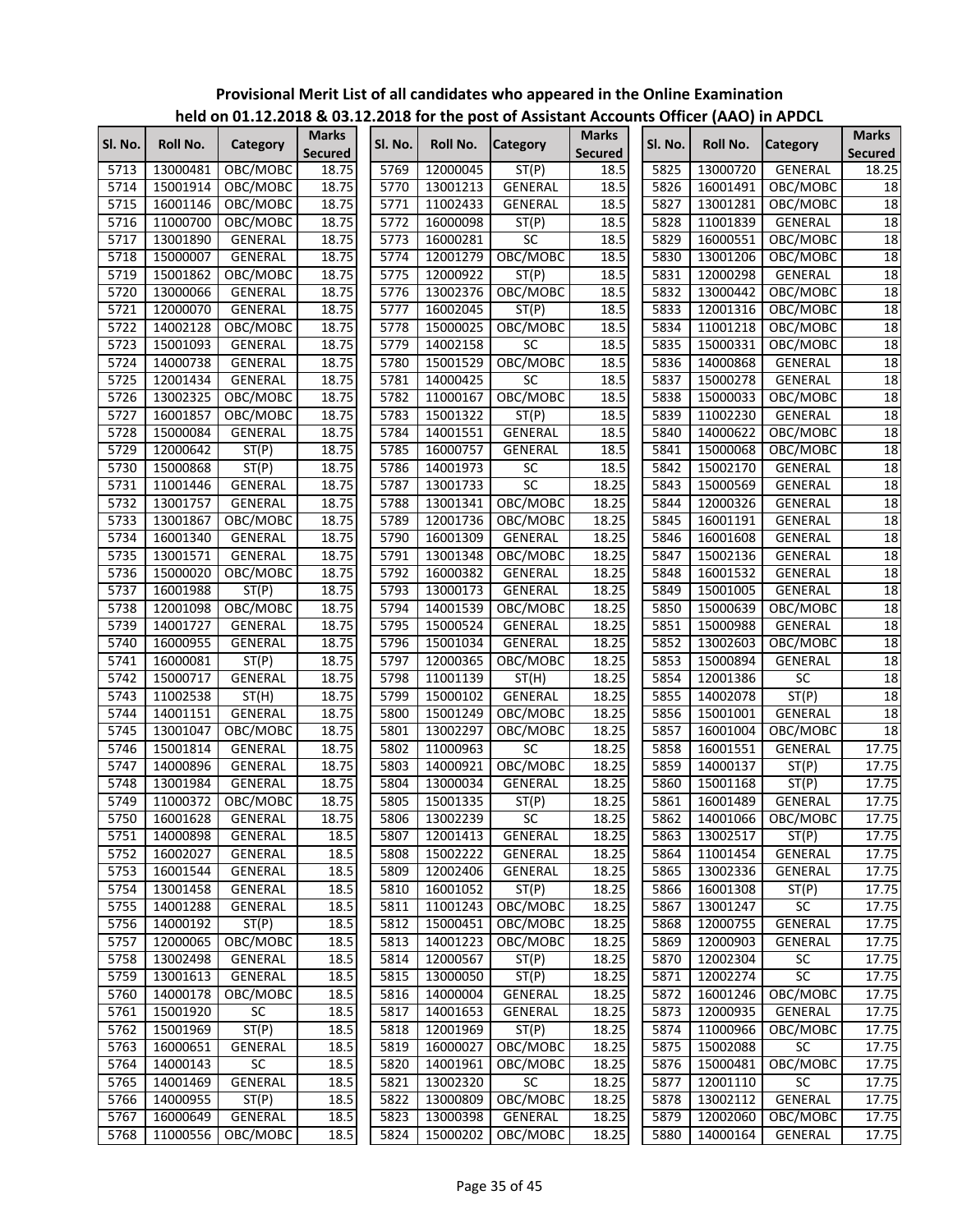**Provisional Merit List of all candidates who appeared in the Online Examination held on 01.12.2018 & 03.12.2018 for the post of Assistant Accounts Officer (AAO) in APDCL**

| Sl. No. | Roll No. | Category | Marks Secured |
|---|---|---|---|
| 5713 | 13000481 | OBC/MOBC | 18.75 |
| 5714 | 15001914 | OBC/MOBC | 18.75 |
| 5715 | 16001146 | OBC/MOBC | 18.75 |
| 5716 | 11000700 | OBC/MOBC | 18.75 |
| 5717 | 13001890 | GENERAL | 18.75 |
| 5718 | 15000007 | GENERAL | 18.75 |
| 5719 | 15001862 | OBC/MOBC | 18.75 |
| 5720 | 13000066 | GENERAL | 18.75 |
| 5721 | 12000070 | GENERAL | 18.75 |
| 5722 | 14002128 | OBC/MOBC | 18.75 |
| 5723 | 15001093 | GENERAL | 18.75 |
| 5724 | 14000738 | GENERAL | 18.75 |
| 5725 | 12001434 | GENERAL | 18.75 |
| 5726 | 13002325 | OBC/MOBC | 18.75 |
| 5727 | 16001857 | OBC/MOBC | 18.75 |
| 5728 | 15000084 | GENERAL | 18.75 |
| 5729 | 12000642 | ST(P) | 18.75 |
| 5730 | 15000868 | ST(P) | 18.75 |
| 5731 | 11001446 | GENERAL | 18.75 |
| 5732 | 13001757 | GENERAL | 18.75 |
| 5733 | 13001867 | OBC/MOBC | 18.75 |
| 5734 | 16001340 | GENERAL | 18.75 |
| 5735 | 13001571 | GENERAL | 18.75 |
| 5736 | 15000020 | OBC/MOBC | 18.75 |
| 5737 | 16001988 | ST(P) | 18.75 |
| 5738 | 12001098 | OBC/MOBC | 18.75 |
| 5739 | 14001727 | GENERAL | 18.75 |
| 5740 | 16000955 | GENERAL | 18.75 |
| 5741 | 16000081 | ST(P) | 18.75 |
| 5742 | 15000717 | GENERAL | 18.75 |
| 5743 | 11002538 | ST(H) | 18.75 |
| 5744 | 14001151 | GENERAL | 18.75 |
| 5745 | 13001047 | OBC/MOBC | 18.75 |
| 5746 | 15001814 | GENERAL | 18.75 |
| 5747 | 14000896 | GENERAL | 18.75 |
| 5748 | 13001984 | GENERAL | 18.75 |
| 5749 | 11000372 | OBC/MOBC | 18.75 |
| 5750 | 16001628 | GENERAL | 18.75 |
| 5751 | 14000898 | GENERAL | 18.5 |
| 5752 | 16002027 | GENERAL | 18.5 |
| 5753 | 16001544 | GENERAL | 18.5 |
| 5754 | 13001458 | GENERAL | 18.5 |
| 5755 | 14001288 | GENERAL | 18.5 |
| 5756 | 14000192 | ST(P) | 18.5 |
| 5757 | 12000065 | OBC/MOBC | 18.5 |
| 5758 | 13002498 | GENERAL | 18.5 |
| 5759 | 13001613 | GENERAL | 18.5 |
| 5760 | 14000178 | OBC/MOBC | 18.5 |
| 5761 | 15001920 | SC | 18.5 |
| 5762 | 15001969 | ST(P) | 18.5 |
| 5763 | 16000651 | GENERAL | 18.5 |
| 5764 | 14000143 | SC | 18.5 |
| 5765 | 14001469 | GENERAL | 18.5 |
| 5766 | 14000955 | ST(P) | 18.5 |
| 5767 | 16000649 | GENERAL | 18.5 |
| 5768 | 11000556 | OBC/MOBC | 18.5 |
| 5769 | 12000045 | ST(P) | 18.5 |
| 5770 | 13001213 | GENERAL | 18.5 |
| 5771 | 11002433 | GENERAL | 18.5 |
| 5772 | 16000098 | ST(P) | 18.5 |
| 5773 | 16000281 | SC | 18.5 |
| 5774 | 12001279 | OBC/MOBC | 18.5 |
| 5775 | 12000922 | ST(P) | 18.5 |
| 5776 | 13002376 | OBC/MOBC | 18.5 |
| 5777 | 16002045 | ST(P) | 18.5 |
| 5778 | 15000025 | OBC/MOBC | 18.5 |
| 5779 | 14002158 | SC | 18.5 |
| 5780 | 15001529 | OBC/MOBC | 18.5 |
| 5781 | 14000425 | SC | 18.5 |
| 5782 | 11000167 | OBC/MOBC | 18.5 |
| 5783 | 15001322 | ST(P) | 18.5 |
| 5784 | 14001551 | GENERAL | 18.5 |
| 5785 | 16000757 | GENERAL | 18.5 |
| 5786 | 14001973 | SC | 18.5 |
| 5787 | 13001733 | SC | 18.25 |
| 5788 | 13001341 | OBC/MOBC | 18.25 |
| 5789 | 12001736 | OBC/MOBC | 18.25 |
| 5790 | 16001309 | GENERAL | 18.25 |
| 5791 | 13001348 | OBC/MOBC | 18.25 |
| 5792 | 16000382 | GENERAL | 18.25 |
| 5793 | 13000173 | GENERAL | 18.25 |
| 5794 | 14001539 | OBC/MOBC | 18.25 |
| 5795 | 15000524 | GENERAL | 18.25 |
| 5796 | 15001034 | GENERAL | 18.25 |
| 5797 | 12000365 | OBC/MOBC | 18.25 |
| 5798 | 11001139 | ST(H) | 18.25 |
| 5799 | 15000102 | GENERAL | 18.25 |
| 5800 | 15001249 | OBC/MOBC | 18.25 |
| 5801 | 13002297 | OBC/MOBC | 18.25 |
| 5802 | 11000963 | SC | 18.25 |
| 5803 | 14000921 | OBC/MOBC | 18.25 |
| 5804 | 13000034 | GENERAL | 18.25 |
| 5805 | 15001335 | ST(P) | 18.25 |
| 5806 | 13002239 | SC | 18.25 |
| 5807 | 12001413 | GENERAL | 18.25 |
| 5808 | 15002222 | GENERAL | 18.25 |
| 5809 | 12002406 | GENERAL | 18.25 |
| 5810 | 16001052 | ST(P) | 18.25 |
| 5811 | 11001243 | OBC/MOBC | 18.25 |
| 5812 | 15000451 | OBC/MOBC | 18.25 |
| 5813 | 14001223 | OBC/MOBC | 18.25 |
| 5814 | 12000567 | ST(P) | 18.25 |
| 5815 | 13000050 | ST(P) | 18.25 |
| 5816 | 14000004 | GENERAL | 18.25 |
| 5817 | 14001653 | GENERAL | 18.25 |
| 5818 | 12001969 | ST(P) | 18.25 |
| 5819 | 16000027 | OBC/MOBC | 18.25 |
| 5820 | 14001961 | OBC/MOBC | 18.25 |
| 5821 | 13002320 | SC | 18.25 |
| 5822 | 13000809 | OBC/MOBC | 18.25 |
| 5823 | 13000398 | GENERAL | 18.25 |
| 5824 | 15000202 | OBC/MOBC | 18.25 |
| 5825 | 13000720 | GENERAL | 18.25 |
| 5826 | 16001491 | OBC/MOBC | 18 |
| 5827 | 13001281 | OBC/MOBC | 18 |
| 5828 | 11001839 | GENERAL | 18 |
| 5829 | 16000551 | OBC/MOBC | 18 |
| 5830 | 13001206 | OBC/MOBC | 18 |
| 5831 | 12000298 | GENERAL | 18 |
| 5832 | 13000442 | OBC/MOBC | 18 |
| 5833 | 12001316 | OBC/MOBC | 18 |
| 5834 | 11001218 | OBC/MOBC | 18 |
| 5835 | 15000331 | OBC/MOBC | 18 |
| 5836 | 14000868 | GENERAL | 18 |
| 5837 | 15000278 | GENERAL | 18 |
| 5838 | 15000033 | OBC/MOBC | 18 |
| 5839 | 11002230 | GENERAL | 18 |
| 5840 | 14000622 | OBC/MOBC | 18 |
| 5841 | 15000068 | OBC/MOBC | 18 |
| 5842 | 15002170 | GENERAL | 18 |
| 5843 | 15000569 | GENERAL | 18 |
| 5844 | 12000326 | GENERAL | 18 |
| 5845 | 16001191 | GENERAL | 18 |
| 5846 | 16001608 | GENERAL | 18 |
| 5847 | 15002136 | GENERAL | 18 |
| 5848 | 16001532 | GENERAL | 18 |
| 5849 | 15001005 | GENERAL | 18 |
| 5850 | 15000639 | OBC/MOBC | 18 |
| 5851 | 15000988 | GENERAL | 18 |
| 5852 | 13002603 | OBC/MOBC | 18 |
| 5853 | 15000894 | GENERAL | 18 |
| 5854 | 12001386 | SC | 18 |
| 5855 | 14002078 | ST(P) | 18 |
| 5856 | 15001001 | GENERAL | 18 |
| 5857 | 16001004 | OBC/MOBC | 18 |
| 5858 | 16001551 | GENERAL | 17.75 |
| 5859 | 14000137 | ST(P) | 17.75 |
| 5860 | 15001168 | ST(P) | 17.75 |
| 5861 | 16001489 | GENERAL | 17.75 |
| 5862 | 14001066 | OBC/MOBC | 17.75 |
| 5863 | 13002517 | ST(P) | 17.75 |
| 5864 | 11001454 | GENERAL | 17.75 |
| 5865 | 13002336 | GENERAL | 17.75 |
| 5866 | 16001308 | ST(P) | 17.75 |
| 5867 | 13001247 | SC | 17.75 |
| 5868 | 12000755 | GENERAL | 17.75 |
| 5869 | 12000903 | GENERAL | 17.75 |
| 5870 | 12002304 | SC | 17.75 |
| 5871 | 12002274 | SC | 17.75 |
| 5872 | 16001246 | OBC/MOBC | 17.75 |
| 5873 | 12000935 | GENERAL | 17.75 |
| 5874 | 11000966 | OBC/MOBC | 17.75 |
| 5875 | 15002088 | SC | 17.75 |
| 5876 | 15000481 | OBC/MOBC | 17.75 |
| 5877 | 12001110 | SC | 17.75 |
| 5878 | 13002112 | GENERAL | 17.75 |
| 5879 | 12002060 | OBC/MOBC | 17.75 |
| 5880 | 14000164 | GENERAL | 17.75 |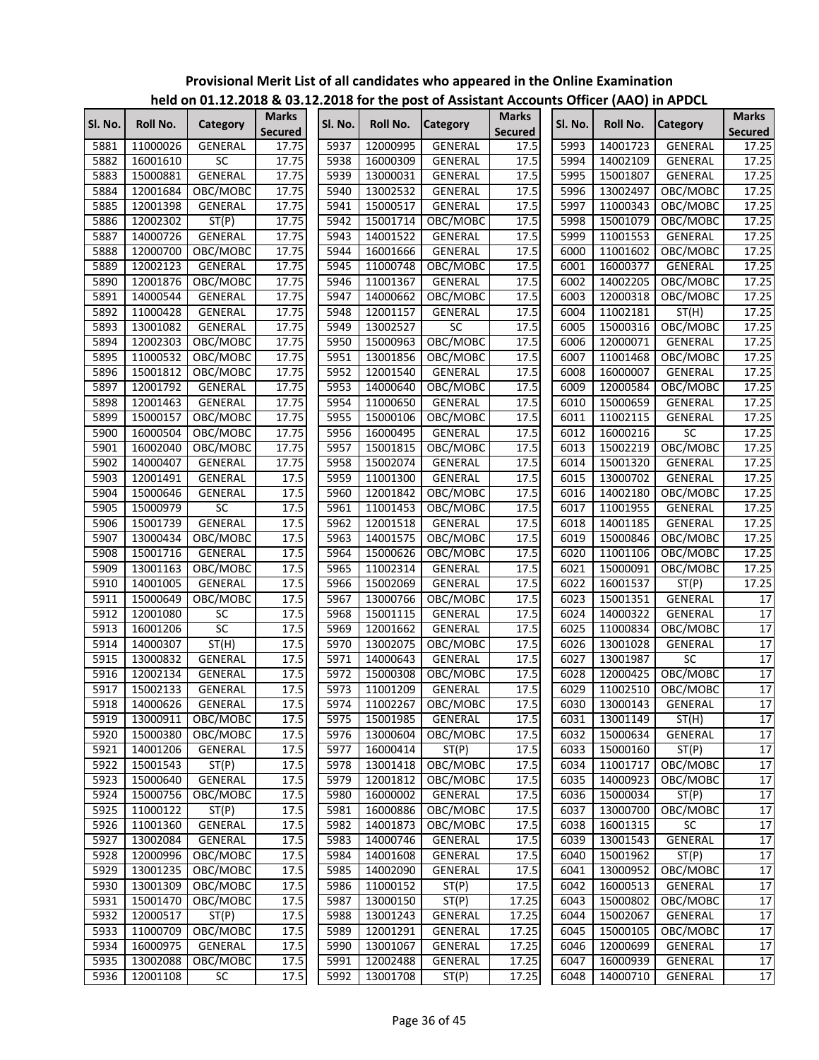# Provisional Merit List of all candidates who appeared in the Online Examination held on 01.12.2018 & 03.12.2018 for the post of Assistant Accounts Officer (AAO) in APDCL

| Sl. No. | Roll No. | Category | Marks Secured | Sl. No. | Roll No. | Category | Marks Secured | Sl. No. | Roll No. | Category | Marks Secured |
|---|---|---|---|---|---|---|---|---|---|---|---|
| 5881 | 11000026 | GENERAL | 17.75 | 5937 | 12000995 | GENERAL | 17.5 | 5993 | 14001723 | GENERAL | 17.25 |
| 5882 | 16001610 | SC | 17.75 | 5938 | 16000309 | GENERAL | 17.5 | 5994 | 14002109 | GENERAL | 17.25 |
| 5883 | 15000881 | GENERAL | 17.75 | 5939 | 13000031 | GENERAL | 17.5 | 5995 | 15001807 | GENERAL | 17.25 |
| 5884 | 12001684 | OBC/MOBC | 17.75 | 5940 | 13002532 | GENERAL | 17.5 | 5996 | 13002497 | OBC/MOBC | 17.25 |
| 5885 | 12001398 | GENERAL | 17.75 | 5941 | 15000517 | GENERAL | 17.5 | 5997 | 11000343 | OBC/MOBC | 17.25 |
| 5886 | 12002302 | ST(P) | 17.75 | 5942 | 15001714 | OBC/MOBC | 17.5 | 5998 | 15001079 | OBC/MOBC | 17.25 |
| 5887 | 14000726 | GENERAL | 17.75 | 5943 | 14001522 | GENERAL | 17.5 | 5999 | 11001553 | GENERAL | 17.25 |
| 5888 | 12000700 | OBC/MOBC | 17.75 | 5944 | 16001666 | GENERAL | 17.5 | 6000 | 11001602 | OBC/MOBC | 17.25 |
| 5889 | 12002123 | GENERAL | 17.75 | 5945 | 11000748 | OBC/MOBC | 17.5 | 6001 | 16000377 | GENERAL | 17.25 |
| 5890 | 12001876 | OBC/MOBC | 17.75 | 5946 | 11001367 | GENERAL | 17.5 | 6002 | 14002205 | OBC/MOBC | 17.25 |
| 5891 | 14000544 | GENERAL | 17.75 | 5947 | 14000662 | OBC/MOBC | 17.5 | 6003 | 12000318 | OBC/MOBC | 17.25 |
| 5892 | 11000428 | GENERAL | 17.75 | 5948 | 12001157 | GENERAL | 17.5 | 6004 | 11002181 | ST(H) | 17.25 |
| 5893 | 13001082 | GENERAL | 17.75 | 5949 | 13002527 | SC | 17.5 | 6005 | 15000316 | OBC/MOBC | 17.25 |
| 5894 | 12002303 | OBC/MOBC | 17.75 | 5950 | 15000963 | OBC/MOBC | 17.5 | 6006 | 12000071 | GENERAL | 17.25 |
| 5895 | 11000532 | OBC/MOBC | 17.75 | 5951 | 13001856 | OBC/MOBC | 17.5 | 6007 | 11001468 | OBC/MOBC | 17.25 |
| 5896 | 15001812 | OBC/MOBC | 17.75 | 5952 | 12001540 | GENERAL | 17.5 | 6008 | 16000007 | GENERAL | 17.25 |
| 5897 | 12001792 | GENERAL | 17.75 | 5953 | 14000640 | OBC/MOBC | 17.5 | 6009 | 12000584 | OBC/MOBC | 17.25 |
| 5898 | 12001463 | GENERAL | 17.75 | 5954 | 11000650 | GENERAL | 17.5 | 6010 | 15000659 | GENERAL | 17.25 |
| 5899 | 15000157 | OBC/MOBC | 17.75 | 5955 | 15000106 | OBC/MOBC | 17.5 | 6011 | 11002115 | GENERAL | 17.25 |
| 5900 | 16000504 | OBC/MOBC | 17.75 | 5956 | 16000495 | GENERAL | 17.5 | 6012 | 16000216 | SC | 17.25 |
| 5901 | 16002040 | OBC/MOBC | 17.75 | 5957 | 15001815 | OBC/MOBC | 17.5 | 6013 | 15002219 | OBC/MOBC | 17.25 |
| 5902 | 14000407 | GENERAL | 17.75 | 5958 | 15002074 | GENERAL | 17.5 | 6014 | 15001320 | GENERAL | 17.25 |
| 5903 | 12001491 | GENERAL | 17.5 | 5959 | 11001300 | GENERAL | 17.5 | 6015 | 13000702 | GENERAL | 17.25 |
| 5904 | 15000646 | GENERAL | 17.5 | 5960 | 12001842 | OBC/MOBC | 17.5 | 6016 | 14002180 | OBC/MOBC | 17.25 |
| 5905 | 15000979 | SC | 17.5 | 5961 | 11001453 | OBC/MOBC | 17.5 | 6017 | 11001955 | GENERAL | 17.25 |
| 5906 | 15001739 | GENERAL | 17.5 | 5962 | 12001518 | GENERAL | 17.5 | 6018 | 14001185 | GENERAL | 17.25 |
| 5907 | 13000434 | OBC/MOBC | 17.5 | 5963 | 14001575 | OBC/MOBC | 17.5 | 6019 | 15000846 | OBC/MOBC | 17.25 |
| 5908 | 15001716 | GENERAL | 17.5 | 5964 | 15000626 | OBC/MOBC | 17.5 | 6020 | 11001106 | OBC/MOBC | 17.25 |
| 5909 | 13001163 | OBC/MOBC | 17.5 | 5965 | 11002314 | GENERAL | 17.5 | 6021 | 15000091 | OBC/MOBC | 17.25 |
| 5910 | 14001005 | GENERAL | 17.5 | 5966 | 15002069 | GENERAL | 17.5 | 6022 | 16001537 | ST(P) | 17.25 |
| 5911 | 15000649 | OBC/MOBC | 17.5 | 5967 | 13000766 | OBC/MOBC | 17.5 | 6023 | 15001351 | GENERAL | 17 |
| 5912 | 12001080 | SC | 17.5 | 5968 | 15001115 | GENERAL | 17.5 | 6024 | 14000322 | GENERAL | 17 |
| 5913 | 16001206 | SC | 17.5 | 5969 | 12001662 | GENERAL | 17.5 | 6025 | 11000834 | OBC/MOBC | 17 |
| 5914 | 14000307 | ST(H) | 17.5 | 5970 | 13002075 | OBC/MOBC | 17.5 | 6026 | 13001028 | GENERAL | 17 |
| 5915 | 13000832 | GENERAL | 17.5 | 5971 | 14000643 | GENERAL | 17.5 | 6027 | 13001987 | SC | 17 |
| 5916 | 12002134 | GENERAL | 17.5 | 5972 | 15000308 | OBC/MOBC | 17.5 | 6028 | 12000425 | OBC/MOBC | 17 |
| 5917 | 15002133 | GENERAL | 17.5 | 5973 | 11001209 | GENERAL | 17.5 | 6029 | 11002510 | OBC/MOBC | 17 |
| 5918 | 14000626 | GENERAL | 17.5 | 5974 | 11002267 | OBC/MOBC | 17.5 | 6030 | 13000143 | GENERAL | 17 |
| 5919 | 13000911 | OBC/MOBC | 17.5 | 5975 | 15001985 | GENERAL | 17.5 | 6031 | 13001149 | ST(H) | 17 |
| 5920 | 15000380 | OBC/MOBC | 17.5 | 5976 | 13000604 | OBC/MOBC | 17.5 | 6032 | 15000634 | GENERAL | 17 |
| 5921 | 14001206 | GENERAL | 17.5 | 5977 | 16000414 | ST(P) | 17.5 | 6033 | 15000160 | ST(P) | 17 |
| 5922 | 15001543 | ST(P) | 17.5 | 5978 | 13001418 | OBC/MOBC | 17.5 | 6034 | 11001717 | OBC/MOBC | 17 |
| 5923 | 15000640 | GENERAL | 17.5 | 5979 | 12001812 | OBC/MOBC | 17.5 | 6035 | 14000923 | OBC/MOBC | 17 |
| 5924 | 15000756 | OBC/MOBC | 17.5 | 5980 | 16000002 | GENERAL | 17.5 | 6036 | 15000034 | ST(P) | 17 |
| 5925 | 11000122 | ST(P) | 17.5 | 5981 | 16000886 | OBC/MOBC | 17.5 | 6037 | 13000700 | OBC/MOBC | 17 |
| 5926 | 11001360 | GENERAL | 17.5 | 5982 | 14001873 | OBC/MOBC | 17.5 | 6038 | 16001315 | SC | 17 |
| 5927 | 13002084 | GENERAL | 17.5 | 5983 | 14000746 | GENERAL | 17.5 | 6039 | 13001543 | GENERAL | 17 |
| 5928 | 12000996 | OBC/MOBC | 17.5 | 5984 | 14001608 | GENERAL | 17.5 | 6040 | 15001962 | ST(P) | 17 |
| 5929 | 13001235 | OBC/MOBC | 17.5 | 5985 | 14002090 | GENERAL | 17.5 | 6041 | 13000952 | OBC/MOBC | 17 |
| 5930 | 13001309 | OBC/MOBC | 17.5 | 5986 | 11000152 | ST(P) | 17.5 | 6042 | 16000513 | GENERAL | 17 |
| 5931 | 15001470 | OBC/MOBC | 17.5 | 5987 | 13000150 | ST(P) | 17.25 | 6043 | 15000802 | OBC/MOBC | 17 |
| 5932 | 12000517 | ST(P) | 17.5 | 5988 | 13001243 | GENERAL | 17.25 | 6044 | 15002067 | GENERAL | 17 |
| 5933 | 11000709 | OBC/MOBC | 17.5 | 5989 | 12001291 | GENERAL | 17.25 | 6045 | 15000105 | OBC/MOBC | 17 |
| 5934 | 16000975 | GENERAL | 17.5 | 5990 | 13001067 | GENERAL | 17.25 | 6046 | 12000699 | GENERAL | 17 |
| 5935 | 13002088 | OBC/MOBC | 17.5 | 5991 | 12002488 | GENERAL | 17.25 | 6047 | 16000939 | GENERAL | 17 |
| 5936 | 12001108 | SC | 17.5 | 5992 | 13001708 | ST(P) | 17.25 | 6048 | 14000710 | GENERAL | 17 |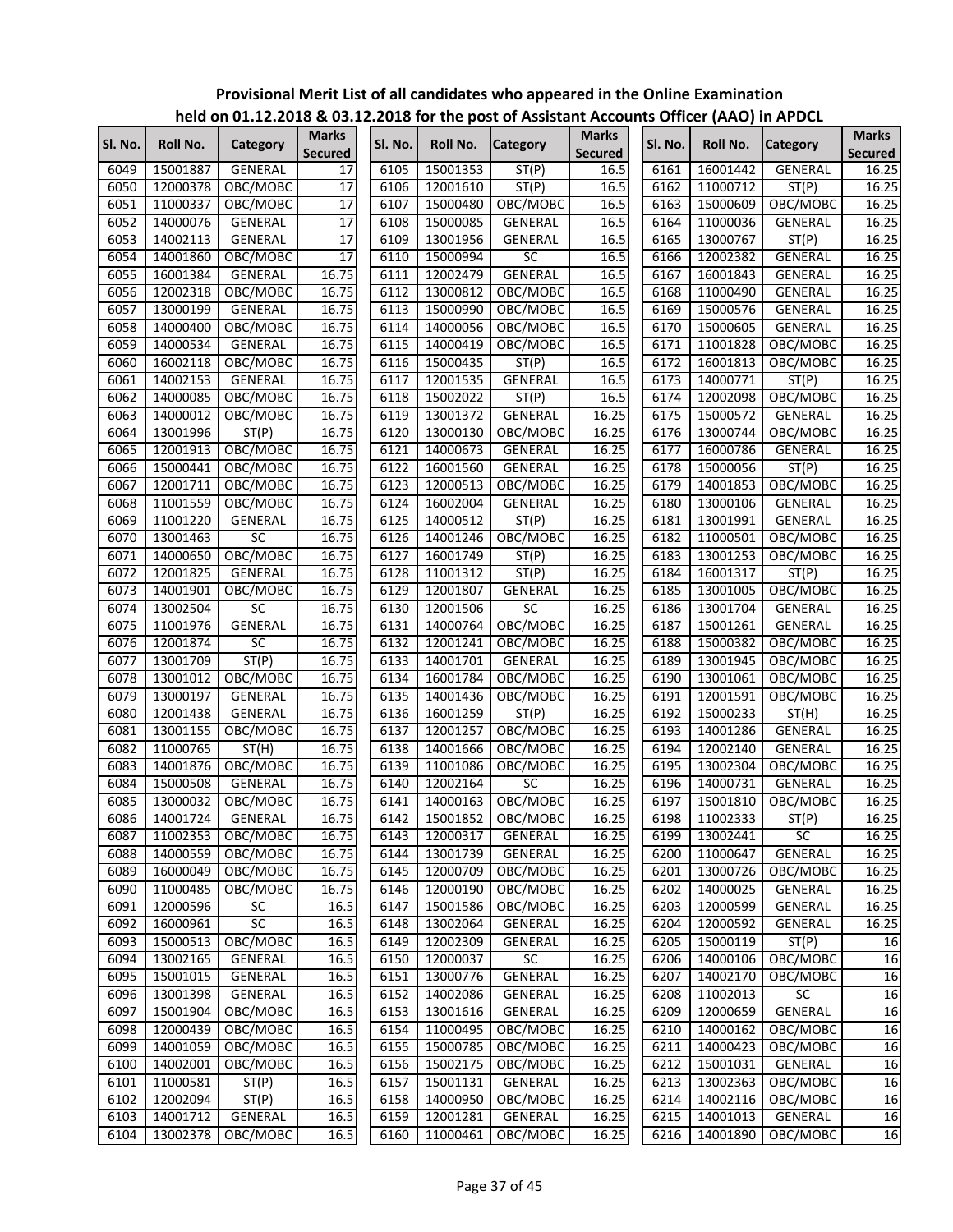**Provisional Merit List of all candidates who appeared in the Online Examination held on 01.12.2018 & 03.12.2018 for the post of Assistant Accounts Officer (AAO) in APDCL**

| Sl. No. | Roll No. | Category | Marks Secured |
|---|---|---|---|
| 6049 | 15001887 | GENERAL | 17 |
| 6050 | 12000378 | OBC/MOBC | 17 |
| 6051 | 11000337 | OBC/MOBC | 17 |
| 6052 | 14000076 | GENERAL | 17 |
| 6053 | 14002113 | GENERAL | 17 |
| 6054 | 14001860 | OBC/MOBC | 17 |
| 6055 | 16001384 | GENERAL | 16.75 |
| 6056 | 12002318 | OBC/MOBC | 16.75 |
| 6057 | 13000199 | GENERAL | 16.75 |
| 6058 | 14000400 | OBC/MOBC | 16.75 |
| 6059 | 14000534 | GENERAL | 16.75 |
| 6060 | 16002118 | OBC/MOBC | 16.75 |
| 6061 | 14002153 | GENERAL | 16.75 |
| 6062 | 14000085 | OBC/MOBC | 16.75 |
| 6063 | 14000012 | OBC/MOBC | 16.75 |
| 6064 | 13001996 | ST(P) | 16.75 |
| 6065 | 12001913 | OBC/MOBC | 16.75 |
| 6066 | 15000441 | OBC/MOBC | 16.75 |
| 6067 | 12001711 | OBC/MOBC | 16.75 |
| 6068 | 11001559 | OBC/MOBC | 16.75 |
| 6069 | 11001220 | GENERAL | 16.75 |
| 6070 | 13001463 | SC | 16.75 |
| 6071 | 14000650 | OBC/MOBC | 16.75 |
| 6072 | 12001825 | GENERAL | 16.75 |
| 6073 | 14001901 | OBC/MOBC | 16.75 |
| 6074 | 13002504 | SC | 16.75 |
| 6075 | 11001976 | GENERAL | 16.75 |
| 6076 | 12001874 | SC | 16.75 |
| 6077 | 13001709 | ST(P) | 16.75 |
| 6078 | 13001012 | OBC/MOBC | 16.75 |
| 6079 | 13000197 | GENERAL | 16.75 |
| 6080 | 12001438 | GENERAL | 16.75 |
| 6081 | 13001155 | OBC/MOBC | 16.75 |
| 6082 | 11000765 | ST(H) | 16.75 |
| 6083 | 14001876 | OBC/MOBC | 16.75 |
| 6084 | 15000508 | GENERAL | 16.75 |
| 6085 | 13000032 | OBC/MOBC | 16.75 |
| 6086 | 14001724 | GENERAL | 16.75 |
| 6087 | 11002353 | OBC/MOBC | 16.75 |
| 6088 | 14000559 | OBC/MOBC | 16.75 |
| 6089 | 16000049 | OBC/MOBC | 16.75 |
| 6090 | 11000485 | OBC/MOBC | 16.75 |
| 6091 | 12000596 | SC | 16.5 |
| 6092 | 16000961 | SC | 16.5 |
| 6093 | 15000513 | OBC/MOBC | 16.5 |
| 6094 | 13002165 | GENERAL | 16.5 |
| 6095 | 15001015 | GENERAL | 16.5 |
| 6096 | 13001398 | GENERAL | 16.5 |
| 6097 | 15001904 | OBC/MOBC | 16.5 |
| 6098 | 12000439 | OBC/MOBC | 16.5 |
| 6099 | 14001059 | OBC/MOBC | 16.5 |
| 6100 | 14002001 | OBC/MOBC | 16.5 |
| 6101 | 11000581 | ST(P) | 16.5 |
| 6102 | 12002094 | ST(P) | 16.5 |
| 6103 | 14001712 | GENERAL | 16.5 |
| 6104 | 13002378 | OBC/MOBC | 16.5 |
| 6105 | 15001353 | ST(P) | 16.5 |
| 6106 | 12001610 | ST(P) | 16.5 |
| 6107 | 15000480 | OBC/MOBC | 16.5 |
| 6108 | 15000085 | GENERAL | 16.5 |
| 6109 | 13001956 | GENERAL | 16.5 |
| 6110 | 15000994 | SC | 16.5 |
| 6111 | 12002479 | GENERAL | 16.5 |
| 6112 | 13000812 | OBC/MOBC | 16.5 |
| 6113 | 15000990 | OBC/MOBC | 16.5 |
| 6114 | 14000056 | OBC/MOBC | 16.5 |
| 6115 | 14000419 | OBC/MOBC | 16.5 |
| 6116 | 15000435 | ST(P) | 16.5 |
| 6117 | 12001535 | GENERAL | 16.5 |
| 6118 | 15002022 | ST(P) | 16.5 |
| 6119 | 13001372 | GENERAL | 16.25 |
| 6120 | 13000130 | OBC/MOBC | 16.25 |
| 6121 | 14000673 | GENERAL | 16.25 |
| 6122 | 16001560 | GENERAL | 16.25 |
| 6123 | 12000513 | OBC/MOBC | 16.25 |
| 6124 | 16002004 | GENERAL | 16.25 |
| 6125 | 14000512 | ST(P) | 16.25 |
| 6126 | 14001246 | OBC/MOBC | 16.25 |
| 6127 | 16001749 | ST(P) | 16.25 |
| 6128 | 11001312 | ST(P) | 16.25 |
| 6129 | 12001807 | GENERAL | 16.25 |
| 6130 | 12001506 | SC | 16.25 |
| 6131 | 14000764 | OBC/MOBC | 16.25 |
| 6132 | 12001241 | OBC/MOBC | 16.25 |
| 6133 | 14001701 | GENERAL | 16.25 |
| 6134 | 16001784 | OBC/MOBC | 16.25 |
| 6135 | 14001436 | OBC/MOBC | 16.25 |
| 6136 | 16001259 | ST(P) | 16.25 |
| 6137 | 12001257 | OBC/MOBC | 16.25 |
| 6138 | 14001666 | OBC/MOBC | 16.25 |
| 6139 | 11001086 | OBC/MOBC | 16.25 |
| 6140 | 12002164 | SC | 16.25 |
| 6141 | 14000163 | OBC/MOBC | 16.25 |
| 6142 | 15001852 | OBC/MOBC | 16.25 |
| 6143 | 12000317 | GENERAL | 16.25 |
| 6144 | 13001739 | GENERAL | 16.25 |
| 6145 | 12000709 | OBC/MOBC | 16.25 |
| 6146 | 12000190 | OBC/MOBC | 16.25 |
| 6147 | 15001586 | OBC/MOBC | 16.25 |
| 6148 | 13002064 | GENERAL | 16.25 |
| 6149 | 12002309 | GENERAL | 16.25 |
| 6150 | 12000037 | SC | 16.25 |
| 6151 | 13000776 | GENERAL | 16.25 |
| 6152 | 14002086 | GENERAL | 16.25 |
| 6153 | 13001616 | GENERAL | 16.25 |
| 6154 | 11000495 | OBC/MOBC | 16.25 |
| 6155 | 15000785 | OBC/MOBC | 16.25 |
| 6156 | 15002175 | OBC/MOBC | 16.25 |
| 6157 | 15001131 | GENERAL | 16.25 |
| 6158 | 14000950 | OBC/MOBC | 16.25 |
| 6159 | 12001281 | GENERAL | 16.25 |
| 6160 | 11000461 | OBC/MOBC | 16.25 |
| 6161 | 16001442 | GENERAL | 16.25 |
| 6162 | 11000712 | ST(P) | 16.25 |
| 6163 | 15000609 | OBC/MOBC | 16.25 |
| 6164 | 11000036 | GENERAL | 16.25 |
| 6165 | 13000767 | ST(P) | 16.25 |
| 6166 | 12002382 | GENERAL | 16.25 |
| 6167 | 16001843 | GENERAL | 16.25 |
| 6168 | 11000490 | GENERAL | 16.25 |
| 6169 | 15000576 | GENERAL | 16.25 |
| 6170 | 15000605 | GENERAL | 16.25 |
| 6171 | 11001828 | OBC/MOBC | 16.25 |
| 6172 | 16001813 | OBC/MOBC | 16.25 |
| 6173 | 14000771 | ST(P) | 16.25 |
| 6174 | 12002098 | OBC/MOBC | 16.25 |
| 6175 | 15000572 | GENERAL | 16.25 |
| 6176 | 13000744 | OBC/MOBC | 16.25 |
| 6177 | 16000786 | GENERAL | 16.25 |
| 6178 | 15000056 | ST(P) | 16.25 |
| 6179 | 14001853 | OBC/MOBC | 16.25 |
| 6180 | 13000106 | GENERAL | 16.25 |
| 6181 | 13001991 | GENERAL | 16.25 |
| 6182 | 11000501 | OBC/MOBC | 16.25 |
| 6183 | 13001253 | OBC/MOBC | 16.25 |
| 6184 | 16001317 | ST(P) | 16.25 |
| 6185 | 13001005 | OBC/MOBC | 16.25 |
| 6186 | 13001704 | GENERAL | 16.25 |
| 6187 | 15001261 | GENERAL | 16.25 |
| 6188 | 15000382 | OBC/MOBC | 16.25 |
| 6189 | 13001945 | OBC/MOBC | 16.25 |
| 6190 | 13001061 | OBC/MOBC | 16.25 |
| 6191 | 12001591 | OBC/MOBC | 16.25 |
| 6192 | 15000233 | ST(H) | 16.25 |
| 6193 | 14001286 | GENERAL | 16.25 |
| 6194 | 12002140 | GENERAL | 16.25 |
| 6195 | 13002304 | OBC/MOBC | 16.25 |
| 6196 | 14000731 | GENERAL | 16.25 |
| 6197 | 15001810 | OBC/MOBC | 16.25 |
| 6198 | 11002333 | ST(P) | 16.25 |
| 6199 | 13002441 | SC | 16.25 |
| 6200 | 11000647 | GENERAL | 16.25 |
| 6201 | 13000726 | OBC/MOBC | 16.25 |
| 6202 | 14000025 | GENERAL | 16.25 |
| 6203 | 12000599 | GENERAL | 16.25 |
| 6204 | 12000592 | GENERAL | 16.25 |
| 6205 | 15000119 | ST(P) | 16 |
| 6206 | 14000106 | OBC/MOBC | 16 |
| 6207 | 14002170 | OBC/MOBC | 16 |
| 6208 | 11002013 | SC | 16 |
| 6209 | 12000659 | GENERAL | 16 |
| 6210 | 14000162 | OBC/MOBC | 16 |
| 6211 | 14000423 | OBC/MOBC | 16 |
| 6212 | 15001031 | GENERAL | 16 |
| 6213 | 13002363 | OBC/MOBC | 16 |
| 6214 | 14002116 | OBC/MOBC | 16 |
| 6215 | 14001013 | GENERAL | 16 |
| 6216 | 14001890 | OBC/MOBC | 16 |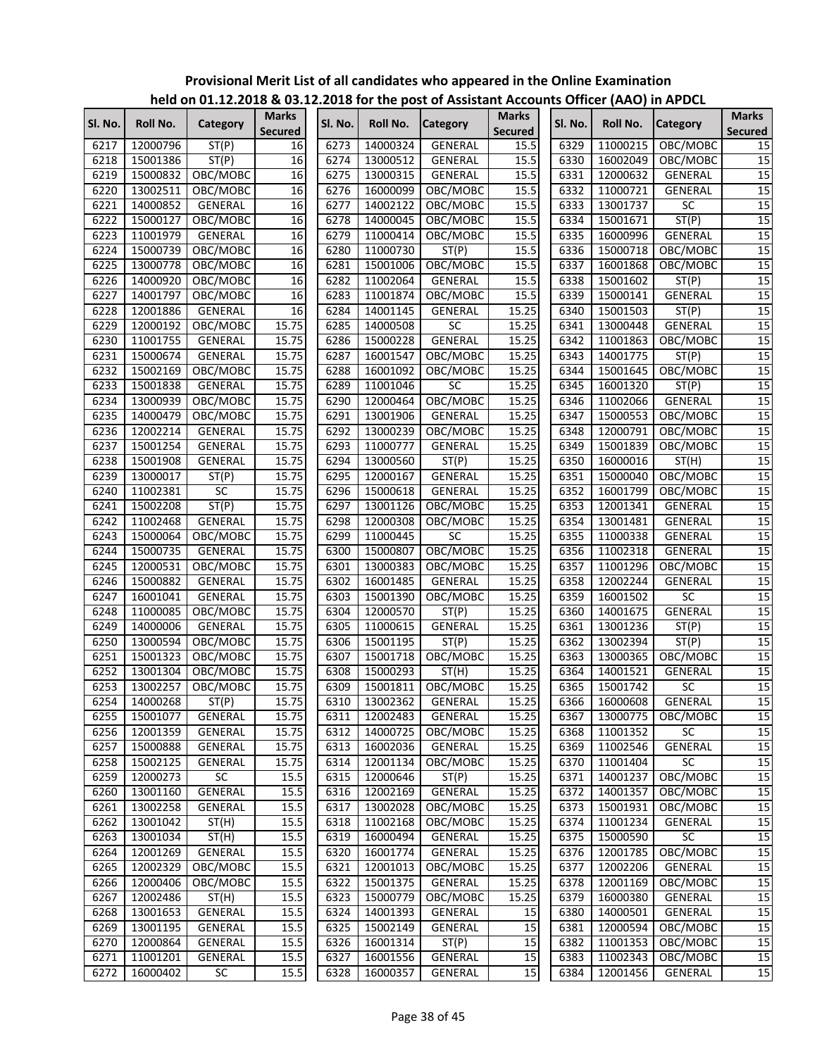# Provisional Merit List of all candidates who appeared in the Online Examination held on 01.12.2018 & 03.12.2018 for the post of Assistant Accounts Officer (AAO) in APDCL

| Sl. No. | Roll No. | Category | Marks Secured |
|---|---|---|---|
| 6217 | 12000796 | ST(P) | 16 |
| 6218 | 15001386 | ST(P) | 16 |
| 6219 | 15000832 | OBC/MOBC | 16 |
| 6220 | 13002511 | OBC/MOBC | 16 |
| 6221 | 14000852 | GENERAL | 16 |
| 6222 | 15000127 | OBC/MOBC | 16 |
| 6223 | 11001979 | GENERAL | 16 |
| 6224 | 15000739 | OBC/MOBC | 16 |
| 6225 | 13000778 | OBC/MOBC | 16 |
| 6226 | 14000920 | OBC/MOBC | 16 |
| 6227 | 14001797 | OBC/MOBC | 16 |
| 6228 | 12001886 | GENERAL | 16 |
| 6229 | 12000192 | OBC/MOBC | 15.75 |
| 6230 | 11001755 | GENERAL | 15.75 |
| 6231 | 15000674 | GENERAL | 15.75 |
| 6232 | 15002169 | OBC/MOBC | 15.75 |
| 6233 | 15001838 | GENERAL | 15.75 |
| 6234 | 13000939 | OBC/MOBC | 15.75 |
| 6235 | 14000479 | OBC/MOBC | 15.75 |
| 6236 | 12002214 | GENERAL | 15.75 |
| 6237 | 15001254 | GENERAL | 15.75 |
| 6238 | 15001908 | GENERAL | 15.75 |
| 6239 | 13000017 | ST(P) | 15.75 |
| 6240 | 11002381 | SC | 15.75 |
| 6241 | 15002208 | ST(P) | 15.75 |
| 6242 | 11002468 | GENERAL | 15.75 |
| 6243 | 15000064 | OBC/MOBC | 15.75 |
| 6244 | 15000735 | GENERAL | 15.75 |
| 6245 | 12000531 | OBC/MOBC | 15.75 |
| 6246 | 15000882 | GENERAL | 15.75 |
| 6247 | 16001041 | GENERAL | 15.75 |
| 6248 | 11000085 | OBC/MOBC | 15.75 |
| 6249 | 14000006 | GENERAL | 15.75 |
| 6250 | 13000594 | OBC/MOBC | 15.75 |
| 6251 | 15001323 | OBC/MOBC | 15.75 |
| 6252 | 13001304 | OBC/MOBC | 15.75 |
| 6253 | 13002257 | OBC/MOBC | 15.75 |
| 6254 | 14000268 | ST(P) | 15.75 |
| 6255 | 15001077 | GENERAL | 15.75 |
| 6256 | 12001359 | GENERAL | 15.75 |
| 6257 | 15000888 | GENERAL | 15.75 |
| 6258 | 15002125 | GENERAL | 15.75 |
| 6259 | 12000273 | SC | 15.5 |
| 6260 | 13001160 | GENERAL | 15.5 |
| 6261 | 13002258 | GENERAL | 15.5 |
| 6262 | 13001042 | ST(H) | 15.5 |
| 6263 | 13001034 | ST(H) | 15.5 |
| 6264 | 12001269 | GENERAL | 15.5 |
| 6265 | 12002329 | OBC/MOBC | 15.5 |
| 6266 | 12000406 | OBC/MOBC | 15.5 |
| 6267 | 12002486 | ST(H) | 15.5 |
| 6268 | 13001653 | GENERAL | 15.5 |
| 6269 | 13001195 | GENERAL | 15.5 |
| 6270 | 12000864 | GENERAL | 15.5 |
| 6271 | 11001201 | GENERAL | 15.5 |
| 6272 | 16000402 | SC | 15.5 |
| 6273 | 14000324 | GENERAL | 15.5 |
| 6274 | 13000512 | GENERAL | 15.5 |
| 6275 | 13000315 | GENERAL | 15.5 |
| 6276 | 16000099 | OBC/MOBC | 15.5 |
| 6277 | 14002122 | OBC/MOBC | 15.5 |
| 6278 | 14000045 | OBC/MOBC | 15.5 |
| 6279 | 11000414 | OBC/MOBC | 15.5 |
| 6280 | 11000730 | ST(P) | 15.5 |
| 6281 | 15001006 | OBC/MOBC | 15.5 |
| 6282 | 11002064 | GENERAL | 15.5 |
| 6283 | 11001874 | OBC/MOBC | 15.5 |
| 6284 | 14001145 | GENERAL | 15.25 |
| 6285 | 14000508 | SC | 15.25 |
| 6286 | 15000228 | GENERAL | 15.25 |
| 6287 | 16001547 | OBC/MOBC | 15.25 |
| 6288 | 16001092 | OBC/MOBC | 15.25 |
| 6289 | 11001046 | SC | 15.25 |
| 6290 | 12000464 | OBC/MOBC | 15.25 |
| 6291 | 13001906 | GENERAL | 15.25 |
| 6292 | 13000239 | OBC/MOBC | 15.25 |
| 6293 | 11000777 | GENERAL | 15.25 |
| 6294 | 13000560 | ST(P) | 15.25 |
| 6295 | 12000167 | GENERAL | 15.25 |
| 6296 | 15000618 | GENERAL | 15.25 |
| 6297 | 13001126 | OBC/MOBC | 15.25 |
| 6298 | 12000308 | OBC/MOBC | 15.25 |
| 6299 | 11000445 | SC | 15.25 |
| 6300 | 15000807 | OBC/MOBC | 15.25 |
| 6301 | 13000383 | OBC/MOBC | 15.25 |
| 6302 | 16001485 | GENERAL | 15.25 |
| 6303 | 15001390 | OBC/MOBC | 15.25 |
| 6304 | 12000570 | ST(P) | 15.25 |
| 6305 | 11000615 | GENERAL | 15.25 |
| 6306 | 15001195 | ST(P) | 15.25 |
| 6307 | 15001718 | OBC/MOBC | 15.25 |
| 6308 | 15000293 | ST(H) | 15.25 |
| 6309 | 15001811 | OBC/MOBC | 15.25 |
| 6310 | 13002362 | GENERAL | 15.25 |
| 6311 | 12002483 | GENERAL | 15.25 |
| 6312 | 14000725 | OBC/MOBC | 15.25 |
| 6313 | 16002036 | GENERAL | 15.25 |
| 6314 | 12001134 | OBC/MOBC | 15.25 |
| 6315 | 12000646 | ST(P) | 15.25 |
| 6316 | 12002169 | GENERAL | 15.25 |
| 6317 | 13002028 | OBC/MOBC | 15.25 |
| 6318 | 11002168 | OBC/MOBC | 15.25 |
| 6319 | 16000494 | GENERAL | 15.25 |
| 6320 | 16001774 | GENERAL | 15.25 |
| 6321 | 12001013 | OBC/MOBC | 15.25 |
| 6322 | 15001375 | GENERAL | 15.25 |
| 6323 | 15000779 | OBC/MOBC | 15.25 |
| 6324 | 14001393 | GENERAL | 15 |
| 6325 | 15002149 | GENERAL | 15 |
| 6326 | 16001314 | ST(P) | 15 |
| 6327 | 16001556 | GENERAL | 15 |
| 6328 | 16000357 | GENERAL | 15 |
| 6329 | 11000215 | OBC/MOBC | 15 |
| 6330 | 16002049 | OBC/MOBC | 15 |
| 6331 | 12000632 | GENERAL | 15 |
| 6332 | 11000721 | GENERAL | 15 |
| 6333 | 13001737 | SC | 15 |
| 6334 | 15001671 | ST(P) | 15 |
| 6335 | 16000996 | GENERAL | 15 |
| 6336 | 15000718 | OBC/MOBC | 15 |
| 6337 | 16001868 | OBC/MOBC | 15 |
| 6338 | 15001602 | ST(P) | 15 |
| 6339 | 15000141 | GENERAL | 15 |
| 6340 | 15001503 | ST(P) | 15 |
| 6341 | 13000448 | GENERAL | 15 |
| 6342 | 11001863 | OBC/MOBC | 15 |
| 6343 | 14001775 | ST(P) | 15 |
| 6344 | 15001645 | OBC/MOBC | 15 |
| 6345 | 16001320 | ST(P) | 15 |
| 6346 | 11002066 | GENERAL | 15 |
| 6347 | 15000553 | OBC/MOBC | 15 |
| 6348 | 12000791 | OBC/MOBC | 15 |
| 6349 | 15001839 | OBC/MOBC | 15 |
| 6350 | 16000016 | ST(H) | 15 |
| 6351 | 15000040 | OBC/MOBC | 15 |
| 6352 | 16001799 | OBC/MOBC | 15 |
| 6353 | 12001341 | GENERAL | 15 |
| 6354 | 13001481 | GENERAL | 15 |
| 6355 | 11000338 | GENERAL | 15 |
| 6356 | 11002318 | GENERAL | 15 |
| 6357 | 11001296 | OBC/MOBC | 15 |
| 6358 | 12002244 | GENERAL | 15 |
| 6359 | 16001502 | SC | 15 |
| 6360 | 14001675 | GENERAL | 15 |
| 6361 | 13001236 | ST(P) | 15 |
| 6362 | 13002394 | ST(P) | 15 |
| 6363 | 13000365 | OBC/MOBC | 15 |
| 6364 | 14001521 | GENERAL | 15 |
| 6365 | 15001742 | SC | 15 |
| 6366 | 16000608 | GENERAL | 15 |
| 6367 | 13000775 | OBC/MOBC | 15 |
| 6368 | 11001352 | SC | 15 |
| 6369 | 11002546 | GENERAL | 15 |
| 6370 | 11001404 | SC | 15 |
| 6371 | 14001237 | OBC/MOBC | 15 |
| 6372 | 14001357 | OBC/MOBC | 15 |
| 6373 | 15001931 | OBC/MOBC | 15 |
| 6374 | 11001234 | GENERAL | 15 |
| 6375 | 15000590 | SC | 15 |
| 6376 | 12001785 | OBC/MOBC | 15 |
| 6377 | 12002206 | GENERAL | 15 |
| 6378 | 12001169 | OBC/MOBC | 15 |
| 6379 | 16000380 | GENERAL | 15 |
| 6380 | 14000501 | GENERAL | 15 |
| 6381 | 12000594 | OBC/MOBC | 15 |
| 6382 | 11001353 | OBC/MOBC | 15 |
| 6383 | 11002343 | OBC/MOBC | 15 |
| 6384 | 12001456 | GENERAL | 15 |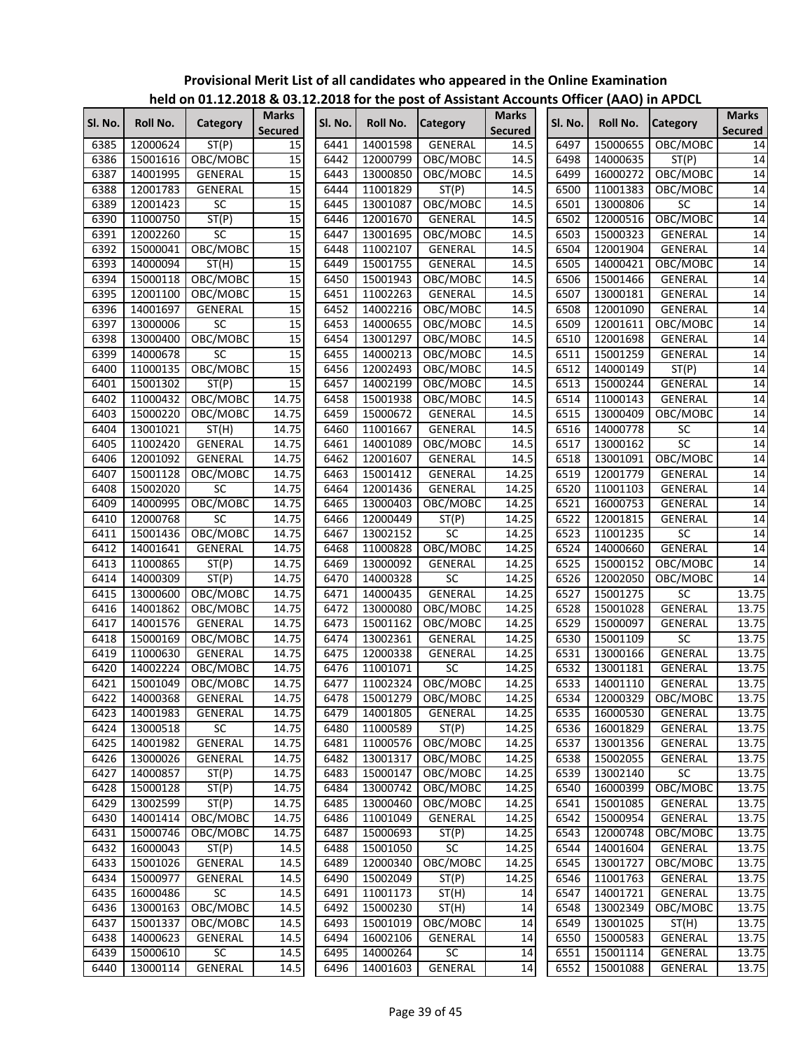**Provisional Merit List of all candidates who appeared in the Online Examination held on 01.12.2018 & 03.12.2018 for the post of Assistant Accounts Officer (AAO) in APDCL**

| Sl. No. | Roll No. | Category | Marks Secured |
|---|---|---|---|
| 6385 | 12000624 | ST(P) | 15 |
| 6386 | 15001616 | OBC/MOBC | 15 |
| 6387 | 14001995 | GENERAL | 15 |
| 6388 | 12001783 | GENERAL | 15 |
| 6389 | 12001423 | SC | 15 |
| 6390 | 11000750 | ST(P) | 15 |
| 6391 | 12002260 | SC | 15 |
| 6392 | 15000041 | OBC/MOBC | 15 |
| 6393 | 14000094 | ST(H) | 15 |
| 6394 | 15000118 | OBC/MOBC | 15 |
| 6395 | 12001100 | OBC/MOBC | 15 |
| 6396 | 14001697 | GENERAL | 15 |
| 6397 | 13000006 | SC | 15 |
| 6398 | 13000400 | OBC/MOBC | 15 |
| 6399 | 14000678 | SC | 15 |
| 6400 | 11000135 | OBC/MOBC | 15 |
| 6401 | 15001302 | ST(P) | 15 |
| 6402 | 11000432 | OBC/MOBC | 14.75 |
| 6403 | 15000220 | OBC/MOBC | 14.75 |
| 6404 | 13001021 | ST(H) | 14.75 |
| 6405 | 11002420 | GENERAL | 14.75 |
| 6406 | 12001092 | GENERAL | 14.75 |
| 6407 | 15001128 | OBC/MOBC | 14.75 |
| 6408 | 15002020 | SC | 14.75 |
| 6409 | 14000995 | OBC/MOBC | 14.75 |
| 6410 | 12000768 | SC | 14.75 |
| 6411 | 15001436 | OBC/MOBC | 14.75 |
| 6412 | 14001641 | GENERAL | 14.75 |
| 6413 | 11000865 | ST(P) | 14.75 |
| 6414 | 14000309 | ST(P) | 14.75 |
| 6415 | 13000600 | OBC/MOBC | 14.75 |
| 6416 | 14001862 | OBC/MOBC | 14.75 |
| 6417 | 14001576 | GENERAL | 14.75 |
| 6418 | 15000169 | OBC/MOBC | 14.75 |
| 6419 | 11000630 | GENERAL | 14.75 |
| 6420 | 14002224 | OBC/MOBC | 14.75 |
| 6421 | 15001049 | OBC/MOBC | 14.75 |
| 6422 | 14000368 | GENERAL | 14.75 |
| 6423 | 14001983 | GENERAL | 14.75 |
| 6424 | 13000518 | SC | 14.75 |
| 6425 | 14001982 | GENERAL | 14.75 |
| 6426 | 13000026 | GENERAL | 14.75 |
| 6427 | 14000857 | ST(P) | 14.75 |
| 6428 | 15000128 | ST(P) | 14.75 |
| 6429 | 13002599 | ST(P) | 14.75 |
| 6430 | 14001414 | OBC/MOBC | 14.75 |
| 6431 | 15000746 | OBC/MOBC | 14.75 |
| 6432 | 16000043 | ST(P) | 14.5 |
| 6433 | 15001026 | GENERAL | 14.5 |
| 6434 | 15000977 | GENERAL | 14.5 |
| 6435 | 16000486 | SC | 14.5 |
| 6436 | 13000163 | OBC/MOBC | 14.5 |
| 6437 | 15001337 | OBC/MOBC | 14.5 |
| 6438 | 14000623 | GENERAL | 14.5 |
| 6439 | 15000610 | SC | 14.5 |
| 6440 | 13000114 | GENERAL | 14.5 |
| 6441 | 14001598 | GENERAL | 14.5 |
| 6442 | 12000799 | OBC/MOBC | 14.5 |
| 6443 | 13000850 | OBC/MOBC | 14.5 |
| 6444 | 11001829 | ST(P) | 14.5 |
| 6445 | 13001087 | OBC/MOBC | 14.5 |
| 6446 | 12001670 | GENERAL | 14.5 |
| 6447 | 13001695 | OBC/MOBC | 14.5 |
| 6448 | 11002107 | GENERAL | 14.5 |
| 6449 | 15001755 | GENERAL | 14.5 |
| 6450 | 15001943 | OBC/MOBC | 14.5 |
| 6451 | 11002263 | GENERAL | 14.5 |
| 6452 | 14002216 | OBC/MOBC | 14.5 |
| 6453 | 14000655 | OBC/MOBC | 14.5 |
| 6454 | 13001297 | OBC/MOBC | 14.5 |
| 6455 | 14000213 | OBC/MOBC | 14.5 |
| 6456 | 12002493 | OBC/MOBC | 14.5 |
| 6457 | 14002199 | OBC/MOBC | 14.5 |
| 6458 | 15001938 | OBC/MOBC | 14.5 |
| 6459 | 15000672 | GENERAL | 14.5 |
| 6460 | 11001667 | GENERAL | 14.5 |
| 6461 | 14001089 | OBC/MOBC | 14.5 |
| 6462 | 12001607 | GENERAL | 14.5 |
| 6463 | 15001412 | GENERAL | 14.25 |
| 6464 | 12001436 | GENERAL | 14.25 |
| 6465 | 13000403 | OBC/MOBC | 14.25 |
| 6466 | 12000449 | ST(P) | 14.25 |
| 6467 | 13002152 | SC | 14.25 |
| 6468 | 11000828 | OBC/MOBC | 14.25 |
| 6469 | 13000092 | GENERAL | 14.25 |
| 6470 | 14000328 | SC | 14.25 |
| 6471 | 14000435 | GENERAL | 14.25 |
| 6472 | 13000080 | OBC/MOBC | 14.25 |
| 6473 | 15001162 | OBC/MOBC | 14.25 |
| 6474 | 13002361 | GENERAL | 14.25 |
| 6475 | 12000338 | GENERAL | 14.25 |
| 6476 | 11001071 | SC | 14.25 |
| 6477 | 11002324 | OBC/MOBC | 14.25 |
| 6478 | 15001279 | OBC/MOBC | 14.25 |
| 6479 | 14001805 | GENERAL | 14.25 |
| 6480 | 11000589 | ST(P) | 14.25 |
| 6481 | 11000576 | OBC/MOBC | 14.25 |
| 6482 | 13001317 | OBC/MOBC | 14.25 |
| 6483 | 15000147 | OBC/MOBC | 14.25 |
| 6484 | 13000742 | OBC/MOBC | 14.25 |
| 6485 | 13000460 | OBC/MOBC | 14.25 |
| 6486 | 11001049 | GENERAL | 14.25 |
| 6487 | 15000693 | ST(P) | 14.25 |
| 6488 | 15001050 | SC | 14.25 |
| 6489 | 12000340 | OBC/MOBC | 14.25 |
| 6490 | 15002049 | ST(P) | 14.25 |
| 6491 | 11001173 | ST(H) | 14 |
| 6492 | 15000230 | ST(H) | 14 |
| 6493 | 15001019 | OBC/MOBC | 14 |
| 6494 | 16002106 | GENERAL | 14 |
| 6495 | 14000264 | SC | 14 |
| 6496 | 14001603 | GENERAL | 14 |
| 6497 | 15000655 | OBC/MOBC | 14 |
| 6498 | 14000635 | ST(P) | 14 |
| 6499 | 16000272 | OBC/MOBC | 14 |
| 6500 | 11001383 | OBC/MOBC | 14 |
| 6501 | 13000806 | SC | 14 |
| 6502 | 12000516 | OBC/MOBC | 14 |
| 6503 | 15000323 | GENERAL | 14 |
| 6504 | 12001904 | GENERAL | 14 |
| 6505 | 14000421 | OBC/MOBC | 14 |
| 6506 | 15001466 | GENERAL | 14 |
| 6507 | 13000181 | GENERAL | 14 |
| 6508 | 12001090 | GENERAL | 14 |
| 6509 | 12001611 | OBC/MOBC | 14 |
| 6510 | 12001698 | GENERAL | 14 |
| 6511 | 15001259 | GENERAL | 14 |
| 6512 | 14000149 | ST(P) | 14 |
| 6513 | 15000244 | GENERAL | 14 |
| 6514 | 11000143 | GENERAL | 14 |
| 6515 | 13000409 | OBC/MOBC | 14 |
| 6516 | 14000778 | SC | 14 |
| 6517 | 13000162 | SC | 14 |
| 6518 | 13001091 | OBC/MOBC | 14 |
| 6519 | 12001779 | GENERAL | 14 |
| 6520 | 11001103 | GENERAL | 14 |
| 6521 | 16000753 | GENERAL | 14 |
| 6522 | 12001815 | GENERAL | 14 |
| 6523 | 11001235 | SC | 14 |
| 6524 | 14000660 | GENERAL | 14 |
| 6525 | 15000152 | OBC/MOBC | 14 |
| 6526 | 12002050 | OBC/MOBC | 14 |
| 6527 | 15001275 | SC | 13.75 |
| 6528 | 15001028 | GENERAL | 13.75 |
| 6529 | 15000097 | GENERAL | 13.75 |
| 6530 | 15001109 | SC | 13.75 |
| 6531 | 13000166 | GENERAL | 13.75 |
| 6532 | 13001181 | GENERAL | 13.75 |
| 6533 | 14001110 | GENERAL | 13.75 |
| 6534 | 12000329 | OBC/MOBC | 13.75 |
| 6535 | 16000530 | GENERAL | 13.75 |
| 6536 | 16001829 | GENERAL | 13.75 |
| 6537 | 13001356 | GENERAL | 13.75 |
| 6538 | 15002055 | GENERAL | 13.75 |
| 6539 | 13002140 | SC | 13.75 |
| 6540 | 16000399 | OBC/MOBC | 13.75 |
| 6541 | 15001085 | GENERAL | 13.75 |
| 6542 | 15000954 | GENERAL | 13.75 |
| 6543 | 12000748 | OBC/MOBC | 13.75 |
| 6544 | 14001604 | GENERAL | 13.75 |
| 6545 | 13001727 | OBC/MOBC | 13.75 |
| 6546 | 11001763 | GENERAL | 13.75 |
| 6547 | 14001721 | GENERAL | 13.75 |
| 6548 | 13002349 | OBC/MOBC | 13.75 |
| 6549 | 13001025 | ST(H) | 13.75 |
| 6550 | 15000583 | GENERAL | 13.75 |
| 6551 | 15001114 | GENERAL | 13.75 |
| 6552 | 15001088 | GENERAL | 13.75 |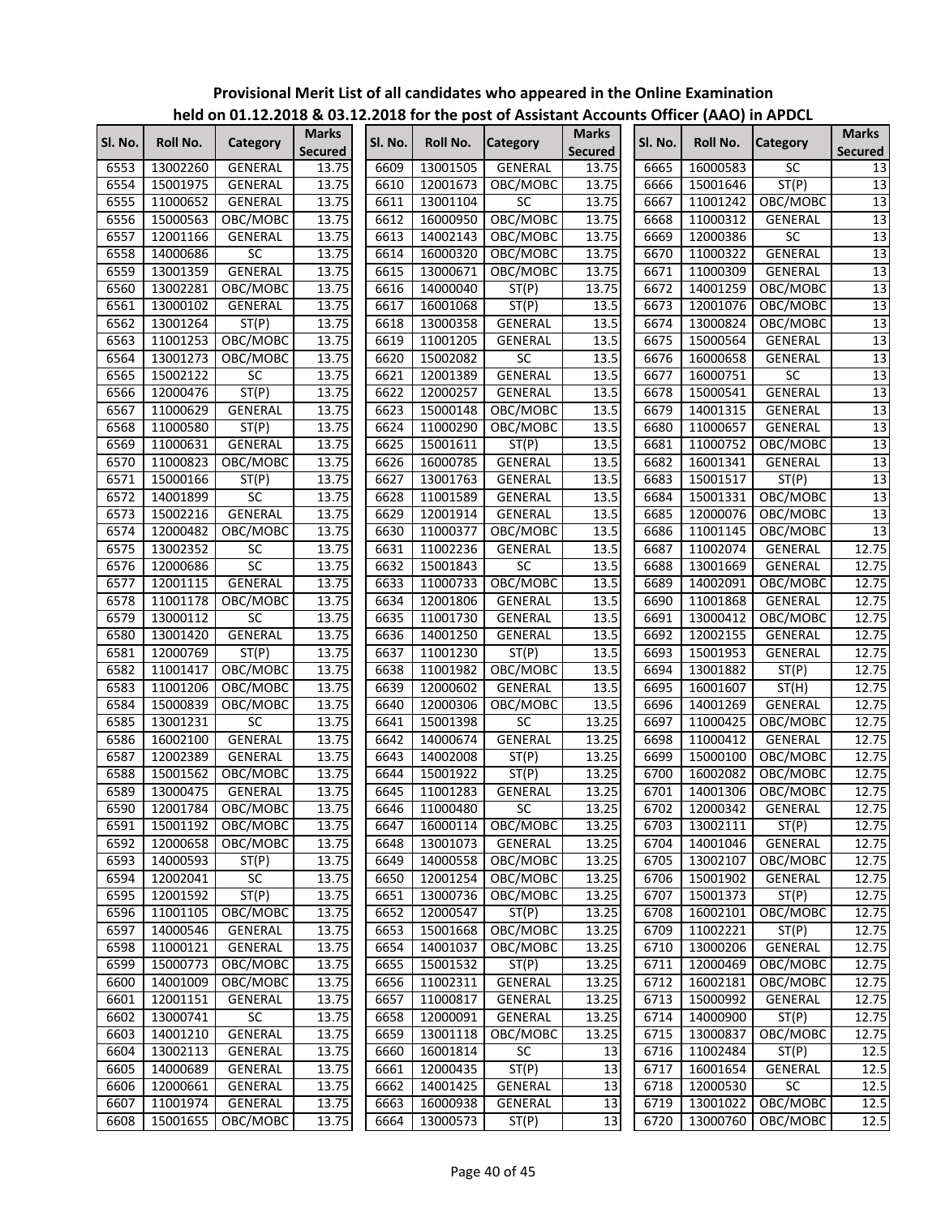**Provisional Merit List of all candidates who appeared in the Online Examination held on 01.12.2018 & 03.12.2018 for the post of Assistant Accounts Officer (AAO) in APDCL**

| Sl. No. | Roll No. | Category | Marks Secured |
|---|---|---|---|
| 6553 | 13002260 | GENERAL | 13.75 |
| 6554 | 15001975 | GENERAL | 13.75 |
| 6555 | 11000652 | GENERAL | 13.75 |
| 6556 | 15000563 | OBC/MOBC | 13.75 |
| 6557 | 12001166 | GENERAL | 13.75 |
| 6558 | 14000686 | SC | 13.75 |
| 6559 | 13001359 | GENERAL | 13.75 |
| 6560 | 13002281 | OBC/MOBC | 13.75 |
| 6561 | 13000102 | GENERAL | 13.75 |
| 6562 | 13001264 | ST(P) | 13.75 |
| 6563 | 11001253 | OBC/MOBC | 13.75 |
| 6564 | 13001273 | OBC/MOBC | 13.75 |
| 6565 | 15002122 | SC | 13.75 |
| 6566 | 12000476 | ST(P) | 13.75 |
| 6567 | 11000629 | GENERAL | 13.75 |
| 6568 | 11000580 | ST(P) | 13.75 |
| 6569 | 11000631 | GENERAL | 13.75 |
| 6570 | 11000823 | OBC/MOBC | 13.75 |
| 6571 | 15000166 | ST(P) | 13.75 |
| 6572 | 14001899 | SC | 13.75 |
| 6573 | 15002216 | GENERAL | 13.75 |
| 6574 | 12000482 | OBC/MOBC | 13.75 |
| 6575 | 13002352 | SC | 13.75 |
| 6576 | 12000686 | SC | 13.75 |
| 6577 | 12001115 | GENERAL | 13.75 |
| 6578 | 11001178 | OBC/MOBC | 13.75 |
| 6579 | 13000112 | SC | 13.75 |
| 6580 | 13001420 | GENERAL | 13.75 |
| 6581 | 12000769 | ST(P) | 13.75 |
| 6582 | 11001417 | OBC/MOBC | 13.75 |
| 6583 | 11001206 | OBC/MOBC | 13.75 |
| 6584 | 15000839 | OBC/MOBC | 13.75 |
| 6585 | 13001231 | SC | 13.75 |
| 6586 | 16002100 | GENERAL | 13.75 |
| 6587 | 12002389 | GENERAL | 13.75 |
| 6588 | 15001562 | OBC/MOBC | 13.75 |
| 6589 | 13000475 | GENERAL | 13.75 |
| 6590 | 12001784 | OBC/MOBC | 13.75 |
| 6591 | 15001192 | OBC/MOBC | 13.75 |
| 6592 | 12000658 | OBC/MOBC | 13.75 |
| 6593 | 14000593 | ST(P) | 13.75 |
| 6594 | 12002041 | SC | 13.75 |
| 6595 | 12001592 | ST(P) | 13.75 |
| 6596 | 11001105 | OBC/MOBC | 13.75 |
| 6597 | 14000546 | GENERAL | 13.75 |
| 6598 | 11000121 | GENERAL | 13.75 |
| 6599 | 15000773 | OBC/MOBC | 13.75 |
| 6600 | 14001009 | OBC/MOBC | 13.75 |
| 6601 | 12001151 | GENERAL | 13.75 |
| 6602 | 13000741 | SC | 13.75 |
| 6603 | 14001210 | GENERAL | 13.75 |
| 6604 | 13002113 | GENERAL | 13.75 |
| 6605 | 14000689 | GENERAL | 13.75 |
| 6606 | 12000661 | GENERAL | 13.75 |
| 6607 | 11001974 | GENERAL | 13.75 |
| 6608 | 15001655 | OBC/MOBC | 13.75 |
| 6609 | 13001505 | GENERAL | 13.75 |
| 6610 | 12001673 | OBC/MOBC | 13.75 |
| 6611 | 13001104 | SC | 13.75 |
| 6612 | 16000950 | OBC/MOBC | 13.75 |
| 6613 | 14002143 | OBC/MOBC | 13.75 |
| 6614 | 16000320 | OBC/MOBC | 13.75 |
| 6615 | 13000671 | OBC/MOBC | 13.75 |
| 6616 | 14000040 | ST(P) | 13.75 |
| 6617 | 16001068 | ST(P) | 13.5 |
| 6618 | 13000358 | GENERAL | 13.5 |
| 6619 | 11001205 | GENERAL | 13.5 |
| 6620 | 15002082 | SC | 13.5 |
| 6621 | 12001389 | GENERAL | 13.5 |
| 6622 | 12000257 | GENERAL | 13.5 |
| 6623 | 15000148 | OBC/MOBC | 13.5 |
| 6624 | 11000290 | OBC/MOBC | 13.5 |
| 6625 | 15001611 | ST(P) | 13.5 |
| 6626 | 16000785 | GENERAL | 13.5 |
| 6627 | 13001763 | GENERAL | 13.5 |
| 6628 | 11001589 | GENERAL | 13.5 |
| 6629 | 12001914 | GENERAL | 13.5 |
| 6630 | 11000377 | OBC/MOBC | 13.5 |
| 6631 | 11002236 | GENERAL | 13.5 |
| 6632 | 15001843 | SC | 13.5 |
| 6633 | 11000733 | OBC/MOBC | 13.5 |
| 6634 | 12001806 | GENERAL | 13.5 |
| 6635 | 11001730 | GENERAL | 13.5 |
| 6636 | 14001250 | GENERAL | 13.5 |
| 6637 | 11001230 | ST(P) | 13.5 |
| 6638 | 11001982 | OBC/MOBC | 13.5 |
| 6639 | 12000602 | GENERAL | 13.5 |
| 6640 | 12000306 | OBC/MOBC | 13.5 |
| 6641 | 15001398 | SC | 13.25 |
| 6642 | 14000674 | GENERAL | 13.25 |
| 6643 | 14002008 | ST(P) | 13.25 |
| 6644 | 15001922 | ST(P) | 13.25 |
| 6645 | 11001283 | GENERAL | 13.25 |
| 6646 | 11000480 | SC | 13.25 |
| 6647 | 16000114 | OBC/MOBC | 13.25 |
| 6648 | 13001073 | GENERAL | 13.25 |
| 6649 | 14000558 | OBC/MOBC | 13.25 |
| 6650 | 12001254 | OBC/MOBC | 13.25 |
| 6651 | 13000736 | OBC/MOBC | 13.25 |
| 6652 | 12000547 | ST(P) | 13.25 |
| 6653 | 15001668 | OBC/MOBC | 13.25 |
| 6654 | 14001037 | OBC/MOBC | 13.25 |
| 6655 | 15001532 | ST(P) | 13.25 |
| 6656 | 11002311 | GENERAL | 13.25 |
| 6657 | 11000817 | GENERAL | 13.25 |
| 6658 | 12000091 | GENERAL | 13.25 |
| 6659 | 13001118 | OBC/MOBC | 13.25 |
| 6660 | 16001814 | SC | 13 |
| 6661 | 12000435 | ST(P) | 13 |
| 6662 | 14001425 | GENERAL | 13 |
| 6663 | 16000938 | GENERAL | 13 |
| 6664 | 13000573 | ST(P) | 13 |
| 6665 | 16000583 | SC | 13 |
| 6666 | 15001646 | ST(P) | 13 |
| 6667 | 11001242 | OBC/MOBC | 13 |
| 6668 | 11000312 | GENERAL | 13 |
| 6669 | 12000386 | SC | 13 |
| 6670 | 11000322 | GENERAL | 13 |
| 6671 | 11000309 | GENERAL | 13 |
| 6672 | 14001259 | OBC/MOBC | 13 |
| 6673 | 12001076 | OBC/MOBC | 13 |
| 6674 | 13000824 | OBC/MOBC | 13 |
| 6675 | 15000564 | GENERAL | 13 |
| 6676 | 16000658 | GENERAL | 13 |
| 6677 | 16000751 | SC | 13 |
| 6678 | 15000541 | GENERAL | 13 |
| 6679 | 14001315 | GENERAL | 13 |
| 6680 | 11000657 | GENERAL | 13 |
| 6681 | 11000752 | OBC/MOBC | 13 |
| 6682 | 16001341 | GENERAL | 13 |
| 6683 | 15001517 | ST(P) | 13 |
| 6684 | 15001331 | OBC/MOBC | 13 |
| 6685 | 12000076 | OBC/MOBC | 13 |
| 6686 | 11001145 | OBC/MOBC | 13 |
| 6687 | 11002074 | GENERAL | 12.75 |
| 6688 | 13001669 | GENERAL | 12.75 |
| 6689 | 14002091 | OBC/MOBC | 12.75 |
| 6690 | 11001868 | GENERAL | 12.75 |
| 6691 | 13000412 | OBC/MOBC | 12.75 |
| 6692 | 12002155 | GENERAL | 12.75 |
| 6693 | 15001953 | GENERAL | 12.75 |
| 6694 | 13001882 | ST(P) | 12.75 |
| 6695 | 16001607 | ST(H) | 12.75 |
| 6696 | 14001269 | GENERAL | 12.75 |
| 6697 | 11000425 | OBC/MOBC | 12.75 |
| 6698 | 11000412 | GENERAL | 12.75 |
| 6699 | 15000100 | OBC/MOBC | 12.75 |
| 6700 | 16002082 | OBC/MOBC | 12.75 |
| 6701 | 14001306 | OBC/MOBC | 12.75 |
| 6702 | 12000342 | GENERAL | 12.75 |
| 6703 | 13002111 | ST(P) | 12.75 |
| 6704 | 14001046 | GENERAL | 12.75 |
| 6705 | 13002107 | OBC/MOBC | 12.75 |
| 6706 | 15001902 | GENERAL | 12.75 |
| 6707 | 15001373 | ST(P) | 12.75 |
| 6708 | 16002101 | OBC/MOBC | 12.75 |
| 6709 | 11002221 | ST(P) | 12.75 |
| 6710 | 13000206 | GENERAL | 12.75 |
| 6711 | 12000469 | OBC/MOBC | 12.75 |
| 6712 | 16002181 | OBC/MOBC | 12.75 |
| 6713 | 15000992 | GENERAL | 12.75 |
| 6714 | 14000900 | ST(P) | 12.75 |
| 6715 | 13000837 | OBC/MOBC | 12.75 |
| 6716 | 11002484 | ST(P) | 12.5 |
| 6717 | 16001654 | GENERAL | 12.5 |
| 6718 | 12000530 | SC | 12.5 |
| 6719 | 13001022 | OBC/MOBC | 12.5 |
| 6720 | 13000760 | OBC/MOBC | 12.5 |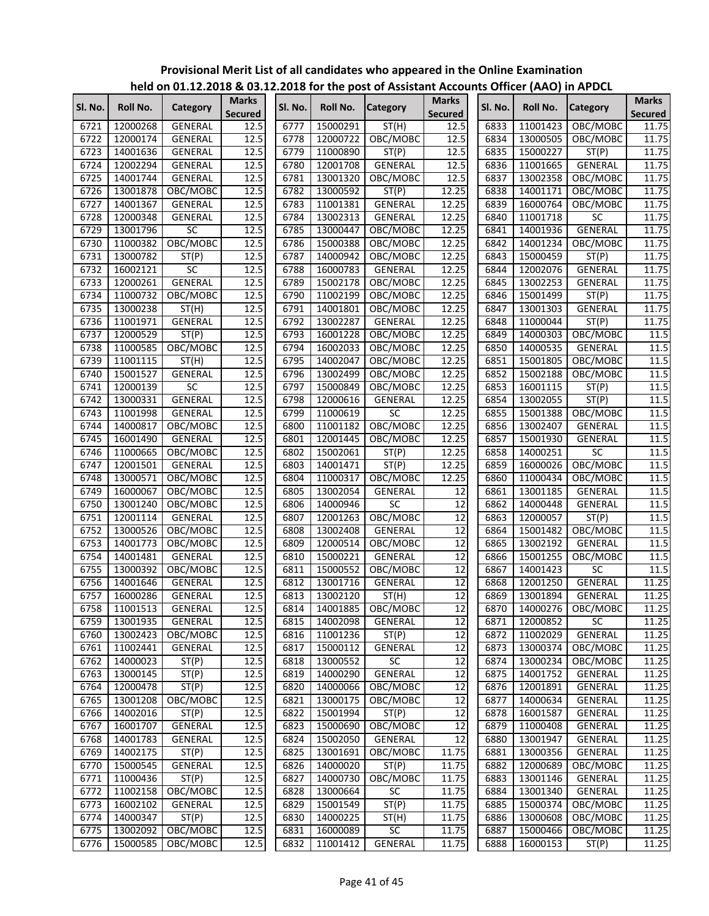**Provisional Merit List of all candidates who appeared in the Online Examination held on 01.12.2018 & 03.12.2018 for the post of Assistant Accounts Officer (AAO) in APDCL**

| Sl. No. | Roll No. | Category | Marks Secured | Sl. No. | Roll No. | Category | Marks Secured | Sl. No. | Roll No. | Category | Marks Secured |
|---|---|---|---|---|---|---|---|---|---|---|---|
| 6721 | 12000268 | GENERAL | 12.5 | 6777 | 15000291 | ST(H) | 12.5 | 6833 | 11001423 | OBC/MOBC | 11.75 |
| 6722 | 12000174 | GENERAL | 12.5 | 6778 | 12000722 | OBC/MOBC | 12.5 | 6834 | 13000505 | OBC/MOBC | 11.75 |
| 6723 | 14001636 | GENERAL | 12.5 | 6779 | 11000890 | ST(P) | 12.5 | 6835 | 15000227 | ST(P) | 11.75 |
| 6724 | 12002294 | GENERAL | 12.5 | 6780 | 12001708 | GENERAL | 12.5 | 6836 | 11001665 | GENERAL | 11.75 |
| 6725 | 14001744 | GENERAL | 12.5 | 6781 | 13001320 | OBC/MOBC | 12.5 | 6837 | 13002358 | OBC/MOBC | 11.75 |
| 6726 | 13001878 | OBC/MOBC | 12.5 | 6782 | 13000592 | ST(P) | 12.25 | 6838 | 14001171 | OBC/MOBC | 11.75 |
| 6727 | 14001367 | GENERAL | 12.5 | 6783 | 11001381 | GENERAL | 12.25 | 6839 | 16000764 | OBC/MOBC | 11.75 |
| 6728 | 12000348 | GENERAL | 12.5 | 6784 | 13002313 | GENERAL | 12.25 | 6840 | 11001718 | SC | 11.75 |
| 6729 | 13001796 | SC | 12.5 | 6785 | 13000447 | OBC/MOBC | 12.25 | 6841 | 14001936 | GENERAL | 11.75 |
| 6730 | 11000382 | OBC/MOBC | 12.5 | 6786 | 15000388 | OBC/MOBC | 12.25 | 6842 | 14001234 | OBC/MOBC | 11.75 |
| 6731 | 13000782 | ST(P) | 12.5 | 6787 | 14000942 | OBC/MOBC | 12.25 | 6843 | 15000459 | ST(P) | 11.75 |
| 6732 | 16002121 | SC | 12.5 | 6788 | 16000783 | GENERAL | 12.25 | 6844 | 12002076 | GENERAL | 11.75 |
| 6733 | 12000261 | GENERAL | 12.5 | 6789 | 15002178 | OBC/MOBC | 12.25 | 6845 | 13002253 | GENERAL | 11.75 |
| 6734 | 11000732 | OBC/MOBC | 12.5 | 6790 | 11002199 | OBC/MOBC | 12.25 | 6846 | 15001499 | ST(P) | 11.75 |
| 6735 | 13000238 | ST(H) | 12.5 | 6791 | 14001801 | OBC/MOBC | 12.25 | 6847 | 13001303 | GENERAL | 11.75 |
| 6736 | 11001971 | GENERAL | 12.5 | 6792 | 13002287 | GENERAL | 12.25 | 6848 | 11000044 | ST(P) | 11.75 |
| 6737 | 12000529 | ST(P) | 12.5 | 6793 | 16001228 | OBC/MOBC | 12.25 | 6849 | 14000303 | OBC/MOBC | 11.5 |
| 6738 | 11000585 | OBC/MOBC | 12.5 | 6794 | 16002033 | OBC/MOBC | 12.25 | 6850 | 14000535 | GENERAL | 11.5 |
| 6739 | 11001115 | ST(H) | 12.5 | 6795 | 14002047 | OBC/MOBC | 12.25 | 6851 | 15001805 | OBC/MOBC | 11.5 |
| 6740 | 15001527 | GENERAL | 12.5 | 6796 | 13002499 | OBC/MOBC | 12.25 | 6852 | 15002188 | OBC/MOBC | 11.5 |
| 6741 | 12000139 | SC | 12.5 | 6797 | 15000849 | OBC/MOBC | 12.25 | 6853 | 16001115 | ST(P) | 11.5 |
| 6742 | 13000331 | GENERAL | 12.5 | 6798 | 12000616 | GENERAL | 12.25 | 6854 | 13002055 | ST(P) | 11.5 |
| 6743 | 11001998 | GENERAL | 12.5 | 6799 | 11000619 | SC | 12.25 | 6855 | 15001388 | OBC/MOBC | 11.5 |
| 6744 | 14000817 | OBC/MOBC | 12.5 | 6800 | 11001182 | OBC/MOBC | 12.25 | 6856 | 13002407 | GENERAL | 11.5 |
| 6745 | 16001490 | GENERAL | 12.5 | 6801 | 12001445 | OBC/MOBC | 12.25 | 6857 | 15001930 | GENERAL | 11.5 |
| 6746 | 11000665 | OBC/MOBC | 12.5 | 6802 | 15002061 | ST(P) | 12.25 | 6858 | 14000251 | SC | 11.5 |
| 6747 | 12001501 | GENERAL | 12.5 | 6803 | 14001471 | ST(P) | 12.25 | 6859 | 16000026 | OBC/MOBC | 11.5 |
| 6748 | 13000571 | OBC/MOBC | 12.5 | 6804 | 11000317 | OBC/MOBC | 12.25 | 6860 | 11000434 | OBC/MOBC | 11.5 |
| 6749 | 16000067 | OBC/MOBC | 12.5 | 6805 | 13002054 | GENERAL | 12 | 6861 | 13001185 | GENERAL | 11.5 |
| 6750 | 13001240 | OBC/MOBC | 12.5 | 6806 | 14000946 | SC | 12 | 6862 | 14000448 | GENERAL | 11.5 |
| 6751 | 12001114 | GENERAL | 12.5 | 6807 | 12001263 | OBC/MOBC | 12 | 6863 | 12000057 | ST(P) | 11.5 |
| 6752 | 13000526 | OBC/MOBC | 12.5 | 6808 | 13002408 | GENERAL | 12 | 6864 | 15001482 | OBC/MOBC | 11.5 |
| 6753 | 14001773 | OBC/MOBC | 12.5 | 6809 | 12000514 | OBC/MOBC | 12 | 6865 | 13002192 | GENERAL | 11.5 |
| 6754 | 14001481 | GENERAL | 12.5 | 6810 | 15000221 | GENERAL | 12 | 6866 | 15001255 | OBC/MOBC | 11.5 |
| 6755 | 13000392 | OBC/MOBC | 12.5 | 6811 | 15000552 | OBC/MOBC | 12 | 6867 | 14001423 | SC | 11.5 |
| 6756 | 14001646 | GENERAL | 12.5 | 6812 | 13001716 | GENERAL | 12 | 6868 | 12001250 | GENERAL | 11.25 |
| 6757 | 16000286 | GENERAL | 12.5 | 6813 | 13002120 | ST(H) | 12 | 6869 | 13001894 | GENERAL | 11.25 |
| 6758 | 11001513 | GENERAL | 12.5 | 6814 | 14001885 | OBC/MOBC | 12 | 6870 | 14000276 | OBC/MOBC | 11.25 |
| 6759 | 13001935 | GENERAL | 12.5 | 6815 | 14002098 | GENERAL | 12 | 6871 | 12000852 | SC | 11.25 |
| 6760 | 13002423 | OBC/MOBC | 12.5 | 6816 | 11001236 | ST(P) | 12 | 6872 | 11002029 | GENERAL | 11.25 |
| 6761 | 11002441 | GENERAL | 12.5 | 6817 | 15000112 | GENERAL | 12 | 6873 | 13000374 | OBC/MOBC | 11.25 |
| 6762 | 14000023 | ST(P) | 12.5 | 6818 | 13000552 | SC | 12 | 6874 | 13000234 | OBC/MOBC | 11.25 |
| 6763 | 13000145 | ST(P) | 12.5 | 6819 | 14000290 | GENERAL | 12 | 6875 | 14001752 | GENERAL | 11.25 |
| 6764 | 12000478 | ST(P) | 12.5 | 6820 | 14000066 | OBC/MOBC | 12 | 6876 | 12001891 | GENERAL | 11.25 |
| 6765 | 13001208 | OBC/MOBC | 12.5 | 6821 | 13000175 | OBC/MOBC | 12 | 6877 | 14000634 | GENERAL | 11.25 |
| 6766 | 14002016 | ST(P) | 12.5 | 6822 | 15001994 | ST(P) | 12 | 6878 | 16001587 | GENERAL | 11.25 |
| 6767 | 16001707 | GENERAL | 12.5 | 6823 | 15000690 | OBC/MOBC | 12 | 6879 | 11000408 | GENERAL | 11.25 |
| 6768 | 14001783 | GENERAL | 12.5 | 6824 | 15002050 | GENERAL | 12 | 6880 | 13001947 | GENERAL | 11.25 |
| 6769 | 14002175 | ST(P) | 12.5 | 6825 | 13001691 | OBC/MOBC | 11.75 | 6881 | 13000356 | GENERAL | 11.25 |
| 6770 | 15000545 | GENERAL | 12.5 | 6826 | 14000020 | ST(P) | 11.75 | 6882 | 12000689 | OBC/MOBC | 11.25 |
| 6771 | 11000436 | ST(P) | 12.5 | 6827 | 14000730 | OBC/MOBC | 11.75 | 6883 | 13001146 | GENERAL | 11.25 |
| 6772 | 11002158 | OBC/MOBC | 12.5 | 6828 | 13000664 | SC | 11.75 | 6884 | 13001340 | GENERAL | 11.25 |
| 6773 | 16002102 | GENERAL | 12.5 | 6829 | 15001549 | ST(P) | 11.75 | 6885 | 15000374 | OBC/MOBC | 11.25 |
| 6774 | 14000347 | ST(P) | 12.5 | 6830 | 14000225 | ST(H) | 11.75 | 6886 | 13000608 | OBC/MOBC | 11.25 |
| 6775 | 13002092 | OBC/MOBC | 12.5 | 6831 | 16000089 | SC | 11.75 | 6887 | 15000466 | OBC/MOBC | 11.25 |
| 6776 | 15000585 | OBC/MOBC | 12.5 | 6832 | 11001412 | GENERAL | 11.75 | 6888 | 16000153 | ST(P) | 11.25 |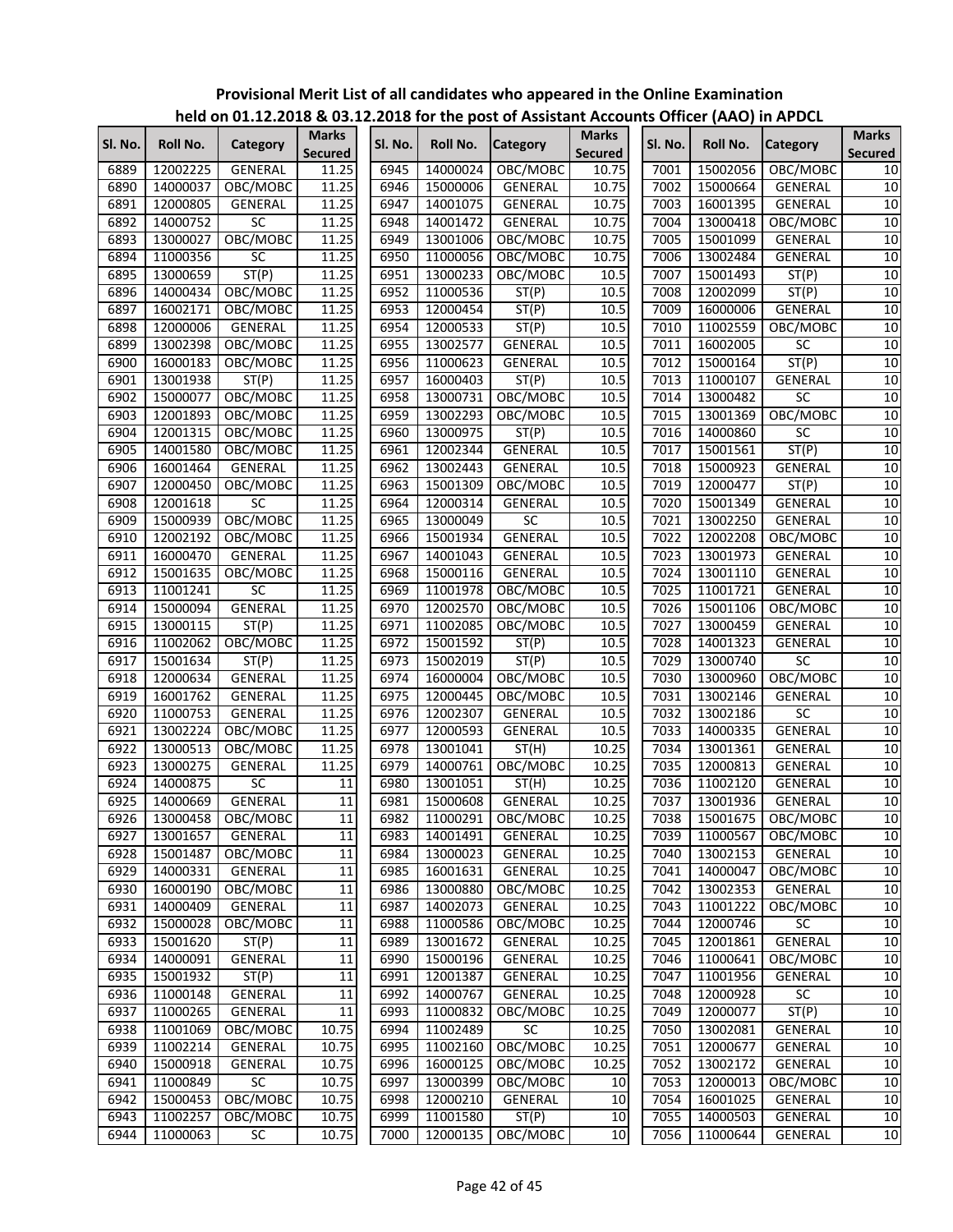**Provisional Merit List of all candidates who appeared in the Online Examination held on 01.12.2018 & 03.12.2018 for the post of Assistant Accounts Officer (AAO) in APDCL**

| Sl. No. | Roll No. | Category | Marks Secured |
|---|---|---|---|
| 6889 | 12002225 | GENERAL | 11.25 |
| 6890 | 14000037 | OBC/MOBC | 11.25 |
| 6891 | 12000805 | GENERAL | 11.25 |
| 6892 | 14000752 | SC | 11.25 |
| 6893 | 13000027 | OBC/MOBC | 11.25 |
| 6894 | 11000356 | SC | 11.25 |
| 6895 | 13000659 | ST(P) | 11.25 |
| 6896 | 14000434 | OBC/MOBC | 11.25 |
| 6897 | 16002171 | OBC/MOBC | 11.25 |
| 6898 | 12000006 | GENERAL | 11.25 |
| 6899 | 13002398 | OBC/MOBC | 11.25 |
| 6900 | 16000183 | OBC/MOBC | 11.25 |
| 6901 | 13001938 | ST(P) | 11.25 |
| 6902 | 15000077 | OBC/MOBC | 11.25 |
| 6903 | 12001893 | OBC/MOBC | 11.25 |
| 6904 | 12001315 | OBC/MOBC | 11.25 |
| 6905 | 14001580 | OBC/MOBC | 11.25 |
| 6906 | 16001464 | GENERAL | 11.25 |
| 6907 | 12000450 | OBC/MOBC | 11.25 |
| 6908 | 12001618 | SC | 11.25 |
| 6909 | 15000939 | OBC/MOBC | 11.25 |
| 6910 | 12002192 | OBC/MOBC | 11.25 |
| 6911 | 16000470 | GENERAL | 11.25 |
| 6912 | 15001635 | OBC/MOBC | 11.25 |
| 6913 | 11001241 | SC | 11.25 |
| 6914 | 15000094 | GENERAL | 11.25 |
| 6915 | 13000115 | ST(P) | 11.25 |
| 6916 | 11002062 | OBC/MOBC | 11.25 |
| 6917 | 15001634 | ST(P) | 11.25 |
| 6918 | 12000634 | GENERAL | 11.25 |
| 6919 | 16001762 | GENERAL | 11.25 |
| 6920 | 11000753 | GENERAL | 11.25 |
| 6921 | 13002224 | OBC/MOBC | 11.25 |
| 6922 | 13000513 | OBC/MOBC | 11.25 |
| 6923 | 13000275 | GENERAL | 11.25 |
| 6924 | 14000875 | SC | 11 |
| 6925 | 14000669 | GENERAL | 11 |
| 6926 | 13000458 | OBC/MOBC | 11 |
| 6927 | 13001657 | GENERAL | 11 |
| 6928 | 15001487 | OBC/MOBC | 11 |
| 6929 | 14000331 | GENERAL | 11 |
| 6930 | 16000190 | OBC/MOBC | 11 |
| 6931 | 14000409 | GENERAL | 11 |
| 6932 | 15000028 | OBC/MOBC | 11 |
| 6933 | 15001620 | ST(P) | 11 |
| 6934 | 14000091 | GENERAL | 11 |
| 6935 | 15001932 | ST(P) | 11 |
| 6936 | 11000148 | GENERAL | 11 |
| 6937 | 11000265 | GENERAL | 11 |
| 6938 | 11001069 | OBC/MOBC | 10.75 |
| 6939 | 11002214 | GENERAL | 10.75 |
| 6940 | 15000918 | GENERAL | 10.75 |
| 6941 | 11000849 | SC | 10.75 |
| 6942 | 15000453 | OBC/MOBC | 10.75 |
| 6943 | 11002257 | OBC/MOBC | 10.75 |
| 6944 | 11000063 | SC | 10.75 |
| 6945 | 14000024 | OBC/MOBC | 10.75 |
| 6946 | 15000006 | GENERAL | 10.75 |
| 6947 | 14001075 | GENERAL | 10.75 |
| 6948 | 14001472 | GENERAL | 10.75 |
| 6949 | 13001006 | OBC/MOBC | 10.75 |
| 6950 | 11000056 | OBC/MOBC | 10.75 |
| 6951 | 13000233 | OBC/MOBC | 10.5 |
| 6952 | 11000536 | ST(P) | 10.5 |
| 6953 | 12000454 | ST(P) | 10.5 |
| 6954 | 12000533 | ST(P) | 10.5 |
| 6955 | 13002577 | GENERAL | 10.5 |
| 6956 | 11000623 | GENERAL | 10.5 |
| 6957 | 16000403 | ST(P) | 10.5 |
| 6958 | 13000731 | OBC/MOBC | 10.5 |
| 6959 | 13002293 | OBC/MOBC | 10.5 |
| 6960 | 13000975 | ST(P) | 10.5 |
| 6961 | 12002344 | GENERAL | 10.5 |
| 6962 | 13002443 | GENERAL | 10.5 |
| 6963 | 15001309 | OBC/MOBC | 10.5 |
| 6964 | 12000314 | GENERAL | 10.5 |
| 6965 | 13000049 | SC | 10.5 |
| 6966 | 15001934 | GENERAL | 10.5 |
| 6967 | 14001043 | GENERAL | 10.5 |
| 6968 | 15000116 | GENERAL | 10.5 |
| 6969 | 11001978 | OBC/MOBC | 10.5 |
| 6970 | 12002570 | OBC/MOBC | 10.5 |
| 6971 | 11002085 | OBC/MOBC | 10.5 |
| 6972 | 15001592 | ST(P) | 10.5 |
| 6973 | 15002019 | ST(P) | 10.5 |
| 6974 | 16000004 | OBC/MOBC | 10.5 |
| 6975 | 12000445 | OBC/MOBC | 10.5 |
| 6976 | 12002307 | GENERAL | 10.5 |
| 6977 | 12000593 | GENERAL | 10.5 |
| 6978 | 13001041 | ST(H) | 10.25 |
| 6979 | 14000761 | OBC/MOBC | 10.25 |
| 6980 | 13001051 | ST(H) | 10.25 |
| 6981 | 15000608 | GENERAL | 10.25 |
| 6982 | 11000291 | OBC/MOBC | 10.25 |
| 6983 | 14001491 | GENERAL | 10.25 |
| 6984 | 13000023 | GENERAL | 10.25 |
| 6985 | 16001631 | GENERAL | 10.25 |
| 6986 | 13000880 | OBC/MOBC | 10.25 |
| 6987 | 14002073 | GENERAL | 10.25 |
| 6988 | 11000586 | OBC/MOBC | 10.25 |
| 6989 | 13001672 | GENERAL | 10.25 |
| 6990 | 15000196 | GENERAL | 10.25 |
| 6991 | 12001387 | GENERAL | 10.25 |
| 6992 | 14000767 | GENERAL | 10.25 |
| 6993 | 11000832 | OBC/MOBC | 10.25 |
| 6994 | 11002489 | SC | 10.25 |
| 6995 | 11002160 | OBC/MOBC | 10.25 |
| 6996 | 16000125 | OBC/MOBC | 10.25 |
| 6997 | 13000399 | OBC/MOBC | 10 |
| 6998 | 12000210 | GENERAL | 10 |
| 6999 | 11001580 | ST(P) | 10 |
| 7000 | 12000135 | OBC/MOBC | 10 |
| 7001 | 15002056 | OBC/MOBC | 10 |
| 7002 | 15000664 | GENERAL | 10 |
| 7003 | 16001395 | GENERAL | 10 |
| 7004 | 13000418 | OBC/MOBC | 10 |
| 7005 | 15001099 | GENERAL | 10 |
| 7006 | 13002484 | GENERAL | 10 |
| 7007 | 15001493 | ST(P) | 10 |
| 7008 | 12002099 | ST(P) | 10 |
| 7009 | 16000006 | GENERAL | 10 |
| 7010 | 11002559 | OBC/MOBC | 10 |
| 7011 | 16002005 | SC | 10 |
| 7012 | 15000164 | ST(P) | 10 |
| 7013 | 11000107 | GENERAL | 10 |
| 7014 | 13000482 | SC | 10 |
| 7015 | 13001369 | OBC/MOBC | 10 |
| 7016 | 14000860 | SC | 10 |
| 7017 | 15001561 | ST(P) | 10 |
| 7018 | 15000923 | GENERAL | 10 |
| 7019 | 12000477 | ST(P) | 10 |
| 7020 | 15001349 | GENERAL | 10 |
| 7021 | 13002250 | GENERAL | 10 |
| 7022 | 12002208 | OBC/MOBC | 10 |
| 7023 | 13001973 | GENERAL | 10 |
| 7024 | 13001110 | GENERAL | 10 |
| 7025 | 11001721 | GENERAL | 10 |
| 7026 | 15001106 | OBC/MOBC | 10 |
| 7027 | 13000459 | GENERAL | 10 |
| 7028 | 14001323 | GENERAL | 10 |
| 7029 | 13000740 | SC | 10 |
| 7030 | 13000960 | OBC/MOBC | 10 |
| 7031 | 13002146 | GENERAL | 10 |
| 7032 | 13002186 | SC | 10 |
| 7033 | 14000335 | GENERAL | 10 |
| 7034 | 13001361 | GENERAL | 10 |
| 7035 | 12000813 | GENERAL | 10 |
| 7036 | 11002120 | GENERAL | 10 |
| 7037 | 13001936 | GENERAL | 10 |
| 7038 | 15001675 | OBC/MOBC | 10 |
| 7039 | 11000567 | OBC/MOBC | 10 |
| 7040 | 13002153 | GENERAL | 10 |
| 7041 | 14000047 | OBC/MOBC | 10 |
| 7042 | 13002353 | GENERAL | 10 |
| 7043 | 11001222 | OBC/MOBC | 10 |
| 7044 | 12000746 | SC | 10 |
| 7045 | 12001861 | GENERAL | 10 |
| 7046 | 11000641 | OBC/MOBC | 10 |
| 7047 | 11001956 | GENERAL | 10 |
| 7048 | 12000928 | SC | 10 |
| 7049 | 12000077 | ST(P) | 10 |
| 7050 | 13002081 | GENERAL | 10 |
| 7051 | 12000677 | GENERAL | 10 |
| 7052 | 13002172 | GENERAL | 10 |
| 7053 | 12000013 | OBC/MOBC | 10 |
| 7054 | 16001025 | GENERAL | 10 |
| 7055 | 14000503 | GENERAL | 10 |
| 7056 | 11000644 | GENERAL | 10 |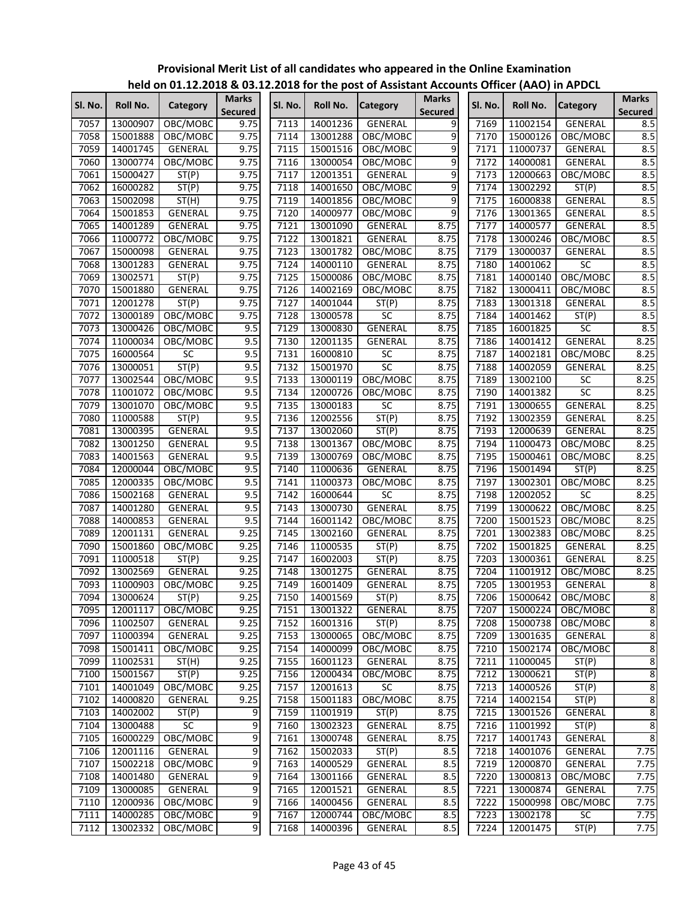**Provisional Merit List of all candidates who appeared in the Online Examination held on 01.12.2018 & 03.12.2018 for the post of Assistant Accounts Officer (AAO) in APDCL**

| Sl. No. | Roll No. | Category | Marks Secured | Sl. No. | Roll No. | Category | Marks Secured | Sl. No. | Roll No. | Category | Marks Secured |
|---|---|---|---|---|---|---|---|---|---|---|---|
| 7057 | 13000907 | OBC/MOBC | 9.75 | 7113 | 14001236 | GENERAL | 9 | 7169 | 11002154 | GENERAL | 8.5 |
| 7058 | 15001888 | OBC/MOBC | 9.75 | 7114 | 13001288 | OBC/MOBC | 9 | 7170 | 15000126 | OBC/MOBC | 8.5 |
| 7059 | 14001745 | GENERAL | 9.75 | 7115 | 15001516 | OBC/MOBC | 9 | 7171 | 11000737 | GENERAL | 8.5 |
| 7060 | 13000774 | OBC/MOBC | 9.75 | 7116 | 13000054 | OBC/MOBC | 9 | 7172 | 14000081 | GENERAL | 8.5 |
| 7061 | 15000427 | ST(P) | 9.75 | 7117 | 12001351 | GENERAL | 9 | 7173 | 12000663 | OBC/MOBC | 8.5 |
| 7062 | 16000282 | ST(P) | 9.75 | 7118 | 14001650 | OBC/MOBC | 9 | 7174 | 13002292 | ST(P) | 8.5 |
| 7063 | 15002098 | ST(H) | 9.75 | 7119 | 14001856 | OBC/MOBC | 9 | 7175 | 16000838 | GENERAL | 8.5 |
| 7064 | 15001853 | GENERAL | 9.75 | 7120 | 14000977 | OBC/MOBC | 9 | 7176 | 13001365 | GENERAL | 8.5 |
| 7065 | 14001289 | GENERAL | 9.75 | 7121 | 13001090 | GENERAL | 8.75 | 7177 | 14000577 | GENERAL | 8.5 |
| 7066 | 11000772 | OBC/MOBC | 9.75 | 7122 | 13001821 | GENERAL | 8.75 | 7178 | 13000246 | OBC/MOBC | 8.5 |
| 7067 | 15000098 | GENERAL | 9.75 | 7123 | 13001782 | OBC/MOBC | 8.75 | 7179 | 13000037 | GENERAL | 8.5 |
| 7068 | 13001283 | GENERAL | 9.75 | 7124 | 14000110 | GENERAL | 8.75 | 7180 | 14001062 | SC | 8.5 |
| 7069 | 13002571 | ST(P) | 9.75 | 7125 | 15000086 | OBC/MOBC | 8.75 | 7181 | 14000140 | OBC/MOBC | 8.5 |
| 7070 | 15001880 | GENERAL | 9.75 | 7126 | 14002169 | OBC/MOBC | 8.75 | 7182 | 13000411 | OBC/MOBC | 8.5 |
| 7071 | 12001278 | ST(P) | 9.75 | 7127 | 14001044 | ST(P) | 8.75 | 7183 | 13001318 | GENERAL | 8.5 |
| 7072 | 13000189 | OBC/MOBC | 9.75 | 7128 | 13000578 | SC | 8.75 | 7184 | 14001462 | ST(P) | 8.5 |
| 7073 | 13000426 | OBC/MOBC | 9.5 | 7129 | 13000830 | GENERAL | 8.75 | 7185 | 16001825 | SC | 8.5 |
| 7074 | 11000034 | OBC/MOBC | 9.5 | 7130 | 12001135 | GENERAL | 8.75 | 7186 | 14001412 | GENERAL | 8.25 |
| 7075 | 16000564 | SC | 9.5 | 7131 | 16000810 | SC | 8.75 | 7187 | 14002181 | OBC/MOBC | 8.25 |
| 7076 | 13000051 | ST(P) | 9.5 | 7132 | 15001970 | SC | 8.75 | 7188 | 14002059 | GENERAL | 8.25 |
| 7077 | 13002544 | OBC/MOBC | 9.5 | 7133 | 13000119 | OBC/MOBC | 8.75 | 7189 | 13002100 | SC | 8.25 |
| 7078 | 11001072 | OBC/MOBC | 9.5 | 7134 | 12000726 | OBC/MOBC | 8.75 | 7190 | 14001382 | SC | 8.25 |
| 7079 | 13001070 | OBC/MOBC | 9.5 | 7135 | 13000183 | SC | 8.75 | 7191 | 13000655 | GENERAL | 8.25 |
| 7080 | 11000588 | ST(P) | 9.5 | 7136 | 12002556 | ST(P) | 8.75 | 7192 | 13002359 | GENERAL | 8.25 |
| 7081 | 13000395 | GENERAL | 9.5 | 7137 | 13002060 | ST(P) | 8.75 | 7193 | 12000639 | GENERAL | 8.25 |
| 7082 | 13001250 | GENERAL | 9.5 | 7138 | 13001367 | OBC/MOBC | 8.75 | 7194 | 11000473 | OBC/MOBC | 8.25 |
| 7083 | 14001563 | GENERAL | 9.5 | 7139 | 13000769 | OBC/MOBC | 8.75 | 7195 | 15000461 | OBC/MOBC | 8.25 |
| 7084 | 12000044 | OBC/MOBC | 9.5 | 7140 | 11000636 | GENERAL | 8.75 | 7196 | 15001494 | ST(P) | 8.25 |
| 7085 | 12000335 | OBC/MOBC | 9.5 | 7141 | 11000373 | OBC/MOBC | 8.75 | 7197 | 13002301 | OBC/MOBC | 8.25 |
| 7086 | 15002168 | GENERAL | 9.5 | 7142 | 16000644 | SC | 8.75 | 7198 | 12002052 | SC | 8.25 |
| 7087 | 14001280 | GENERAL | 9.5 | 7143 | 13000730 | GENERAL | 8.75 | 7199 | 13000622 | OBC/MOBC | 8.25 |
| 7088 | 14000853 | GENERAL | 9.5 | 7144 | 16001142 | OBC/MOBC | 8.75 | 7200 | 15001523 | OBC/MOBC | 8.25 |
| 7089 | 12001131 | GENERAL | 9.25 | 7145 | 13002160 | GENERAL | 8.75 | 7201 | 13002383 | OBC/MOBC | 8.25 |
| 7090 | 15001860 | OBC/MOBC | 9.25 | 7146 | 11000535 | ST(P) | 8.75 | 7202 | 15001825 | GENERAL | 8.25 |
| 7091 | 11000518 | ST(P) | 9.25 | 7147 | 16002003 | ST(P) | 8.75 | 7203 | 13000361 | GENERAL | 8.25 |
| 7092 | 13002569 | GENERAL | 9.25 | 7148 | 13001275 | GENERAL | 8.75 | 7204 | 11001912 | OBC/MOBC | 8.25 |
| 7093 | 11000903 | OBC/MOBC | 9.25 | 7149 | 16001409 | GENERAL | 8.75 | 7205 | 13001953 | GENERAL | 8 |
| 7094 | 13000624 | ST(P) | 9.25 | 7150 | 14001569 | ST(P) | 8.75 | 7206 | 15000642 | OBC/MOBC | 8 |
| 7095 | 12001117 | OBC/MOBC | 9.25 | 7151 | 13001322 | GENERAL | 8.75 | 7207 | 15000224 | OBC/MOBC | 8 |
| 7096 | 11002507 | GENERAL | 9.25 | 7152 | 16001316 | ST(P) | 8.75 | 7208 | 15000738 | OBC/MOBC | 8 |
| 7097 | 11000394 | GENERAL | 9.25 | 7153 | 13000065 | OBC/MOBC | 8.75 | 7209 | 13001635 | GENERAL | 8 |
| 7098 | 15001411 | OBC/MOBC | 9.25 | 7154 | 14000099 | OBC/MOBC | 8.75 | 7210 | 15002174 | OBC/MOBC | 8 |
| 7099 | 11002531 | ST(H) | 9.25 | 7155 | 16001123 | GENERAL | 8.75 | 7211 | 11000045 | ST(P) | 8 |
| 7100 | 15001567 | ST(P) | 9.25 | 7156 | 12000434 | OBC/MOBC | 8.75 | 7212 | 13000621 | ST(P) | 8 |
| 7101 | 14001049 | OBC/MOBC | 9.25 | 7157 | 12001613 | SC | 8.75 | 7213 | 14000526 | ST(P) | 8 |
| 7102 | 14000820 | GENERAL | 9.25 | 7158 | 15001183 | OBC/MOBC | 8.75 | 7214 | 14002154 | ST(P) | 8 |
| 7103 | 14002002 | ST(P) | 9 | 7159 | 11001919 | ST(P) | 8.75 | 7215 | 13001526 | GENERAL | 8 |
| 7104 | 13000488 | SC | 9 | 7160 | 13002323 | GENERAL | 8.75 | 7216 | 11001992 | ST(P) | 8 |
| 7105 | 16000229 | OBC/MOBC | 9 | 7161 | 13000748 | GENERAL | 8.75 | 7217 | 14001743 | GENERAL | 8 |
| 7106 | 12001116 | GENERAL | 9 | 7162 | 15002033 | ST(P) | 8.5 | 7218 | 14001076 | GENERAL | 7.75 |
| 7107 | 15002218 | OBC/MOBC | 9 | 7163 | 14000529 | GENERAL | 8.5 | 7219 | 12000870 | GENERAL | 7.75 |
| 7108 | 14001480 | GENERAL | 9 | 7164 | 13001166 | GENERAL | 8.5 | 7220 | 13000813 | OBC/MOBC | 7.75 |
| 7109 | 13000085 | GENERAL | 9 | 7165 | 12001521 | GENERAL | 8.5 | 7221 | 13000874 | GENERAL | 7.75 |
| 7110 | 12000936 | OBC/MOBC | 9 | 7166 | 14000456 | GENERAL | 8.5 | 7222 | 15000998 | OBC/MOBC | 7.75 |
| 7111 | 14000285 | OBC/MOBC | 9 | 7167 | 12000744 | OBC/MOBC | 8.5 | 7223 | 13002178 | SC | 7.75 |
| 7112 | 13002332 | OBC/MOBC | 9 | 7168 | 14000396 | GENERAL | 8.5 | 7224 | 12001475 | ST(P) | 7.75 |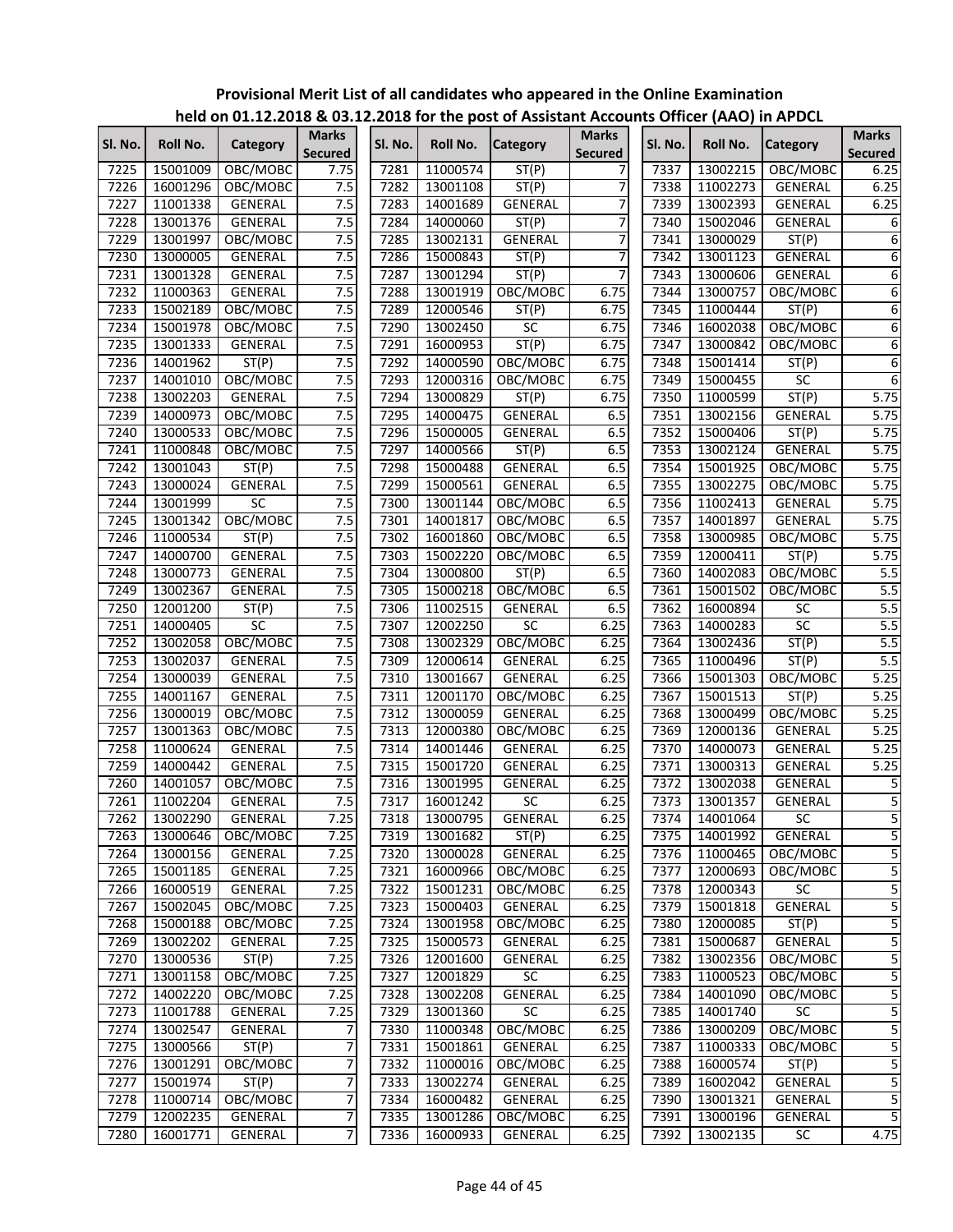**Provisional Merit List of all candidates who appeared in the Online Examination held on 01.12.2018 & 03.12.2018 for the post of Assistant Accounts Officer (AAO) in APDCL**

| Sl. No. | Roll No. | Category | Marks Secured | Sl. No. | Roll No. | Category | Marks Secured | Sl. No. | Roll No. | Category | Marks Secured |
|---|---|---|---|---|---|---|---|---|---|---|---|
| 7225 | 15001009 | OBC/MOBC | 7.75 | 7281 | 11000574 | ST(P) | 7 | 7337 | 13002215 | OBC/MOBC | 6.25 |
| 7226 | 16001296 | OBC/MOBC | 7.5 | 7282 | 13001108 | ST(P) | 7 | 7338 | 11002273 | GENERAL | 6.25 |
| 7227 | 11001338 | GENERAL | 7.5 | 7283 | 14001689 | GENERAL | 7 | 7339 | 13002393 | GENERAL | 6.25 |
| 7228 | 13001376 | GENERAL | 7.5 | 7284 | 14000060 | ST(P) | 7 | 7340 | 15002046 | GENERAL | 6 |
| 7229 | 13001997 | OBC/MOBC | 7.5 | 7285 | 13002131 | GENERAL | 7 | 7341 | 13000029 | ST(P) | 6 |
| 7230 | 13000005 | GENERAL | 7.5 | 7286 | 15000843 | ST(P) | 7 | 7342 | 13001123 | GENERAL | 6 |
| 7231 | 13001328 | GENERAL | 7.5 | 7287 | 13001294 | ST(P) | 7 | 7343 | 13000606 | GENERAL | 6 |
| 7232 | 11000363 | GENERAL | 7.5 | 7288 | 13001919 | OBC/MOBC | 6.75 | 7344 | 13000757 | OBC/MOBC | 6 |
| 7233 | 15002189 | OBC/MOBC | 7.5 | 7289 | 12000546 | ST(P) | 6.75 | 7345 | 11000444 | ST(P) | 6 |
| 7234 | 15001978 | OBC/MOBC | 7.5 | 7290 | 13002450 | SC | 6.75 | 7346 | 16002038 | OBC/MOBC | 6 |
| 7235 | 13001333 | GENERAL | 7.5 | 7291 | 16000953 | ST(P) | 6.75 | 7347 | 13000842 | OBC/MOBC | 6 |
| 7236 | 14001962 | ST(P) | 7.5 | 7292 | 14000590 | OBC/MOBC | 6.75 | 7348 | 15001414 | ST(P) | 6 |
| 7237 | 14001010 | OBC/MOBC | 7.5 | 7293 | 12000316 | OBC/MOBC | 6.75 | 7349 | 15000455 | SC | 6 |
| 7238 | 13002203 | GENERAL | 7.5 | 7294 | 13000829 | ST(P) | 6.75 | 7350 | 11000599 | ST(P) | 5.75 |
| 7239 | 14000973 | OBC/MOBC | 7.5 | 7295 | 14000475 | GENERAL | 6.5 | 7351 | 13002156 | GENERAL | 5.75 |
| 7240 | 13000533 | OBC/MOBC | 7.5 | 7296 | 15000005 | GENERAL | 6.5 | 7352 | 15000406 | ST(P) | 5.75 |
| 7241 | 11000848 | OBC/MOBC | 7.5 | 7297 | 14000566 | ST(P) | 6.5 | 7353 | 13002124 | GENERAL | 5.75 |
| 7242 | 13001043 | ST(P) | 7.5 | 7298 | 15000488 | GENERAL | 6.5 | 7354 | 15001925 | OBC/MOBC | 5.75 |
| 7243 | 13000024 | GENERAL | 7.5 | 7299 | 15000561 | GENERAL | 6.5 | 7355 | 13002275 | OBC/MOBC | 5.75 |
| 7244 | 13001999 | SC | 7.5 | 7300 | 13001144 | OBC/MOBC | 6.5 | 7356 | 11002413 | GENERAL | 5.75 |
| 7245 | 13001342 | OBC/MOBC | 7.5 | 7301 | 14001817 | OBC/MOBC | 6.5 | 7357 | 14001897 | GENERAL | 5.75 |
| 7246 | 11000534 | ST(P) | 7.5 | 7302 | 16001860 | OBC/MOBC | 6.5 | 7358 | 13000985 | OBC/MOBC | 5.75 |
| 7247 | 14000700 | GENERAL | 7.5 | 7303 | 15002220 | OBC/MOBC | 6.5 | 7359 | 12000411 | ST(P) | 5.75 |
| 7248 | 13000773 | GENERAL | 7.5 | 7304 | 13000800 | ST(P) | 6.5 | 7360 | 14002083 | OBC/MOBC | 5.5 |
| 7249 | 13002367 | GENERAL | 7.5 | 7305 | 15000218 | OBC/MOBC | 6.5 | 7361 | 15001502 | OBC/MOBC | 5.5 |
| 7250 | 12001200 | ST(P) | 7.5 | 7306 | 11002515 | GENERAL | 6.5 | 7362 | 16000894 | SC | 5.5 |
| 7251 | 14000405 | SC | 7.5 | 7307 | 12002250 | SC | 6.25 | 7363 | 14000283 | SC | 5.5 |
| 7252 | 13002058 | OBC/MOBC | 7.5 | 7308 | 13002329 | OBC/MOBC | 6.25 | 7364 | 13002436 | ST(P) | 5.5 |
| 7253 | 13002037 | GENERAL | 7.5 | 7309 | 12000614 | GENERAL | 6.25 | 7365 | 11000496 | ST(P) | 5.5 |
| 7254 | 13000039 | GENERAL | 7.5 | 7310 | 13001667 | GENERAL | 6.25 | 7366 | 15001303 | OBC/MOBC | 5.25 |
| 7255 | 14001167 | GENERAL | 7.5 | 7311 | 12001170 | OBC/MOBC | 6.25 | 7367 | 15001513 | ST(P) | 5.25 |
| 7256 | 13000019 | OBC/MOBC | 7.5 | 7312 | 13000059 | GENERAL | 6.25 | 7368 | 13000499 | OBC/MOBC | 5.25 |
| 7257 | 13001363 | OBC/MOBC | 7.5 | 7313 | 12000380 | OBC/MOBC | 6.25 | 7369 | 12000136 | GENERAL | 5.25 |
| 7258 | 11000624 | GENERAL | 7.5 | 7314 | 14001446 | GENERAL | 6.25 | 7370 | 14000073 | GENERAL | 5.25 |
| 7259 | 14000442 | GENERAL | 7.5 | 7315 | 15001720 | GENERAL | 6.25 | 7371 | 13000313 | GENERAL | 5.25 |
| 7260 | 14001057 | OBC/MOBC | 7.5 | 7316 | 13001995 | GENERAL | 6.25 | 7372 | 13002038 | GENERAL | 5 |
| 7261 | 11002204 | GENERAL | 7.5 | 7317 | 16001242 | SC | 6.25 | 7373 | 13001357 | GENERAL | 5 |
| 7262 | 13002290 | GENERAL | 7.25 | 7318 | 13000795 | GENERAL | 6.25 | 7374 | 14001064 | SC | 5 |
| 7263 | 13000646 | OBC/MOBC | 7.25 | 7319 | 13001682 | ST(P) | 6.25 | 7375 | 14001992 | GENERAL | 5 |
| 7264 | 13000156 | GENERAL | 7.25 | 7320 | 13000028 | GENERAL | 6.25 | 7376 | 11000465 | OBC/MOBC | 5 |
| 7265 | 15001185 | GENERAL | 7.25 | 7321 | 16000966 | OBC/MOBC | 6.25 | 7377 | 12000693 | OBC/MOBC | 5 |
| 7266 | 16000519 | GENERAL | 7.25 | 7322 | 15001231 | OBC/MOBC | 6.25 | 7378 | 12000343 | SC | 5 |
| 7267 | 15002045 | OBC/MOBC | 7.25 | 7323 | 15000403 | GENERAL | 6.25 | 7379 | 15001818 | GENERAL | 5 |
| 7268 | 15000188 | OBC/MOBC | 7.25 | 7324 | 13001958 | OBC/MOBC | 6.25 | 7380 | 12000085 | ST(P) | 5 |
| 7269 | 13002202 | GENERAL | 7.25 | 7325 | 15000573 | GENERAL | 6.25 | 7381 | 15000687 | GENERAL | 5 |
| 7270 | 13000536 | ST(P) | 7.25 | 7326 | 12001600 | GENERAL | 6.25 | 7382 | 13002356 | OBC/MOBC | 5 |
| 7271 | 13001158 | OBC/MOBC | 7.25 | 7327 | 12001829 | SC | 6.25 | 7383 | 11000523 | OBC/MOBC | 5 |
| 7272 | 14002220 | OBC/MOBC | 7.25 | 7328 | 13002208 | GENERAL | 6.25 | 7384 | 14001090 | OBC/MOBC | 5 |
| 7273 | 11001788 | GENERAL | 7.25 | 7329 | 13001360 | SC | 6.25 | 7385 | 14001740 | SC | 5 |
| 7274 | 13002547 | GENERAL | 7 | 7330 | 11000348 | OBC/MOBC | 6.25 | 7386 | 13000209 | OBC/MOBC | 5 |
| 7275 | 13000566 | ST(P) | 7 | 7331 | 15001861 | GENERAL | 6.25 | 7387 | 11000333 | OBC/MOBC | 5 |
| 7276 | 13001291 | OBC/MOBC | 7 | 7332 | 11000016 | OBC/MOBC | 6.25 | 7388 | 16000574 | ST(P) | 5 |
| 7277 | 15001974 | ST(P) | 7 | 7333 | 13002274 | GENERAL | 6.25 | 7389 | 16002042 | GENERAL | 5 |
| 7278 | 11000714 | OBC/MOBC | 7 | 7334 | 16000482 | GENERAL | 6.25 | 7390 | 13001321 | GENERAL | 5 |
| 7279 | 12002235 | GENERAL | 7 | 7335 | 13001286 | OBC/MOBC | 6.25 | 7391 | 13000196 | GENERAL | 5 |
| 7280 | 16001771 | GENERAL | 7 | 7336 | 16000933 | GENERAL | 6.25 | 7392 | 13002135 | SC | 4.75 |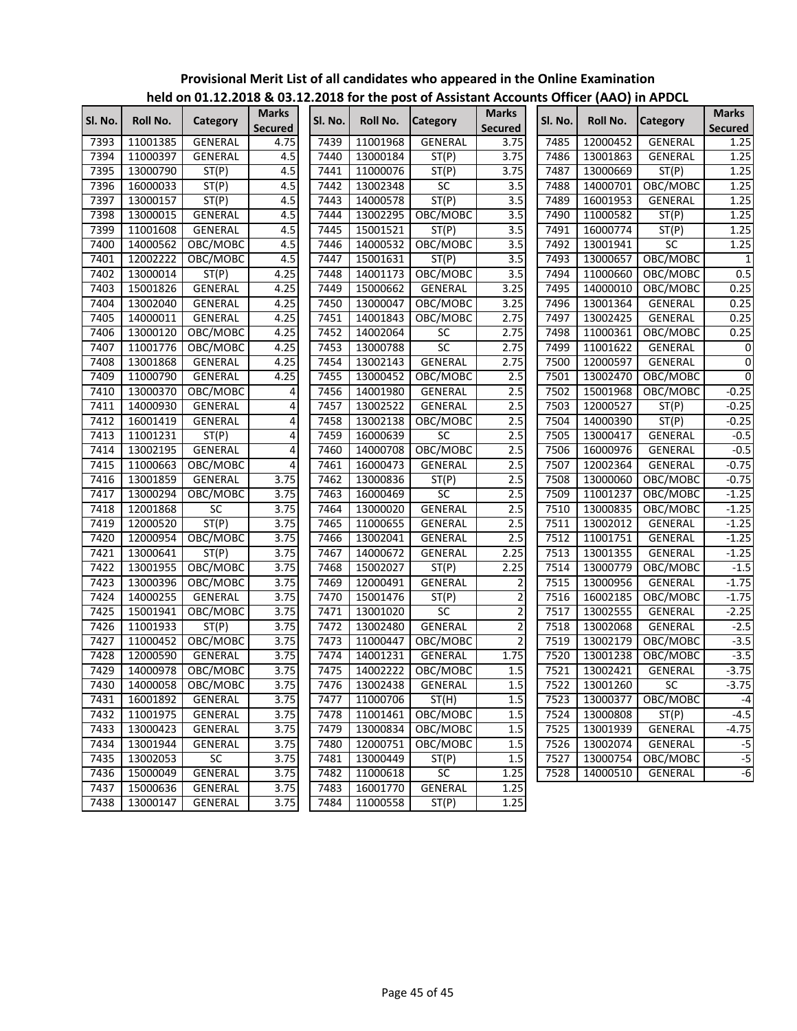**Provisional Merit List of all candidates who appeared in the Online Examination held on 01.12.2018 & 03.12.2018 for the post of Assistant Accounts Officer (AAO) in APDCL**

| Sl. No. | Roll No. | Category | Marks Secured |
|---|---|---|---|
| 7393 | 11001385 | GENERAL | 4.75 |
| 7394 | 11000397 | GENERAL | 4.5 |
| 7395 | 13000790 | ST(P) | 4.5 |
| 7396 | 16000033 | ST(P) | 4.5 |
| 7397 | 13000157 | ST(P) | 4.5 |
| 7398 | 13000015 | GENERAL | 4.5 |
| 7399 | 11001608 | GENERAL | 4.5 |
| 7400 | 14000562 | OBC/MOBC | 4.5 |
| 7401 | 12002222 | OBC/MOBC | 4.5 |
| 7402 | 13000014 | ST(P) | 4.25 |
| 7403 | 15001826 | GENERAL | 4.25 |
| 7404 | 13002040 | GENERAL | 4.25 |
| 7405 | 14000011 | GENERAL | 4.25 |
| 7406 | 13000120 | OBC/MOBC | 4.25 |
| 7407 | 11001776 | OBC/MOBC | 4.25 |
| 7408 | 13001868 | GENERAL | 4.25 |
| 7409 | 11000790 | GENERAL | 4.25 |
| 7410 | 13000370 | OBC/MOBC | 4 |
| 7411 | 14000930 | GENERAL | 4 |
| 7412 | 16001419 | GENERAL | 4 |
| 7413 | 11001231 | ST(P) | 4 |
| 7414 | 13002195 | GENERAL | 4 |
| 7415 | 11000663 | OBC/MOBC | 4 |
| 7416 | 13001859 | GENERAL | 3.75 |
| 7417 | 13000294 | OBC/MOBC | 3.75 |
| 7418 | 12001868 | SC | 3.75 |
| 7419 | 12000520 | ST(P) | 3.75 |
| 7420 | 12000954 | OBC/MOBC | 3.75 |
| 7421 | 13000641 | ST(P) | 3.75 |
| 7422 | 13001955 | OBC/MOBC | 3.75 |
| 7423 | 13000396 | OBC/MOBC | 3.75 |
| 7424 | 14000255 | GENERAL | 3.75 |
| 7425 | 15001941 | OBC/MOBC | 3.75 |
| 7426 | 11001933 | ST(P) | 3.75 |
| 7427 | 11000452 | OBC/MOBC | 3.75 |
| 7428 | 12000590 | GENERAL | 3.75 |
| 7429 | 14000978 | OBC/MOBC | 3.75 |
| 7430 | 14000058 | OBC/MOBC | 3.75 |
| 7431 | 16001892 | GENERAL | 3.75 |
| 7432 | 11001975 | GENERAL | 3.75 |
| 7433 | 13000423 | GENERAL | 3.75 |
| 7434 | 13001944 | GENERAL | 3.75 |
| 7435 | 13002053 | SC | 3.75 |
| 7436 | 15000049 | GENERAL | 3.75 |
| 7437 | 15000636 | GENERAL | 3.75 |
| 7438 | 13000147 | GENERAL | 3.75 |
| 7439 | 11001968 | GENERAL | 3.75 |
| 7440 | 13000184 | ST(P) | 3.75 |
| 7441 | 11000076 | ST(P) | 3.75 |
| 7442 | 13002348 | SC | 3.5 |
| 7443 | 14000578 | ST(P) | 3.5 |
| 7444 | 13002295 | OBC/MOBC | 3.5 |
| 7445 | 15001521 | ST(P) | 3.5 |
| 7446 | 14000532 | OBC/MOBC | 3.5 |
| 7447 | 15001631 | ST(P) | 3.5 |
| 7448 | 14001173 | OBC/MOBC | 3.5 |
| 7449 | 15000662 | GENERAL | 3.25 |
| 7450 | 13000047 | OBC/MOBC | 3.25 |
| 7451 | 14001843 | OBC/MOBC | 2.75 |
| 7452 | 14002064 | SC | 2.75 |
| 7453 | 13000788 | SC | 2.75 |
| 7454 | 13002143 | GENERAL | 2.75 |
| 7455 | 13000452 | OBC/MOBC | 2.5 |
| 7456 | 14001980 | GENERAL | 2.5 |
| 7457 | 13002522 | GENERAL | 2.5 |
| 7458 | 13002138 | OBC/MOBC | 2.5 |
| 7459 | 16000639 | SC | 2.5 |
| 7460 | 14000708 | OBC/MOBC | 2.5 |
| 7461 | 16000473 | GENERAL | 2.5 |
| 7462 | 13000836 | ST(P) | 2.5 |
| 7463 | 16000469 | SC | 2.5 |
| 7464 | 13000020 | GENERAL | 2.5 |
| 7465 | 11000655 | GENERAL | 2.5 |
| 7466 | 13002041 | GENERAL | 2.5 |
| 7467 | 14000672 | GENERAL | 2.25 |
| 7468 | 15002027 | ST(P) | 2.25 |
| 7469 | 12000491 | GENERAL | 2 |
| 7470 | 15001476 | ST(P) | 2 |
| 7471 | 13001020 | SC | 2 |
| 7472 | 13002480 | GENERAL | 2 |
| 7473 | 11000447 | OBC/MOBC | 2 |
| 7474 | 14001231 | GENERAL | 1.75 |
| 7475 | 14002222 | OBC/MOBC | 1.5 |
| 7476 | 13002438 | GENERAL | 1.5 |
| 7477 | 11000706 | ST(H) | 1.5 |
| 7478 | 11001461 | OBC/MOBC | 1.5 |
| 7479 | 13000834 | OBC/MOBC | 1.5 |
| 7480 | 12000751 | OBC/MOBC | 1.5 |
| 7481 | 13000449 | ST(P) | 1.5 |
| 7482 | 11000618 | SC | 1.25 |
| 7483 | 16001770 | GENERAL | 1.25 |
| 7484 | 11000558 | ST(P) | 1.25 |
| 7485 | 12000452 | GENERAL | 1.25 |
| 7486 | 13001863 | GENERAL | 1.25 |
| 7487 | 13000669 | ST(P) | 1.25 |
| 7488 | 14000701 | OBC/MOBC | 1.25 |
| 7489 | 16001953 | GENERAL | 1.25 |
| 7490 | 11000582 | ST(P) | 1.25 |
| 7491 | 16000774 | ST(P) | 1.25 |
| 7492 | 13001941 | SC | 1.25 |
| 7493 | 13000657 | OBC/MOBC | 1 |
| 7494 | 11000660 | OBC/MOBC | 0.5 |
| 7495 | 14000010 | OBC/MOBC | 0.25 |
| 7496 | 13001364 | GENERAL | 0.25 |
| 7497 | 13002425 | GENERAL | 0.25 |
| 7498 | 11000361 | OBC/MOBC | 0.25 |
| 7499 | 11001622 | GENERAL | 0 |
| 7500 | 12000597 | GENERAL | 0 |
| 7501 | 13002470 | OBC/MOBC | 0 |
| 7502 | 15001968 | OBC/MOBC | -0.25 |
| 7503 | 12000527 | ST(P) | -0.25 |
| 7504 | 14000390 | ST(P) | -0.25 |
| 7505 | 13000417 | GENERAL | -0.5 |
| 7506 | 16000976 | GENERAL | -0.5 |
| 7507 | 12002364 | GENERAL | -0.75 |
| 7508 | 13000060 | OBC/MOBC | -0.75 |
| 7509 | 11001237 | OBC/MOBC | -1.25 |
| 7510 | 13000835 | OBC/MOBC | -1.25 |
| 7511 | 13002012 | GENERAL | -1.25 |
| 7512 | 11001751 | GENERAL | -1.25 |
| 7513 | 13001355 | GENERAL | -1.25 |
| 7514 | 13000779 | OBC/MOBC | -1.5 |
| 7515 | 13000956 | GENERAL | -1.75 |
| 7516 | 16002185 | OBC/MOBC | -1.75 |
| 7517 | 13002555 | GENERAL | -2.25 |
| 7518 | 13002068 | GENERAL | -2.5 |
| 7519 | 13002179 | OBC/MOBC | -3.5 |
| 7520 | 13001238 | OBC/MOBC | -3.5 |
| 7521 | 13002421 | GENERAL | -3.75 |
| 7522 | 13001260 | SC | -3.75 |
| 7523 | 13000377 | OBC/MOBC | -4 |
| 7524 | 13000808 | ST(P) | -4.5 |
| 7525 | 13001939 | GENERAL | -4.75 |
| 7526 | 13002074 | GENERAL | -5 |
| 7527 | 13000754 | OBC/MOBC | -5 |
| 7528 | 14000510 | GENERAL | -6 |